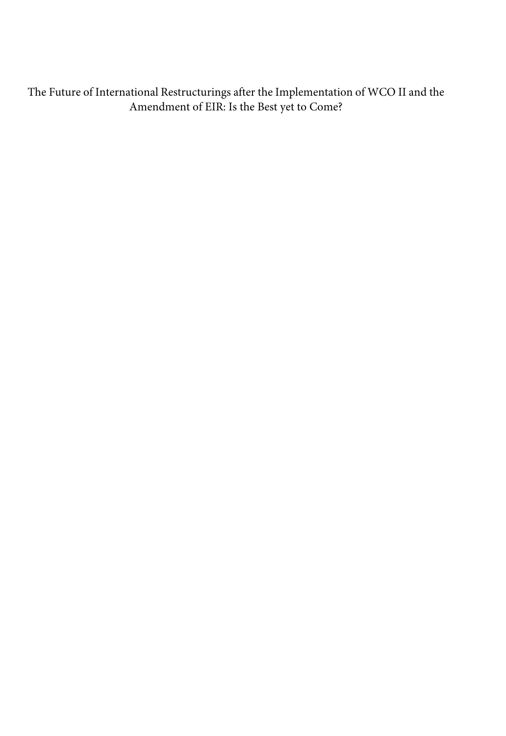# The Future of International Restructurings after the Implementation of WCO II and the Amendment of EIR: Is the Best yet to Come?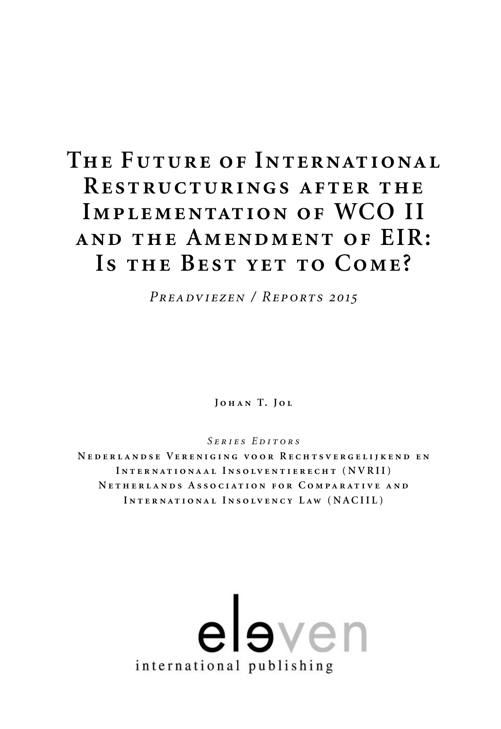# The Future of International Restructurings after the Implementation of WCO II and the Amendment of EIR: Is the Best yet to Come?

*Preadviezen / Reports 2015*

Johan T. Jol

*Series Editors*

Nederlandse Vereniging voor Rechtsvergelijkend en Internationaal Insolventierecht (NVRII)
Netherlands Association for Comparative and International Insolvency Law (NACIIL)

eleven international publishing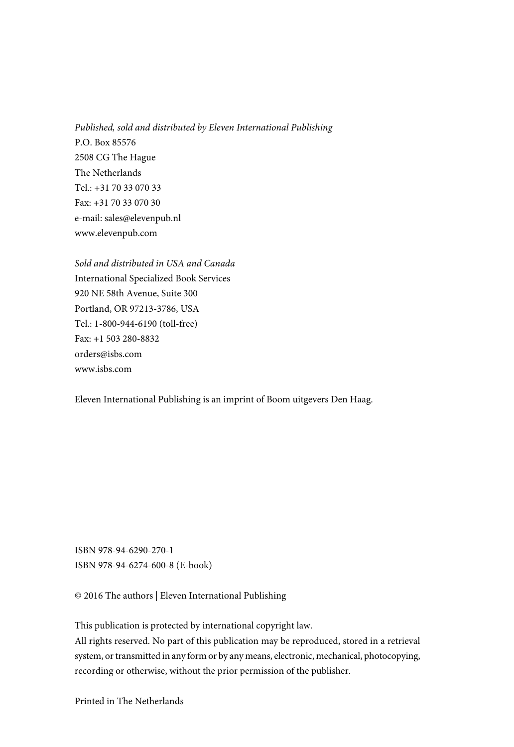*Published, sold and distributed by Eleven International Publishing*
P.O. Box 85576
2508 CG The Hague
The Netherlands
Tel.: +31 70 33 070 33
Fax: +31 70 33 070 30
e-mail: sales@elevenpub.nl
www.elevenpub.com

*Sold and distributed in USA and Canada*
International Specialized Book Services
920 NE 58th Avenue, Suite 300
Portland, OR 97213-3786, USA
Tel.: 1-800-944-6190 (toll-free)
Fax: +1 503 280-8832
orders@isbs.com
www.isbs.com

Eleven International Publishing is an imprint of Boom uitgevers Den Haag.

ISBN 978-94-6290-270-1
ISBN 978-94-6274-600-8 (E-book)

© 2016 The authors | Eleven International Publishing

This publication is protected by international copyright law.
All rights reserved. No part of this publication may be reproduced, stored in a retrieval system, or transmitted in any form or by any means, electronic, mechanical, photocopying, recording or otherwise, without the prior permission of the publisher.

Printed in The Netherlands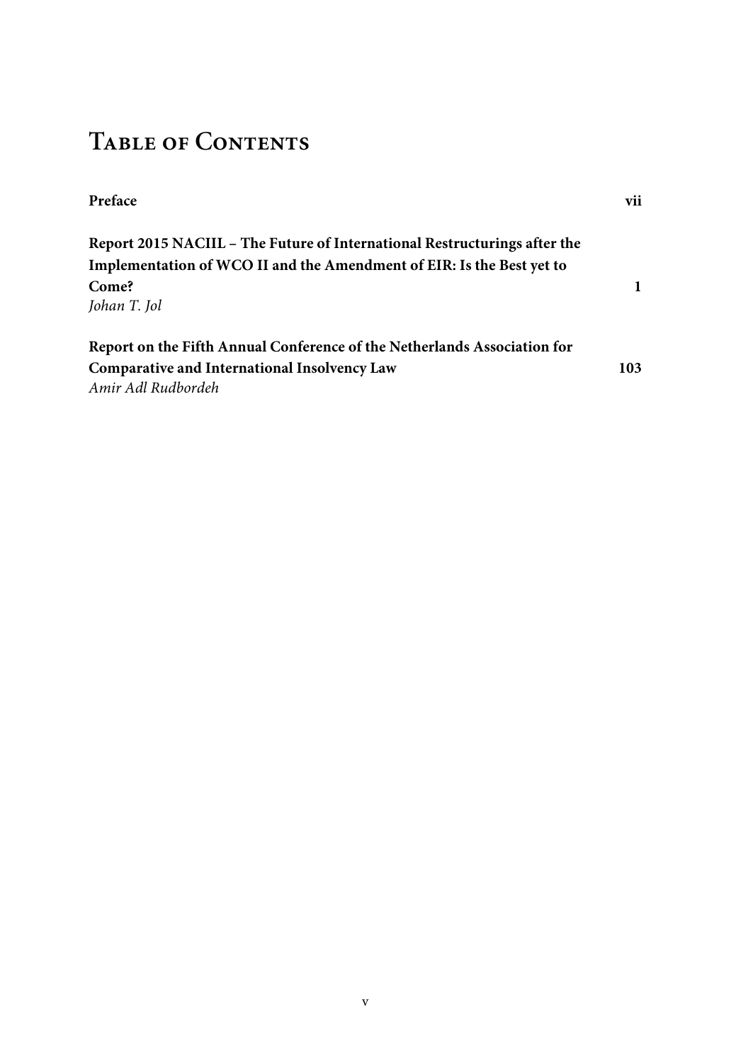# Table of Contents

| | |
|---|---|
| **Preface** | **vii** |
| **Report 2015 NACIIL – The Future of International Restructurings after the Implementation of WCO II and the Amendment of EIR: Is the Best yet to Come?**<br>*Johan T. Jol* | **1** |
| **Report on the Fifth Annual Conference of the Netherlands Association for Comparative and International Insolvency Law**<br>*Amir Adl Rudbordeh* | **103** |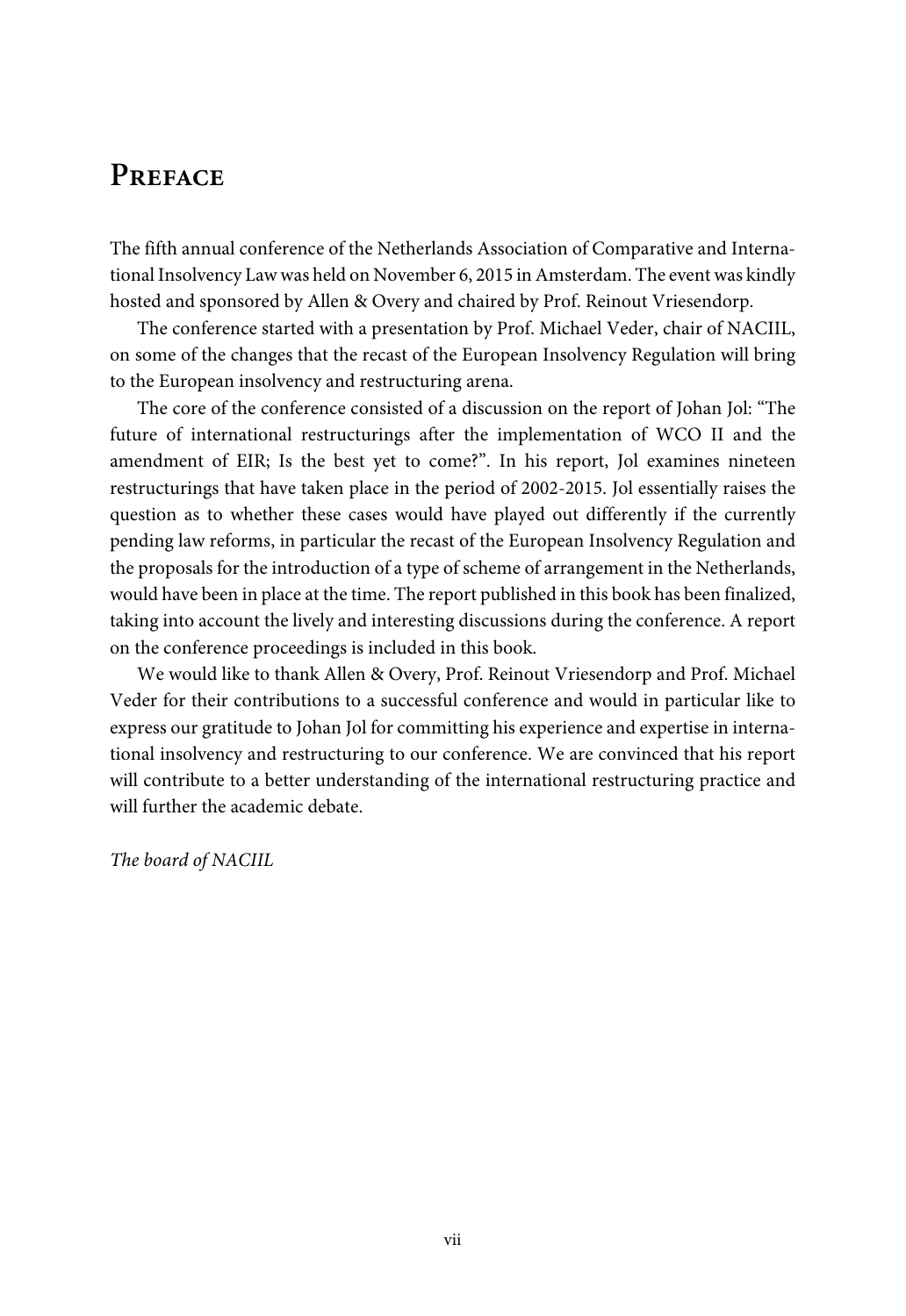# Preface

The fifth annual conference of the Netherlands Association of Comparative and International Insolvency Law was held on November 6, 2015 in Amsterdam. The event was kindly hosted and sponsored by Allen & Overy and chaired by Prof. Reinout Vriesendorp.

The conference started with a presentation by Prof. Michael Veder, chair of NACIIL, on some of the changes that the recast of the European Insolvency Regulation will bring to the European insolvency and restructuring arena.

The core of the conference consisted of a discussion on the report of Johan Jol: "The future of international restructurings after the implementation of WCO II and the amendment of EIR; Is the best yet to come?". In his report, Jol examines nineteen restructurings that have taken place in the period of 2002-2015. Jol essentially raises the question as to whether these cases would have played out differently if the currently pending law reforms, in particular the recast of the European Insolvency Regulation and the proposals for the introduction of a type of scheme of arrangement in the Netherlands, would have been in place at the time. The report published in this book has been finalized, taking into account the lively and interesting discussions during the conference. A report on the conference proceedings is included in this book.

We would like to thank Allen & Overy, Prof. Reinout Vriesendorp and Prof. Michael Veder for their contributions to a successful conference and would in particular like to express our gratitude to Johan Jol for committing his experience and expertise in international insolvency and restructuring to our conference. We are convinced that his report will contribute to a better understanding of the international restructuring practice and will further the academic debate.

*The board of NACIIL*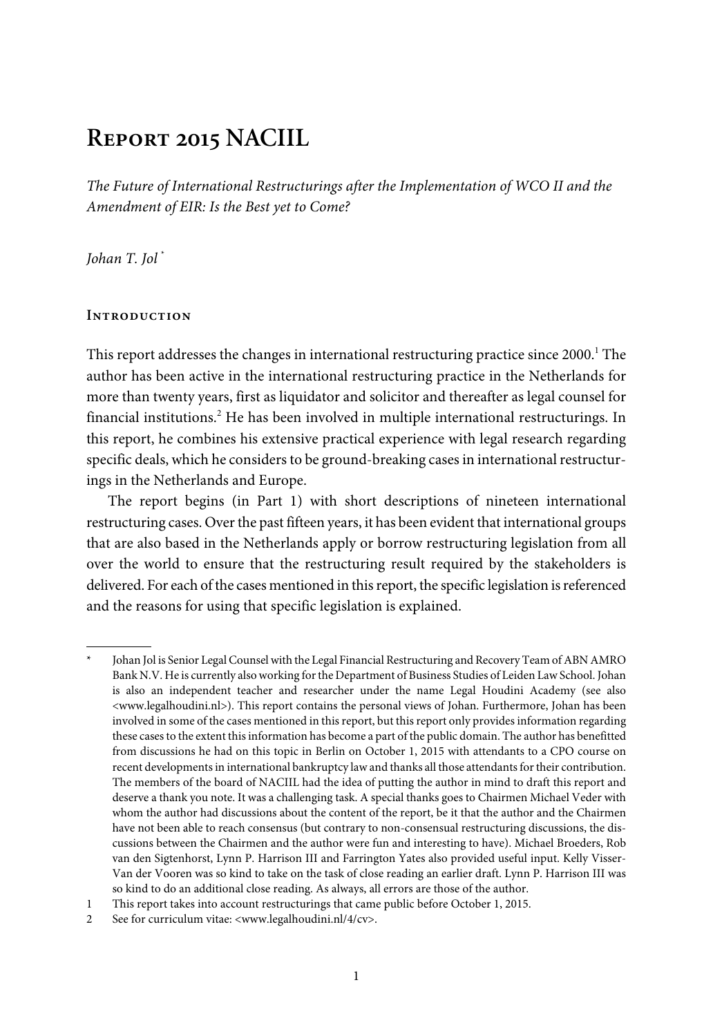# Report 2015 NACIIL

*The Future of International Restructurings after the Implementation of WCO II and the Amendment of EIR: Is the Best yet to Come?*

*Johan T. Jol* [*]

## Introduction

This report addresses the changes in international restructuring practice since 2000.[1] The author has been active in the international restructuring practice in the Netherlands for more than twenty years, first as liquidator and solicitor and thereafter as legal counsel for financial institutions.[2] He has been involved in multiple international restructurings. In this report, he combines his extensive practical experience with legal research regarding specific deals, which he considers to be ground-breaking cases in international restructurings in the Netherlands and Europe.

The report begins (in Part 1) with short descriptions of nineteen international restructuring cases. Over the past fifteen years, it has been evident that international groups that are also based in the Netherlands apply or borrow restructuring legislation from all over the world to ensure that the restructuring result required by the stakeholders is delivered. For each of the cases mentioned in this report, the specific legislation is referenced and the reasons for using that specific legislation is explained.

---

\* Johan Jol is Senior Legal Counsel with the Legal Financial Restructuring and Recovery Team of ABN AMRO Bank N.V. He is currently also working for the Department of Business Studies of Leiden Law School. Johan is also an independent teacher and researcher under the name Legal Houdini Academy (see also <www.legalhoudini.nl>). This report contains the personal views of Johan. Furthermore, Johan has been involved in some of the cases mentioned in this report, but this report only provides information regarding these cases to the extent this information has become a part of the public domain. The author has benefitted from discussions he had on this topic in Berlin on October 1, 2015 with attendants to a CPO course on recent developments in international bankruptcy law and thanks all those attendants for their contribution. The members of the board of NACIIL had the idea of putting the author in mind to draft this report and deserve a thank you note. It was a challenging task. A special thanks goes to Chairmen Michael Veder with whom the author had discussions about the content of the report, be it that the author and the Chairmen have not been able to reach consensus (but contrary to non-consensual restructuring discussions, the discussions between the Chairmen and the author were fun and interesting to have). Michael Broeders, Rob van den Sigtenhorst, Lynn P. Harrison III and Farrington Yates also provided useful input. Kelly Visser-Van der Vooren was so kind to take on the task of close reading an earlier draft. Lynn P. Harrison III was so kind to do an additional close reading. As always, all errors are those of the author.

1 This report takes into account restructurings that came public before October 1, 2015.

2 See for curriculum vitae: <www.legalhoudini.nl/4/cv>.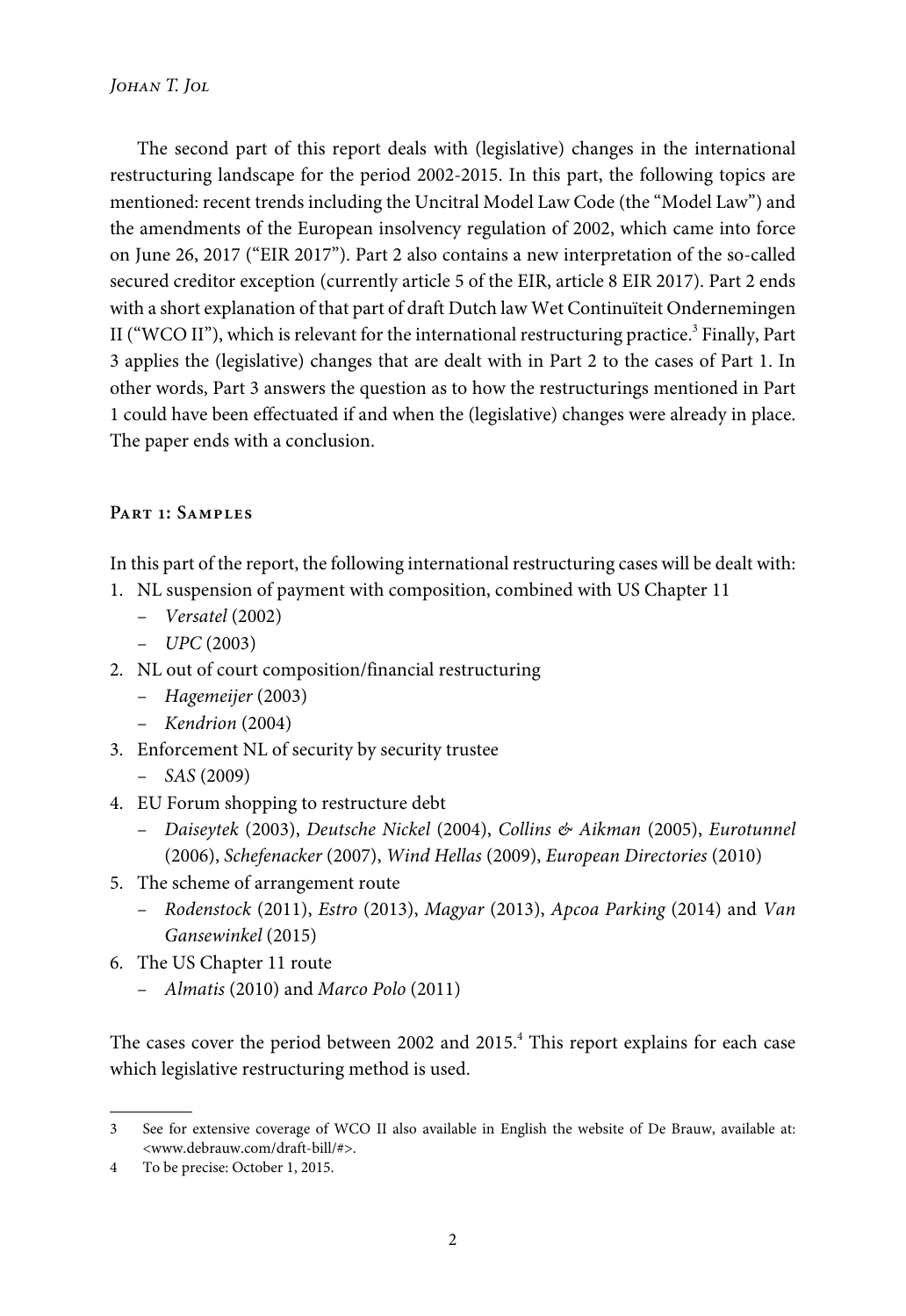The second part of this report deals with (legislative) changes in the international restructuring landscape for the period 2002-2015. In this part, the following topics are mentioned: recent trends including the Uncitral Model Law Code (the "Model Law") and the amendments of the European insolvency regulation of 2002, which came into force on June 26, 2017 ("EIR 2017"). Part 2 also contains a new interpretation of the so-called secured creditor exception (currently article 5 of the EIR, article 8 EIR 2017). Part 2 ends with a short explanation of that part of draft Dutch law Wet Continuïteit Ondernemingen II ("WCO II"), which is relevant for the international restructuring practice.[3] Finally, Part 3 applies the (legislative) changes that are dealt with in Part 2 to the cases of Part 1. In other words, Part 3 answers the question as to how the restructurings mentioned in Part 1 could have been effectuated if and when the (legislative) changes were already in place. The paper ends with a conclusion.

## Part 1: Samples

In this part of the report, the following international restructuring cases will be dealt with:

1. NL suspension of payment with composition, combined with US Chapter 11
   - *Versatel* (2002)
   - *UPC* (2003)
2. NL out of court composition/financial restructuring
   - *Hagemeijer* (2003)
   - *Kendrion* (2004)
3. Enforcement NL of security by security trustee
   - *SAS* (2009)
4. EU Forum shopping to restructure debt
   - *Daiseytek* (2003), *Deutsche Nickel* (2004), *Collins & Aikman* (2005), *Eurotunnel* (2006), *Schefenacker* (2007), *Wind Hellas* (2009), *European Directories* (2010)
5. The scheme of arrangement route
   - *Rodenstock* (2011), *Estro* (2013), *Magyar* (2013), *Apcoa Parking* (2014) and *Van Gansewinkel* (2015)
6. The US Chapter 11 route
   - *Almatis* (2010) and *Marco Polo* (2011)

The cases cover the period between 2002 and 2015.[4] This report explains for each case which legislative restructuring method is used.

---

3 See for extensive coverage of WCO II also available in English the website of De Brauw, available at: <www.debrauw.com/draft-bill/#>.

4 To be precise: October 1, 2015.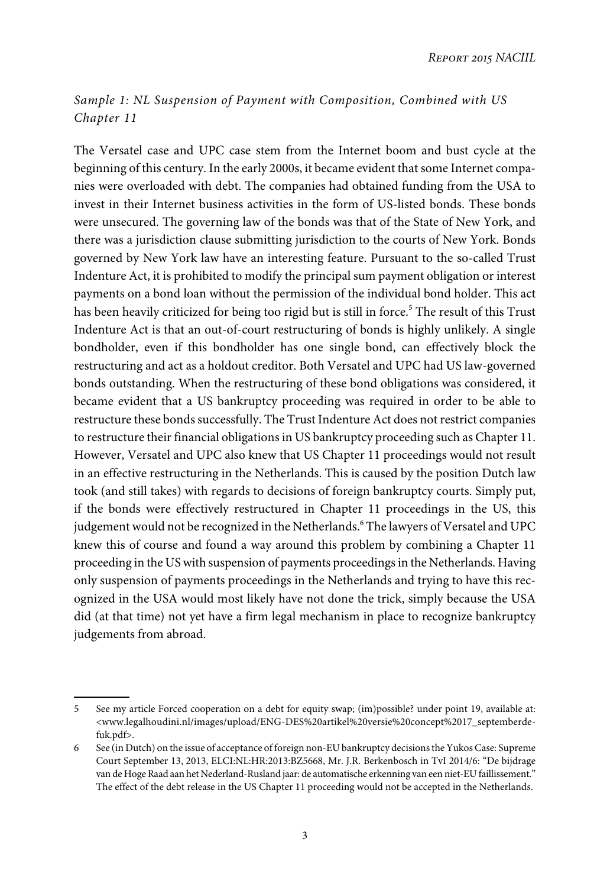*Sample 1: NL Suspension of Payment with Composition, Combined with US Chapter 11*

The Versatel case and UPC case stem from the Internet boom and bust cycle at the beginning of this century. In the early 2000s, it became evident that some Internet companies were overloaded with debt. The companies had obtained funding from the USA to invest in their Internet business activities in the form of US-listed bonds. These bonds were unsecured. The governing law of the bonds was that of the State of New York, and there was a jurisdiction clause submitting jurisdiction to the courts of New York. Bonds governed by New York law have an interesting feature. Pursuant to the so-called Trust Indenture Act, it is prohibited to modify the principal sum payment obligation or interest payments on a bond loan without the permission of the individual bond holder. This act has been heavily criticized for being too rigid but is still in force.[5] The result of this Trust Indenture Act is that an out-of-court restructuring of bonds is highly unlikely. A single bondholder, even if this bondholder has one single bond, can effectively block the restructuring and act as a holdout creditor. Both Versatel and UPC had US law-governed bonds outstanding. When the restructuring of these bond obligations was considered, it became evident that a US bankruptcy proceeding was required in order to be able to restructure these bonds successfully. The Trust Indenture Act does not restrict companies to restructure their financial obligations in US bankruptcy proceeding such as Chapter 11. However, Versatel and UPC also knew that US Chapter 11 proceedings would not result in an effective restructuring in the Netherlands. This is caused by the position Dutch law took (and still takes) with regards to decisions of foreign bankruptcy courts. Simply put, if the bonds were effectively restructured in Chapter 11 proceedings in the US, this judgement would not be recognized in the Netherlands.[6] The lawyers of Versatel and UPC knew this of course and found a way around this problem by combining a Chapter 11 proceeding in the US with suspension of payments proceedings in the Netherlands. Having only suspension of payments proceedings in the Netherlands and trying to have this recognized in the USA would most likely have not done the trick, simply because the USA did (at that time) not yet have a firm legal mechanism in place to recognize bankruptcy judgements from abroad.

---

5 See my article Forced cooperation on a debt for equity swap; (im)possible? under point 19, available at: <www.legalhoudini.nl/images/upload/ENG-DES%20artikel%20versie%20concept%2017_septemberdefuk.pdf>.

6 See (in Dutch) on the issue of acceptance of foreign non-EU bankruptcy decisions the Yukos Case: Supreme Court September 13, 2013, ELCI:NL:HR:2013:BZ5668, Mr. J.R. Berkenbosch in TvI 2014/6: "De bijdrage van de Hoge Raad aan het Nederland-Rusland jaar: de automatische erkenning van een niet-EU faillissement." The effect of the debt release in the US Chapter 11 proceeding would not be accepted in the Netherlands.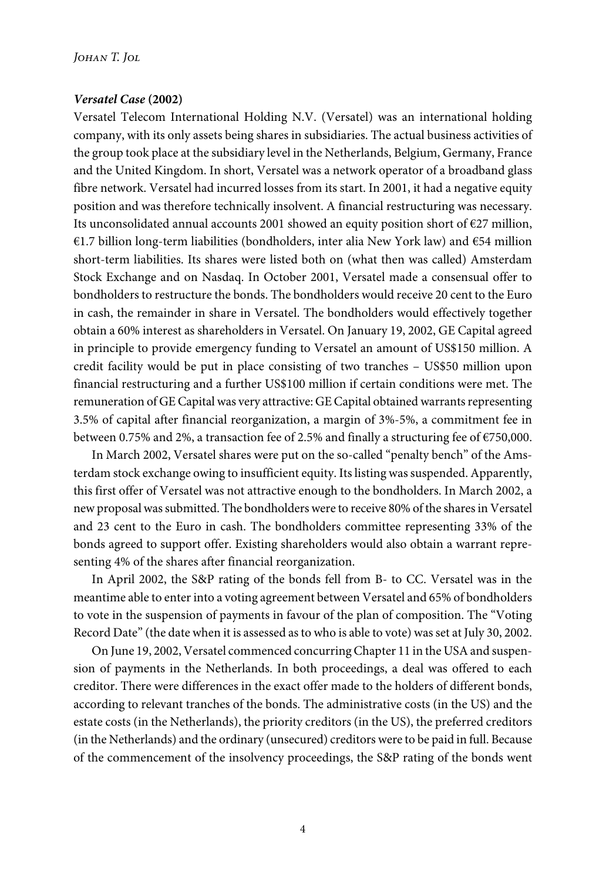***Versatel Case* (2002)**

Versatel Telecom International Holding N.V. (Versatel) was an international holding company, with its only assets being shares in subsidiaries. The actual business activities of the group took place at the subsidiary level in the Netherlands, Belgium, Germany, France and the United Kingdom. In short, Versatel was a network operator of a broadband glass fibre network. Versatel had incurred losses from its start. In 2001, it had a negative equity position and was therefore technically insolvent. A financial restructuring was necessary. Its unconsolidated annual accounts 2001 showed an equity position short of €27 million, €1.7 billion long-term liabilities (bondholders, inter alia New York law) and €54 million short-term liabilities. Its shares were listed both on (what then was called) Amsterdam Stock Exchange and on Nasdaq. In October 2001, Versatel made a consensual offer to bondholders to restructure the bonds. The bondholders would receive 20 cent to the Euro in cash, the remainder in share in Versatel. The bondholders would effectively together obtain a 60% interest as shareholders in Versatel. On January 19, 2002, GE Capital agreed in principle to provide emergency funding to Versatel an amount of US$150 million. A credit facility would be put in place consisting of two tranches – US$50 million upon financial restructuring and a further US$100 million if certain conditions were met. The remuneration of GE Capital was very attractive: GE Capital obtained warrants representing 3.5% of capital after financial reorganization, a margin of 3%-5%, a commitment fee in between 0.75% and 2%, a transaction fee of 2.5% and finally a structuring fee of €750,000.

In March 2002, Versatel shares were put on the so-called "penalty bench" of the Amsterdam stock exchange owing to insufficient equity. Its listing was suspended. Apparently, this first offer of Versatel was not attractive enough to the bondholders. In March 2002, a new proposal was submitted. The bondholders were to receive 80% of the shares in Versatel and 23 cent to the Euro in cash. The bondholders committee representing 33% of the bonds agreed to support offer. Existing shareholders would also obtain a warrant representing 4% of the shares after financial reorganization.

In April 2002, the S&P rating of the bonds fell from B- to CC. Versatel was in the meantime able to enter into a voting agreement between Versatel and 65% of bondholders to vote in the suspension of payments in favour of the plan of composition. The "Voting Record Date" (the date when it is assessed as to who is able to vote) was set at July 30, 2002.

On June 19, 2002, Versatel commenced concurring Chapter 11 in the USA and suspension of payments in the Netherlands. In both proceedings, a deal was offered to each creditor. There were differences in the exact offer made to the holders of different bonds, according to relevant tranches of the bonds. The administrative costs (in the US) and the estate costs (in the Netherlands), the priority creditors (in the US), the preferred creditors (in the Netherlands) and the ordinary (unsecured) creditors were to be paid in full. Because of the commencement of the insolvency proceedings, the S&P rating of the bonds went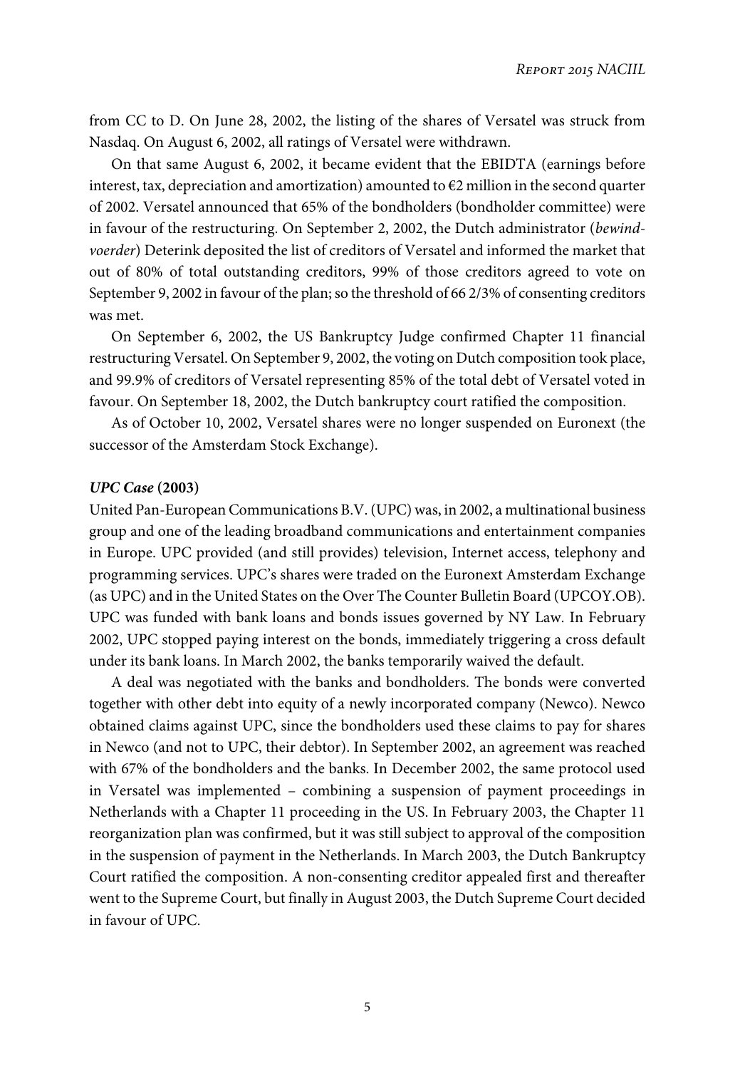from CC to D. On June 28, 2002, the listing of the shares of Versatel was struck from Nasdaq. On August 6, 2002, all ratings of Versatel were withdrawn.

On that same August 6, 2002, it became evident that the EBIDTA (earnings before interest, tax, depreciation and amortization) amounted to €2 million in the second quarter of 2002. Versatel announced that 65% of the bondholders (bondholder committee) were in favour of the restructuring. On September 2, 2002, the Dutch administrator (*bewindvoerder*) Deterink deposited the list of creditors of Versatel and informed the market that out of 80% of total outstanding creditors, 99% of those creditors agreed to vote on September 9, 2002 in favour of the plan; so the threshold of 66 2/3% of consenting creditors was met.

On September 6, 2002, the US Bankruptcy Judge confirmed Chapter 11 financial restructuring Versatel. On September 9, 2002, the voting on Dutch composition took place, and 99.9% of creditors of Versatel representing 85% of the total debt of Versatel voted in favour. On September 18, 2002, the Dutch bankruptcy court ratified the composition.

As of October 10, 2002, Versatel shares were no longer suspended on Euronext (the successor of the Amsterdam Stock Exchange).

#### ***UPC Case* (2003)**

United Pan-European Communications B.V. (UPC) was, in 2002, a multinational business group and one of the leading broadband communications and entertainment companies in Europe. UPC provided (and still provides) television, Internet access, telephony and programming services. UPC's shares were traded on the Euronext Amsterdam Exchange (as UPC) and in the United States on the Over The Counter Bulletin Board (UPCOY.OB). UPC was funded with bank loans and bonds issues governed by NY Law. In February 2002, UPC stopped paying interest on the bonds, immediately triggering a cross default under its bank loans. In March 2002, the banks temporarily waived the default.

A deal was negotiated with the banks and bondholders. The bonds were converted together with other debt into equity of a newly incorporated company (Newco). Newco obtained claims against UPC, since the bondholders used these claims to pay for shares in Newco (and not to UPC, their debtor). In September 2002, an agreement was reached with 67% of the bondholders and the banks. In December 2002, the same protocol used in Versatel was implemented – combining a suspension of payment proceedings in Netherlands with a Chapter 11 proceeding in the US. In February 2003, the Chapter 11 reorganization plan was confirmed, but it was still subject to approval of the composition in the suspension of payment in the Netherlands. In March 2003, the Dutch Bankruptcy Court ratified the composition. A non-consenting creditor appealed first and thereafter went to the Supreme Court, but finally in August 2003, the Dutch Supreme Court decided in favour of UPC.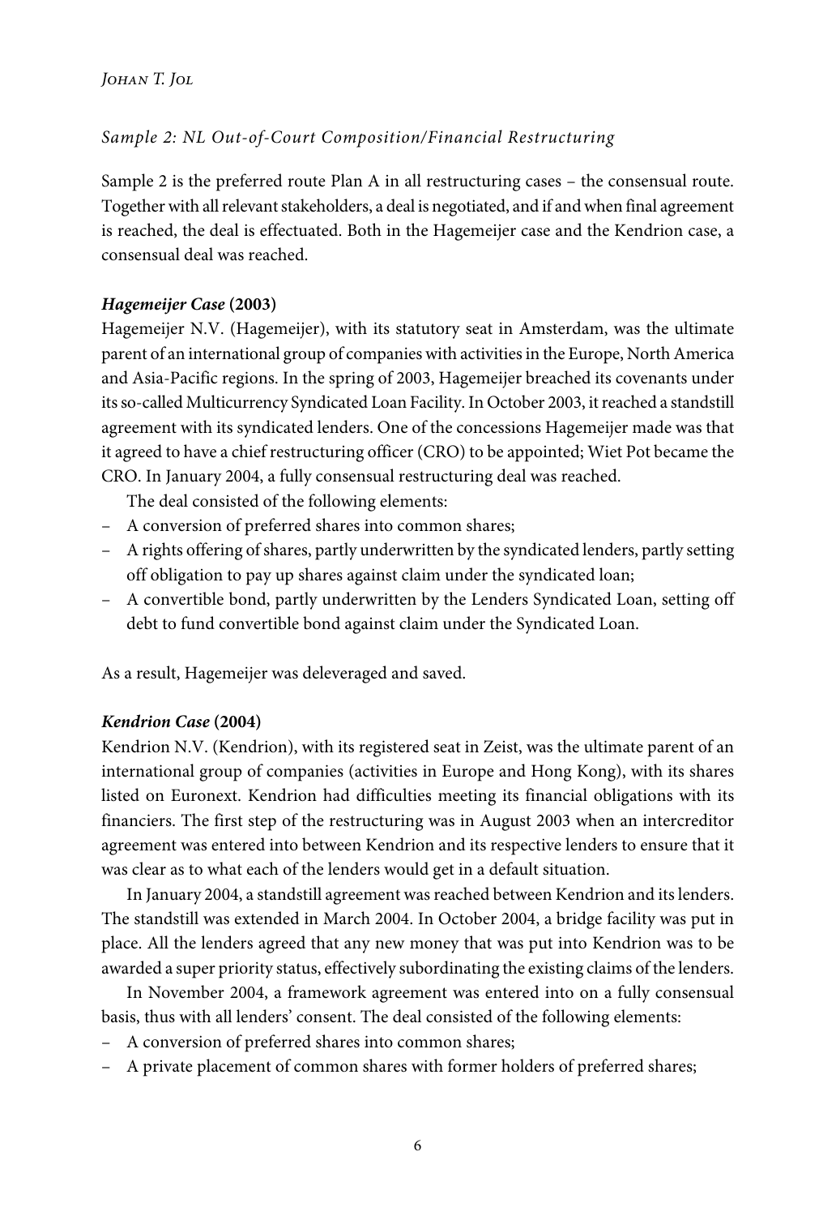*Sample 2: NL Out-of-Court Composition/Financial Restructuring*

Sample 2 is the preferred route Plan A in all restructuring cases – the consensual route. Together with all relevant stakeholders, a deal is negotiated, and if and when final agreement is reached, the deal is effectuated. Both in the Hagemeijer case and the Kendrion case, a consensual deal was reached.

***Hagemeijer Case* (2003)**

Hagemeijer N.V. (Hagemeijer), with its statutory seat in Amsterdam, was the ultimate parent of an international group of companies with activities in the Europe, North America and Asia-Pacific regions. In the spring of 2003, Hagemeijer breached its covenants under its so-called Multicurrency Syndicated Loan Facility. In October 2003, it reached a standstill agreement with its syndicated lenders. One of the concessions Hagemeijer made was that it agreed to have a chief restructuring officer (CRO) to be appointed; Wiet Pot became the CRO. In January 2004, a fully consensual restructuring deal was reached.

The deal consisted of the following elements:

- A conversion of preferred shares into common shares;
- A rights offering of shares, partly underwritten by the syndicated lenders, partly setting off obligation to pay up shares against claim under the syndicated loan;
- A convertible bond, partly underwritten by the Lenders Syndicated Loan, setting off debt to fund convertible bond against claim under the Syndicated Loan.

As a result, Hagemeijer was deleveraged and saved.

***Kendrion Case* (2004)**

Kendrion N.V. (Kendrion), with its registered seat in Zeist, was the ultimate parent of an international group of companies (activities in Europe and Hong Kong), with its shares listed on Euronext. Kendrion had difficulties meeting its financial obligations with its financiers. The first step of the restructuring was in August 2003 when an intercreditor agreement was entered into between Kendrion and its respective lenders to ensure that it was clear as to what each of the lenders would get in a default situation.

In January 2004, a standstill agreement was reached between Kendrion and its lenders. The standstill was extended in March 2004. In October 2004, a bridge facility was put in place. All the lenders agreed that any new money that was put into Kendrion was to be awarded a super priority status, effectively subordinating the existing claims of the lenders.

In November 2004, a framework agreement was entered into on a fully consensual basis, thus with all lenders' consent. The deal consisted of the following elements:

- A conversion of preferred shares into common shares;
- A private placement of common shares with former holders of preferred shares;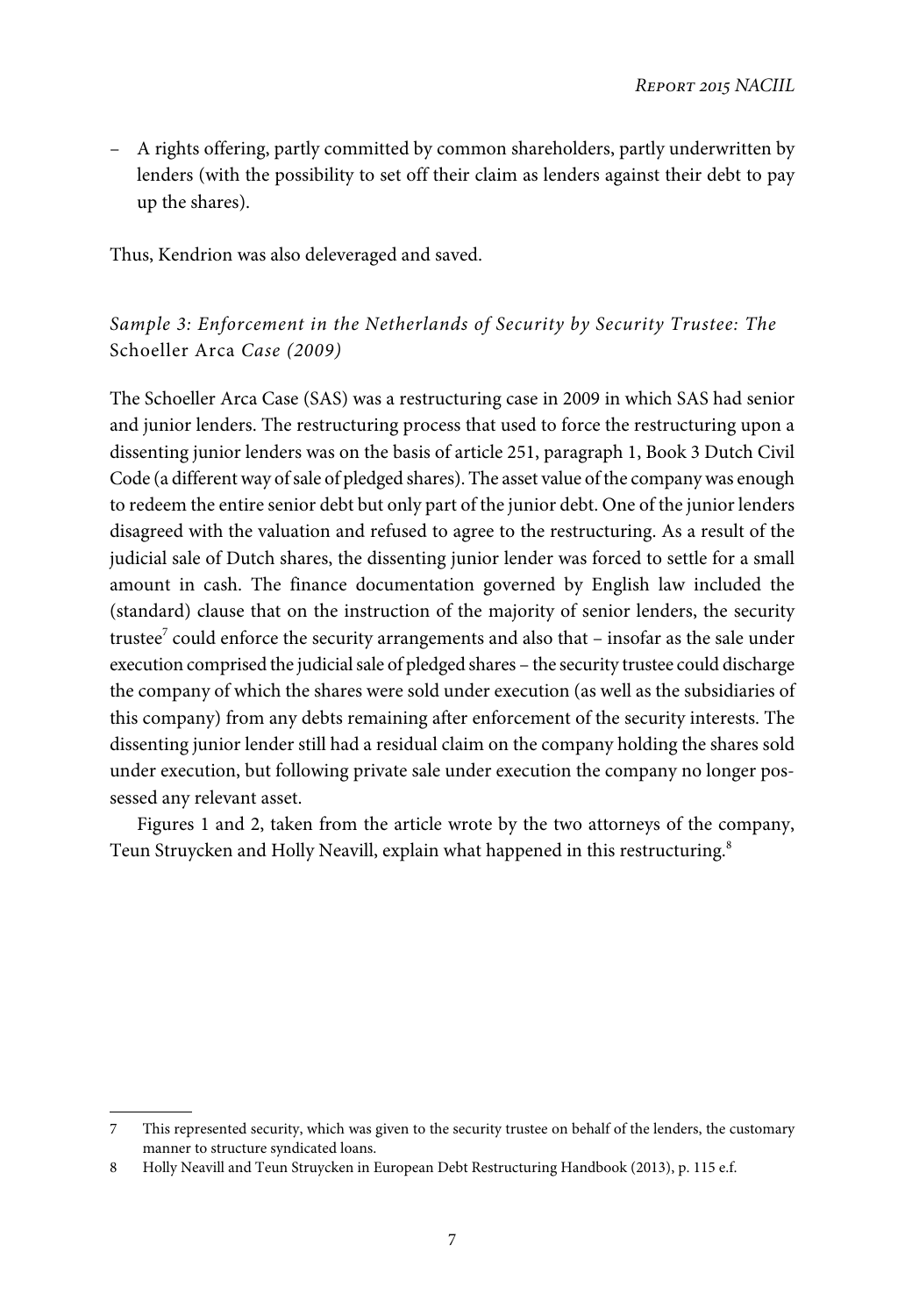– A rights offering, partly committed by common shareholders, partly underwritten by lenders (with the possibility to set off their claim as lenders against their debt to pay up the shares).

Thus, Kendrion was also deleveraged and saved.

### *Sample 3: Enforcement in the Netherlands of Security by Security Trustee: The* Schoeller Arca *Case (2009)*

The Schoeller Arca Case (SAS) was a restructuring case in 2009 in which SAS had senior and junior lenders. The restructuring process that used to force the restructuring upon a dissenting junior lenders was on the basis of article 251, paragraph 1, Book 3 Dutch Civil Code (a different way of sale of pledged shares). The asset value of the company was enough to redeem the entire senior debt but only part of the junior debt. One of the junior lenders disagreed with the valuation and refused to agree to the restructuring. As a result of the judicial sale of Dutch shares, the dissenting junior lender was forced to settle for a small amount in cash. The finance documentation governed by English law included the (standard) clause that on the instruction of the majority of senior lenders, the security trustee[7] could enforce the security arrangements and also that – insofar as the sale under execution comprised the judicial sale of pledged shares – the security trustee could discharge the company of which the shares were sold under execution (as well as the subsidiaries of this company) from any debts remaining after enforcement of the security interests. The dissenting junior lender still had a residual claim on the company holding the shares sold under execution, but following private sale under execution the company no longer possessed any relevant asset.

Figures 1 and 2, taken from the article wrote by the two attorneys of the company, Teun Struycken and Holly Neavill, explain what happened in this restructuring.[8]

---

7 This represented security, which was given to the security trustee on behalf of the lenders, the customary manner to structure syndicated loans.

8 Holly Neavill and Teun Struycken in European Debt Restructuring Handbook (2013), p. 115 e.f.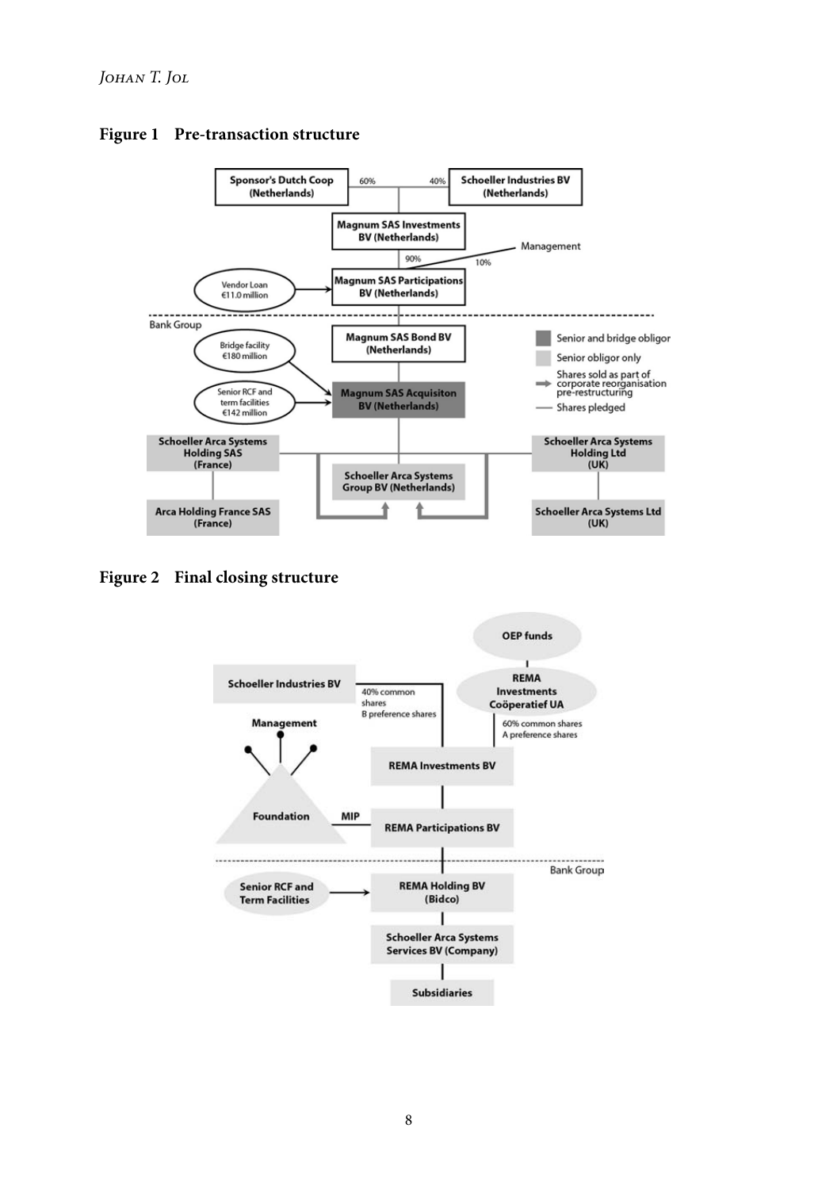**Figure 1 Pre-transaction structure**

**Figure 2 Final closing structure**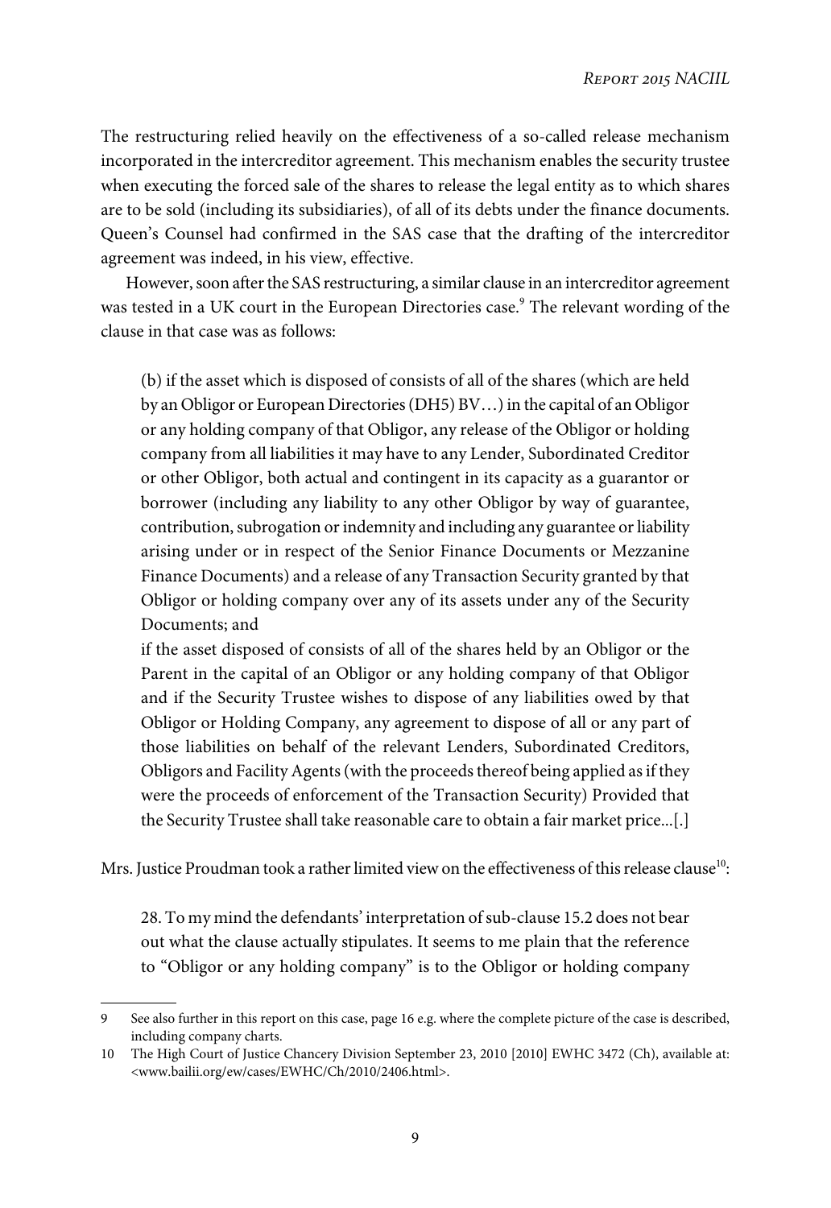The restructuring relied heavily on the effectiveness of a so-called release mechanism incorporated in the intercreditor agreement. This mechanism enables the security trustee when executing the forced sale of the shares to release the legal entity as to which shares are to be sold (including its subsidiaries), of all of its debts under the finance documents. Queen's Counsel had confirmed in the SAS case that the drafting of the intercreditor agreement was indeed, in his view, effective.

However, soon after the SAS restructuring, a similar clause in an intercreditor agreement was tested in a UK court in the European Directories case.[9] The relevant wording of the clause in that case was as follows:

> (b) if the asset which is disposed of consists of all of the shares (which are held by an Obligor or European Directories (DH5) BV…) in the capital of an Obligor or any holding company of that Obligor, any release of the Obligor or holding company from all liabilities it may have to any Lender, Subordinated Creditor or other Obligor, both actual and contingent in its capacity as a guarantor or borrower (including any liability to any other Obligor by way of guarantee, contribution, subrogation or indemnity and including any guarantee or liability arising under or in respect of the Senior Finance Documents or Mezzanine Finance Documents) and a release of any Transaction Security granted by that Obligor or holding company over any of its assets under any of the Security Documents; and
>
> if the asset disposed of consists of all of the shares held by an Obligor or the Parent in the capital of an Obligor or any holding company of that Obligor and if the Security Trustee wishes to dispose of any liabilities owed by that Obligor or Holding Company, any agreement to dispose of all or any part of those liabilities on behalf of the relevant Lenders, Subordinated Creditors, Obligors and Facility Agents (with the proceeds thereof being applied as if they were the proceeds of enforcement of the Transaction Security) Provided that the Security Trustee shall take reasonable care to obtain a fair market price...[.]

Mrs. Justice Proudman took a rather limited view on the effectiveness of this release clause[10]:

> 28. To my mind the defendants' interpretation of sub-clause 15.2 does not bear out what the clause actually stipulates. It seems to me plain that the reference to "Obligor or any holding company" is to the Obligor or holding company

---

9 See also further in this report on this case, page 16 e.g. where the complete picture of the case is described, including company charts.

10 The High Court of Justice Chancery Division September 23, 2010 [2010] EWHC 3472 (Ch), available at: <www.bailii.org/ew/cases/EWHC/Ch/2010/2406.html>.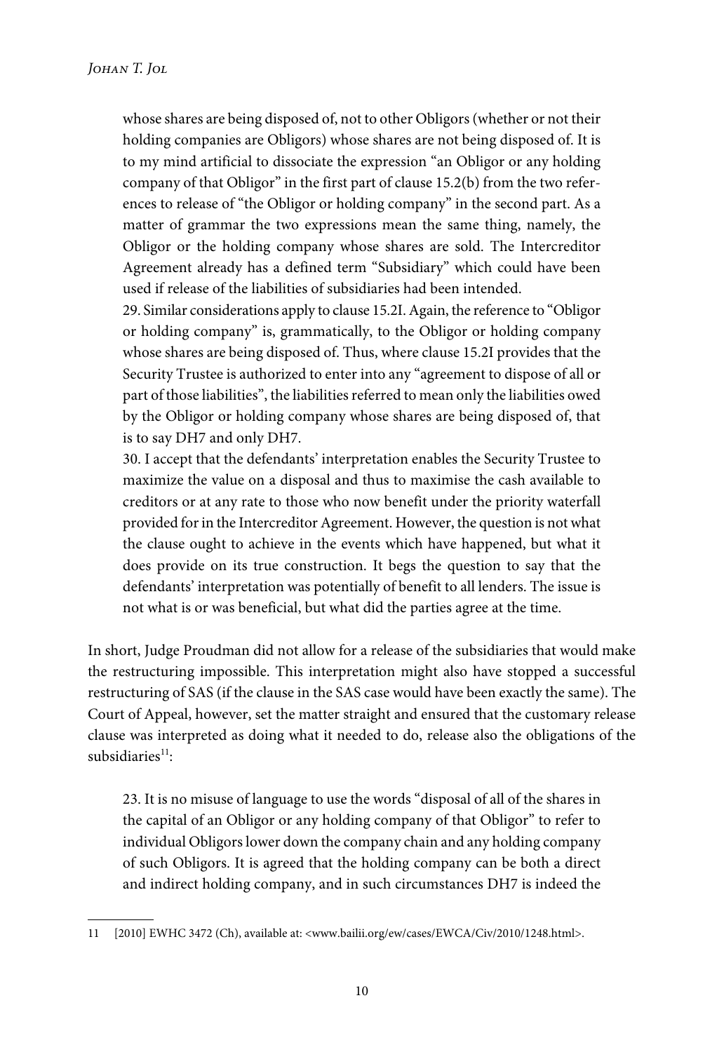> whose shares are being disposed of, not to other Obligors (whether or not their holding companies are Obligors) whose shares are not being disposed of. It is to my mind artificial to dissociate the expression "an Obligor or any holding company of that Obligor" in the first part of clause 15.2(b) from the two references to release of "the Obligor or holding company" in the second part. As a matter of grammar the two expressions mean the same thing, namely, the Obligor or the holding company whose shares are sold. The Intercreditor Agreement already has a defined term "Subsidiary" which could have been used if release of the liabilities of subsidiaries had been intended.
>
> 29. Similar considerations apply to clause 15.2I. Again, the reference to "Obligor or holding company" is, grammatically, to the Obligor or holding company whose shares are being disposed of. Thus, where clause 15.2I provides that the Security Trustee is authorized to enter into any "agreement to dispose of all or part of those liabilities", the liabilities referred to mean only the liabilities owed by the Obligor or holding company whose shares are being disposed of, that is to say DH7 and only DH7.
>
> 30. I accept that the defendants' interpretation enables the Security Trustee to maximize the value on a disposal and thus to maximise the cash available to creditors or at any rate to those who now benefit under the priority waterfall provided for in the Intercreditor Agreement. However, the question is not what the clause ought to achieve in the events which have happened, but what it does provide on its true construction. It begs the question to say that the defendants' interpretation was potentially of benefit to all lenders. The issue is not what is or was beneficial, but what did the parties agree at the time.

In short, Judge Proudman did not allow for a release of the subsidiaries that would make the restructuring impossible. This interpretation might also have stopped a successful restructuring of SAS (if the clause in the SAS case would have been exactly the same). The Court of Appeal, however, set the matter straight and ensured that the customary release clause was interpreted as doing what it needed to do, release also the obligations of the subsidiaries[11]:

> 23. It is no misuse of language to use the words "disposal of all of the shares in the capital of an Obligor or any holding company of that Obligor" to refer to individual Obligors lower down the company chain and any holding company of such Obligors. It is agreed that the holding company can be both a direct and indirect holding company, and in such circumstances DH7 is indeed the

---

11 [2010] EWHC 3472 (Ch), available at: <www.bailii.org/ew/cases/EWCA/Civ/2010/1248.html>.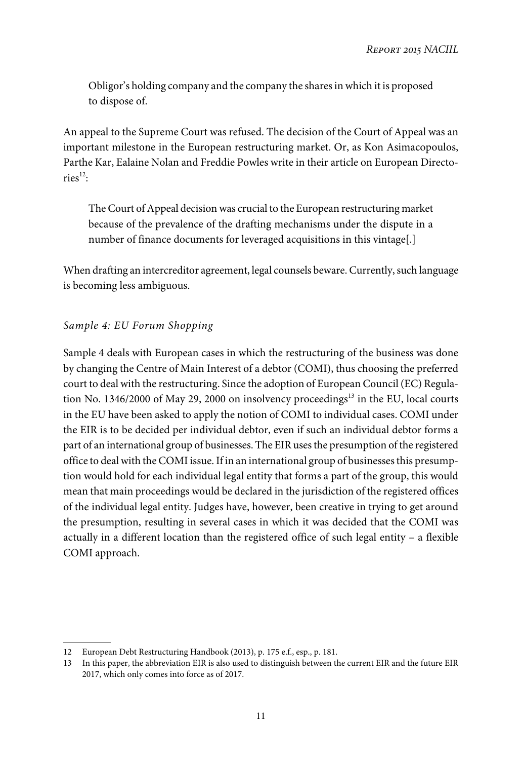> Obligor's holding company and the company the shares in which it is proposed to dispose of.

An appeal to the Supreme Court was refused. The decision of the Court of Appeal was an important milestone in the European restructuring market. Or, as Kon Asimacopoulos, Parthe Kar, Ealaine Nolan and Freddie Powles write in their article on European Directories[12]:

> The Court of Appeal decision was crucial to the European restructuring market because of the prevalence of the drafting mechanisms under the dispute in a number of finance documents for leveraged acquisitions in this vintage[.]

When drafting an intercreditor agreement, legal counsels beware. Currently, such language is becoming less ambiguous.

### *Sample 4: EU Forum Shopping*

Sample 4 deals with European cases in which the restructuring of the business was done by changing the Centre of Main Interest of a debtor (COMI), thus choosing the preferred court to deal with the restructuring. Since the adoption of European Council (EC) Regulation No. 1346/2000 of May 29, 2000 on insolvency proceedings[13] in the EU, local courts in the EU have been asked to apply the notion of COMI to individual cases. COMI under the EIR is to be decided per individual debtor, even if such an individual debtor forms a part of an international group of businesses. The EIR uses the presumption of the registered office to deal with the COMI issue. If in an international group of businesses this presumption would hold for each individual legal entity that forms a part of the group, this would mean that main proceedings would be declared in the jurisdiction of the registered offices of the individual legal entity. Judges have, however, been creative in trying to get around the presumption, resulting in several cases in which it was decided that the COMI was actually in a different location than the registered office of such legal entity – a flexible COMI approach.

---

12 European Debt Restructuring Handbook (2013), p. 175 e.f., esp., p. 181.

13 In this paper, the abbreviation EIR is also used to distinguish between the current EIR and the future EIR 2017, which only comes into force as of 2017.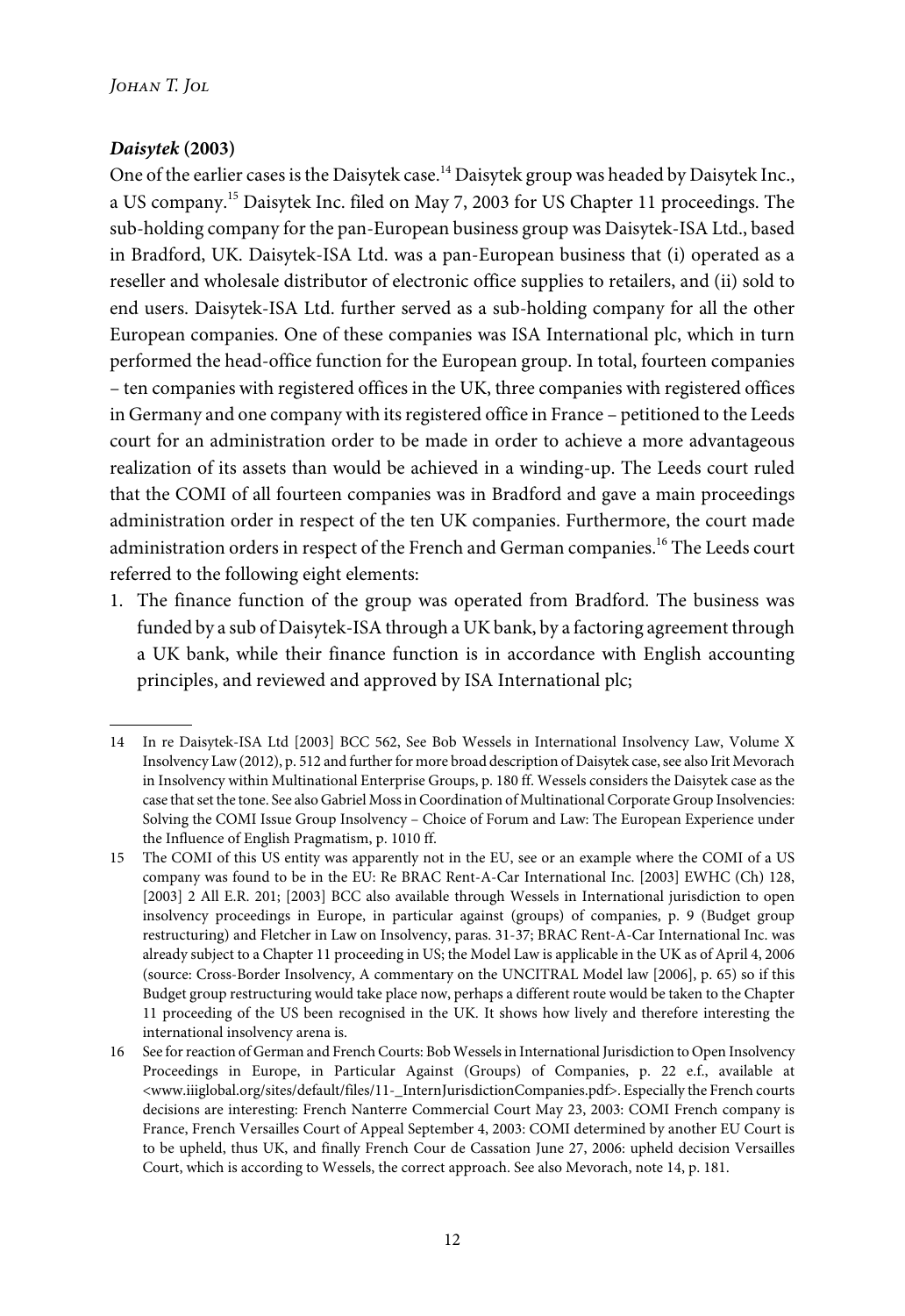### *Daisytek* (2003)

One of the earlier cases is the Daisytek case.[14] Daisytek group was headed by Daisytek Inc., a US company.[15] Daisytek Inc. filed on May 7, 2003 for US Chapter 11 proceedings. The sub-holding company for the pan-European business group was Daisytek-ISA Ltd., based in Bradford, UK. Daisytek-ISA Ltd. was a pan-European business that (i) operated as a reseller and wholesale distributor of electronic office supplies to retailers, and (ii) sold to end users. Daisytek-ISA Ltd. further served as a sub-holding company for all the other European companies. One of these companies was ISA International plc, which in turn performed the head-office function for the European group. In total, fourteen companies – ten companies with registered offices in the UK, three companies with registered offices in Germany and one company with its registered office in France – petitioned to the Leeds court for an administration order to be made in order to achieve a more advantageous realization of its assets than would be achieved in a winding-up. The Leeds court ruled that the COMI of all fourteen companies was in Bradford and gave a main proceedings administration order in respect of the ten UK companies. Furthermore, the court made administration orders in respect of the French and German companies.[16] The Leeds court referred to the following eight elements:

1. The finance function of the group was operated from Bradford. The business was funded by a sub of Daisytek-ISA through a UK bank, by a factoring agreement through a UK bank, while their finance function is in accordance with English accounting principles, and reviewed and approved by ISA International plc;

---

14 In re Daisytek-ISA Ltd [2003] BCC 562, See Bob Wessels in International Insolvency Law, Volume X Insolvency Law (2012), p. 512 and further for more broad description of Daisytek case, see also Irit Mevorach in Insolvency within Multinational Enterprise Groups, p. 180 ff. Wessels considers the Daisytek case as the case that set the tone. See also Gabriel Moss in Coordination of Multinational Corporate Group Insolvencies: Solving the COMI Issue Group Insolvency – Choice of Forum and Law: The European Experience under the Influence of English Pragmatism, p. 1010 ff.

15 The COMI of this US entity was apparently not in the EU, see or an example where the COMI of a US company was found to be in the EU: Re BRAC Rent-A-Car International Inc. [2003] EWHC (Ch) 128, [2003] 2 All E.R. 201; [2003] BCC also available through Wessels in International jurisdiction to open insolvency proceedings in Europe, in particular against (groups) of companies, p. 9 (Budget group restructuring) and Fletcher in Law on Insolvency, paras. 31-37; BRAC Rent-A-Car International Inc. was already subject to a Chapter 11 proceeding in US; the Model Law is applicable in the UK as of April 4, 2006 (source: Cross-Border Insolvency, A commentary on the UNCITRAL Model law [2006], p. 65) so if this Budget group restructuring would take place now, perhaps a different route would be taken to the Chapter 11 proceeding of the US been recognised in the UK. It shows how lively and therefore interesting the international insolvency arena is.

16 See for reaction of German and French Courts: Bob Wessels in International Jurisdiction to Open Insolvency Proceedings in Europe, in Particular Against (Groups) of Companies, p. 22 e.f., available at <www.iiiglobal.org/sites/default/files/11-_InternJurisdictionCompanies.pdf>. Especially the French courts decisions are interesting: French Nanterre Commercial Court May 23, 2003: COMI French company is France, French Versailles Court of Appeal September 4, 2003: COMI determined by another EU Court is to be upheld, thus UK, and finally French Cour de Cassation June 27, 2006: upheld decision Versailles Court, which is according to Wessels, the correct approach. See also Mevorach, note 14, p. 181.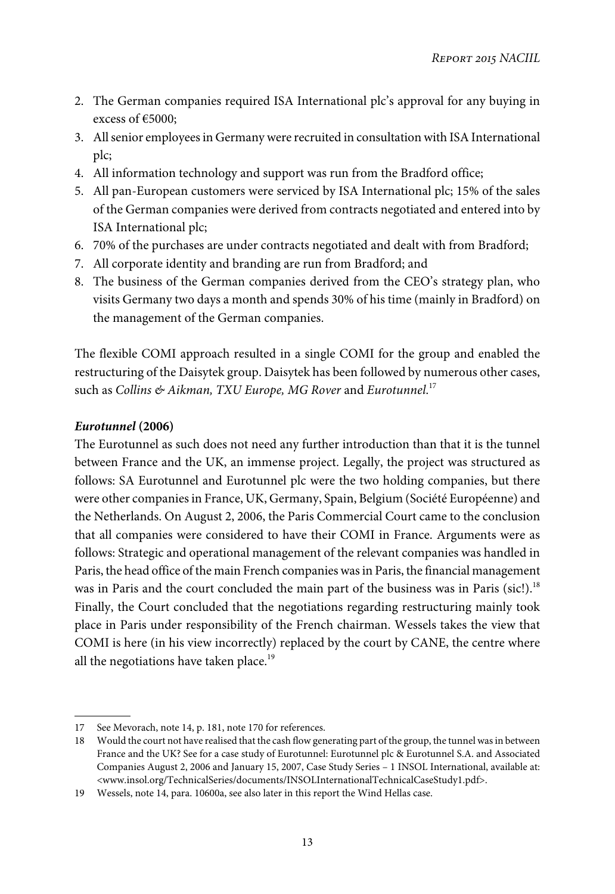2. The German companies required ISA International plc's approval for any buying in excess of €5000;
3. All senior employees in Germany were recruited in consultation with ISA International plc;
4. All information technology and support was run from the Bradford office;
5. All pan-European customers were serviced by ISA International plc; 15% of the sales of the German companies were derived from contracts negotiated and entered into by ISA International plc;
6. 70% of the purchases are under contracts negotiated and dealt with from Bradford;
7. All corporate identity and branding are run from Bradford; and
8. The business of the German companies derived from the CEO's strategy plan, who visits Germany two days a month and spends 30% of his time (mainly in Bradford) on the management of the German companies.

The flexible COMI approach resulted in a single COMI for the group and enabled the restructuring of the Daisytek group. Daisytek has been followed by numerous other cases, such as *Collins & Aikman, TXU Europe, MG Rover* and *Eurotunnel*.[17]

### *Eurotunnel* (2006)

The Eurotunnel as such does not need any further introduction than that it is the tunnel between France and the UK, an immense project. Legally, the project was structured as follows: SA Eurotunnel and Eurotunnel plc were the two holding companies, but there were other companies in France, UK, Germany, Spain, Belgium (Société Européenne) and the Netherlands. On August 2, 2006, the Paris Commercial Court came to the conclusion that all companies were considered to have their COMI in France. Arguments were as follows: Strategic and operational management of the relevant companies was handled in Paris, the head office of the main French companies was in Paris, the financial management was in Paris and the court concluded the main part of the business was in Paris (sic!).[18] Finally, the Court concluded that the negotiations regarding restructuring mainly took place in Paris under responsibility of the French chairman. Wessels takes the view that COMI is here (in his view incorrectly) replaced by the court by CANE, the centre where all the negotiations have taken place.[19]

---

17 See Mevorach, note 14, p. 181, note 170 for references.

18 Would the court not have realised that the cash flow generating part of the group, the tunnel was in between France and the UK? See for a case study of Eurotunnel: Eurotunnel plc & Eurotunnel S.A. and Associated Companies August 2, 2006 and January 15, 2007, Case Study Series – 1 INSOL International, available at: <www.insol.org/TechnicalSeries/documents/INSOLInternationalTechnicalCaseStudy1.pdf>.

19 Wessels, note 14, para. 10600a, see also later in this report the Wind Hellas case.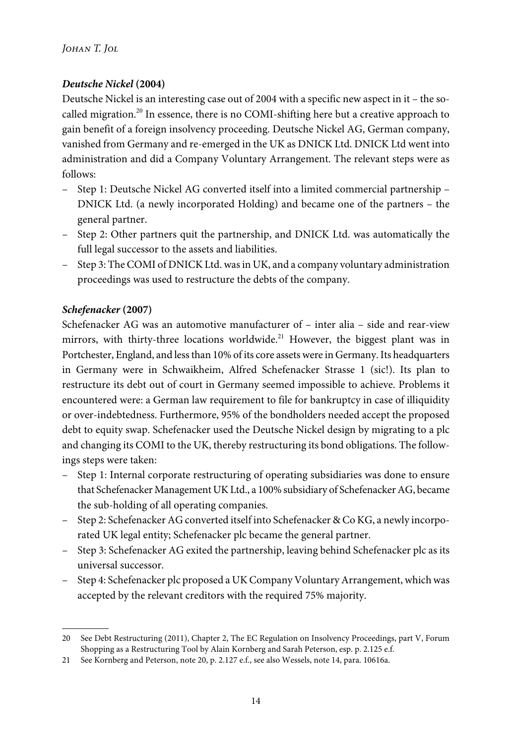### *Deutsche Nickel* (2004)

Deutsche Nickel is an interesting case out of 2004 with a specific new aspect in it – the so-called migration.[20] In essence, there is no COMI-shifting here but a creative approach to gain benefit of a foreign insolvency proceeding. Deutsche Nickel AG, German company, vanished from Germany and re-emerged in the UK as DNICK Ltd. DNICK Ltd went into administration and did a Company Voluntary Arrangement. The relevant steps were as follows:

- Step 1: Deutsche Nickel AG converted itself into a limited commercial partnership – DNICK Ltd. (a newly incorporated Holding) and became one of the partners – the general partner.
- Step 2: Other partners quit the partnership, and DNICK Ltd. was automatically the full legal successor to the assets and liabilities.
- Step 3: The COMI of DNICK Ltd. was in UK, and a company voluntary administration proceedings was used to restructure the debts of the company.

### *Schefenacker* (2007)

Schefenacker AG was an automotive manufacturer of – inter alia – side and rear-view mirrors, with thirty-three locations worldwide.[21] However, the biggest plant was in Portchester, England, and less than 10% of its core assets were in Germany. Its headquarters in Germany were in Schwaikheim, Alfred Schefenacker Strasse 1 (sic!). Its plan to restructure its debt out of court in Germany seemed impossible to achieve. Problems it encountered were: a German law requirement to file for bankruptcy in case of illiquidity or over-indebtedness. Furthermore, 95% of the bondholders needed accept the proposed debt to equity swap. Schefenacker used the Deutsche Nickel design by migrating to a plc and changing its COMI to the UK, thereby restructuring its bond obligations. The followings steps were taken:

- Step 1: Internal corporate restructuring of operating subsidiaries was done to ensure that Schefenacker Management UK Ltd., a 100% subsidiary of Schefenacker AG, became the sub-holding of all operating companies.
- Step 2: Schefenacker AG converted itself into Schefenacker & Co KG, a newly incorporated UK legal entity; Schefenacker plc became the general partner.
- Step 3: Schefenacker AG exited the partnership, leaving behind Schefenacker plc as its universal successor.
- Step 4: Schefenacker plc proposed a UK Company Voluntary Arrangement, which was accepted by the relevant creditors with the required 75% majority.

---

20 See Debt Restructuring (2011), Chapter 2, The EC Regulation on Insolvency Proceedings, part V, Forum Shopping as a Restructuring Tool by Alain Kornberg and Sarah Peterson, esp. p. 2.125 e.f.

21 See Kornberg and Peterson, note 20, p. 2.127 e.f., see also Wessels, note 14, para. 10616a.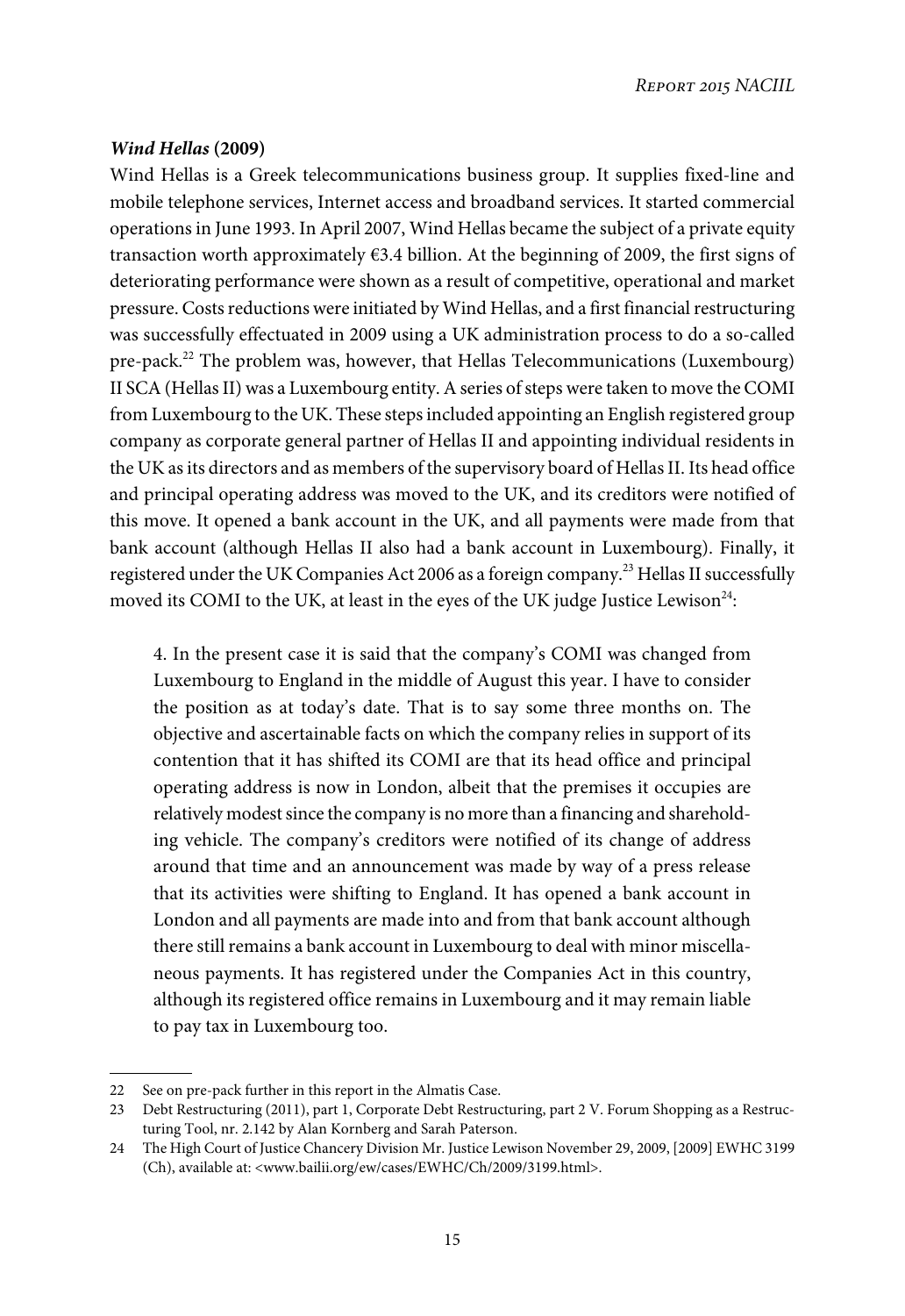***Wind Hellas* (2009)**

Wind Hellas is a Greek telecommunications business group. It supplies fixed-line and mobile telephone services, Internet access and broadband services. It started commercial operations in June 1993. In April 2007, Wind Hellas became the subject of a private equity transaction worth approximately €3.4 billion. At the beginning of 2009, the first signs of deteriorating performance were shown as a result of competitive, operational and market pressure. Costs reductions were initiated by Wind Hellas, and a first financial restructuring was successfully effectuated in 2009 using a UK administration process to do a so-called pre-pack.[22] The problem was, however, that Hellas Telecommunications (Luxembourg) II SCA (Hellas II) was a Luxembourg entity. A series of steps were taken to move the COMI from Luxembourg to the UK. These steps included appointing an English registered group company as corporate general partner of Hellas II and appointing individual residents in the UK as its directors and as members of the supervisory board of Hellas II. Its head office and principal operating address was moved to the UK, and its creditors were notified of this move. It opened a bank account in the UK, and all payments were made from that bank account (although Hellas II also had a bank account in Luxembourg). Finally, it registered under the UK Companies Act 2006 as a foreign company.[23] Hellas II successfully moved its COMI to the UK, at least in the eyes of the UK judge Justice Lewison[24]:

> 4. In the present case it is said that the company's COMI was changed from Luxembourg to England in the middle of August this year. I have to consider the position as at today's date. That is to say some three months on. The objective and ascertainable facts on which the company relies in support of its contention that it has shifted its COMI are that its head office and principal operating address is now in London, albeit that the premises it occupies are relatively modest since the company is no more than a financing and shareholding vehicle. The company's creditors were notified of its change of address around that time and an announcement was made by way of a press release that its activities were shifting to England. It has opened a bank account in London and all payments are made into and from that bank account although there still remains a bank account in Luxembourg to deal with minor miscellaneous payments. It has registered under the Companies Act in this country, although its registered office remains in Luxembourg and it may remain liable to pay tax in Luxembourg too.

---

22 See on pre-pack further in this report in the Almatis Case.

23 Debt Restructuring (2011), part 1, Corporate Debt Restructuring, part 2 V. Forum Shopping as a Restructuring Tool, nr. 2.142 by Alan Kornberg and Sarah Paterson.

24 The High Court of Justice Chancery Division Mr. Justice Lewison November 29, 2009, [2009] EWHC 3199 (Ch), available at: <www.bailii.org/ew/cases/EWHC/Ch/2009/3199.html>.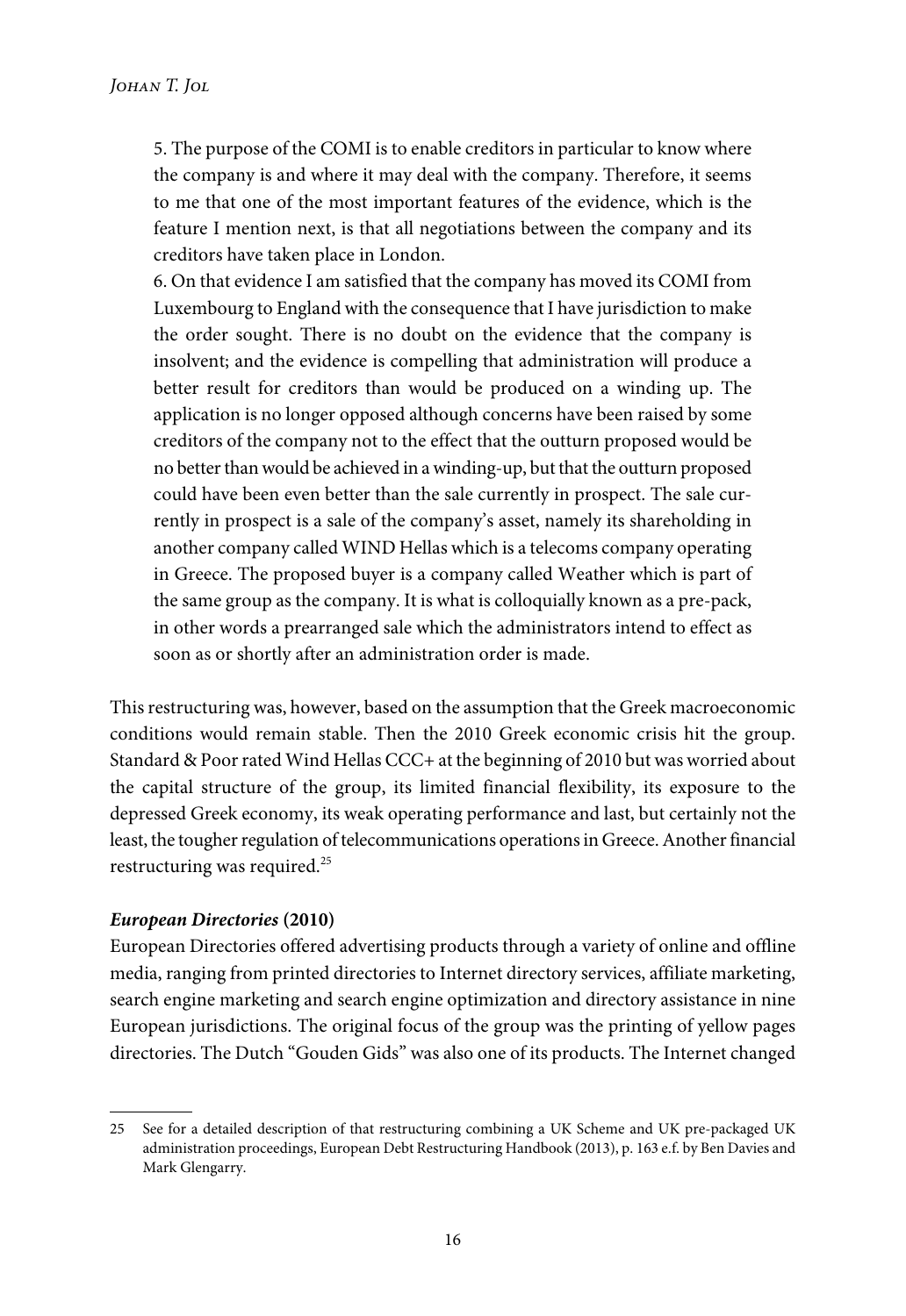> 5. The purpose of the COMI is to enable creditors in particular to know where the company is and where it may deal with the company. Therefore, it seems to me that one of the most important features of the evidence, which is the feature I mention next, is that all negotiations between the company and its creditors have taken place in London.
>
> 6. On that evidence I am satisfied that the company has moved its COMI from Luxembourg to England with the consequence that I have jurisdiction to make the order sought. There is no doubt on the evidence that the company is insolvent; and the evidence is compelling that administration will produce a better result for creditors than would be produced on a winding up. The application is no longer opposed although concerns have been raised by some creditors of the company not to the effect that the outturn proposed would be no better than would be achieved in a winding-up, but that the outturn proposed could have been even better than the sale currently in prospect. The sale currently in prospect is a sale of the company's asset, namely its shareholding in another company called WIND Hellas which is a telecoms company operating in Greece. The proposed buyer is a company called Weather which is part of the same group as the company. It is what is colloquially known as a pre-pack, in other words a prearranged sale which the administrators intend to effect as soon as or shortly after an administration order is made.

This restructuring was, however, based on the assumption that the Greek macroeconomic conditions would remain stable. Then the 2010 Greek economic crisis hit the group. Standard & Poor rated Wind Hellas CCC+ at the beginning of 2010 but was worried about the capital structure of the group, its limited financial flexibility, its exposure to the depressed Greek economy, its weak operating performance and last, but certainly not the least, the tougher regulation of telecommunications operations in Greece. Another financial restructuring was required.[25]

***European Directories* (2010)**

European Directories offered advertising products through a variety of online and offline media, ranging from printed directories to Internet directory services, affiliate marketing, search engine marketing and search engine optimization and directory assistance in nine European jurisdictions. The original focus of the group was the printing of yellow pages directories. The Dutch "Gouden Gids" was also one of its products. The Internet changed

---

25 See for a detailed description of that restructuring combining a UK Scheme and UK pre-packaged UK administration proceedings, European Debt Restructuring Handbook (2013), p. 163 e.f. by Ben Davies and Mark Glengarry.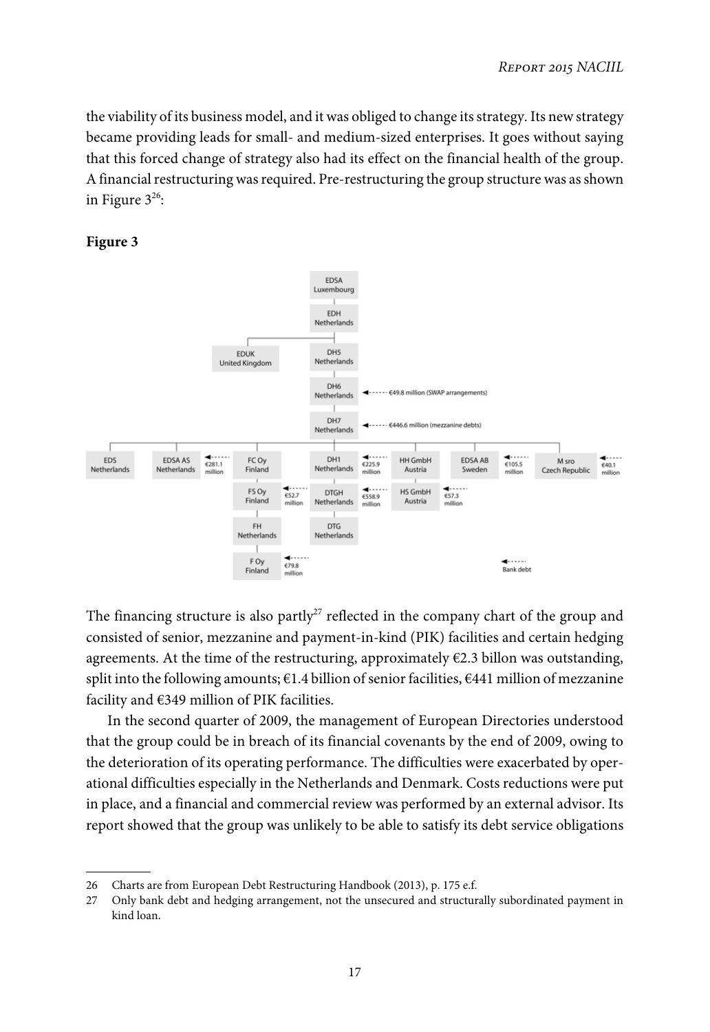the viability of its business model, and it was obliged to change its strategy. Its new strategy became providing leads for small- and medium-sized enterprises. It goes without saying that this forced change of strategy also had its effect on the financial health of the group. A financial restructuring was required. Pre-restructuring the group structure was as shown in Figure 3[26]:

**Figure 3**

The financing structure is also partly[27] reflected in the company chart of the group and consisted of senior, mezzanine and payment-in-kind (PIK) facilities and certain hedging agreements. At the time of the restructuring, approximately €2.3 billon was outstanding, split into the following amounts; €1.4 billion of senior facilities, €441 million of mezzanine facility and €349 million of PIK facilities.

In the second quarter of 2009, the management of European Directories understood that the group could be in breach of its financial covenants by the end of 2009, owing to the deterioration of its operating performance. The difficulties were exacerbated by operational difficulties especially in the Netherlands and Denmark. Costs reductions were put in place, and a financial and commercial review was performed by an external advisor. Its report showed that the group was unlikely to be able to satisfy its debt service obligations

---

26 Charts are from European Debt Restructuring Handbook (2013), p. 175 e.f.

27 Only bank debt and hedging arrangement, not the unsecured and structurally subordinated payment in kind loan.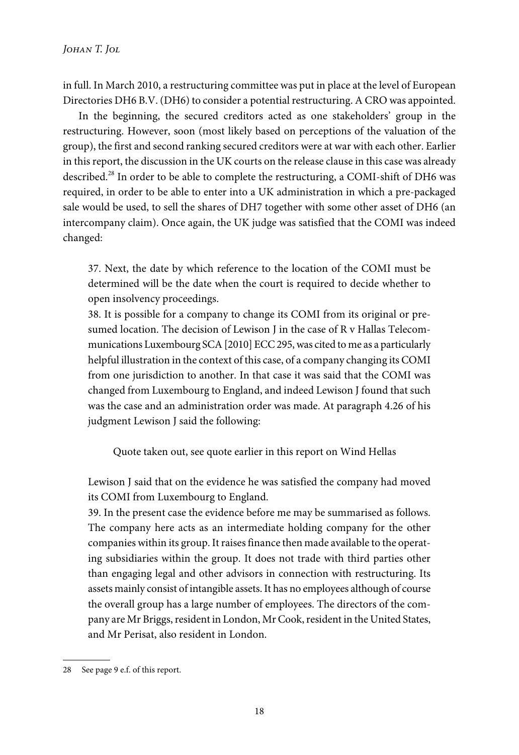in full. In March 2010, a restructuring committee was put in place at the level of European Directories DH6 B.V. (DH6) to consider a potential restructuring. A CRO was appointed.

In the beginning, the secured creditors acted as one stakeholders' group in the restructuring. However, soon (most likely based on perceptions of the valuation of the group), the first and second ranking secured creditors were at war with each other. Earlier in this report, the discussion in the UK courts on the release clause in this case was already described.[28] In order to be able to complete the restructuring, a COMI-shift of DH6 was required, in order to be able to enter into a UK administration in which a pre-packaged sale would be used, to sell the shares of DH7 together with some other asset of DH6 (an intercompany claim). Once again, the UK judge was satisfied that the COMI was indeed changed:

> 37. Next, the date by which reference to the location of the COMI must be determined will be the date when the court is required to decide whether to open insolvency proceedings.
>
> 38. It is possible for a company to change its COMI from its original or presumed location. The decision of Lewison J in the case of R v Hallas Telecommunications Luxembourg SCA [2010] ECC 295, was cited to me as a particularly helpful illustration in the context of this case, of a company changing its COMI from one jurisdiction to another. In that case it was said that the COMI was changed from Luxembourg to England, and indeed Lewison J found that such was the case and an administration order was made. At paragraph 4.26 of his judgment Lewison J said the following:
>
> > Quote taken out, see quote earlier in this report on Wind Hellas
>
> Lewison J said that on the evidence he was satisfied the company had moved its COMI from Luxembourg to England.
>
> 39. In the present case the evidence before me may be summarised as follows. The company here acts as an intermediate holding company for the other companies within its group. It raises finance then made available to the operating subsidiaries within the group. It does not trade with third parties other than engaging legal and other advisors in connection with restructuring. Its assets mainly consist of intangible assets. It has no employees although of course the overall group has a large number of employees. The directors of the company are Mr Briggs, resident in London, Mr Cook, resident in the United States, and Mr Perisat, also resident in London.

---

28 See page 9 e.f. of this report.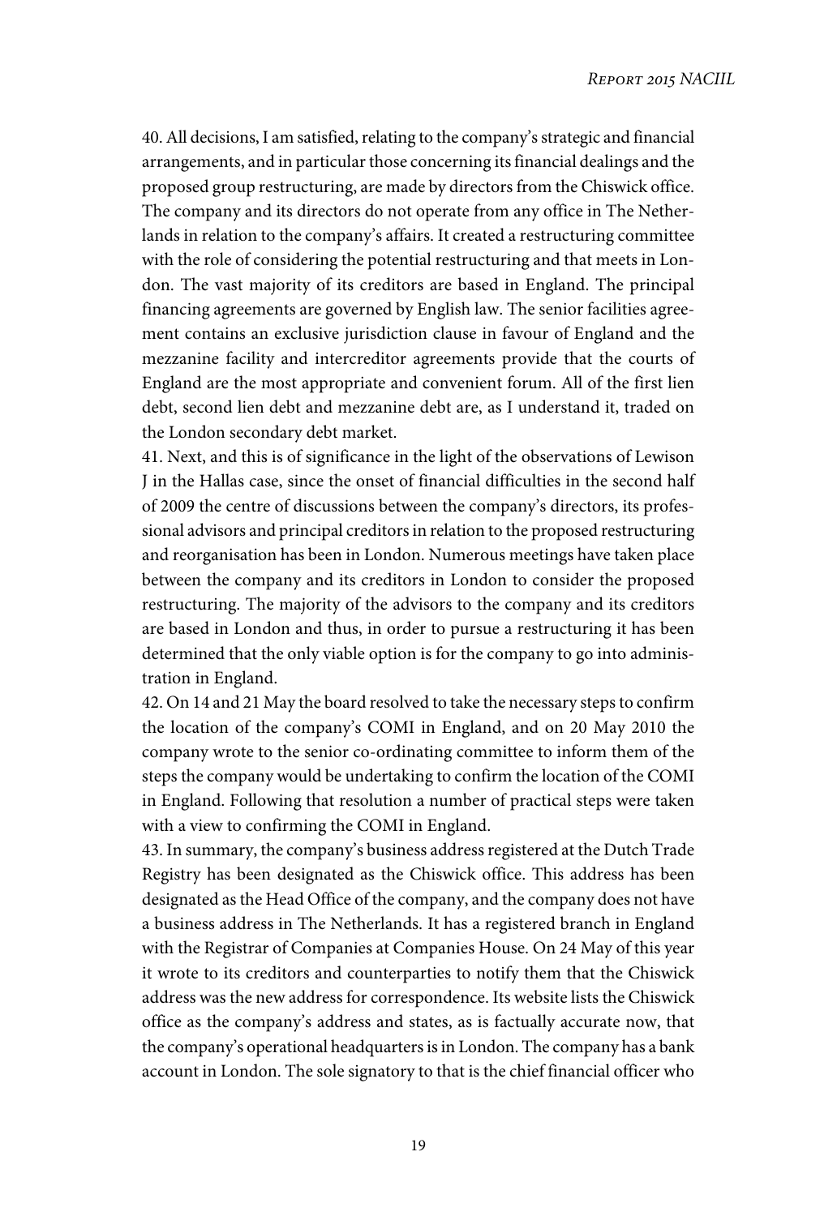40. All decisions, I am satisfied, relating to the company's strategic and financial arrangements, and in particular those concerning its financial dealings and the proposed group restructuring, are made by directors from the Chiswick office. The company and its directors do not operate from any office in The Netherlands in relation to the company's affairs. It created a restructuring committee with the role of considering the potential restructuring and that meets in London. The vast majority of its creditors are based in England. The principal financing agreements are governed by English law. The senior facilities agreement contains an exclusive jurisdiction clause in favour of England and the mezzanine facility and intercreditor agreements provide that the courts of England are the most appropriate and convenient forum. All of the first lien debt, second lien debt and mezzanine debt are, as I understand it, traded on the London secondary debt market.

41. Next, and this is of significance in the light of the observations of Lewison J in the Hallas case, since the onset of financial difficulties in the second half of 2009 the centre of discussions between the company's directors, its professional advisors and principal creditors in relation to the proposed restructuring and reorganisation has been in London. Numerous meetings have taken place between the company and its creditors in London to consider the proposed restructuring. The majority of the advisors to the company and its creditors are based in London and thus, in order to pursue a restructuring it has been determined that the only viable option is for the company to go into administration in England.

42. On 14 and 21 May the board resolved to take the necessary steps to confirm the location of the company's COMI in England, and on 20 May 2010 the company wrote to the senior co-ordinating committee to inform them of the steps the company would be undertaking to confirm the location of the COMI in England. Following that resolution a number of practical steps were taken with a view to confirming the COMI in England.

43. In summary, the company's business address registered at the Dutch Trade Registry has been designated as the Chiswick office. This address has been designated as the Head Office of the company, and the company does not have a business address in The Netherlands. It has a registered branch in England with the Registrar of Companies at Companies House. On 24 May of this year it wrote to its creditors and counterparties to notify them that the Chiswick address was the new address for correspondence. Its website lists the Chiswick office as the company's address and states, as is factually accurate now, that the company's operational headquarters is in London. The company has a bank account in London. The sole signatory to that is the chief financial officer who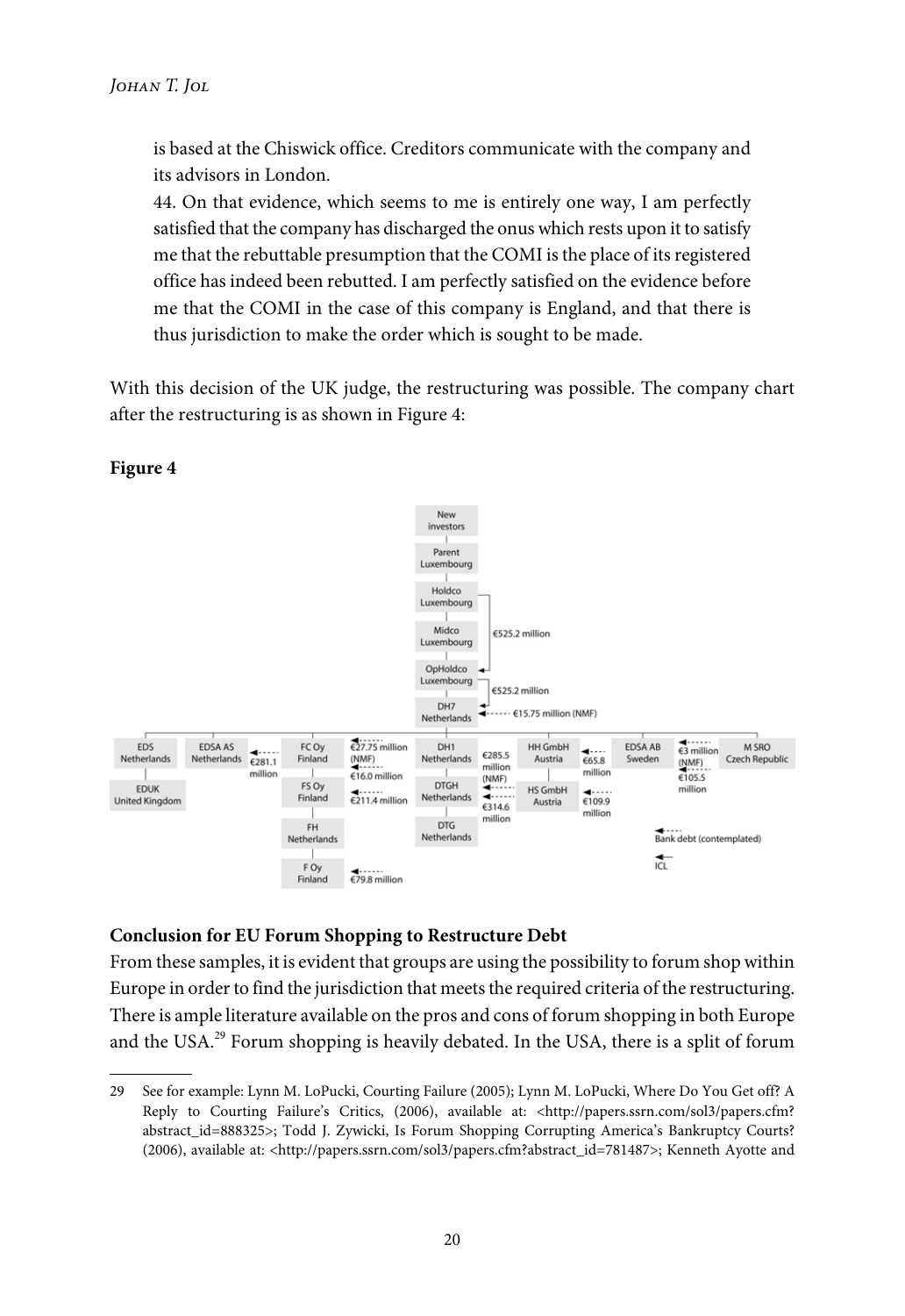is based at the Chiswick office. Creditors communicate with the company and its advisors in London.

44. On that evidence, which seems to me is entirely one way, I am perfectly satisfied that the company has discharged the onus which rests upon it to satisfy me that the rebuttable presumption that the COMI is the place of its registered office has indeed been rebutted. I am perfectly satisfied on the evidence before me that the COMI in the case of this company is England, and that there is thus jurisdiction to make the order which is sought to be made.

With this decision of the UK judge, the restructuring was possible. The company chart after the restructuring is as shown in Figure 4:

**Figure 4**

**Conclusion for EU Forum Shopping to Restructure Debt**

From these samples, it is evident that groups are using the possibility to forum shop within Europe in order to find the jurisdiction that meets the required criteria of the restructuring. There is ample literature available on the pros and cons of forum shopping in both Europe and the USA.[29] Forum shopping is heavily debated. In the USA, there is a split of forum

---

29 See for example: Lynn M. LoPucki, Courting Failure (2005); Lynn M. LoPucki, Where Do You Get off? A Reply to Courting Failure's Critics, (2006), available at: <http://papers.ssrn.com/sol3/papers.cfm?abstract_id=888325>; Todd J. Zywicki, Is Forum Shopping Corrupting America's Bankruptcy Courts? (2006), available at: <http://papers.ssrn.com/sol3/papers.cfm?abstract_id=781487>; Kenneth Ayotte and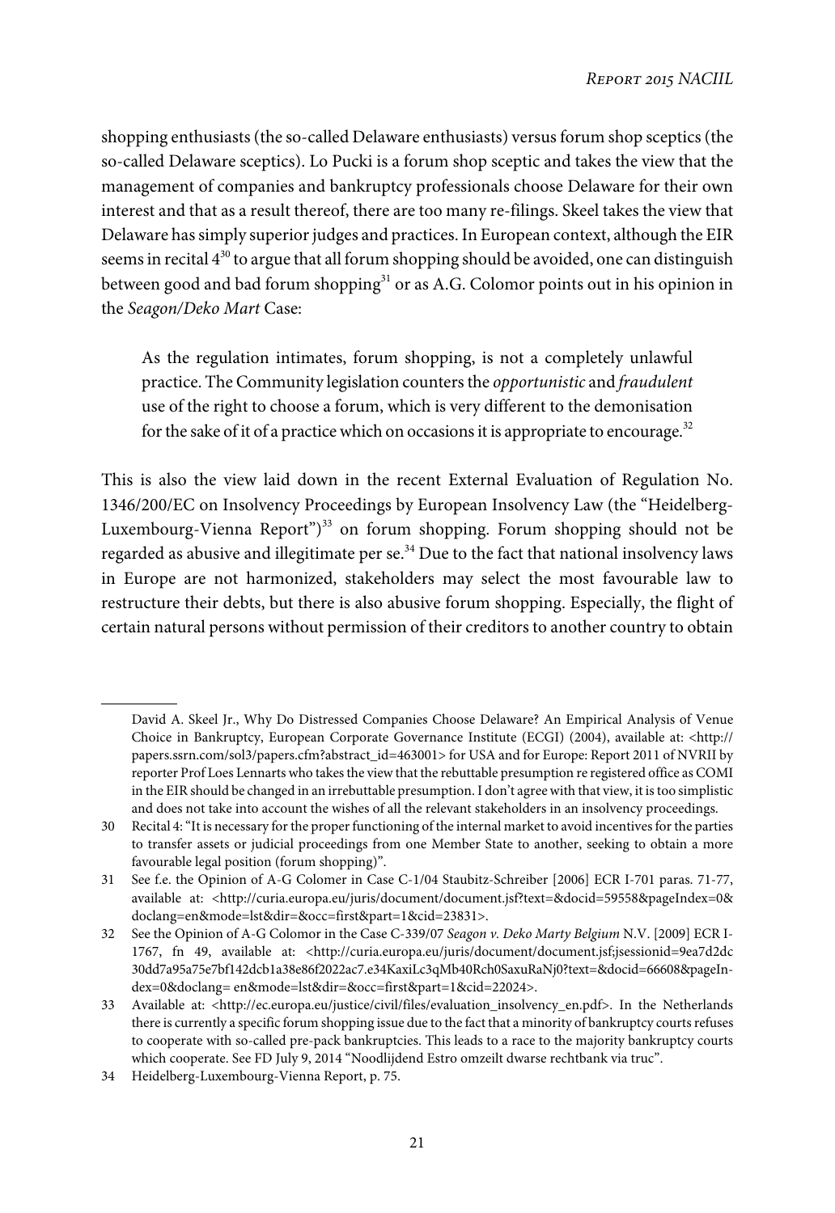shopping enthusiasts (the so-called Delaware enthusiasts) versus forum shop sceptics (the so-called Delaware sceptics). Lo Pucki is a forum shop sceptic and takes the view that the management of companies and bankruptcy professionals choose Delaware for their own interest and that as a result thereof, there are too many re-filings. Skeel takes the view that Delaware has simply superior judges and practices. In European context, although the EIR seems in recital 4[30] to argue that all forum shopping should be avoided, one can distinguish between good and bad forum shopping[31] or as A.G. Colomor points out in his opinion in the *Seagon/Deko Mart* Case:

> As the regulation intimates, forum shopping, is not a completely unlawful practice. The Community legislation counters the *opportunistic* and *fraudulent* use of the right to choose a forum, which is very different to the demonisation for the sake of it of a practice which on occasions it is appropriate to encourage.[32]

This is also the view laid down in the recent External Evaluation of Regulation No. 1346/200/EC on Insolvency Proceedings by European Insolvency Law (the "Heidelberg-Luxembourg-Vienna Report")[33] on forum shopping. Forum shopping should not be regarded as abusive and illegitimate per se.[34] Due to the fact that national insolvency laws in Europe are not harmonized, stakeholders may select the most favourable law to restructure their debts, but there is also abusive forum shopping. Especially, the flight of certain natural persons without permission of their creditors to another country to obtain

---

David A. Skeel Jr., Why Do Distressed Companies Choose Delaware? An Empirical Analysis of Venue Choice in Bankruptcy, European Corporate Governance Institute (ECGI) (2004), available at: <http://papers.ssrn.com/sol3/papers.cfm?abstract_id=463001> for USA and for Europe: Report 2011 of NVRII by reporter Prof Loes Lennarts who takes the view that the rebuttable presumption re registered office as COMI in the EIR should be changed in an irrebuttable presumption. I don't agree with that view, it is too simplistic and does not take into account the wishes of all the relevant stakeholders in an insolvency proceedings.

30 Recital 4: "It is necessary for the proper functioning of the internal market to avoid incentives for the parties to transfer assets or judicial proceedings from one Member State to another, seeking to obtain a more favourable legal position (forum shopping)".

31 See f.e. the Opinion of A-G Colomer in Case C-1/04 Staubitz-Schreiber [2006] ECR I-701 paras. 71-77, available at: <http://curia.europa.eu/juris/document/document.jsf?text=&docid=59558&pageIndex=0&doclang=en&mode=lst&dir=&occ=first&part=1&cid=23831>.

32 See the Opinion of A-G Colomor in the Case C-339/07 *Seagon v. Deko Marty Belgium* N.V. [2009] ECR I-1767, fn 49, available at: <http://curia.europa.eu/juris/document/document.jsf;jsessionid=9ea7d2dc30dd7a95a75e7bf142dcb1a38e86f2022ac7.e34KaxiLc3qMb40Rch0SaxuRaNj0?text=&docid=66608&pageIndex=0&doclang= en&mode=lst&dir=&occ=first&part=1&cid=22024>.

33 Available at: <http://ec.europa.eu/justice/civil/files/evaluation_insolvency_en.pdf>. In the Netherlands there is currently a specific forum shopping issue due to the fact that a minority of bankruptcy courts refuses to cooperate with so-called pre-pack bankruptcies. This leads to a race to the majority bankruptcy courts which cooperate. See FD July 9, 2014 "Noodlijdend Estro omzeilt dwarse rechtbank via truc".

34 Heidelberg-Luxembourg-Vienna Report, p. 75.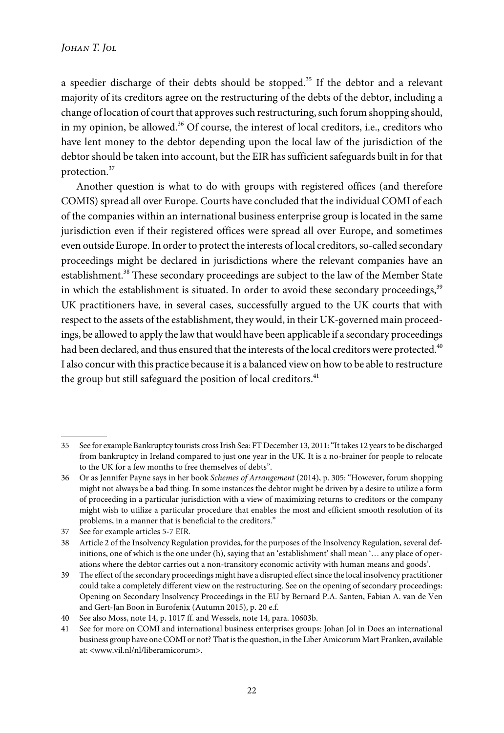a speedier discharge of their debts should be stopped.[35] If the debtor and a relevant majority of its creditors agree on the restructuring of the debts of the debtor, including a change of location of court that approves such restructuring, such forum shopping should, in my opinion, be allowed.[36] Of course, the interest of local creditors, i.e., creditors who have lent money to the debtor depending upon the local law of the jurisdiction of the debtor should be taken into account, but the EIR has sufficient safeguards built in for that protection.[37]

Another question is what to do with groups with registered offices (and therefore COMIS) spread all over Europe. Courts have concluded that the individual COMI of each of the companies within an international business enterprise group is located in the same jurisdiction even if their registered offices were spread all over Europe, and sometimes even outside Europe. In order to protect the interests of local creditors, so-called secondary proceedings might be declared in jurisdictions where the relevant companies have an establishment.[38] These secondary proceedings are subject to the law of the Member State in which the establishment is situated. In order to avoid these secondary proceedings,[39] UK practitioners have, in several cases, successfully argued to the UK courts that with respect to the assets of the establishment, they would, in their UK-governed main proceedings, be allowed to apply the law that would have been applicable if a secondary proceedings had been declared, and thus ensured that the interests of the local creditors were protected.[40] I also concur with this practice because it is a balanced view on how to be able to restructure the group but still safeguard the position of local creditors.[41]

---

35 See for example Bankruptcy tourists cross Irish Sea: FT December 13, 2011: "It takes 12 years to be discharged from bankruptcy in Ireland compared to just one year in the UK. It is a no-brainer for people to relocate to the UK for a few months to free themselves of debts".

36 Or as Jennifer Payne says in her book *Schemes of Arrangement* (2014), p. 305: "However, forum shopping might not always be a bad thing. In some instances the debtor might be driven by a desire to utilize a form of proceeding in a particular jurisdiction with a view of maximizing returns to creditors or the company might wish to utilize a particular procedure that enables the most and efficient smooth resolution of its problems, in a manner that is beneficial to the creditors."

37 See for example articles 5-7 EIR.

38 Article 2 of the Insolvency Regulation provides, for the purposes of the Insolvency Regulation, several definitions, one of which is the one under (h), saying that an 'establishment' shall mean '… any place of operations where the debtor carries out a non-transitory economic activity with human means and goods'.

39 The effect of the secondary proceedings might have a disrupted effect since the local insolvency practitioner could take a completely different view on the restructuring. See on the opening of secondary proceedings: Opening on Secondary Insolvency Proceedings in the EU by Bernard P.A. Santen, Fabian A. van de Ven and Gert-Jan Boon in Eurofenix (Autumn 2015), p. 20 e.f.

40 See also Moss, note 14, p. 1017 ff. and Wessels, note 14, para. 10603b.

41 See for more on COMI and international business enterprises groups: Johan Jol in Does an international business group have one COMI or not? That is the question, in the Liber Amicorum Mart Franken, available at: <www.vil.nl/nl/liberamicorum>.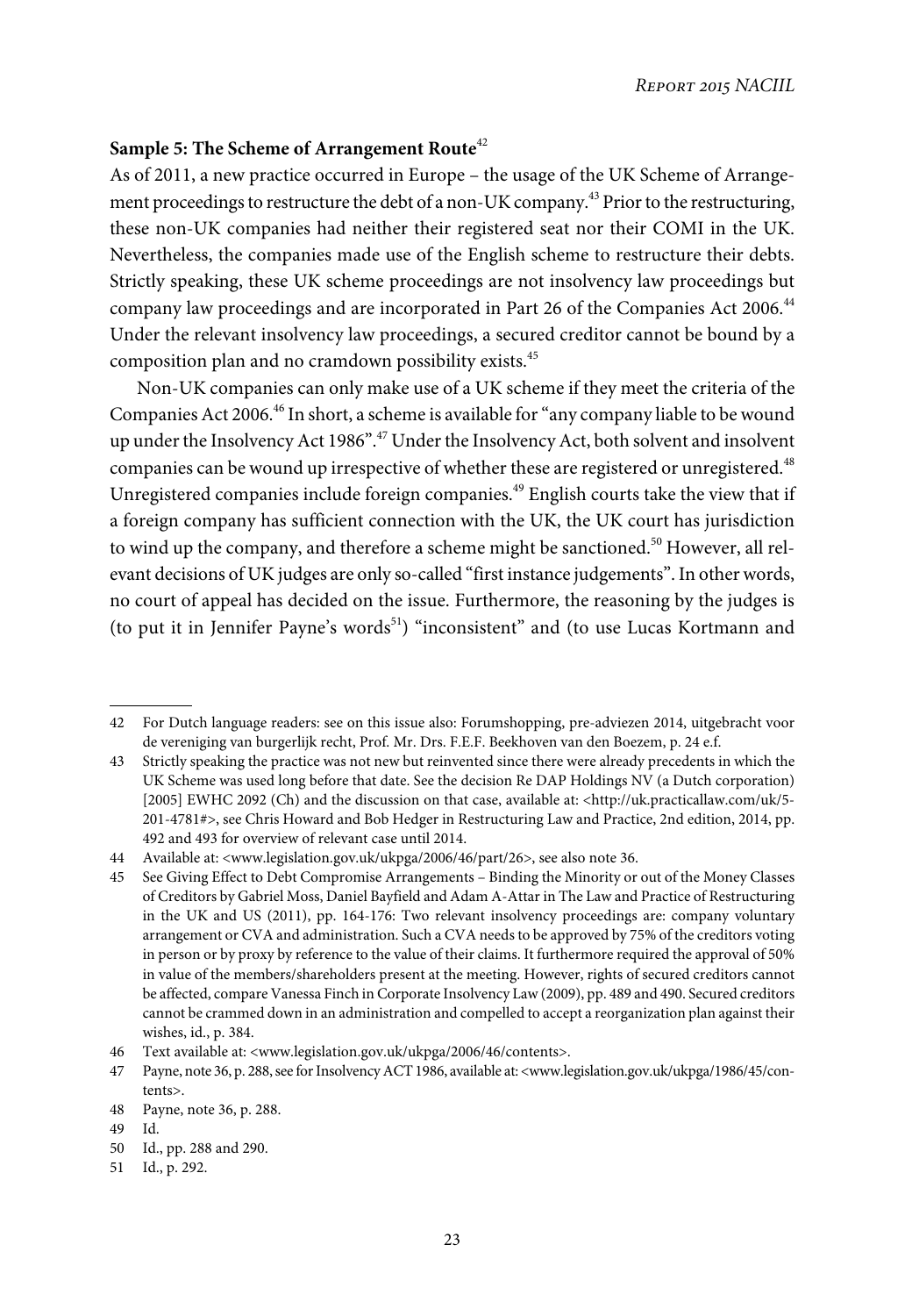**Sample 5: The Scheme of Arrangement Route**[42]

As of 2011, a new practice occurred in Europe – the usage of the UK Scheme of Arrangement proceedings to restructure the debt of a non-UK company.[43] Prior to the restructuring, these non-UK companies had neither their registered seat nor their COMI in the UK. Nevertheless, the companies made use of the English scheme to restructure their debts. Strictly speaking, these UK scheme proceedings are not insolvency law proceedings but company law proceedings and are incorporated in Part 26 of the Companies Act 2006.[44] Under the relevant insolvency law proceedings, a secured creditor cannot be bound by a composition plan and no cramdown possibility exists.[45]

Non-UK companies can only make use of a UK scheme if they meet the criteria of the Companies Act 2006.[46] In short, a scheme is available for "any company liable to be wound up under the Insolvency Act 1986".[47] Under the Insolvency Act, both solvent and insolvent companies can be wound up irrespective of whether these are registered or unregistered.[48] Unregistered companies include foreign companies.[49] English courts take the view that if a foreign company has sufficient connection with the UK, the UK court has jurisdiction to wind up the company, and therefore a scheme might be sanctioned.[50] However, all relevant decisions of UK judges are only so-called "first instance judgements". In other words, no court of appeal has decided on the issue. Furthermore, the reasoning by the judges is (to put it in Jennifer Payne's words[51]) "inconsistent" and (to use Lucas Kortmann and

---

42 For Dutch language readers: see on this issue also: Forumshopping, pre-adviezen 2014, uitgebracht voor de vereniging van burgerlijk recht, Prof. Mr. Drs. F.E.F. Beekhoven van den Boezem, p. 24 e.f.

43 Strictly speaking the practice was not new but reinvented since there were already precedents in which the UK Scheme was used long before that date. See the decision Re DAP Holdings NV (a Dutch corporation) [2005] EWHC 2092 (Ch) and the discussion on that case, available at: <http://uk.practicallaw.com/uk/5-201-4781#>, see Chris Howard and Bob Hedger in Restructuring Law and Practice, 2nd edition, 2014, pp. 492 and 493 for overview of relevant case until 2014.

44 Available at: <www.legislation.gov.uk/ukpga/2006/46/part/26>, see also note 36.

45 See Giving Effect to Debt Compromise Arrangements – Binding the Minority or out of the Money Classes of Creditors by Gabriel Moss, Daniel Bayfield and Adam A-Attar in The Law and Practice of Restructuring in the UK and US (2011), pp. 164-176: Two relevant insolvency proceedings are: company voluntary arrangement or CVA and administration. Such a CVA needs to be approved by 75% of the creditors voting in person or by proxy by reference to the value of their claims. It furthermore required the approval of 50% in value of the members/shareholders present at the meeting. However, rights of secured creditors cannot be affected, compare Vanessa Finch in Corporate Insolvency Law (2009), pp. 489 and 490. Secured creditors cannot be crammed down in an administration and compelled to accept a reorganization plan against their wishes, id., p. 384.

46 Text available at: <www.legislation.gov.uk/ukpga/2006/46/contents>.

47 Payne, note 36, p. 288, see for Insolvency ACT 1986, available at: <www.legislation.gov.uk/ukpga/1986/45/contents>.

48 Payne, note 36, p. 288.

49 Id.

50 Id., pp. 288 and 290.

51 Id., p. 292.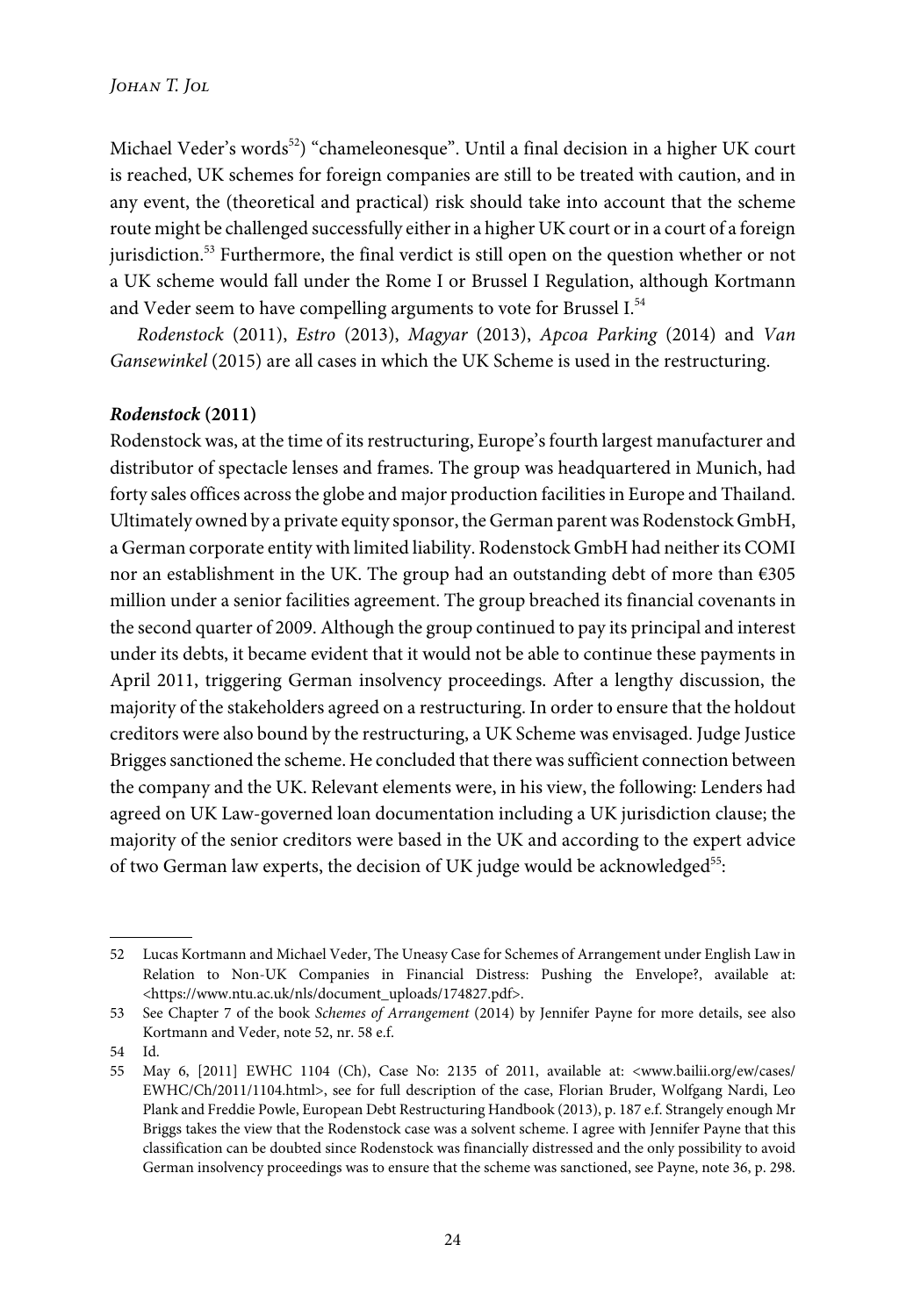Michael Veder's words[52]) "chameleonesque". Until a final decision in a higher UK court is reached, UK schemes for foreign companies are still to be treated with caution, and in any event, the (theoretical and practical) risk should take into account that the scheme route might be challenged successfully either in a higher UK court or in a court of a foreign jurisdiction.[53] Furthermore, the final verdict is still open on the question whether or not a UK scheme would fall under the Rome I or Brussel I Regulation, although Kortmann and Veder seem to have compelling arguments to vote for Brussel I.[54]

*Rodenstock* (2011), *Estro* (2013), *Magyar* (2013), *Apcoa Parking* (2014) and *Van Gansewinkel* (2015) are all cases in which the UK Scheme is used in the restructuring.

***Rodenstock* (2011)**

Rodenstock was, at the time of its restructuring, Europe's fourth largest manufacturer and distributor of spectacle lenses and frames. The group was headquartered in Munich, had forty sales offices across the globe and major production facilities in Europe and Thailand. Ultimately owned by a private equity sponsor, the German parent was Rodenstock GmbH, a German corporate entity with limited liability. Rodenstock GmbH had neither its COMI nor an establishment in the UK. The group had an outstanding debt of more than €305 million under a senior facilities agreement. The group breached its financial covenants in the second quarter of 2009. Although the group continued to pay its principal and interest under its debts, it became evident that it would not be able to continue these payments in April 2011, triggering German insolvency proceedings. After a lengthy discussion, the majority of the stakeholders agreed on a restructuring. In order to ensure that the holdout creditors were also bound by the restructuring, a UK Scheme was envisaged. Judge Justice Brigges sanctioned the scheme. He concluded that there was sufficient connection between the company and the UK. Relevant elements were, in his view, the following: Lenders had agreed on UK Law-governed loan documentation including a UK jurisdiction clause; the majority of the senior creditors were based in the UK and according to the expert advice of two German law experts, the decision of UK judge would be acknowledged[55]:

---

52 Lucas Kortmann and Michael Veder, The Uneasy Case for Schemes of Arrangement under English Law in Relation to Non-UK Companies in Financial Distress: Pushing the Envelope?, available at: <https://www.ntu.ac.uk/nls/document_uploads/174827.pdf>.

53 See Chapter 7 of the book *Schemes of Arrangement* (2014) by Jennifer Payne for more details, see also Kortmann and Veder, note 52, nr. 58 e.f.

54 Id.

55 May 6, [2011] EWHC 1104 (Ch), Case No: 2135 of 2011, available at: <www.bailii.org/ew/cases/EWHC/Ch/2011/1104.html>, see for full description of the case, Florian Bruder, Wolfgang Nardi, Leo Plank and Freddie Powle, European Debt Restructuring Handbook (2013), p. 187 e.f. Strangely enough Mr Briggs takes the view that the Rodenstock case was a solvent scheme. I agree with Jennifer Payne that this classification can be doubted since Rodenstock was financially distressed and the only possibility to avoid German insolvency proceedings was to ensure that the scheme was sanctioned, see Payne, note 36, p. 298.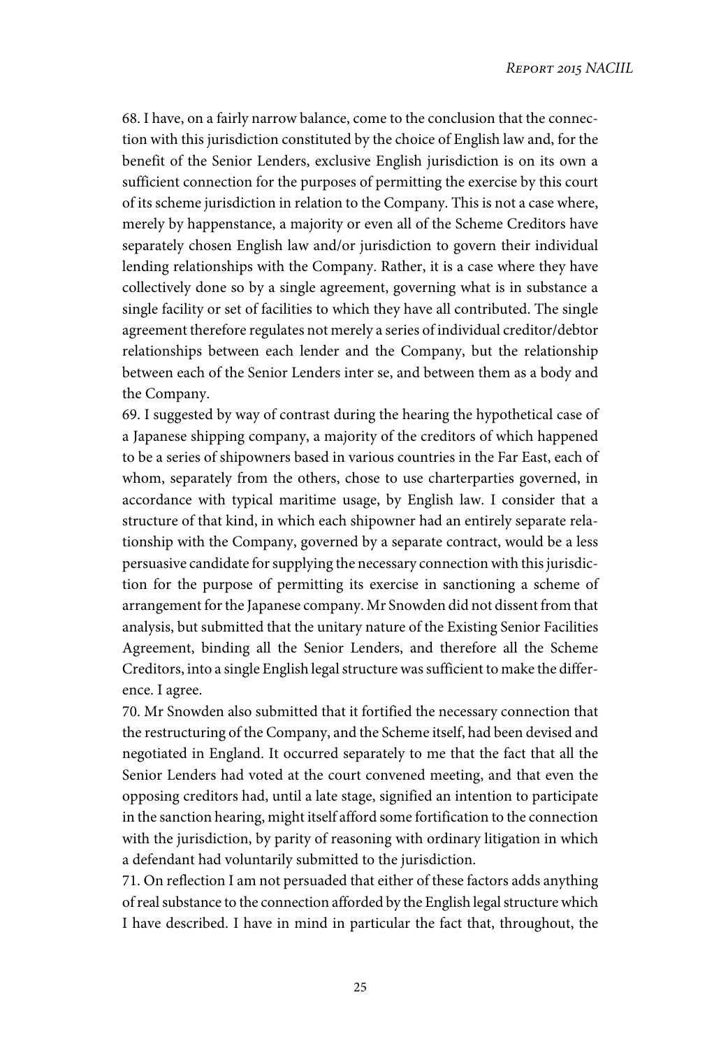68. I have, on a fairly narrow balance, come to the conclusion that the connection with this jurisdiction constituted by the choice of English law and, for the benefit of the Senior Lenders, exclusive English jurisdiction is on its own a sufficient connection for the purposes of permitting the exercise by this court of its scheme jurisdiction in relation to the Company. This is not a case where, merely by happenstance, a majority or even all of the Scheme Creditors have separately chosen English law and/or jurisdiction to govern their individual lending relationships with the Company. Rather, it is a case where they have collectively done so by a single agreement, governing what is in substance a single facility or set of facilities to which they have all contributed. The single agreement therefore regulates not merely a series of individual creditor/debtor relationships between each lender and the Company, but the relationship between each of the Senior Lenders inter se, and between them as a body and the Company.

69. I suggested by way of contrast during the hearing the hypothetical case of a Japanese shipping company, a majority of the creditors of which happened to be a series of shipowners based in various countries in the Far East, each of whom, separately from the others, chose to use charterparties governed, in accordance with typical maritime usage, by English law. I consider that a structure of that kind, in which each shipowner had an entirely separate relationship with the Company, governed by a separate contract, would be a less persuasive candidate for supplying the necessary connection with this jurisdiction for the purpose of permitting its exercise in sanctioning a scheme of arrangement for the Japanese company. Mr Snowden did not dissent from that analysis, but submitted that the unitary nature of the Existing Senior Facilities Agreement, binding all the Senior Lenders, and therefore all the Scheme Creditors, into a single English legal structure was sufficient to make the difference. I agree.

70. Mr Snowden also submitted that it fortified the necessary connection that the restructuring of the Company, and the Scheme itself, had been devised and negotiated in England. It occurred separately to me that the fact that all the Senior Lenders had voted at the court convened meeting, and that even the opposing creditors had, until a late stage, signified an intention to participate in the sanction hearing, might itself afford some fortification to the connection with the jurisdiction, by parity of reasoning with ordinary litigation in which a defendant had voluntarily submitted to the jurisdiction.

71. On reflection I am not persuaded that either of these factors adds anything of real substance to the connection afforded by the English legal structure which I have described. I have in mind in particular the fact that, throughout, the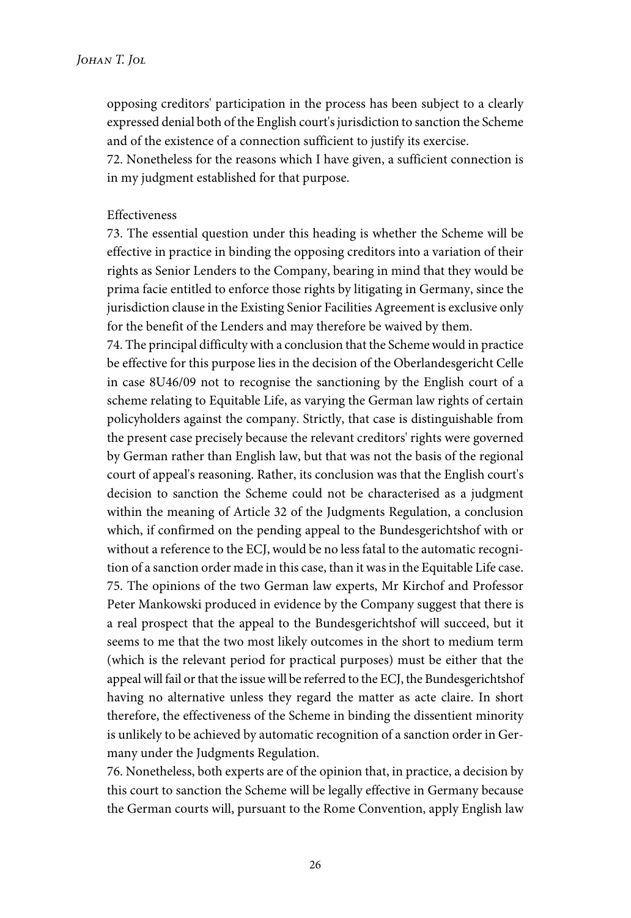opposing creditors' participation in the process has been subject to a clearly expressed denial both of the English court's jurisdiction to sanction the Scheme and of the existence of a connection sufficient to justify its exercise.
72. Nonetheless for the reasons which I have given, a sufficient connection is in my judgment established for that purpose.

Effectiveness
73. The essential question under this heading is whether the Scheme will be effective in practice in binding the opposing creditors into a variation of their rights as Senior Lenders to the Company, bearing in mind that they would be prima facie entitled to enforce those rights by litigating in Germany, since the jurisdiction clause in the Existing Senior Facilities Agreement is exclusive only for the benefit of the Lenders and may therefore be waived by them.
74. The principal difficulty with a conclusion that the Scheme would in practice be effective for this purpose lies in the decision of the Oberlandesgericht Celle in case 8U46/09 not to recognise the sanctioning by the English court of a scheme relating to Equitable Life, as varying the German law rights of certain policyholders against the company. Strictly, that case is distinguishable from the present case precisely because the relevant creditors' rights were governed by German rather than English law, but that was not the basis of the regional court of appeal's reasoning. Rather, its conclusion was that the English court's decision to sanction the Scheme could not be characterised as a judgment within the meaning of Article 32 of the Judgments Regulation, a conclusion which, if confirmed on the pending appeal to the Bundesgerichtshof with or without a reference to the ECJ, would be no less fatal to the automatic recognition of a sanction order made in this case, than it was in the Equitable Life case.
75. The opinions of the two German law experts, Mr Kirchof and Professor Peter Mankowski produced in evidence by the Company suggest that there is a real prospect that the appeal to the Bundesgerichtshof will succeed, but it seems to me that the two most likely outcomes in the short to medium term (which is the relevant period for practical purposes) must be either that the appeal will fail or that the issue will be referred to the ECJ, the Bundesgerichtshof having no alternative unless they regard the matter as acte claire. In short therefore, the effectiveness of the Scheme in binding the dissentient minority is unlikely to be achieved by automatic recognition of a sanction order in Germany under the Judgments Regulation.
76. Nonetheless, both experts are of the opinion that, in practice, a decision by this court to sanction the Scheme will be legally effective in Germany because the German courts will, pursuant to the Rome Convention, apply English law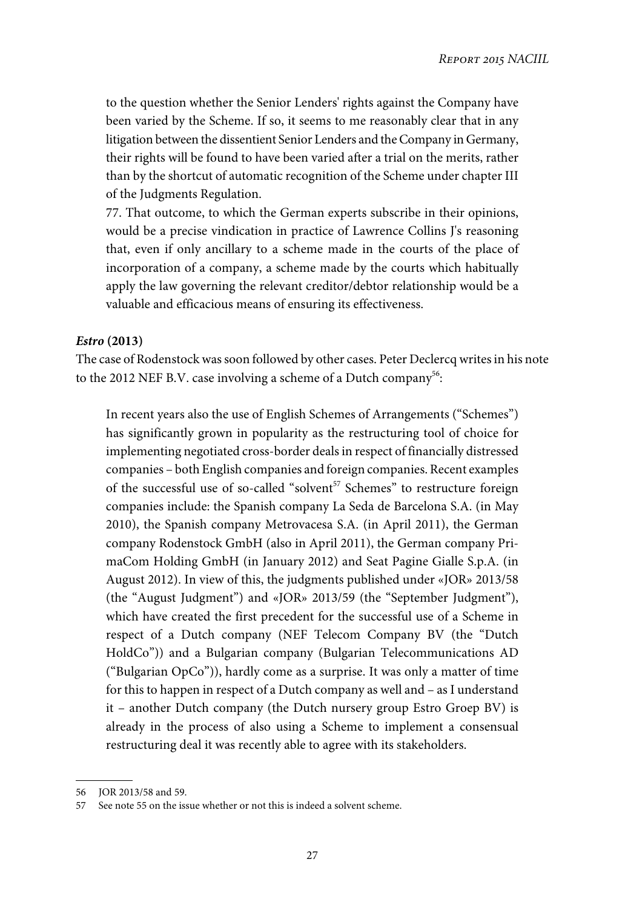to the question whether the Senior Lenders' rights against the Company have been varied by the Scheme. If so, it seems to me reasonably clear that in any litigation between the dissentient Senior Lenders and the Company in Germany, their rights will be found to have been varied after a trial on the merits, rather than by the shortcut of automatic recognition of the Scheme under chapter III of the Judgments Regulation.

77. That outcome, to which the German experts subscribe in their opinions, would be a precise vindication in practice of Lawrence Collins J's reasoning that, even if only ancillary to a scheme made in the courts of the place of incorporation of a company, a scheme made by the courts which habitually apply the law governing the relevant creditor/debtor relationship would be a valuable and efficacious means of ensuring its effectiveness.

### *Estro* (2013)

The case of Rodenstock was soon followed by other cases. Peter Declercq writes in his note to the 2012 NEF B.V. case involving a scheme of a Dutch company[56]:

> In recent years also the use of English Schemes of Arrangements ("Schemes") has significantly grown in popularity as the restructuring tool of choice for implementing negotiated cross-border deals in respect of financially distressed companies – both English companies and foreign companies. Recent examples of the successful use of so-called "solvent[57] Schemes" to restructure foreign companies include: the Spanish company La Seda de Barcelona S.A. (in May 2010), the Spanish company Metrovacesa S.A. (in April 2011), the German company Rodenstock GmbH (also in April 2011), the German company PrimaCom Holding GmbH (in January 2012) and Seat Pagine Gialle S.p.A. (in August 2012). In view of this, the judgments published under «JOR» 2013/58 (the "August Judgment") and «JOR» 2013/59 (the "September Judgment"), which have created the first precedent for the successful use of a Scheme in respect of a Dutch company (NEF Telecom Company BV (the "Dutch HoldCo")) and a Bulgarian company (Bulgarian Telecommunications AD ("Bulgarian OpCo")), hardly come as a surprise. It was only a matter of time for this to happen in respect of a Dutch company as well and – as I understand it – another Dutch company (the Dutch nursery group Estro Groep BV) is already in the process of also using a Scheme to implement a consensual restructuring deal it was recently able to agree with its stakeholders.

---

56 JOR 2013/58 and 59.

57 See note 55 on the issue whether or not this is indeed a solvent scheme.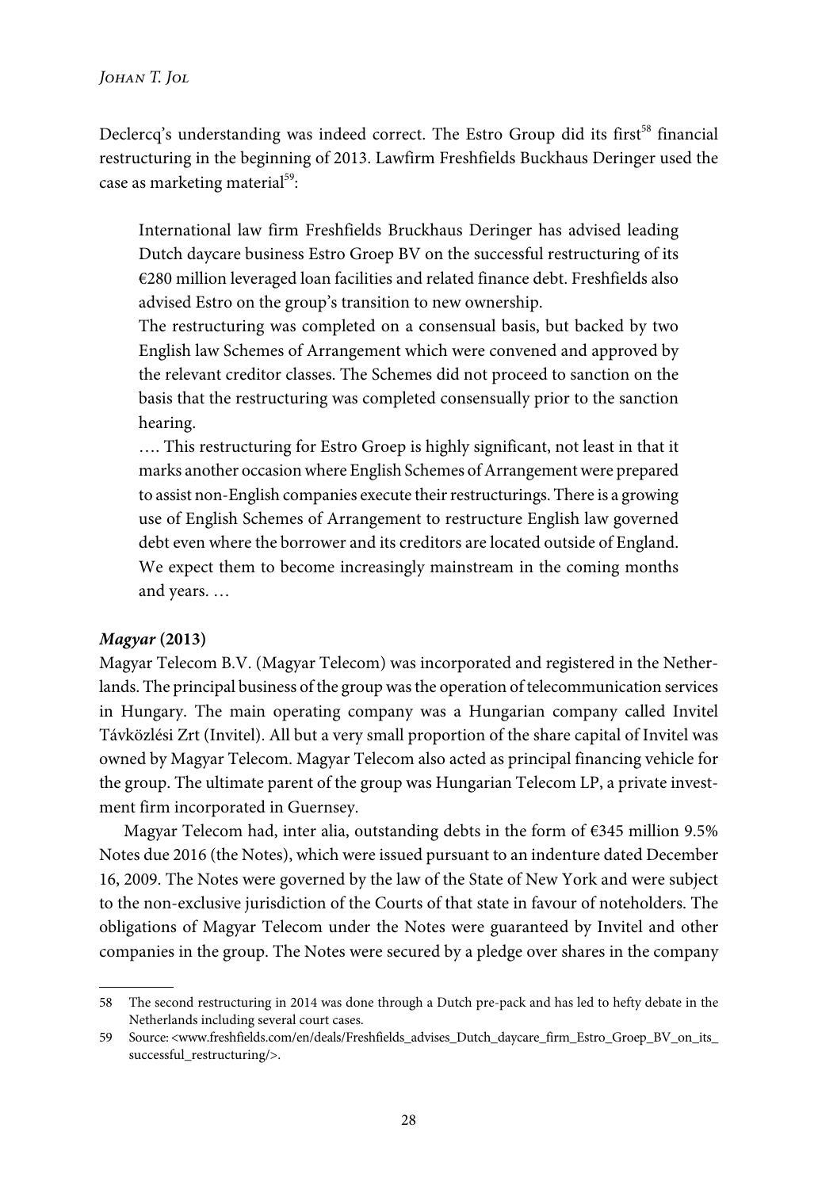Declercq's understanding was indeed correct. The Estro Group did its first[58] financial restructuring in the beginning of 2013. Lawfirm Freshfields Buckhaus Deringer used the case as marketing material[59]:

> International law firm Freshfields Bruckhaus Deringer has advised leading Dutch daycare business Estro Groep BV on the successful restructuring of its €280 million leveraged loan facilities and related finance debt. Freshfields also advised Estro on the group's transition to new ownership.
>
> The restructuring was completed on a consensual basis, but backed by two English law Schemes of Arrangement which were convened and approved by the relevant creditor classes. The Schemes did not proceed to sanction on the basis that the restructuring was completed consensually prior to the sanction hearing.
>
> …. This restructuring for Estro Groep is highly significant, not least in that it marks another occasion where English Schemes of Arrangement were prepared to assist non-English companies execute their restructurings. There is a growing use of English Schemes of Arrangement to restructure English law governed debt even where the borrower and its creditors are located outside of England. We expect them to become increasingly mainstream in the coming months and years. …

***Magyar*** **(2013)**

Magyar Telecom B.V. (Magyar Telecom) was incorporated and registered in the Netherlands. The principal business of the group was the operation of telecommunication services in Hungary. The main operating company was a Hungarian company called Invitel Távközlési Zrt (Invitel). All but a very small proportion of the share capital of Invitel was owned by Magyar Telecom. Magyar Telecom also acted as principal financing vehicle for the group. The ultimate parent of the group was Hungarian Telecom LP, a private investment firm incorporated in Guernsey.

Magyar Telecom had, inter alia, outstanding debts in the form of €345 million 9.5% Notes due 2016 (the Notes), which were issued pursuant to an indenture dated December 16, 2009. The Notes were governed by the law of the State of New York and were subject to the non-exclusive jurisdiction of the Courts of that state in favour of noteholders. The obligations of Magyar Telecom under the Notes were guaranteed by Invitel and other companies in the group. The Notes were secured by a pledge over shares in the company

---

58 The second restructuring in 2014 was done through a Dutch pre-pack and has led to hefty debate in the Netherlands including several court cases.

59 Source: <www.freshfields.com/en/deals/Freshfields_advises_Dutch_daycare_firm_Estro_Groep_BV_on_its_successful_restructuring/>.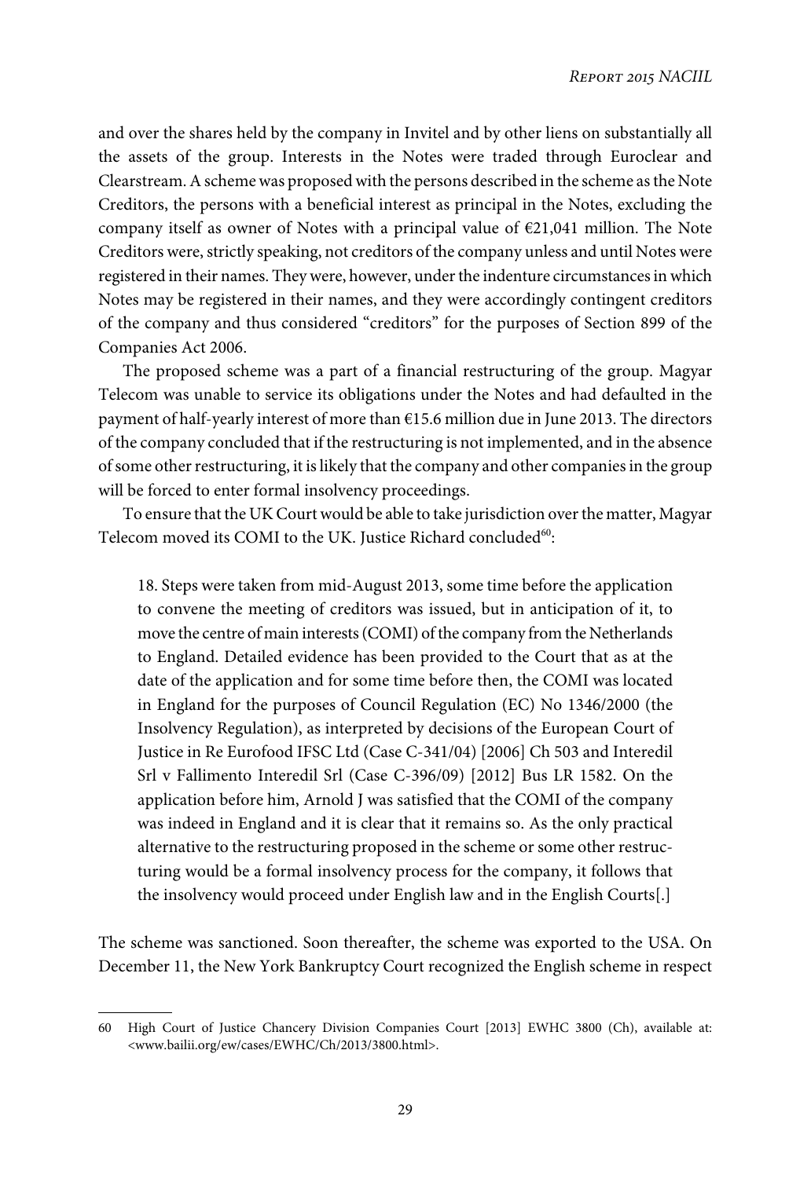and over the shares held by the company in Invitel and by other liens on substantially all the assets of the group. Interests in the Notes were traded through Euroclear and Clearstream. A scheme was proposed with the persons described in the scheme as the Note Creditors, the persons with a beneficial interest as principal in the Notes, excluding the company itself as owner of Notes with a principal value of €21,041 million. The Note Creditors were, strictly speaking, not creditors of the company unless and until Notes were registered in their names. They were, however, under the indenture circumstances in which Notes may be registered in their names, and they were accordingly contingent creditors of the company and thus considered "creditors" for the purposes of Section 899 of the Companies Act 2006.

The proposed scheme was a part of a financial restructuring of the group. Magyar Telecom was unable to service its obligations under the Notes and had defaulted in the payment of half-yearly interest of more than €15.6 million due in June 2013. The directors of the company concluded that if the restructuring is not implemented, and in the absence of some other restructuring, it is likely that the company and other companies in the group will be forced to enter formal insolvency proceedings.

To ensure that the UK Court would be able to take jurisdiction over the matter, Magyar Telecom moved its COMI to the UK. Justice Richard concluded[60]:

> 18. Steps were taken from mid-August 2013, some time before the application to convene the meeting of creditors was issued, but in anticipation of it, to move the centre of main interests (COMI) of the company from the Netherlands to England. Detailed evidence has been provided to the Court that as at the date of the application and for some time before then, the COMI was located in England for the purposes of Council Regulation (EC) No 1346/2000 (the Insolvency Regulation), as interpreted by decisions of the European Court of Justice in Re Eurofood IFSC Ltd (Case C-341/04) [2006] Ch 503 and Interedil Srl v Fallimento Interedil Srl (Case C-396/09) [2012] Bus LR 1582. On the application before him, Arnold J was satisfied that the COMI of the company was indeed in England and it is clear that it remains so. As the only practical alternative to the restructuring proposed in the scheme or some other restructuring would be a formal insolvency process for the company, it follows that the insolvency would proceed under English law and in the English Courts[.]

The scheme was sanctioned. Soon thereafter, the scheme was exported to the USA. On December 11, the New York Bankruptcy Court recognized the English scheme in respect

---

60 High Court of Justice Chancery Division Companies Court [2013] EWHC 3800 (Ch), available at: <www.bailii.org/ew/cases/EWHC/Ch/2013/3800.html>.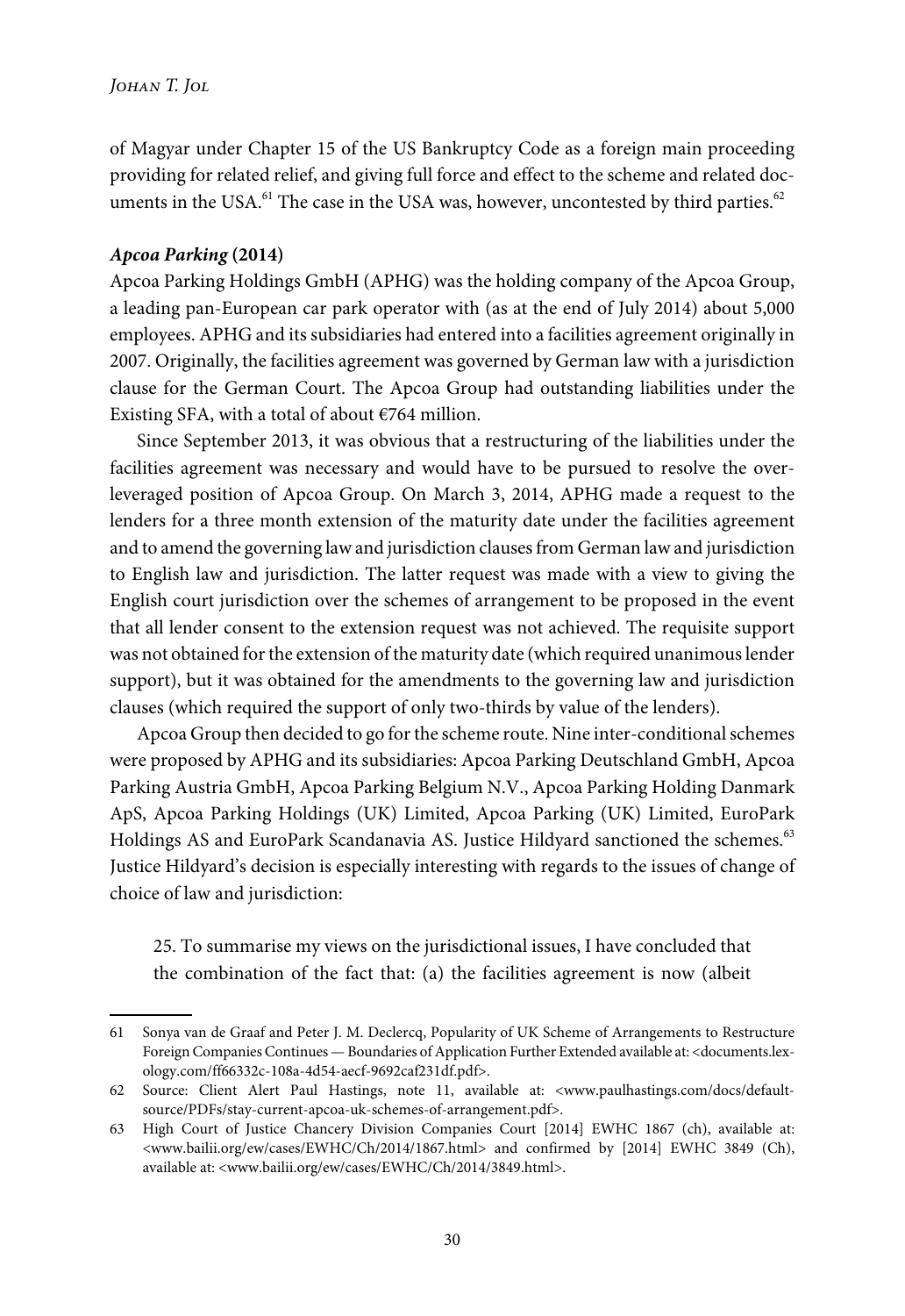of Magyar under Chapter 15 of the US Bankruptcy Code as a foreign main proceeding providing for related relief, and giving full force and effect to the scheme and related documents in the USA.[61] The case in the USA was, however, uncontested by third parties.[62]

### *Apcoa Parking* (2014)

Apcoa Parking Holdings GmbH (APHG) was the holding company of the Apcoa Group, a leading pan-European car park operator with (as at the end of July 2014) about 5,000 employees. APHG and its subsidiaries had entered into a facilities agreement originally in 2007. Originally, the facilities agreement was governed by German law with a jurisdiction clause for the German Court. The Apcoa Group had outstanding liabilities under the Existing SFA, with a total of about €764 million.

Since September 2013, it was obvious that a restructuring of the liabilities under the facilities agreement was necessary and would have to be pursued to resolve the over-leveraged position of Apcoa Group. On March 3, 2014, APHG made a request to the lenders for a three month extension of the maturity date under the facilities agreement and to amend the governing law and jurisdiction clauses from German law and jurisdiction to English law and jurisdiction. The latter request was made with a view to giving the English court jurisdiction over the schemes of arrangement to be proposed in the event that all lender consent to the extension request was not achieved. The requisite support was not obtained for the extension of the maturity date (which required unanimous lender support), but it was obtained for the amendments to the governing law and jurisdiction clauses (which required the support of only two-thirds by value of the lenders).

Apcoa Group then decided to go for the scheme route. Nine inter-conditional schemes were proposed by APHG and its subsidiaries: Apcoa Parking Deutschland GmbH, Apcoa Parking Austria GmbH, Apcoa Parking Belgium N.V., Apcoa Parking Holding Danmark ApS, Apcoa Parking Holdings (UK) Limited, Apcoa Parking (UK) Limited, EuroPark Holdings AS and EuroPark Scandanavia AS. Justice Hildyard sanctioned the schemes.[63] Justice Hildyard's decision is especially interesting with regards to the issues of change of choice of law and jurisdiction:

> 25. To summarise my views on the jurisdictional issues, I have concluded that the combination of the fact that: (a) the facilities agreement is now (albeit

---

61 Sonya van de Graaf and Peter J. M. Declercq, Popularity of UK Scheme of Arrangements to Restructure Foreign Companies Continues — Boundaries of Application Further Extended available at: <documents.lexology.com/ff66332c-108a-4d54-aecf-9692caf231df.pdf>.

62 Source: Client Alert Paul Hastings, note 11, available at: <www.paulhastings.com/docs/default-source/PDFs/stay-current-apcoa-uk-schemes-of-arrangement.pdf>.

63 High Court of Justice Chancery Division Companies Court [2014] EWHC 1867 (ch), available at: <www.bailii.org/ew/cases/EWHC/Ch/2014/1867.html> and confirmed by [2014] EWHC 3849 (Ch), available at: <www.bailii.org/ew/cases/EWHC/Ch/2014/3849.html>.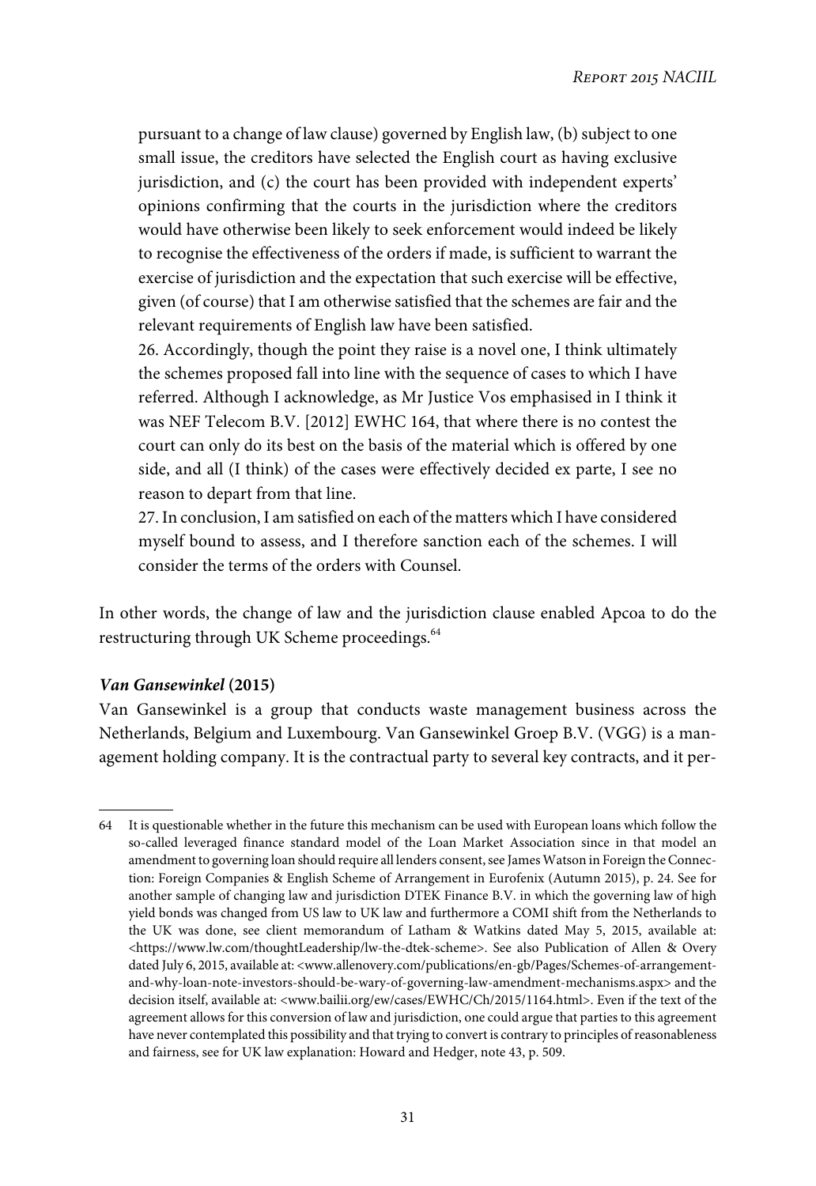pursuant to a change of law clause) governed by English law, (b) subject to one small issue, the creditors have selected the English court as having exclusive jurisdiction, and (c) the court has been provided with independent experts' opinions confirming that the courts in the jurisdiction where the creditors would have otherwise been likely to seek enforcement would indeed be likely to recognise the effectiveness of the orders if made, is sufficient to warrant the exercise of jurisdiction and the expectation that such exercise will be effective, given (of course) that I am otherwise satisfied that the schemes are fair and the relevant requirements of English law have been satisfied.

26. Accordingly, though the point they raise is a novel one, I think ultimately the schemes proposed fall into line with the sequence of cases to which I have referred. Although I acknowledge, as Mr Justice Vos emphasised in I think it was NEF Telecom B.V. [2012] EWHC 164, that where there is no contest the court can only do its best on the basis of the material which is offered by one side, and all (I think) of the cases were effectively decided ex parte, I see no reason to depart from that line.

27. In conclusion, I am satisfied on each of the matters which I have considered myself bound to assess, and I therefore sanction each of the schemes. I will consider the terms of the orders with Counsel.

In other words, the change of law and the jurisdiction clause enabled Apcoa to do the restructuring through UK Scheme proceedings.[64]

***Van Gansewinkel* (2015)**

Van Gansewinkel is a group that conducts waste management business across the Netherlands, Belgium and Luxembourg. Van Gansewinkel Groep B.V. (VGG) is a management holding company. It is the contractual party to several key contracts, and it per-

---

64 It is questionable whether in the future this mechanism can be used with European loans which follow the so-called leveraged finance standard model of the Loan Market Association since in that model an amendment to governing loan should require all lenders consent, see James Watson in Foreign the Connection: Foreign Companies & English Scheme of Arrangement in Eurofenix (Autumn 2015), p. 24. See for another sample of changing law and jurisdiction DTEK Finance B.V. in which the governing law of high yield bonds was changed from US law to UK law and furthermore a COMI shift from the Netherlands to the UK was done, see client memorandum of Latham & Watkins dated May 5, 2015, available at: <https://www.lw.com/thoughtLeadership/lw-the-dtek-scheme>. See also Publication of Allen & Overy dated July 6, 2015, available at: <www.allenovery.com/publications/en-gb/Pages/Schemes-of-arrangement-and-why-loan-note-investors-should-be-wary-of-governing-law-amendment-mechanisms.aspx> and the decision itself, available at: <www.bailii.org/ew/cases/EWHC/Ch/2015/1164.html>. Even if the text of the agreement allows for this conversion of law and jurisdiction, one could argue that parties to this agreement have never contemplated this possibility and that trying to convert is contrary to principles of reasonableness and fairness, see for UK law explanation: Howard and Hedger, note 43, p. 509.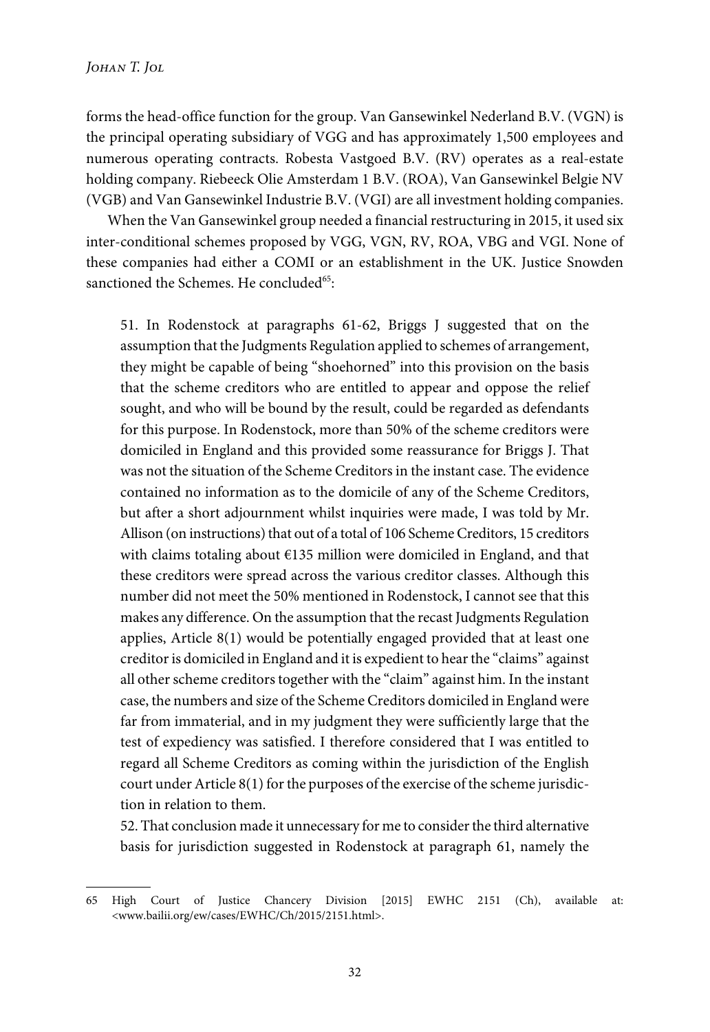forms the head-office function for the group. Van Gansewinkel Nederland B.V. (VGN) is the principal operating subsidiary of VGG and has approximately 1,500 employees and numerous operating contracts. Robesta Vastgoed B.V. (RV) operates as a real-estate holding company. Riebeeck Olie Amsterdam 1 B.V. (ROA), Van Gansewinkel Belgie NV (VGB) and Van Gansewinkel Industrie B.V. (VGI) are all investment holding companies.

When the Van Gansewinkel group needed a financial restructuring in 2015, it used six inter-conditional schemes proposed by VGG, VGN, RV, ROA, VBG and VGI. None of these companies had either a COMI or an establishment in the UK. Justice Snowden sanctioned the Schemes. He concluded[65]:

> 51. In Rodenstock at paragraphs 61-62, Briggs J suggested that on the assumption that the Judgments Regulation applied to schemes of arrangement, they might be capable of being "shoehorned" into this provision on the basis that the scheme creditors who are entitled to appear and oppose the relief sought, and who will be bound by the result, could be regarded as defendants for this purpose. In Rodenstock, more than 50% of the scheme creditors were domiciled in England and this provided some reassurance for Briggs J. That was not the situation of the Scheme Creditors in the instant case. The evidence contained no information as to the domicile of any of the Scheme Creditors, but after a short adjournment whilst inquiries were made, I was told by Mr. Allison (on instructions) that out of a total of 106 Scheme Creditors, 15 creditors with claims totaling about €135 million were domiciled in England, and that these creditors were spread across the various creditor classes. Although this number did not meet the 50% mentioned in Rodenstock, I cannot see that this makes any difference. On the assumption that the recast Judgments Regulation applies, Article 8(1) would be potentially engaged provided that at least one creditor is domiciled in England and it is expedient to hear the "claims" against all other scheme creditors together with the "claim" against him. In the instant case, the numbers and size of the Scheme Creditors domiciled in England were far from immaterial, and in my judgment they were sufficiently large that the test of expediency was satisfied. I therefore considered that I was entitled to regard all Scheme Creditors as coming within the jurisdiction of the English court under Article 8(1) for the purposes of the exercise of the scheme jurisdiction in relation to them.
>
> 52. That conclusion made it unnecessary for me to consider the third alternative basis for jurisdiction suggested in Rodenstock at paragraph 61, namely the

65 High Court of Justice Chancery Division [2015] EWHC 2151 (Ch), available at: <www.bailii.org/ew/cases/EWHC/Ch/2015/2151.html>.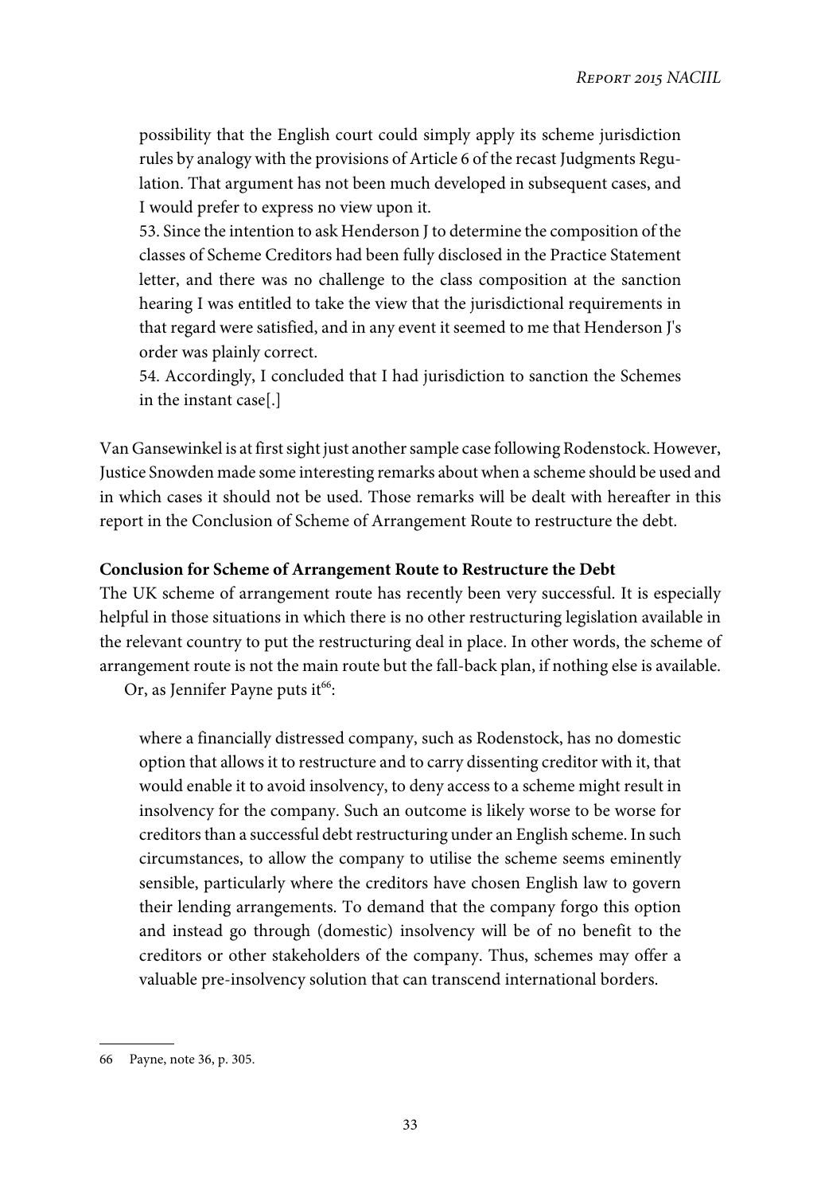> possibility that the English court could simply apply its scheme jurisdiction rules by analogy with the provisions of Article 6 of the recast Judgments Regulation. That argument has not been much developed in subsequent cases, and I would prefer to express no view upon it.
> 53. Since the intention to ask Henderson J to determine the composition of the classes of Scheme Creditors had been fully disclosed in the Practice Statement letter, and there was no challenge to the class composition at the sanction hearing I was entitled to take the view that the jurisdictional requirements in that regard were satisfied, and in any event it seemed to me that Henderson J's order was plainly correct.
> 54. Accordingly, I concluded that I had jurisdiction to sanction the Schemes in the instant case[.]

Van Gansewinkel is at first sight just another sample case following Rodenstock. However, Justice Snowden made some interesting remarks about when a scheme should be used and in which cases it should not be used. Those remarks will be dealt with hereafter in this report in the Conclusion of Scheme of Arrangement Route to restructure the debt.

**Conclusion for Scheme of Arrangement Route to Restructure the Debt**

The UK scheme of arrangement route has recently been very successful. It is especially helpful in those situations in which there is no other restructuring legislation available in the relevant country to put the restructuring deal in place. In other words, the scheme of arrangement route is not the main route but the fall-back plan, if nothing else is available.

Or, as Jennifer Payne puts it[66]:

> where a financially distressed company, such as Rodenstock, has no domestic option that allows it to restructure and to carry dissenting creditor with it, that would enable it to avoid insolvency, to deny access to a scheme might result in insolvency for the company. Such an outcome is likely worse to be worse for creditors than a successful debt restructuring under an English scheme. In such circumstances, to allow the company to utilise the scheme seems eminently sensible, particularly where the creditors have chosen English law to govern their lending arrangements. To demand that the company forgo this option and instead go through (domestic) insolvency will be of no benefit to the creditors or other stakeholders of the company. Thus, schemes may offer a valuable pre-insolvency solution that can transcend international borders.

---

66 Payne, note 36, p. 305.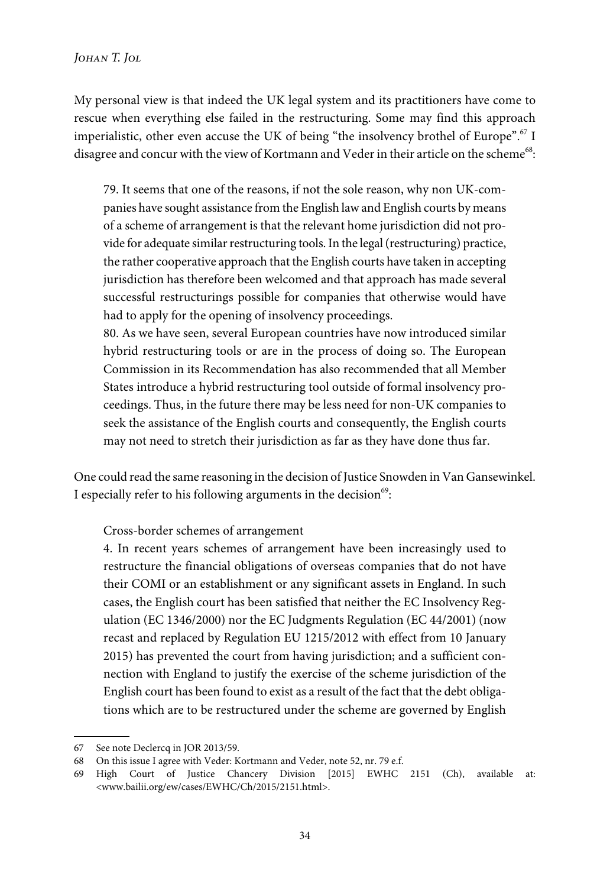My personal view is that indeed the UK legal system and its practitioners have come to rescue when everything else failed in the restructuring. Some may find this approach imperialistic, other even accuse the UK of being "the insolvency brothel of Europe".[67] I disagree and concur with the view of Kortmann and Veder in their article on the scheme[68]:

> 79. It seems that one of the reasons, if not the sole reason, why non UK-companies have sought assistance from the English law and English courts by means of a scheme of arrangement is that the relevant home jurisdiction did not provide for adequate similar restructuring tools. In the legal (restructuring) practice, the rather cooperative approach that the English courts have taken in accepting jurisdiction has therefore been welcomed and that approach has made several successful restructurings possible for companies that otherwise would have had to apply for the opening of insolvency proceedings.
> 80. As we have seen, several European countries have now introduced similar hybrid restructuring tools or are in the process of doing so. The European Commission in its Recommendation has also recommended that all Member States introduce a hybrid restructuring tool outside of formal insolvency proceedings. Thus, in the future there may be less need for non-UK companies to seek the assistance of the English courts and consequently, the English courts may not need to stretch their jurisdiction as far as they have done thus far.

One could read the same reasoning in the decision of Justice Snowden in Van Gansewinkel. I especially refer to his following arguments in the decision[69]:

> Cross-border schemes of arrangement
> 4. In recent years schemes of arrangement have been increasingly used to restructure the financial obligations of overseas companies that do not have their COMI or an establishment or any significant assets in England. In such cases, the English court has been satisfied that neither the EC Insolvency Regulation (EC 1346/2000) nor the EC Judgments Regulation (EC 44/2001) (now recast and replaced by Regulation EU 1215/2012 with effect from 10 January 2015) has prevented the court from having jurisdiction; and a sufficient connection with England to justify the exercise of the scheme jurisdiction of the English court has been found to exist as a result of the fact that the debt obligations which are to be restructured under the scheme are governed by English

---

67 See note Declercq in JOR 2013/59.

68 On this issue I agree with Veder: Kortmann and Veder, note 52, nr. 79 e.f.

69 High Court of Justice Chancery Division [2015] EWHC 2151 (Ch), available at: <www.bailii.org/ew/cases/EWHC/Ch/2015/2151.html>.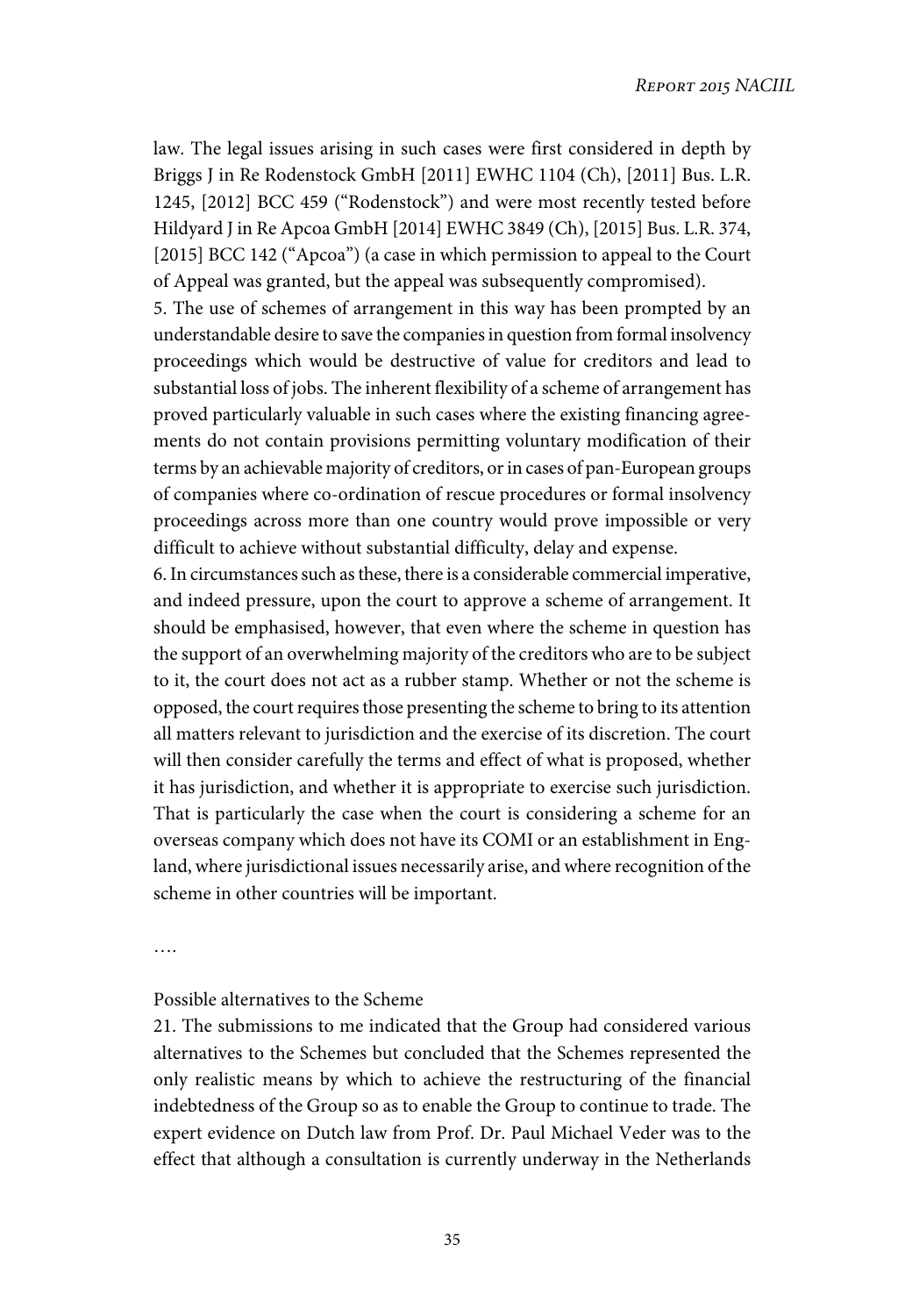law. The legal issues arising in such cases were first considered in depth by Briggs J in Re Rodenstock GmbH [2011] EWHC 1104 (Ch), [2011] Bus. L.R. 1245, [2012] BCC 459 ("Rodenstock") and were most recently tested before Hildyard J in Re Apcoa GmbH [2014] EWHC 3849 (Ch), [2015] Bus. L.R. 374, [2015] BCC 142 ("Apcoa") (a case in which permission to appeal to the Court of Appeal was granted, but the appeal was subsequently compromised).

5. The use of schemes of arrangement in this way has been prompted by an understandable desire to save the companies in question from formal insolvency proceedings which would be destructive of value for creditors and lead to substantial loss of jobs. The inherent flexibility of a scheme of arrangement has proved particularly valuable in such cases where the existing financing agreements do not contain provisions permitting voluntary modification of their terms by an achievable majority of creditors, or in cases of pan-European groups of companies where co-ordination of rescue procedures or formal insolvency proceedings across more than one country would prove impossible or very difficult to achieve without substantial difficulty, delay and expense.

6. In circumstances such as these, there is a considerable commercial imperative, and indeed pressure, upon the court to approve a scheme of arrangement. It should be emphasised, however, that even where the scheme in question has the support of an overwhelming majority of the creditors who are to be subject to it, the court does not act as a rubber stamp. Whether or not the scheme is opposed, the court requires those presenting the scheme to bring to its attention all matters relevant to jurisdiction and the exercise of its discretion. The court will then consider carefully the terms and effect of what is proposed, whether it has jurisdiction, and whether it is appropriate to exercise such jurisdiction. That is particularly the case when the court is considering a scheme for an overseas company which does not have its COMI or an establishment in England, where jurisdictional issues necessarily arise, and where recognition of the scheme in other countries will be important.

….

Possible alternatives to the Scheme

21. The submissions to me indicated that the Group had considered various alternatives to the Schemes but concluded that the Schemes represented the only realistic means by which to achieve the restructuring of the financial indebtedness of the Group so as to enable the Group to continue to trade. The expert evidence on Dutch law from Prof. Dr. Paul Michael Veder was to the effect that although a consultation is currently underway in the Netherlands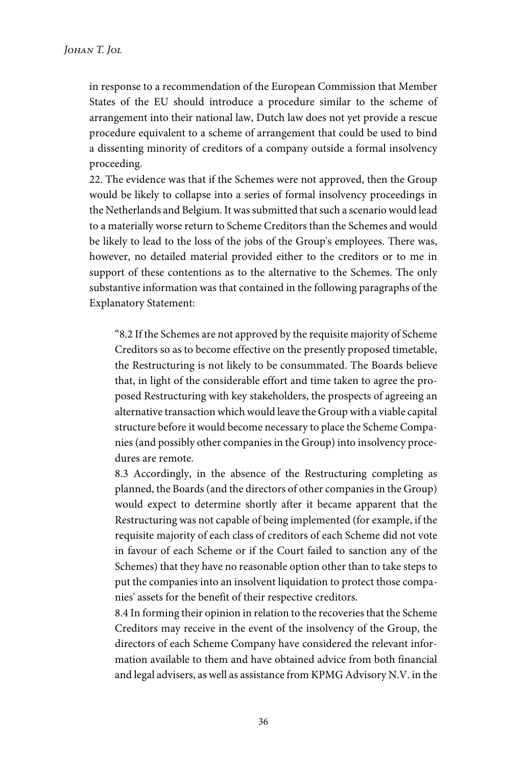in response to a recommendation of the European Commission that Member States of the EU should introduce a procedure similar to the scheme of arrangement into their national law, Dutch law does not yet provide a rescue procedure equivalent to a scheme of arrangement that could be used to bind a dissenting minority of creditors of a company outside a formal insolvency proceeding.

22. The evidence was that if the Schemes were not approved, then the Group would be likely to collapse into a series of formal insolvency proceedings in the Netherlands and Belgium. It was submitted that such a scenario would lead to a materially worse return to Scheme Creditors than the Schemes and would be likely to lead to the loss of the jobs of the Group's employees. There was, however, no detailed material provided either to the creditors or to me in support of these contentions as to the alternative to the Schemes. The only substantive information was that contained in the following paragraphs of the Explanatory Statement:

> "8.2 If the Schemes are not approved by the requisite majority of Scheme Creditors so as to become effective on the presently proposed timetable, the Restructuring is not likely to be consummated. The Boards believe that, in light of the considerable effort and time taken to agree the proposed Restructuring with key stakeholders, the prospects of agreeing an alternative transaction which would leave the Group with a viable capital structure before it would become necessary to place the Scheme Companies (and possibly other companies in the Group) into insolvency procedures are remote.
>
> 8.3 Accordingly, in the absence of the Restructuring completing as planned, the Boards (and the directors of other companies in the Group) would expect to determine shortly after it became apparent that the Restructuring was not capable of being implemented (for example, if the requisite majority of each class of creditors of each Scheme did not vote in favour of each Scheme or if the Court failed to sanction any of the Schemes) that they have no reasonable option other than to take steps to put the companies into an insolvent liquidation to protect those companies' assets for the benefit of their respective creditors.
>
> 8.4 In forming their opinion in relation to the recoveries that the Scheme Creditors may receive in the event of the insolvency of the Group, the directors of each Scheme Company have considered the relevant information available to them and have obtained advice from both financial and legal advisers, as well as assistance from KPMG Advisory N.V. in the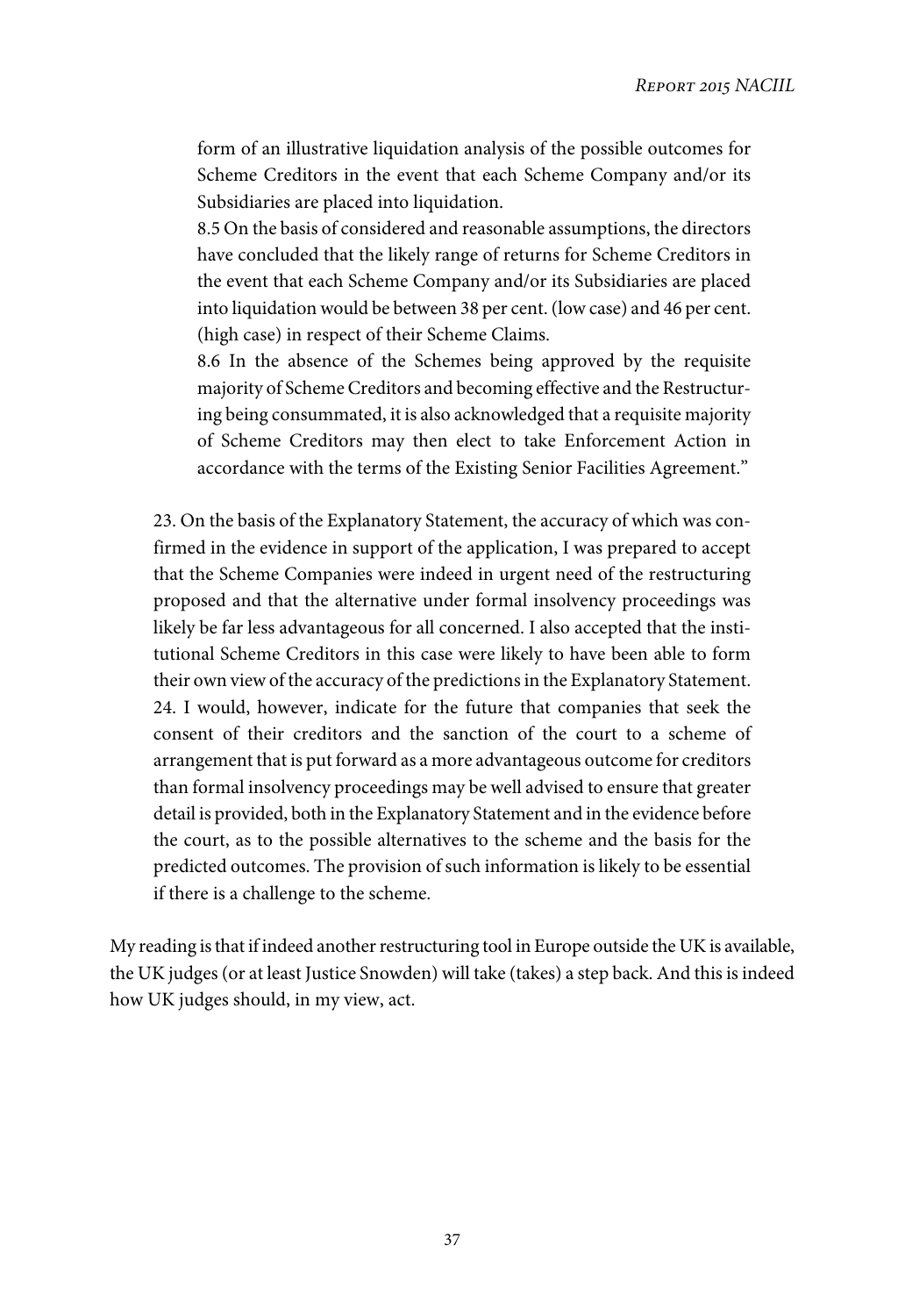> form of an illustrative liquidation analysis of the possible outcomes for Scheme Creditors in the event that each Scheme Company and/or its Subsidiaries are placed into liquidation.
>
> 8.5 On the basis of considered and reasonable assumptions, the directors have concluded that the likely range of returns for Scheme Creditors in the event that each Scheme Company and/or its Subsidiaries are placed into liquidation would be between 38 per cent. (low case) and 46 per cent. (high case) in respect of their Scheme Claims.
>
> 8.6 In the absence of the Schemes being approved by the requisite majority of Scheme Creditors and becoming effective and the Restructuring being consummated, it is also acknowledged that a requisite majority of Scheme Creditors may then elect to take Enforcement Action in accordance with the terms of the Existing Senior Facilities Agreement."

> 23. On the basis of the Explanatory Statement, the accuracy of which was confirmed in the evidence in support of the application, I was prepared to accept that the Scheme Companies were indeed in urgent need of the restructuring proposed and that the alternative under formal insolvency proceedings was likely be far less advantageous for all concerned. I also accepted that the institutional Scheme Creditors in this case were likely to have been able to form their own view of the accuracy of the predictions in the Explanatory Statement.
>
> 24. I would, however, indicate for the future that companies that seek the consent of their creditors and the sanction of the court to a scheme of arrangement that is put forward as a more advantageous outcome for creditors than formal insolvency proceedings may be well advised to ensure that greater detail is provided, both in the Explanatory Statement and in the evidence before the court, as to the possible alternatives to the scheme and the basis for the predicted outcomes. The provision of such information is likely to be essential if there is a challenge to the scheme.

My reading is that if indeed another restructuring tool in Europe outside the UK is available, the UK judges (or at least Justice Snowden) will take (takes) a step back. And this is indeed how UK judges should, in my view, act.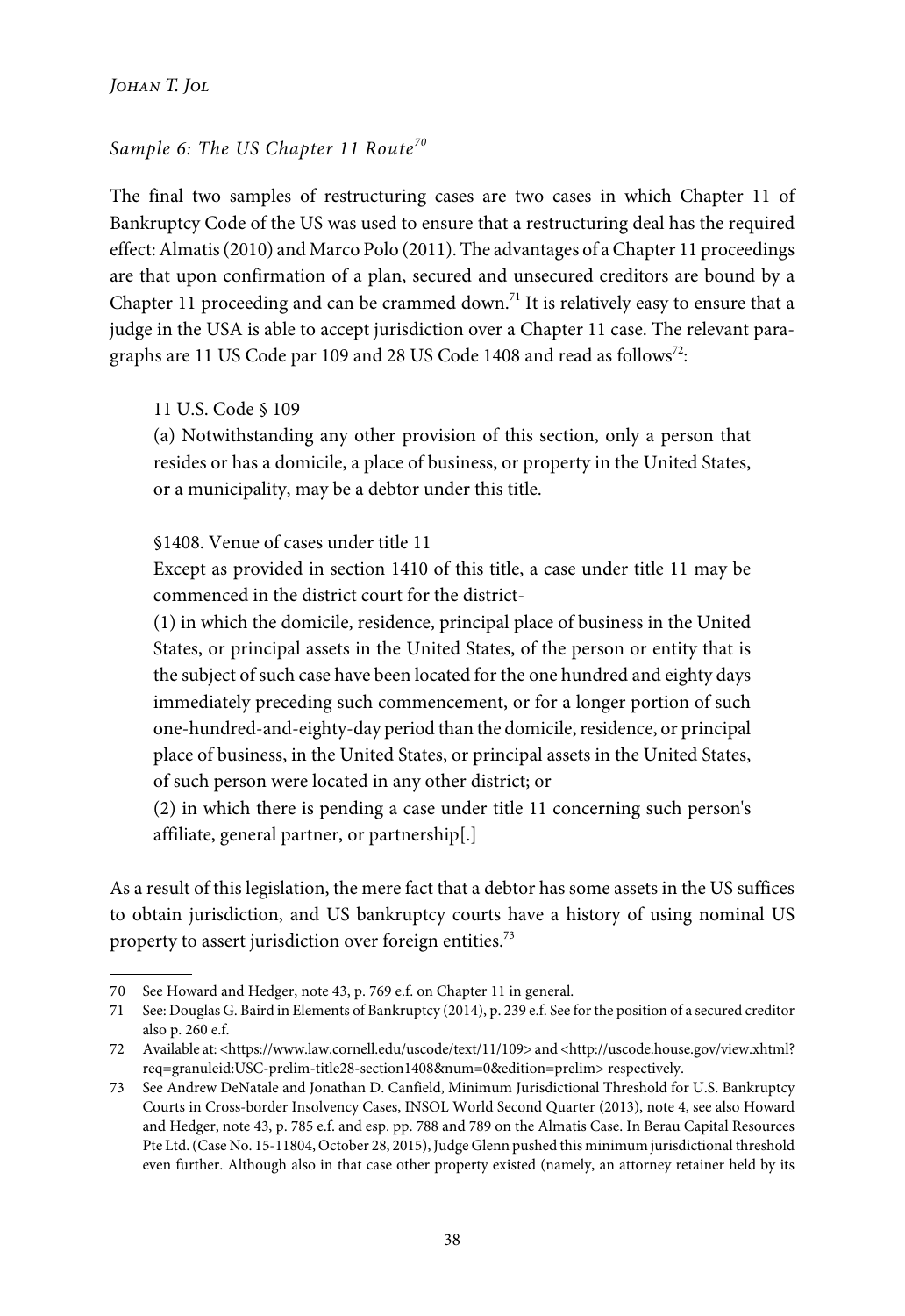*Sample 6: The US Chapter 11 Route*[70]

The final two samples of restructuring cases are two cases in which Chapter 11 of Bankruptcy Code of the US was used to ensure that a restructuring deal has the required effect: Almatis (2010) and Marco Polo (2011). The advantages of a Chapter 11 proceedings are that upon confirmation of a plan, secured and unsecured creditors are bound by a Chapter 11 proceeding and can be crammed down.[71] It is relatively easy to ensure that a judge in the USA is able to accept jurisdiction over a Chapter 11 case. The relevant paragraphs are 11 US Code par 109 and 28 US Code 1408 and read as follows[72]:

> 11 U.S. Code § 109
>
> (a) Notwithstanding any other provision of this section, only a person that resides or has a domicile, a place of business, or property in the United States, or a municipality, may be a debtor under this title.
>
> §1408. Venue of cases under title 11
>
> Except as provided in section 1410 of this title, a case under title 11 may be commenced in the district court for the district-
>
> (1) in which the domicile, residence, principal place of business in the United States, or principal assets in the United States, of the person or entity that is the subject of such case have been located for the one hundred and eighty days immediately preceding such commencement, or for a longer portion of such one-hundred-and-eighty-day period than the domicile, residence, or principal place of business, in the United States, or principal assets in the United States, of such person were located in any other district; or
>
> (2) in which there is pending a case under title 11 concerning such person's affiliate, general partner, or partnership[.]

As a result of this legislation, the mere fact that a debtor has some assets in the US suffices to obtain jurisdiction, and US bankruptcy courts have a history of using nominal US property to assert jurisdiction over foreign entities.[73]

---

70 See Howard and Hedger, note 43, p. 769 e.f. on Chapter 11 in general.

71 See: Douglas G. Baird in Elements of Bankruptcy (2014), p. 239 e.f. See for the position of a secured creditor also p. 260 e.f.

72 Available at: <https://www.law.cornell.edu/uscode/text/11/109> and <http://uscode.house.gov/view.xhtml?req=granuleid:USC-prelim-title28-section1408&num=0&edition=prelim> respectively.

73 See Andrew DeNatale and Jonathan D. Canfield, Minimum Jurisdictional Threshold for U.S. Bankruptcy Courts in Cross-border Insolvency Cases, INSOL World Second Quarter (2013), note 4, see also Howard and Hedger, note 43, p. 785 e.f. and esp. pp. 788 and 789 on the Almatis Case. In Berau Capital Resources Pte Ltd. (Case No. 15-11804, October 28, 2015), Judge Glenn pushed this minimum jurisdictional threshold even further. Although also in that case other property existed (namely, an attorney retainer held by its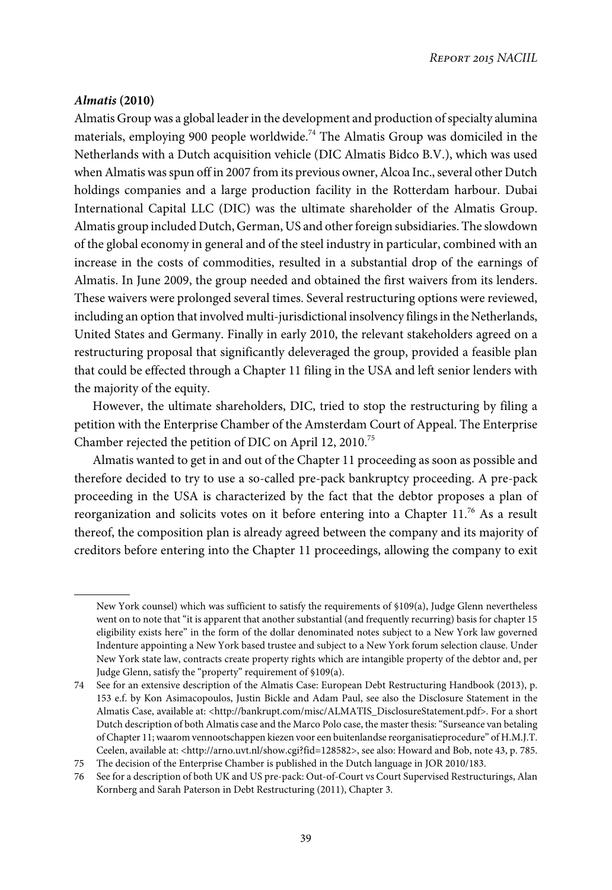***Almatis* (2010)**

Almatis Group was a global leader in the development and production of specialty alumina materials, employing 900 people worldwide.[74] The Almatis Group was domiciled in the Netherlands with a Dutch acquisition vehicle (DIC Almatis Bidco B.V.), which was used when Almatis was spun off in 2007 from its previous owner, Alcoa Inc., several other Dutch holdings companies and a large production facility in the Rotterdam harbour. Dubai International Capital LLC (DIC) was the ultimate shareholder of the Almatis Group. Almatis group included Dutch, German, US and other foreign subsidiaries. The slowdown of the global economy in general and of the steel industry in particular, combined with an increase in the costs of commodities, resulted in a substantial drop of the earnings of Almatis. In June 2009, the group needed and obtained the first waivers from its lenders. These waivers were prolonged several times. Several restructuring options were reviewed, including an option that involved multi-jurisdictional insolvency filings in the Netherlands, United States and Germany. Finally in early 2010, the relevant stakeholders agreed on a restructuring proposal that significantly deleveraged the group, provided a feasible plan that could be effected through a Chapter 11 filing in the USA and left senior lenders with the majority of the equity.

However, the ultimate shareholders, DIC, tried to stop the restructuring by filing a petition with the Enterprise Chamber of the Amsterdam Court of Appeal. The Enterprise Chamber rejected the petition of DIC on April 12, 2010.[75]

Almatis wanted to get in and out of the Chapter 11 proceeding as soon as possible and therefore decided to try to use a so-called pre-pack bankruptcy proceeding. A pre-pack proceeding in the USA is characterized by the fact that the debtor proposes a plan of reorganization and solicits votes on it before entering into a Chapter 11.[76] As a result thereof, the composition plan is already agreed between the company and its majority of creditors before entering into the Chapter 11 proceedings, allowing the company to exit

---

New York counsel) which was sufficient to satisfy the requirements of §109(a), Judge Glenn nevertheless went on to note that "it is apparent that another substantial (and frequently recurring) basis for chapter 15 eligibility exists here" in the form of the dollar denominated notes subject to a New York law governed Indenture appointing a New York based trustee and subject to a New York forum selection clause. Under New York state law, contracts create property rights which are intangible property of the debtor and, per Judge Glenn, satisfy the "property" requirement of §109(a).

74 See for an extensive description of the Almatis Case: European Debt Restructuring Handbook (2013), p. 153 e.f. by Kon Asimacopoulos, Justin Bickle and Adam Paul, see also the Disclosure Statement in the Almatis Case, available at: <http://bankrupt.com/misc/ALMATIS_DisclosureStatement.pdf>. For a short Dutch description of both Almatis case and the Marco Polo case, the master thesis: "Surseance van betaling of Chapter 11; waarom vennootschappen kiezen voor een buitenlandse reorganisatieprocedure" of H.M.J.T. Ceelen, available at: <http://arno.uvt.nl/show.cgi?fid=128582>, see also: Howard and Bob, note 43, p. 785.

75 The decision of the Enterprise Chamber is published in the Dutch language in JOR 2010/183.

76 See for a description of both UK and US pre-pack: Out-of-Court vs Court Supervised Restructurings, Alan Kornberg and Sarah Paterson in Debt Restructuring (2011), Chapter 3.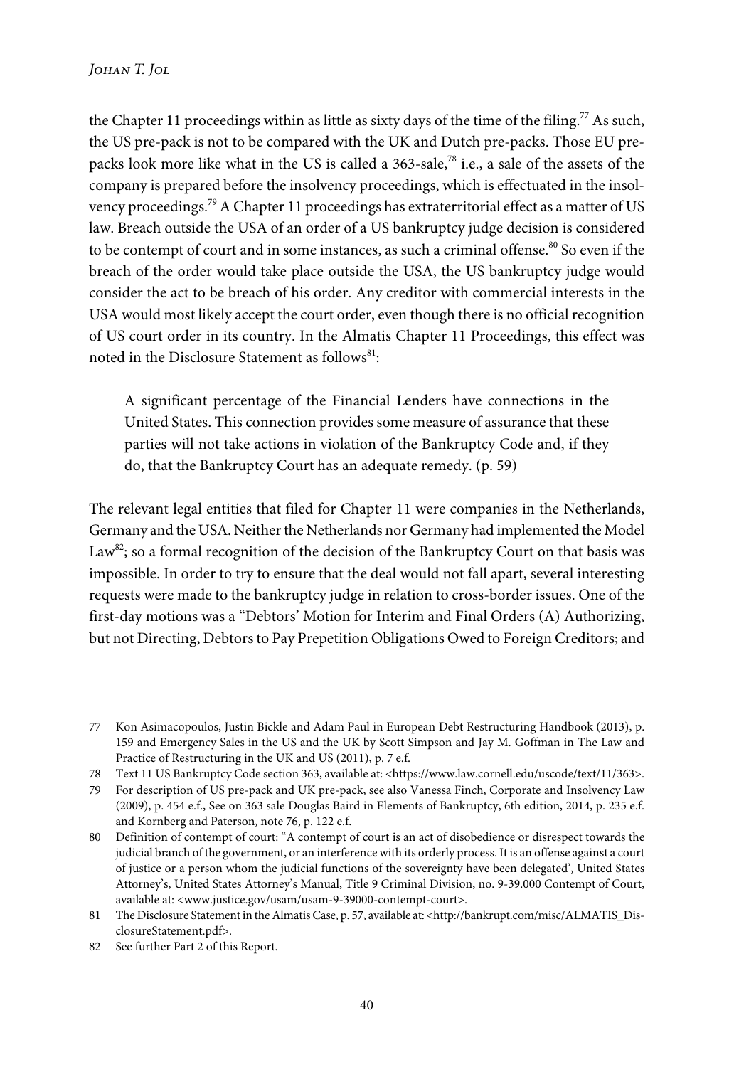the Chapter 11 proceedings within as little as sixty days of the time of the filing.[77] As such, the US pre-pack is not to be compared with the UK and Dutch pre-packs. Those EU pre-packs look more like what in the US is called a 363-sale,[78] i.e., a sale of the assets of the company is prepared before the insolvency proceedings, which is effectuated in the insolvency proceedings.[79] A Chapter 11 proceedings has extraterritorial effect as a matter of US law. Breach outside the USA of an order of a US bankruptcy judge decision is considered to be contempt of court and in some instances, as such a criminal offense.[80] So even if the breach of the order would take place outside the USA, the US bankruptcy judge would consider the act to be breach of his order. Any creditor with commercial interests in the USA would most likely accept the court order, even though there is no official recognition of US court order in its country. In the Almatis Chapter 11 Proceedings, this effect was noted in the Disclosure Statement as follows[81]:

> A significant percentage of the Financial Lenders have connections in the United States. This connection provides some measure of assurance that these parties will not take actions in violation of the Bankruptcy Code and, if they do, that the Bankruptcy Court has an adequate remedy. (p. 59)

The relevant legal entities that filed for Chapter 11 were companies in the Netherlands, Germany and the USA. Neither the Netherlands nor Germany had implemented the Model Law[82]; so a formal recognition of the decision of the Bankruptcy Court on that basis was impossible. In order to try to ensure that the deal would not fall apart, several interesting requests were made to the bankruptcy judge in relation to cross-border issues. One of the first-day motions was a "Debtors' Motion for Interim and Final Orders (A) Authorizing, but not Directing, Debtors to Pay Prepetition Obligations Owed to Foreign Creditors; and

---

77 Kon Asimacopoulos, Justin Bickle and Adam Paul in European Debt Restructuring Handbook (2013), p. 159 and Emergency Sales in the US and the UK by Scott Simpson and Jay M. Goffman in The Law and Practice of Restructuring in the UK and US (2011), p. 7 e.f.

78 Text 11 US Bankruptcy Code section 363, available at: <https://www.law.cornell.edu/uscode/text/11/363>.

79 For description of US pre-pack and UK pre-pack, see also Vanessa Finch, Corporate and Insolvency Law (2009), p. 454 e.f., See on 363 sale Douglas Baird in Elements of Bankruptcy, 6th edition, 2014, p. 235 e.f. and Kornberg and Paterson, note 76, p. 122 e.f.

80 Definition of contempt of court: "A contempt of court is an act of disobedience or disrespect towards the judicial branch of the government, or an interference with its orderly process. It is an offense against a court of justice or a person whom the judicial functions of the sovereignty have been delegated', United States Attorney's, United States Attorney's Manual, Title 9 Criminal Division, no. 9-39.000 Contempt of Court, available at: <www.justice.gov/usam/usam-9-39000-contempt-court>.

81 The Disclosure Statement in the Almatis Case, p. 57, available at: <http://bankrupt.com/misc/ALMATIS_DisclosureStatement.pdf>.

82 See further Part 2 of this Report.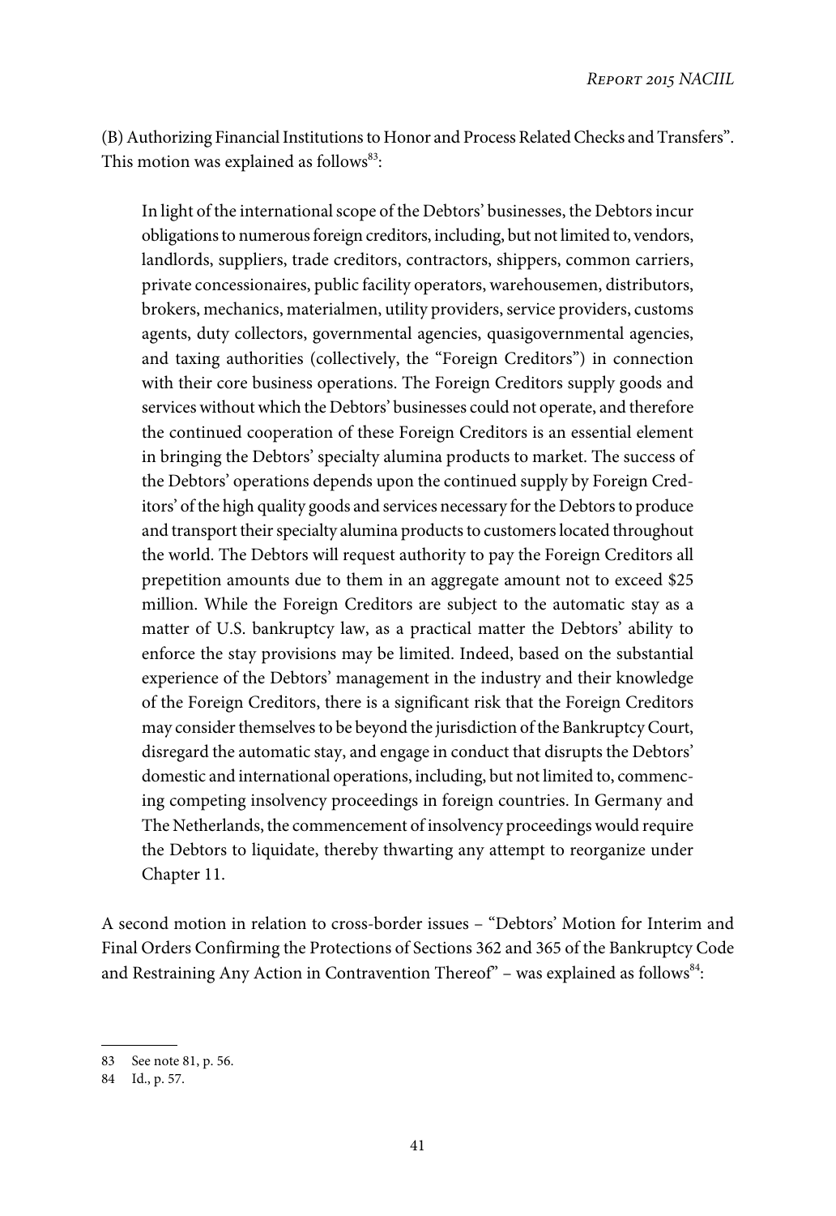(B) Authorizing Financial Institutions to Honor and Process Related Checks and Transfers". This motion was explained as follows[83]:

> In light of the international scope of the Debtors' businesses, the Debtors incur obligations to numerous foreign creditors, including, but not limited to, vendors, landlords, suppliers, trade creditors, contractors, shippers, common carriers, private concessionaires, public facility operators, warehousemen, distributors, brokers, mechanics, materialmen, utility providers, service providers, customs agents, duty collectors, governmental agencies, quasigovernmental agencies, and taxing authorities (collectively, the "Foreign Creditors") in connection with their core business operations. The Foreign Creditors supply goods and services without which the Debtors' businesses could not operate, and therefore the continued cooperation of these Foreign Creditors is an essential element in bringing the Debtors' specialty alumina products to market. The success of the Debtors' operations depends upon the continued supply by Foreign Creditors' of the high quality goods and services necessary for the Debtors to produce and transport their specialty alumina products to customers located throughout the world. The Debtors will request authority to pay the Foreign Creditors all prepetition amounts due to them in an aggregate amount not to exceed $25 million. While the Foreign Creditors are subject to the automatic stay as a matter of U.S. bankruptcy law, as a practical matter the Debtors' ability to enforce the stay provisions may be limited. Indeed, based on the substantial experience of the Debtors' management in the industry and their knowledge of the Foreign Creditors, there is a significant risk that the Foreign Creditors may consider themselves to be beyond the jurisdiction of the Bankruptcy Court, disregard the automatic stay, and engage in conduct that disrupts the Debtors' domestic and international operations, including, but not limited to, commencing competing insolvency proceedings in foreign countries. In Germany and The Netherlands, the commencement of insolvency proceedings would require the Debtors to liquidate, thereby thwarting any attempt to reorganize under Chapter 11.

A second motion in relation to cross-border issues – "Debtors' Motion for Interim and Final Orders Confirming the Protections of Sections 362 and 365 of the Bankruptcy Code and Restraining Any Action in Contravention Thereof" – was explained as follows[84]:

---

83 See note 81, p. 56.

84 Id., p. 57.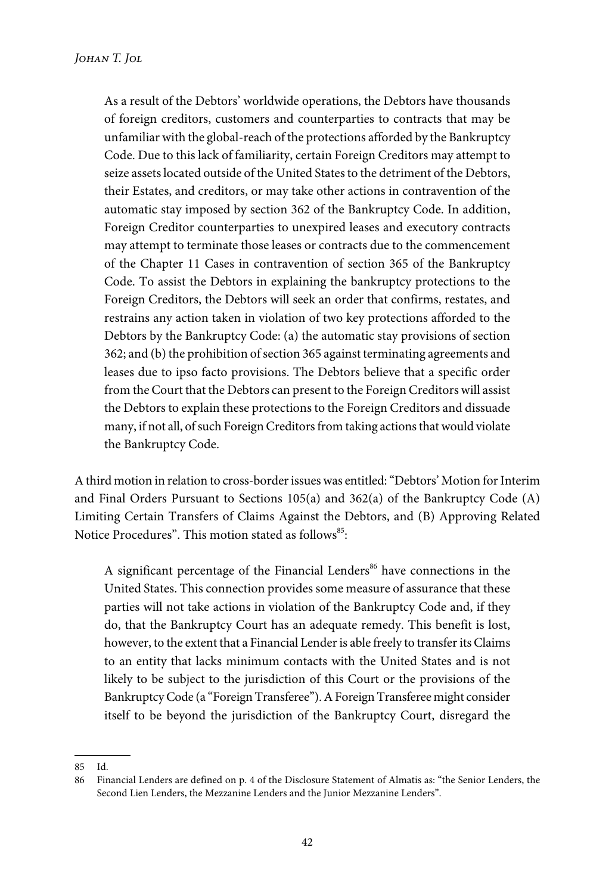> As a result of the Debtors' worldwide operations, the Debtors have thousands of foreign creditors, customers and counterparties to contracts that may be unfamiliar with the global-reach of the protections afforded by the Bankruptcy Code. Due to this lack of familiarity, certain Foreign Creditors may attempt to seize assets located outside of the United States to the detriment of the Debtors, their Estates, and creditors, or may take other actions in contravention of the automatic stay imposed by section 362 of the Bankruptcy Code. In addition, Foreign Creditor counterparties to unexpired leases and executory contracts may attempt to terminate those leases or contracts due to the commencement of the Chapter 11 Cases in contravention of section 365 of the Bankruptcy Code. To assist the Debtors in explaining the bankruptcy protections to the Foreign Creditors, the Debtors will seek an order that confirms, restates, and restrains any action taken in violation of two key protections afforded to the Debtors by the Bankruptcy Code: (a) the automatic stay provisions of section 362; and (b) the prohibition of section 365 against terminating agreements and leases due to ipso facto provisions. The Debtors believe that a specific order from the Court that the Debtors can present to the Foreign Creditors will assist the Debtors to explain these protections to the Foreign Creditors and dissuade many, if not all, of such Foreign Creditors from taking actions that would violate the Bankruptcy Code.

A third motion in relation to cross-border issues was entitled: "Debtors' Motion for Interim and Final Orders Pursuant to Sections 105(a) and 362(a) of the Bankruptcy Code (A) Limiting Certain Transfers of Claims Against the Debtors, and (B) Approving Related Notice Procedures". This motion stated as follows[85]:

> A significant percentage of the Financial Lenders[86] have connections in the United States. This connection provides some measure of assurance that these parties will not take actions in violation of the Bankruptcy Code and, if they do, that the Bankruptcy Court has an adequate remedy. This benefit is lost, however, to the extent that a Financial Lender is able freely to transfer its Claims to an entity that lacks minimum contacts with the United States and is not likely to be subject to the jurisdiction of this Court or the provisions of the Bankruptcy Code (a "Foreign Transferee"). A Foreign Transferee might consider itself to be beyond the jurisdiction of the Bankruptcy Court, disregard the

---

85 Id.

86 Financial Lenders are defined on p. 4 of the Disclosure Statement of Almatis as: "the Senior Lenders, the Second Lien Lenders, the Mezzanine Lenders and the Junior Mezzanine Lenders".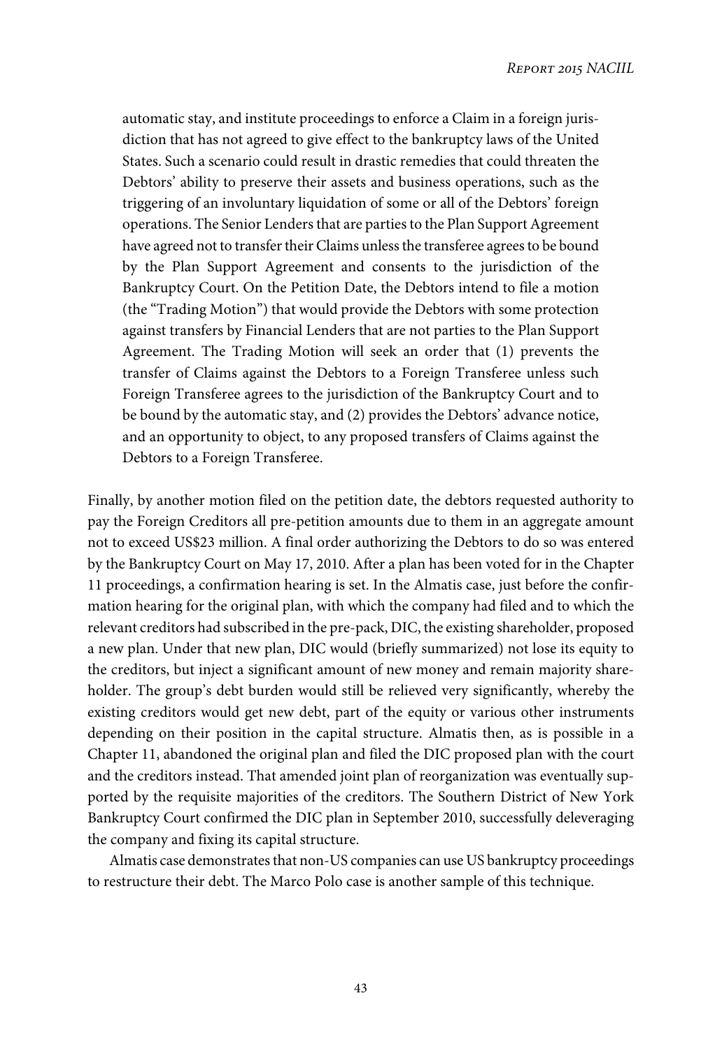> automatic stay, and institute proceedings to enforce a Claim in a foreign jurisdiction that has not agreed to give effect to the bankruptcy laws of the United States. Such a scenario could result in drastic remedies that could threaten the Debtors' ability to preserve their assets and business operations, such as the triggering of an involuntary liquidation of some or all of the Debtors' foreign operations. The Senior Lenders that are parties to the Plan Support Agreement have agreed not to transfer their Claims unless the transferee agrees to be bound by the Plan Support Agreement and consents to the jurisdiction of the Bankruptcy Court. On the Petition Date, the Debtors intend to file a motion (the "Trading Motion") that would provide the Debtors with some protection against transfers by Financial Lenders that are not parties to the Plan Support Agreement. The Trading Motion will seek an order that (1) prevents the transfer of Claims against the Debtors to a Foreign Transferee unless such Foreign Transferee agrees to the jurisdiction of the Bankruptcy Court and to be bound by the automatic stay, and (2) provides the Debtors' advance notice, and an opportunity to object, to any proposed transfers of Claims against the Debtors to a Foreign Transferee.

Finally, by another motion filed on the petition date, the debtors requested authority to pay the Foreign Creditors all pre-petition amounts due to them in an aggregate amount not to exceed US$23 million. A final order authorizing the Debtors to do so was entered by the Bankruptcy Court on May 17, 2010. After a plan has been voted for in the Chapter 11 proceedings, a confirmation hearing is set. In the Almatis case, just before the confirmation hearing for the original plan, with which the company had filed and to which the relevant creditors had subscribed in the pre-pack, DIC, the existing shareholder, proposed a new plan. Under that new plan, DIC would (briefly summarized) not lose its equity to the creditors, but inject a significant amount of new money and remain majority shareholder. The group's debt burden would still be relieved very significantly, whereby the existing creditors would get new debt, part of the equity or various other instruments depending on their position in the capital structure. Almatis then, as is possible in a Chapter 11, abandoned the original plan and filed the DIC proposed plan with the court and the creditors instead. That amended joint plan of reorganization was eventually supported by the requisite majorities of the creditors. The Southern District of New York Bankruptcy Court confirmed the DIC plan in September 2010, successfully deleveraging the company and fixing its capital structure.

Almatis case demonstrates that non-US companies can use US bankruptcy proceedings to restructure their debt. The Marco Polo case is another sample of this technique.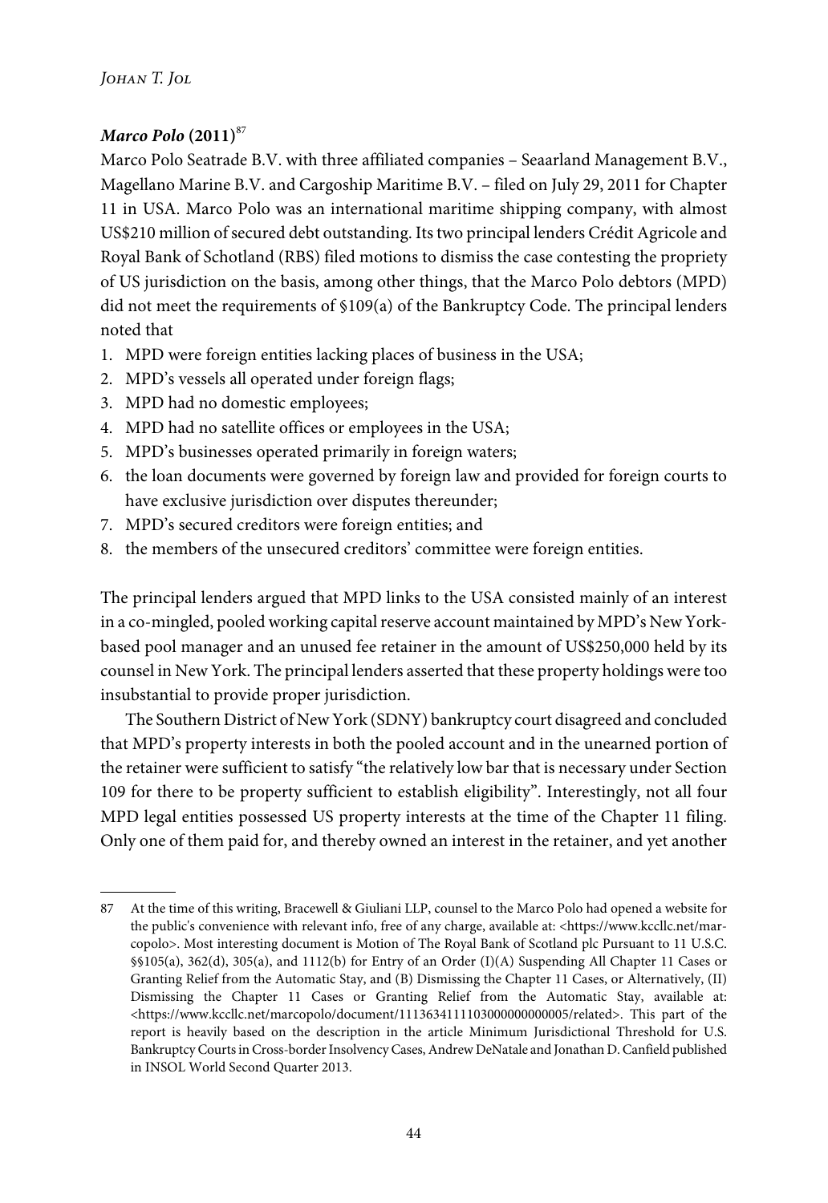### *Marco Polo* (2011)[87]

Marco Polo Seatrade B.V. with three affiliated companies – Seaarland Management B.V., Magellano Marine B.V. and Cargoship Maritime B.V. – filed on July 29, 2011 for Chapter 11 in USA. Marco Polo was an international maritime shipping company, with almost US$210 million of secured debt outstanding. Its two principal lenders Crédit Agricole and Royal Bank of Schotland (RBS) filed motions to dismiss the case contesting the propriety of US jurisdiction on the basis, among other things, that the Marco Polo debtors (MPD) did not meet the requirements of §109(a) of the Bankruptcy Code. The principal lenders noted that

1. MPD were foreign entities lacking places of business in the USA;
2. MPD's vessels all operated under foreign flags;
3. MPD had no domestic employees;
4. MPD had no satellite offices or employees in the USA;
5. MPD's businesses operated primarily in foreign waters;
6. the loan documents were governed by foreign law and provided for foreign courts to have exclusive jurisdiction over disputes thereunder;
7. MPD's secured creditors were foreign entities; and
8. the members of the unsecured creditors' committee were foreign entities.

The principal lenders argued that MPD links to the USA consisted mainly of an interest in a co-mingled, pooled working capital reserve account maintained by MPD's New York-based pool manager and an unused fee retainer in the amount of US$250,000 held by its counsel in New York. The principal lenders asserted that these property holdings were too insubstantial to provide proper jurisdiction.

The Southern District of New York (SDNY) bankruptcy court disagreed and concluded that MPD's property interests in both the pooled account and in the unearned portion of the retainer were sufficient to satisfy "the relatively low bar that is necessary under Section 109 for there to be property sufficient to establish eligibility". Interestingly, not all four MPD legal entities possessed US property interests at the time of the Chapter 11 filing. Only one of them paid for, and thereby owned an interest in the retainer, and yet another

---

[87] At the time of this writing, Bracewell & Giuliani LLP, counsel to the Marco Polo had opened a website for the public's convenience with relevant info, free of any charge, available at: <https://www.kccllc.net/marcopolo>. Most interesting document is Motion of The Royal Bank of Scotland plc Pursuant to 11 U.S.C. §§105(a), 362(d), 305(a), and 1112(b) for Entry of an Order (I)(A) Suspending All Chapter 11 Cases or Granting Relief from the Automatic Stay, and (B) Dismissing the Chapter 11 Cases, or Alternatively, (II) Dismissing the Chapter 11 Cases or Granting Relief from the Automatic Stay, available at: <https://www.kccllc.net/marcopolo/document/1113634111103000000000005/related>. This part of the report is heavily based on the description in the article Minimum Jurisdictional Threshold for U.S. Bankruptcy Courts in Cross-border Insolvency Cases, Andrew DeNatale and Jonathan D. Canfield published in INSOL World Second Quarter 2013.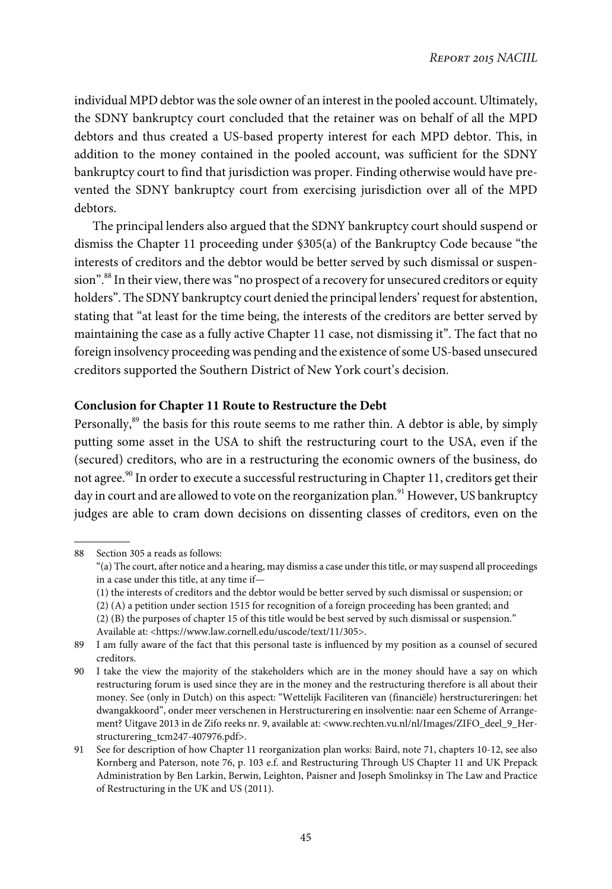individual MPD debtor was the sole owner of an interest in the pooled account. Ultimately, the SDNY bankruptcy court concluded that the retainer was on behalf of all the MPD debtors and thus created a US-based property interest for each MPD debtor. This, in addition to the money contained in the pooled account, was sufficient for the SDNY bankruptcy court to find that jurisdiction was proper. Finding otherwise would have prevented the SDNY bankruptcy court from exercising jurisdiction over all of the MPD debtors.

The principal lenders also argued that the SDNY bankruptcy court should suspend or dismiss the Chapter 11 proceeding under §305(a) of the Bankruptcy Code because "the interests of creditors and the debtor would be better served by such dismissal or suspension".[88] In their view, there was "no prospect of a recovery for unsecured creditors or equity holders". The SDNY bankruptcy court denied the principal lenders' request for abstention, stating that "at least for the time being, the interests of the creditors are better served by maintaining the case as a fully active Chapter 11 case, not dismissing it". The fact that no foreign insolvency proceeding was pending and the existence of some US-based unsecured creditors supported the Southern District of New York court's decision.

**Conclusion for Chapter 11 Route to Restructure the Debt**

Personally,[89] the basis for this route seems to me rather thin. A debtor is able, by simply putting some asset in the USA to shift the restructuring court to the USA, even if the (secured) creditors, who are in a restructuring the economic owners of the business, do not agree.[90] In order to execute a successful restructuring in Chapter 11, creditors get their day in court and are allowed to vote on the reorganization plan.[91] However, US bankruptcy judges are able to cram down decisions on dissenting classes of creditors, even on the

---

88 Section 305 a reads as follows:
"(a) The court, after notice and a hearing, may dismiss a case under this title, or may suspend all proceedings in a case under this title, at any time if—
(1) the interests of creditors and the debtor would be better served by such dismissal or suspension; or
(2) (A) a petition under section 1515 for recognition of a foreign proceeding has been granted; and
(2) (B) the purposes of chapter 15 of this title would be best served by such dismissal or suspension."
Available at: <https://www.law.cornell.edu/uscode/text/11/305>.

89 I am fully aware of the fact that this personal taste is influenced by my position as a counsel of secured creditors.

90 I take the view the majority of the stakeholders which are in the money should have a say on which restructuring forum is used since they are in the money and the restructuring therefore is all about their money. See (only in Dutch) on this aspect: "Wettelijk Faciliteren van (financiële) herstructureringen: het dwangakkoord", onder meer verschenen in Herstructurering en insolventie: naar een Scheme of Arrangement? Uitgave 2013 in de Zifo reeks nr. 9, available at: <www.rechten.vu.nl/nl/Images/ZIFO_deel_9_Herstructurering_tcm247-407976.pdf>.

91 See for description of how Chapter 11 reorganization plan works: Baird, note 71, chapters 10-12, see also Kornberg and Paterson, note 76, p. 103 e.f. and Restructuring Through US Chapter 11 and UK Prepack Administration by Ben Larkin, Berwin, Leighton, Paisner and Joseph Smolinksy in The Law and Practice of Restructuring in the UK and US (2011).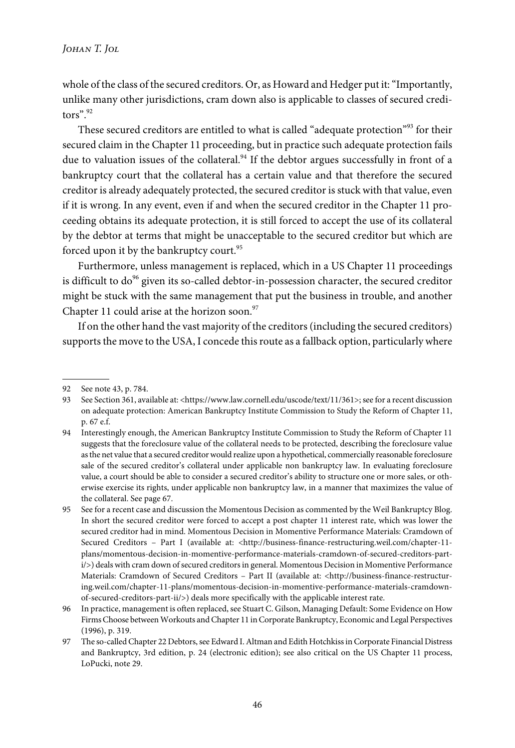whole of the class of the secured creditors. Or, as Howard and Hedger put it: "Importantly, unlike many other jurisdictions, cram down also is applicable to classes of secured creditors".[92]

These secured creditors are entitled to what is called "adequate protection"[93] for their secured claim in the Chapter 11 proceeding, but in practice such adequate protection fails due to valuation issues of the collateral.[94] If the debtor argues successfully in front of a bankruptcy court that the collateral has a certain value and that therefore the secured creditor is already adequately protected, the secured creditor is stuck with that value, even if it is wrong. In any event, even if and when the secured creditor in the Chapter 11 proceeding obtains its adequate protection, it is still forced to accept the use of its collateral by the debtor at terms that might be unacceptable to the secured creditor but which are forced upon it by the bankruptcy court.[95]

Furthermore, unless management is replaced, which in a US Chapter 11 proceedings is difficult to do[96] given its so-called debtor-in-possession character, the secured creditor might be stuck with the same management that put the business in trouble, and another Chapter 11 could arise at the horizon soon.[97]

If on the other hand the vast majority of the creditors (including the secured creditors) supports the move to the USA, I concede this route as a fallback option, particularly where

---

92 See note 43, p. 784.

93 See Section 361, available at: <https://www.law.cornell.edu/uscode/text/11/361>; see for a recent discussion on adequate protection: American Bankruptcy Institute Commission to Study the Reform of Chapter 11, p. 67 e.f.

94 Interestingly enough, the American Bankruptcy Institute Commission to Study the Reform of Chapter 11 suggests that the foreclosure value of the collateral needs to be protected, describing the foreclosure value as the net value that a secured creditor would realize upon a hypothetical, commercially reasonable foreclosure sale of the secured creditor's collateral under applicable non bankruptcy law. In evaluating foreclosure value, a court should be able to consider a secured creditor's ability to structure one or more sales, or otherwise exercise its rights, under applicable non bankruptcy law, in a manner that maximizes the value of the collateral. See page 67.

95 See for a recent case and discussion the Momentous Decision as commented by the Weil Bankruptcy Blog. In short the secured creditor were forced to accept a post chapter 11 interest rate, which was lower the secured creditor had in mind. Momentous Decision in Momentive Performance Materials: Cramdown of Secured Creditors – Part I (available at: <http://business-finance-restructuring.weil.com/chapter-11-plans/momentous-decision-in-momentive-performance-materials-cramdown-of-secured-creditors-part-i/>) deals with cram down of secured creditors in general. Momentous Decision in Momentive Performance Materials: Cramdown of Secured Creditors – Part II (available at: <http://business-finance-restructuring.weil.com/chapter-11-plans/momentous-decision-in-momentive-performance-materials-cramdown-of-secured-creditors-part-ii/>) deals more specifically with the applicable interest rate.

96 In practice, management is often replaced, see Stuart C. Gilson, Managing Default: Some Evidence on How Firms Choose between Workouts and Chapter 11 in Corporate Bankruptcy, Economic and Legal Perspectives (1996), p. 319.

97 The so-called Chapter 22 Debtors, see Edward I. Altman and Edith Hotchkiss in Corporate Financial Distress and Bankruptcy, 3rd edition, p. 24 (electronic edition); see also critical on the US Chapter 11 process, LoPucki, note 29.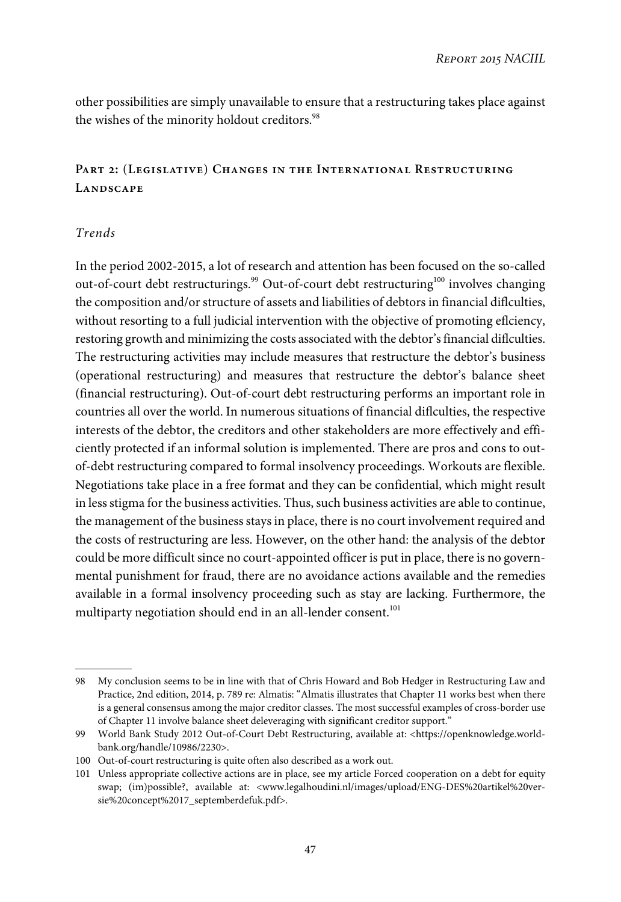other possibilities are simply unavailable to ensure that a restructuring takes place against the wishes of the minority holdout creditors.[98]

## Part 2: (Legislative) Changes in the International Restructuring Landscape

### *Trends*

In the period 2002-2015, a lot of research and attention has been focused on the so-called out-of-court debt restructurings.[99] Out-of-court debt restructuring[100] involves changing the composition and/or structure of assets and liabilities of debtors in financial difficulties, without resorting to a full judicial intervention with the objective of promoting efficiency, restoring growth and minimizing the costs associated with the debtor's financial difficulties. The restructuring activities may include measures that restructure the debtor's business (operational restructuring) and measures that restructure the debtor's balance sheet (financial restructuring). Out-of-court debt restructuring performs an important role in countries all over the world. In numerous situations of financial difficulties, the respective interests of the debtor, the creditors and other stakeholders are more effectively and efficiently protected if an informal solution is implemented. There are pros and cons to out-of-debt restructuring compared to formal insolvency proceedings. Workouts are flexible. Negotiations take place in a free format and they can be confidential, which might result in less stigma for the business activities. Thus, such business activities are able to continue, the management of the business stays in place, there is no court involvement required and the costs of restructuring are less. However, on the other hand: the analysis of the debtor could be more difficult since no court-appointed officer is put in place, there is no governmental punishment for fraud, there are no avoidance actions available and the remedies available in a formal insolvency proceeding such as stay are lacking. Furthermore, the multiparty negotiation should end in an all-lender consent.[101]

---

98 My conclusion seems to be in line with that of Chris Howard and Bob Hedger in Restructuring Law and Practice, 2nd edition, 2014, p. 789 re: Almatis: "Almatis illustrates that Chapter 11 works best when there is a general consensus among the major creditor classes. The most successful examples of cross-border use of Chapter 11 involve balance sheet deleveraging with significant creditor support."

99 World Bank Study 2012 Out-of-Court Debt Restructuring, available at: <https://openknowledge.worldbank.org/handle/10986/2230>.

100 Out-of-court restructuring is quite often also described as a work out.

101 Unless appropriate collective actions are in place, see my article Forced cooperation on a debt for equity swap; (im)possible?, available at: <www.legalhoudini.nl/images/upload/ENG-DES%20artikel%20versie%20concept%2017_septemberdefuk.pdf>.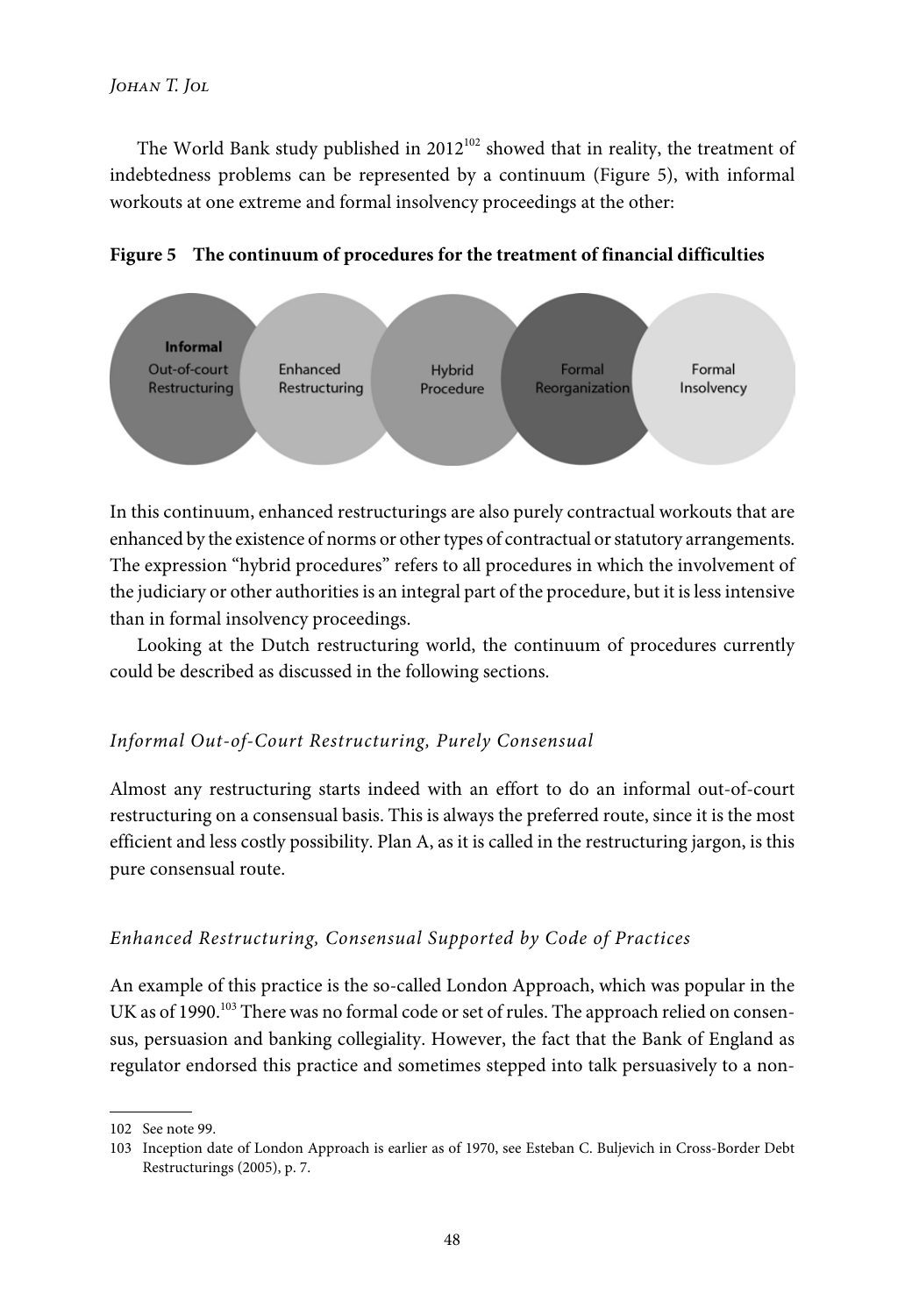The World Bank study published in 2012[102] showed that in reality, the treatment of indebtedness problems can be represented by a continuum (Figure 5), with informal workouts at one extreme and formal insolvency proceedings at the other:

**Figure 5 The continuum of procedures for the treatment of financial difficulties**

**Informal** Out-of-court Restructuring | Enhanced Restructuring | Hybrid Procedure | Formal Reorganization | Formal Insolvency

In this continuum, enhanced restructurings are also purely contractual workouts that are enhanced by the existence of norms or other types of contractual or statutory arrangements. The expression "hybrid procedures" refers to all procedures in which the involvement of the judiciary or other authorities is an integral part of the procedure, but it is less intensive than in formal insolvency proceedings.

Looking at the Dutch restructuring world, the continuum of procedures currently could be described as discussed in the following sections.

### *Informal Out-of-Court Restructuring, Purely Consensual*

Almost any restructuring starts indeed with an effort to do an informal out-of-court restructuring on a consensual basis. This is always the preferred route, since it is the most efficient and less costly possibility. Plan A, as it is called in the restructuring jargon, is this pure consensual route.

### *Enhanced Restructuring, Consensual Supported by Code of Practices*

An example of this practice is the so-called London Approach, which was popular in the UK as of 1990.[103] There was no formal code or set of rules. The approach relied on consensus, persuasion and banking collegiality. However, the fact that the Bank of England as regulator endorsed this practice and sometimes stepped into talk persuasively to a non-

---

102 See note 99.

103 Inception date of London Approach is earlier as of 1970, see Esteban C. Buljevich in Cross-Border Debt Restructurings (2005), p. 7.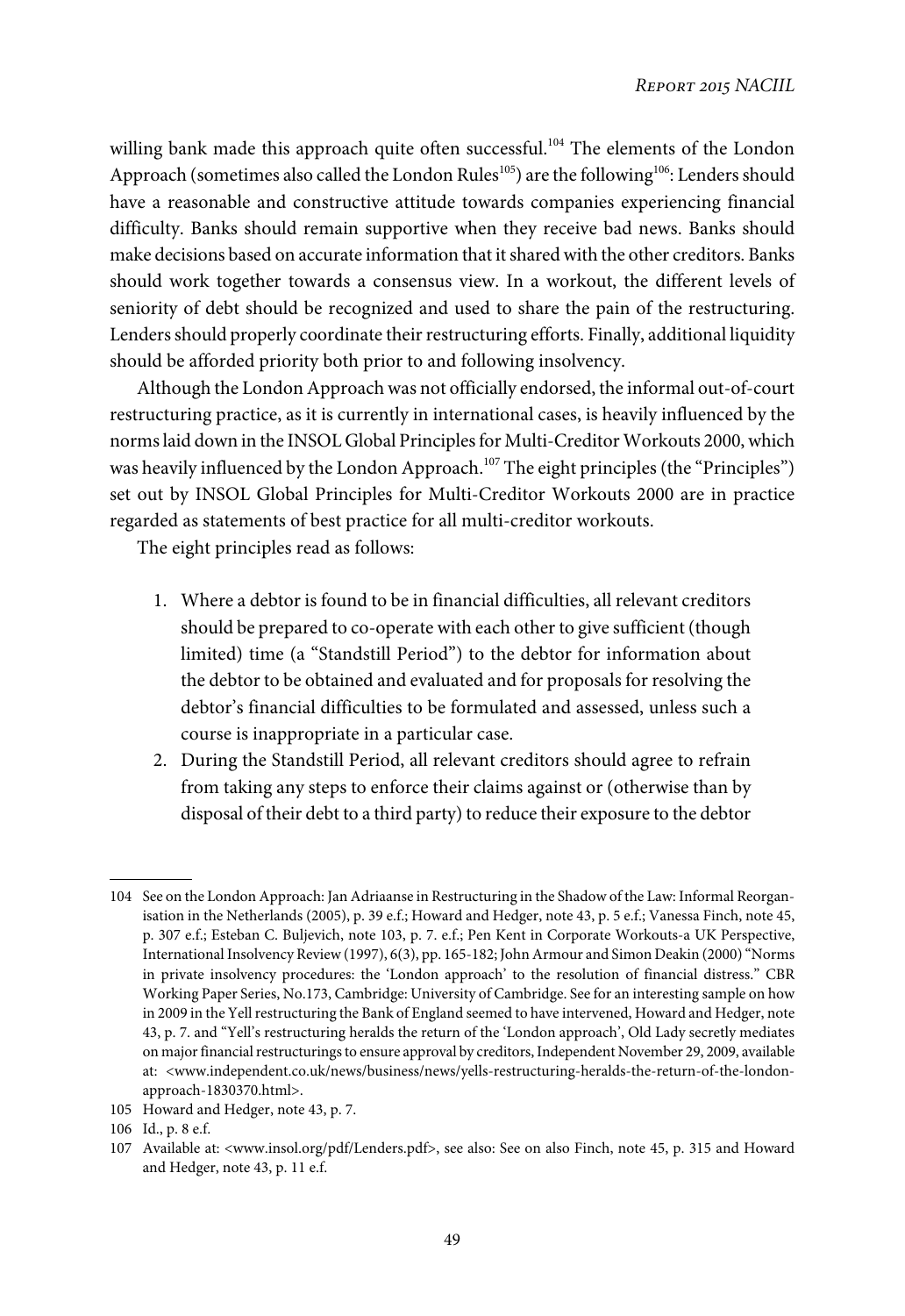willing bank made this approach quite often successful.[104] The elements of the London Approach (sometimes also called the London Rules[105]) are the following[106]: Lenders should have a reasonable and constructive attitude towards companies experiencing financial difficulty. Banks should remain supportive when they receive bad news. Banks should make decisions based on accurate information that it shared with the other creditors. Banks should work together towards a consensus view. In a workout, the different levels of seniority of debt should be recognized and used to share the pain of the restructuring. Lenders should properly coordinate their restructuring efforts. Finally, additional liquidity should be afforded priority both prior to and following insolvency.

Although the London Approach was not officially endorsed, the informal out-of-court restructuring practice, as it is currently in international cases, is heavily influenced by the norms laid down in the INSOL Global Principles for Multi-Creditor Workouts 2000, which was heavily influenced by the London Approach.[107] The eight principles (the "Principles") set out by INSOL Global Principles for Multi-Creditor Workouts 2000 are in practice regarded as statements of best practice for all multi-creditor workouts.

The eight principles read as follows:

1. Where a debtor is found to be in financial difficulties, all relevant creditors should be prepared to co-operate with each other to give sufficient (though limited) time (a "Standstill Period") to the debtor for information about the debtor to be obtained and evaluated and for proposals for resolving the debtor's financial difficulties to be formulated and assessed, unless such a course is inappropriate in a particular case.
2. During the Standstill Period, all relevant creditors should agree to refrain from taking any steps to enforce their claims against or (otherwise than by disposal of their debt to a third party) to reduce their exposure to the debtor

---

104 See on the London Approach: Jan Adriaanse in Restructuring in the Shadow of the Law: Informal Reorganisation in the Netherlands (2005), p. 39 e.f.; Howard and Hedger, note 43, p. 5 e.f.; Vanessa Finch, note 45, p. 307 e.f.; Esteban C. Buljevich, note 103, p. 7. e.f.; Pen Kent in Corporate Workouts-a UK Perspective, International Insolvency Review (1997), 6(3), pp. 165-182; John Armour and Simon Deakin (2000) "Norms in private insolvency procedures: the 'London approach' to the resolution of financial distress." CBR Working Paper Series, No.173, Cambridge: University of Cambridge. See for an interesting sample on how in 2009 in the Yell restructuring the Bank of England seemed to have intervened, Howard and Hedger, note 43, p. 7. and "Yell's restructuring heralds the return of the 'London approach', Old Lady secretly mediates on major financial restructurings to ensure approval by creditors, Independent November 29, 2009, available at: <www.independent.co.uk/news/business/news/yells-restructuring-heralds-the-return-of-the-london-approach-1830370.html>.

105 Howard and Hedger, note 43, p. 7.

106 Id., p. 8 e.f.

107 Available at: <www.insol.org/pdf/Lenders.pdf>, see also: See on also Finch, note 45, p. 315 and Howard and Hedger, note 43, p. 11 e.f.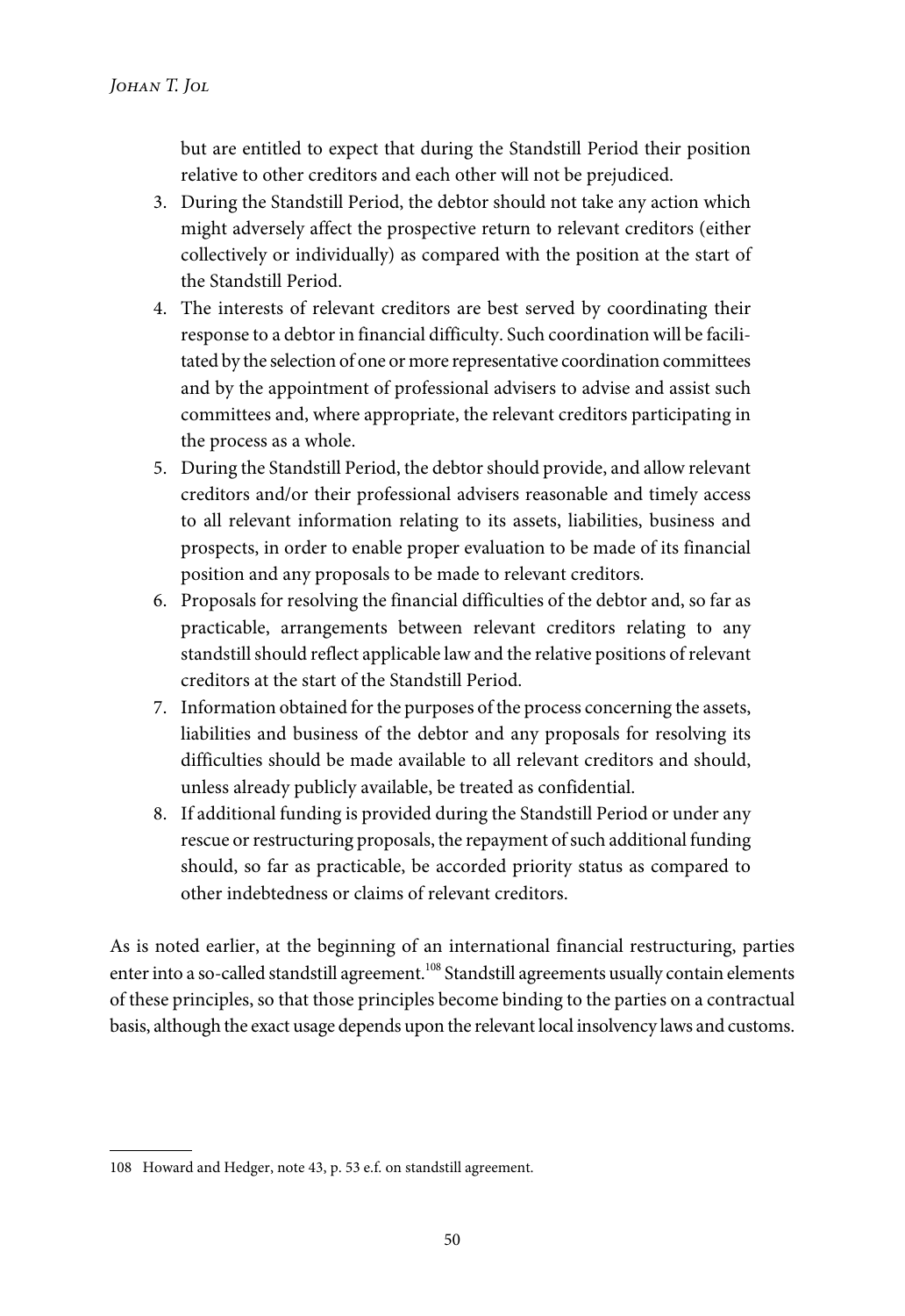but are entitled to expect that during the Standstill Period their position relative to other creditors and each other will not be prejudiced.

3. During the Standstill Period, the debtor should not take any action which might adversely affect the prospective return to relevant creditors (either collectively or individually) as compared with the position at the start of the Standstill Period.
4. The interests of relevant creditors are best served by coordinating their response to a debtor in financial difficulty. Such coordination will be facilitated by the selection of one or more representative coordination committees and by the appointment of professional advisers to advise and assist such committees and, where appropriate, the relevant creditors participating in the process as a whole.
5. During the Standstill Period, the debtor should provide, and allow relevant creditors and/or their professional advisers reasonable and timely access to all relevant information relating to its assets, liabilities, business and prospects, in order to enable proper evaluation to be made of its financial position and any proposals to be made to relevant creditors.
6. Proposals for resolving the financial difficulties of the debtor and, so far as practicable, arrangements between relevant creditors relating to any standstill should reflect applicable law and the relative positions of relevant creditors at the start of the Standstill Period.
7. Information obtained for the purposes of the process concerning the assets, liabilities and business of the debtor and any proposals for resolving its difficulties should be made available to all relevant creditors and should, unless already publicly available, be treated as confidential.
8. If additional funding is provided during the Standstill Period or under any rescue or restructuring proposals, the repayment of such additional funding should, so far as practicable, be accorded priority status as compared to other indebtedness or claims of relevant creditors.

As is noted earlier, at the beginning of an international financial restructuring, parties enter into a so-called standstill agreement.[108] Standstill agreements usually contain elements of these principles, so that those principles become binding to the parties on a contractual basis, although the exact usage depends upon the relevant local insolvency laws and customs.

108 Howard and Hedger, note 43, p. 53 e.f. on standstill agreement.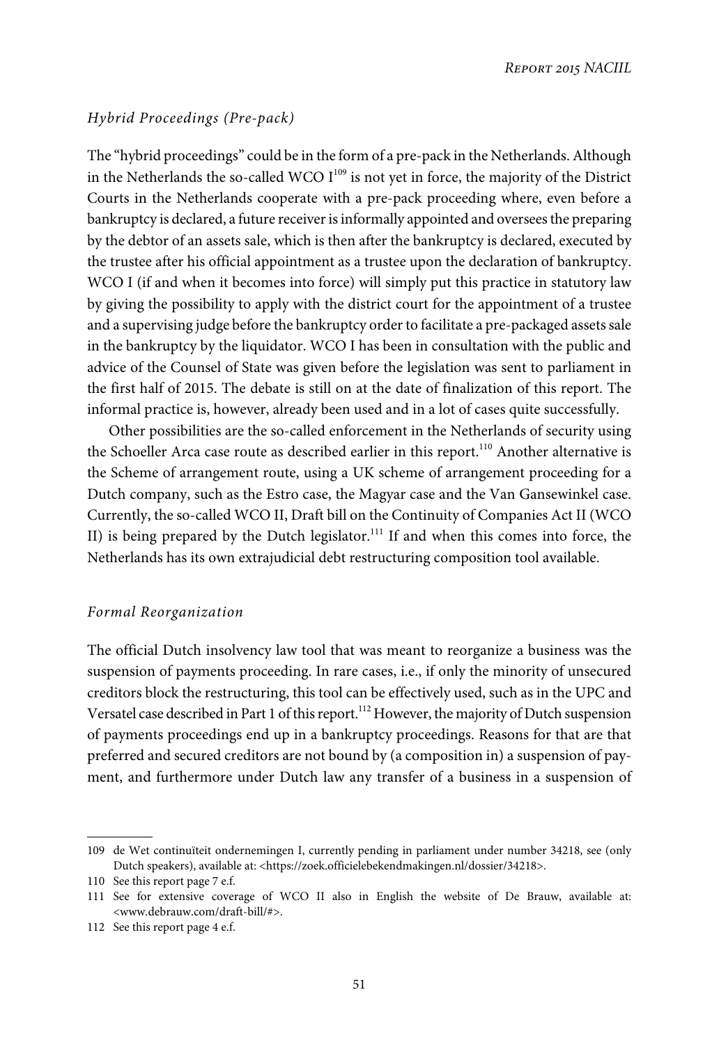### *Hybrid Proceedings (Pre-pack)*

The "hybrid proceedings" could be in the form of a pre-pack in the Netherlands. Although in the Netherlands the so-called WCO I[109] is not yet in force, the majority of the District Courts in the Netherlands cooperate with a pre-pack proceeding where, even before a bankruptcy is declared, a future receiver is informally appointed and oversees the preparing by the debtor of an assets sale, which is then after the bankruptcy is declared, executed by the trustee after his official appointment as a trustee upon the declaration of bankruptcy. WCO I (if and when it becomes into force) will simply put this practice in statutory law by giving the possibility to apply with the district court for the appointment of a trustee and a supervising judge before the bankruptcy order to facilitate a pre-packaged assets sale in the bankruptcy by the liquidator. WCO I has been in consultation with the public and advice of the Counsel of State was given before the legislation was sent to parliament in the first half of 2015. The debate is still on at the date of finalization of this report. The informal practice is, however, already been used and in a lot of cases quite successfully.

Other possibilities are the so-called enforcement in the Netherlands of security using the Schoeller Arca case route as described earlier in this report.[110] Another alternative is the Scheme of arrangement route, using a UK scheme of arrangement proceeding for a Dutch company, such as the Estro case, the Magyar case and the Van Gansewinkel case. Currently, the so-called WCO II, Draft bill on the Continuity of Companies Act II (WCO II) is being prepared by the Dutch legislator.[111] If and when this comes into force, the Netherlands has its own extrajudicial debt restructuring composition tool available.

### *Formal Reorganization*

The official Dutch insolvency law tool that was meant to reorganize a business was the suspension of payments proceeding. In rare cases, i.e., if only the minority of unsecured creditors block the restructuring, this tool can be effectively used, such as in the UPC and Versatel case described in Part 1 of this report.[112] However, the majority of Dutch suspension of payments proceedings end up in a bankruptcy proceedings. Reasons for that are that preferred and secured creditors are not bound by (a composition in) a suspension of payment, and furthermore under Dutch law any transfer of a business in a suspension of

---

109 de Wet continuïteit ondernemingen I, currently pending in parliament under number 34218, see (only Dutch speakers), available at: <https://zoek.officielebekendmakingen.nl/dossier/34218>.

110 See this report page 7 e.f.

111 See for extensive coverage of WCO II also in English the website of De Brauw, available at: <www.debrauw.com/draft-bill/#>.

112 See this report page 4 e.f.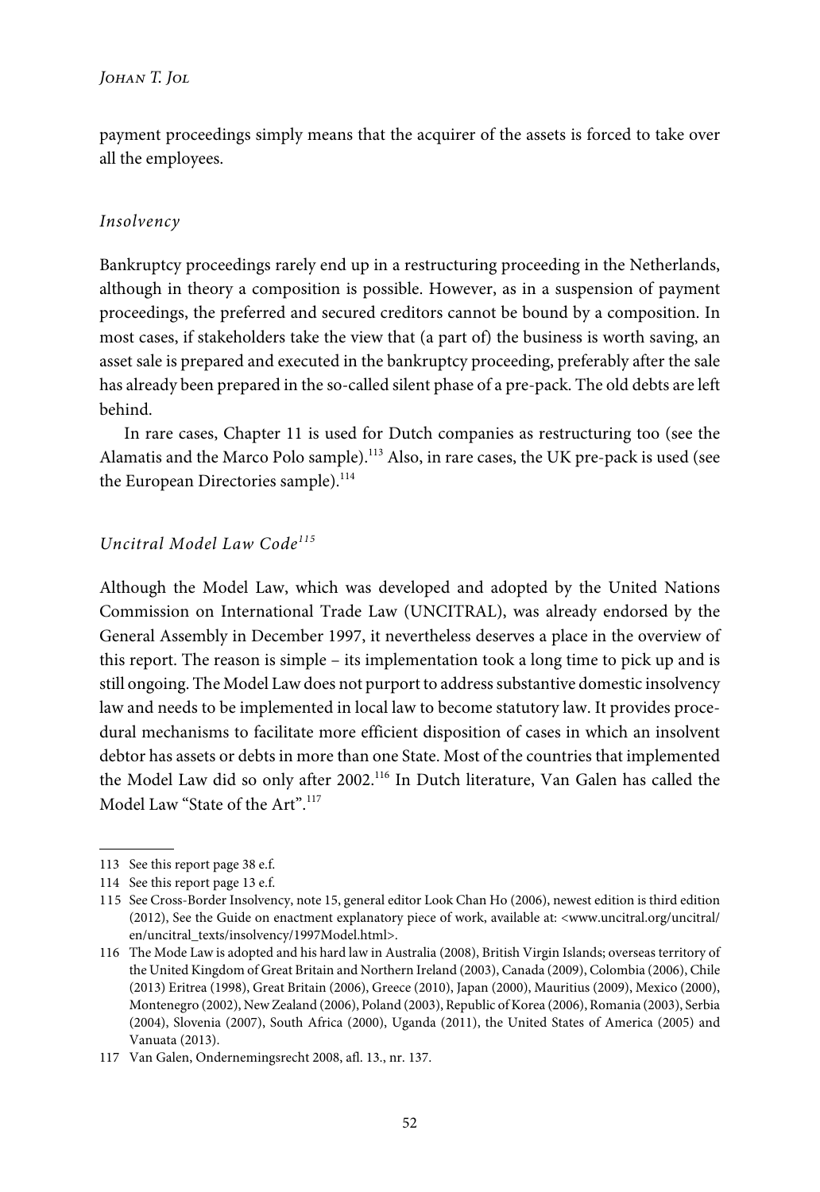payment proceedings simply means that the acquirer of the assets is forced to take over all the employees.

### *Insolvency*

Bankruptcy proceedings rarely end up in a restructuring proceeding in the Netherlands, although in theory a composition is possible. However, as in a suspension of payment proceedings, the preferred and secured creditors cannot be bound by a composition. In most cases, if stakeholders take the view that (a part of) the business is worth saving, an asset sale is prepared and executed in the bankruptcy proceeding, preferably after the sale has already been prepared in the so-called silent phase of a pre-pack. The old debts are left behind.

In rare cases, Chapter 11 is used for Dutch companies as restructuring too (see the Alamatis and the Marco Polo sample).[113] Also, in rare cases, the UK pre-pack is used (see the European Directories sample).[114]

### *Uncitral Model Law Code*[115]

Although the Model Law, which was developed and adopted by the United Nations Commission on International Trade Law (UNCITRAL), was already endorsed by the General Assembly in December 1997, it nevertheless deserves a place in the overview of this report. The reason is simple – its implementation took a long time to pick up and is still ongoing. The Model Law does not purport to address substantive domestic insolvency law and needs to be implemented in local law to become statutory law. It provides procedural mechanisms to facilitate more efficient disposition of cases in which an insolvent debtor has assets or debts in more than one State. Most of the countries that implemented the Model Law did so only after 2002.[116] In Dutch literature, Van Galen has called the Model Law "State of the Art".[117]

---

113 See this report page 38 e.f.

114 See this report page 13 e.f.

115 See Cross-Border Insolvency, note 15, general editor Look Chan Ho (2006), newest edition is third edition (2012), See the Guide on enactment explanatory piece of work, available at: <www.uncitral.org/uncitral/en/uncitral_texts/insolvency/1997Model.html>.

116 The Mode Law is adopted and his hard law in Australia (2008), British Virgin Islands; overseas territory of the United Kingdom of Great Britain and Northern Ireland (2003), Canada (2009), Colombia (2006), Chile (2013) Eritrea (1998), Great Britain (2006), Greece (2010), Japan (2000), Mauritius (2009), Mexico (2000), Montenegro (2002), New Zealand (2006), Poland (2003), Republic of Korea (2006), Romania (2003), Serbia (2004), Slovenia (2007), South Africa (2000), Uganda (2011), the United States of America (2005) and Vanuata (2013).

117 Van Galen, Ondernemingsrecht 2008, afl. 13., nr. 137.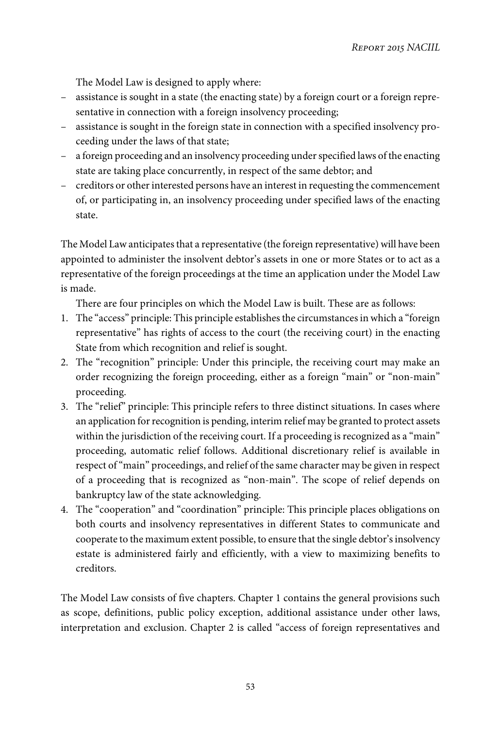The Model Law is designed to apply where:

- assistance is sought in a state (the enacting state) by a foreign court or a foreign representative in connection with a foreign insolvency proceeding;
- assistance is sought in the foreign state in connection with a specified insolvency proceeding under the laws of that state;
- a foreign proceeding and an insolvency proceeding under specified laws of the enacting state are taking place concurrently, in respect of the same debtor; and
- creditors or other interested persons have an interest in requesting the commencement of, or participating in, an insolvency proceeding under specified laws of the enacting state.

The Model Law anticipates that a representative (the foreign representative) will have been appointed to administer the insolvent debtor's assets in one or more States or to act as a representative of the foreign proceedings at the time an application under the Model Law is made.

There are four principles on which the Model Law is built. These are as follows:

1. The "access" principle: This principle establishes the circumstances in which a "foreign representative" has rights of access to the court (the receiving court) in the enacting State from which recognition and relief is sought.
2. The "recognition" principle: Under this principle, the receiving court may make an order recognizing the foreign proceeding, either as a foreign "main" or "non-main" proceeding.
3. The "relief" principle: This principle refers to three distinct situations. In cases where an application for recognition is pending, interim relief may be granted to protect assets within the jurisdiction of the receiving court. If a proceeding is recognized as a "main" proceeding, automatic relief follows. Additional discretionary relief is available in respect of "main" proceedings, and relief of the same character may be given in respect of a proceeding that is recognized as "non-main". The scope of relief depends on bankruptcy law of the state acknowledging.
4. The "cooperation" and "coordination" principle: This principle places obligations on both courts and insolvency representatives in different States to communicate and cooperate to the maximum extent possible, to ensure that the single debtor's insolvency estate is administered fairly and efficiently, with a view to maximizing benefits to creditors.

The Model Law consists of five chapters. Chapter 1 contains the general provisions such as scope, definitions, public policy exception, additional assistance under other laws, interpretation and exclusion. Chapter 2 is called "access of foreign representatives and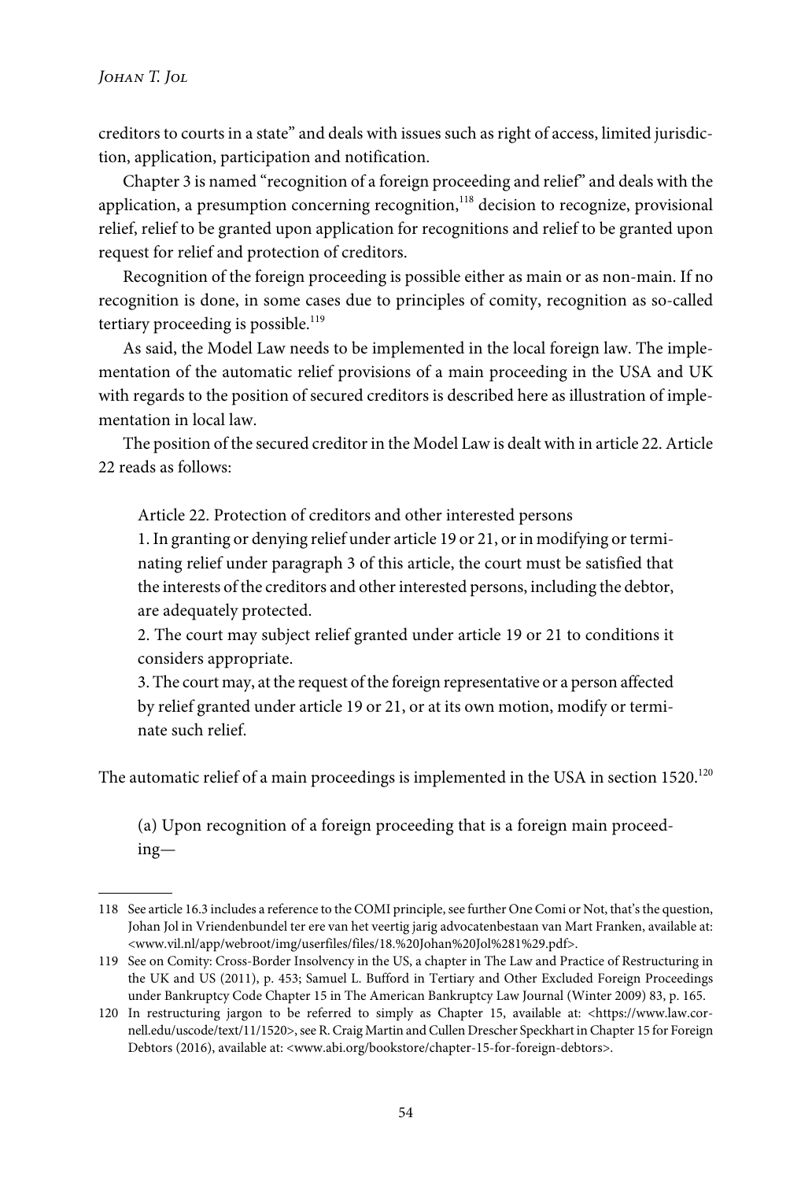creditors to courts in a state" and deals with issues such as right of access, limited jurisdiction, application, participation and notification.

Chapter 3 is named "recognition of a foreign proceeding and relief" and deals with the application, a presumption concerning recognition,[118] decision to recognize, provisional relief, relief to be granted upon application for recognitions and relief to be granted upon request for relief and protection of creditors.

Recognition of the foreign proceeding is possible either as main or as non-main. If no recognition is done, in some cases due to principles of comity, recognition as so-called tertiary proceeding is possible.[119]

As said, the Model Law needs to be implemented in the local foreign law. The implementation of the automatic relief provisions of a main proceeding in the USA and UK with regards to the position of secured creditors is described here as illustration of implementation in local law.

The position of the secured creditor in the Model Law is dealt with in article 22. Article 22 reads as follows:

> Article 22. Protection of creditors and other interested persons
> 1. In granting or denying relief under article 19 or 21, or in modifying or terminating relief under paragraph 3 of this article, the court must be satisfied that the interests of the creditors and other interested persons, including the debtor, are adequately protected.
> 2. The court may subject relief granted under article 19 or 21 to conditions it considers appropriate.
> 3. The court may, at the request of the foreign representative or a person affected by relief granted under article 19 or 21, or at its own motion, modify or terminate such relief.

The automatic relief of a main proceedings is implemented in the USA in section 1520.[120]

> (a) Upon recognition of a foreign proceeding that is a foreign main proceeding—

---

118 See article 16.3 includes a reference to the COMI principle, see further One Comi or Not, that's the question, Johan Jol in Vriendenbundel ter ere van het veertig jarig advocatenbestaan van Mart Franken, available at: <www.vil.nl/app/webroot/img/userfiles/files/18.%20Johan%20Jol%281%29.pdf>.

119 See on Comity: Cross-Border Insolvency in the US, a chapter in The Law and Practice of Restructuring in the UK and US (2011), p. 453; Samuel L. Bufford in Tertiary and Other Excluded Foreign Proceedings under Bankruptcy Code Chapter 15 in The American Bankruptcy Law Journal (Winter 2009) 83, p. 165.

120 In restructuring jargon to be referred to simply as Chapter 15, available at: <https://www.law.cornell.edu/uscode/text/11/1520>, see R. Craig Martin and Cullen Drescher Speckhart in Chapter 15 for Foreign Debtors (2016), available at: <www.abi.org/bookstore/chapter-15-for-foreign-debtors>.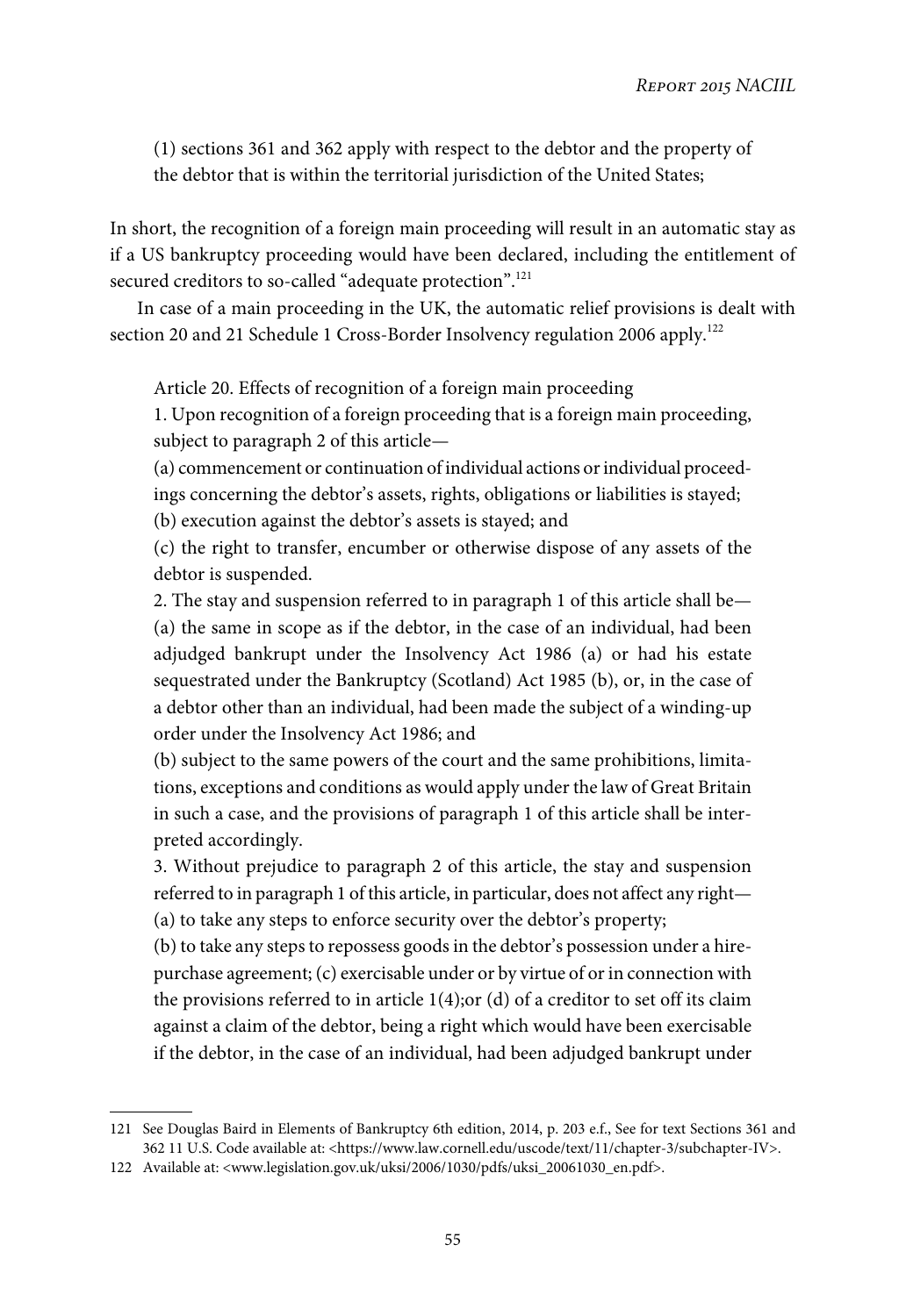(1) sections 361 and 362 apply with respect to the debtor and the property of the debtor that is within the territorial jurisdiction of the United States;

In short, the recognition of a foreign main proceeding will result in an automatic stay as if a US bankruptcy proceeding would have been declared, including the entitlement of secured creditors to so-called "adequate protection".[121]

In case of a main proceeding in the UK, the automatic relief provisions is dealt with section 20 and 21 Schedule 1 Cross-Border Insolvency regulation 2006 apply.[122]

Article 20. Effects of recognition of a foreign main proceeding

1. Upon recognition of a foreign proceeding that is a foreign main proceeding, subject to paragraph 2 of this article—

(a) commencement or continuation of individual actions or individual proceedings concerning the debtor's assets, rights, obligations or liabilities is stayed;

(b) execution against the debtor's assets is stayed; and

(c) the right to transfer, encumber or otherwise dispose of any assets of the debtor is suspended.

2. The stay and suspension referred to in paragraph 1 of this article shall be—

(a) the same in scope as if the debtor, in the case of an individual, had been adjudged bankrupt under the Insolvency Act 1986 (a) or had his estate sequestrated under the Bankruptcy (Scotland) Act 1985 (b), or, in the case of a debtor other than an individual, had been made the subject of a winding-up order under the Insolvency Act 1986; and

(b) subject to the same powers of the court and the same prohibitions, limitations, exceptions and conditions as would apply under the law of Great Britain in such a case, and the provisions of paragraph 1 of this article shall be interpreted accordingly.

3. Without prejudice to paragraph 2 of this article, the stay and suspension referred to in paragraph 1 of this article, in particular, does not affect any right—

(a) to take any steps to enforce security over the debtor's property;

(b) to take any steps to repossess goods in the debtor's possession under a hire-purchase agreement; (c) exercisable under or by virtue of or in connection with the provisions referred to in article 1(4);or (d) of a creditor to set off its claim against a claim of the debtor, being a right which would have been exercisable if the debtor, in the case of an individual, had been adjudged bankrupt under

---

121 See Douglas Baird in Elements of Bankruptcy 6th edition, 2014, p. 203 e.f., See for text Sections 361 and 362 11 U.S. Code available at: <https://www.law.cornell.edu/uscode/text/11/chapter-3/subchapter-IV>.

122 Available at: <www.legislation.gov.uk/uksi/2006/1030/pdfs/uksi_20061030_en.pdf>.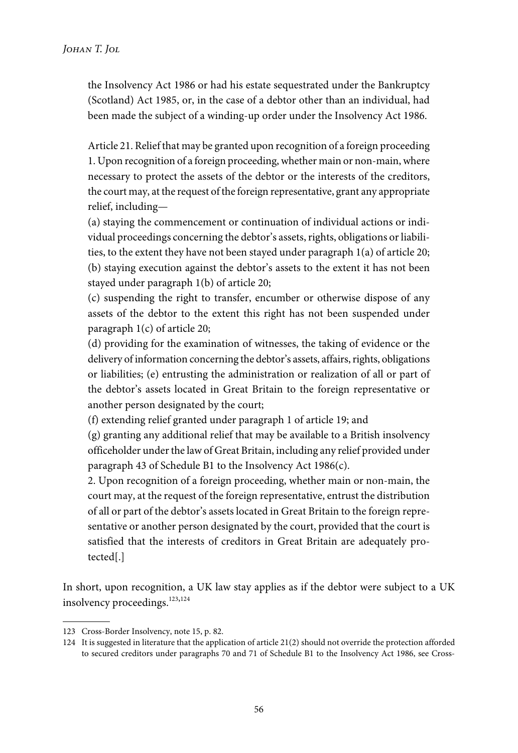> the Insolvency Act 1986 or had his estate sequestrated under the Bankruptcy (Scotland) Act 1985, or, in the case of a debtor other than an individual, had been made the subject of a winding-up order under the Insolvency Act 1986.
>
> Article 21. Relief that may be granted upon recognition of a foreign proceeding
> 1. Upon recognition of a foreign proceeding, whether main or non-main, where necessary to protect the assets of the debtor or the interests of the creditors, the court may, at the request of the foreign representative, grant any appropriate relief, including—
> (a) staying the commencement or continuation of individual actions or individual proceedings concerning the debtor's assets, rights, obligations or liabilities, to the extent they have not been stayed under paragraph 1(a) of article 20;
> (b) staying execution against the debtor's assets to the extent it has not been stayed under paragraph 1(b) of article 20;
> (c) suspending the right to transfer, encumber or otherwise dispose of any assets of the debtor to the extent this right has not been suspended under paragraph 1(c) of article 20;
> (d) providing for the examination of witnesses, the taking of evidence or the delivery of information concerning the debtor's assets, affairs, rights, obligations or liabilities; (e) entrusting the administration or realization of all or part of the debtor's assets located in Great Britain to the foreign representative or another person designated by the court;
> (f) extending relief granted under paragraph 1 of article 19; and
> (g) granting any additional relief that may be available to a British insolvency officeholder under the law of Great Britain, including any relief provided under paragraph 43 of Schedule B1 to the Insolvency Act 1986(c).
> 2. Upon recognition of a foreign proceeding, whether main or non-main, the court may, at the request of the foreign representative, entrust the distribution of all or part of the debtor's assets located in Great Britain to the foreign representative or another person designated by the court, provided that the court is satisfied that the interests of creditors in Great Britain are adequately protected[.]

In short, upon recognition, a UK law stay applies as if the debtor were subject to a UK insolvency proceedings.[123,124]

---

123 Cross-Border Insolvency, note 15, p. 82.

124 It is suggested in literature that the application of article 21(2) should not override the protection afforded to secured creditors under paragraphs 70 and 71 of Schedule B1 to the Insolvency Act 1986, see Cross-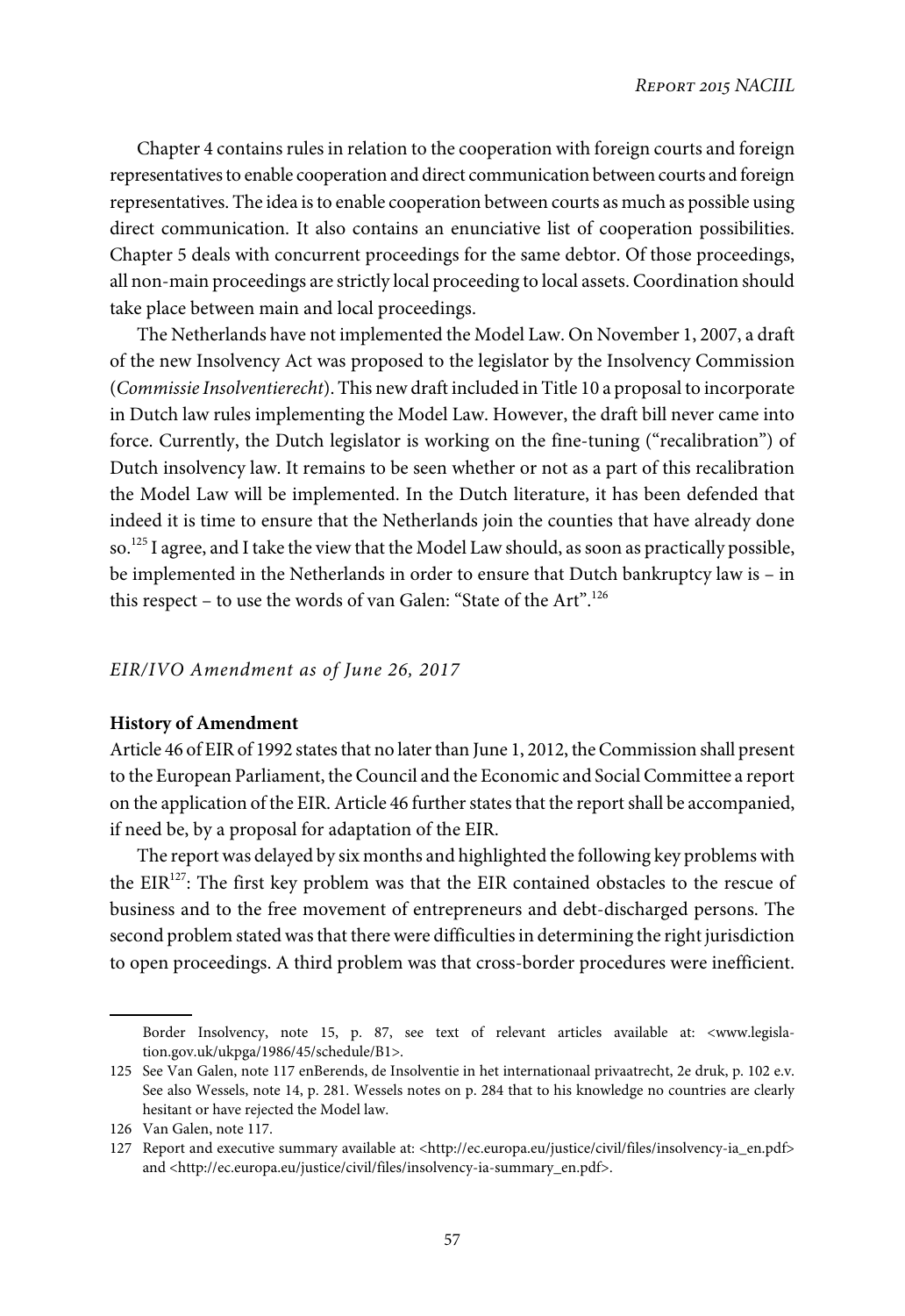Chapter 4 contains rules in relation to the cooperation with foreign courts and foreign representatives to enable cooperation and direct communication between courts and foreign representatives. The idea is to enable cooperation between courts as much as possible using direct communication. It also contains an enunciative list of cooperation possibilities. Chapter 5 deals with concurrent proceedings for the same debtor. Of those proceedings, all non-main proceedings are strictly local proceeding to local assets. Coordination should take place between main and local proceedings.

The Netherlands have not implemented the Model Law. On November 1, 2007, a draft of the new Insolvency Act was proposed to the legislator by the Insolvency Commission (*Commissie Insolventierecht*). This new draft included in Title 10 a proposal to incorporate in Dutch law rules implementing the Model Law. However, the draft bill never came into force. Currently, the Dutch legislator is working on the fine-tuning ("recalibration") of Dutch insolvency law. It remains to be seen whether or not as a part of this recalibration the Model Law will be implemented. In the Dutch literature, it has been defended that indeed it is time to ensure that the Netherlands join the counties that have already done so.[125] I agree, and I take the view that the Model Law should, as soon as practically possible, be implemented in the Netherlands in order to ensure that Dutch bankruptcy law is – in this respect – to use the words of van Galen: "State of the Art".[126]

### *EIR/IVO Amendment as of June 26, 2017*

#### **History of Amendment**

Article 46 of EIR of 1992 states that no later than June 1, 2012, the Commission shall present to the European Parliament, the Council and the Economic and Social Committee a report on the application of the EIR. Article 46 further states that the report shall be accompanied, if need be, by a proposal for adaptation of the EIR.

The report was delayed by six months and highlighted the following key problems with the EIR[127]: The first key problem was that the EIR contained obstacles to the rescue of business and to the free movement of entrepreneurs and debt-discharged persons. The second problem stated was that there were difficulties in determining the right jurisdiction to open proceedings. A third problem was that cross-border procedures were inefficient.

---

Border Insolvency, note 15, p. 87, see text of relevant articles available at: <www.legislation.gov.uk/ukpga/1986/45/schedule/B1>.

125 See Van Galen, note 117 enBerends, de Insolventie in het internationaal privaatrecht, 2e druk, p. 102 e.v. See also Wessels, note 14, p. 281. Wessels notes on p. 284 that to his knowledge no countries are clearly hesitant or have rejected the Model law.

126 Van Galen, note 117.

127 Report and executive summary available at: <http://ec.europa.eu/justice/civil/files/insolvency-ia_en.pdf> and <http://ec.europa.eu/justice/civil/files/insolvency-ia-summary_en.pdf>.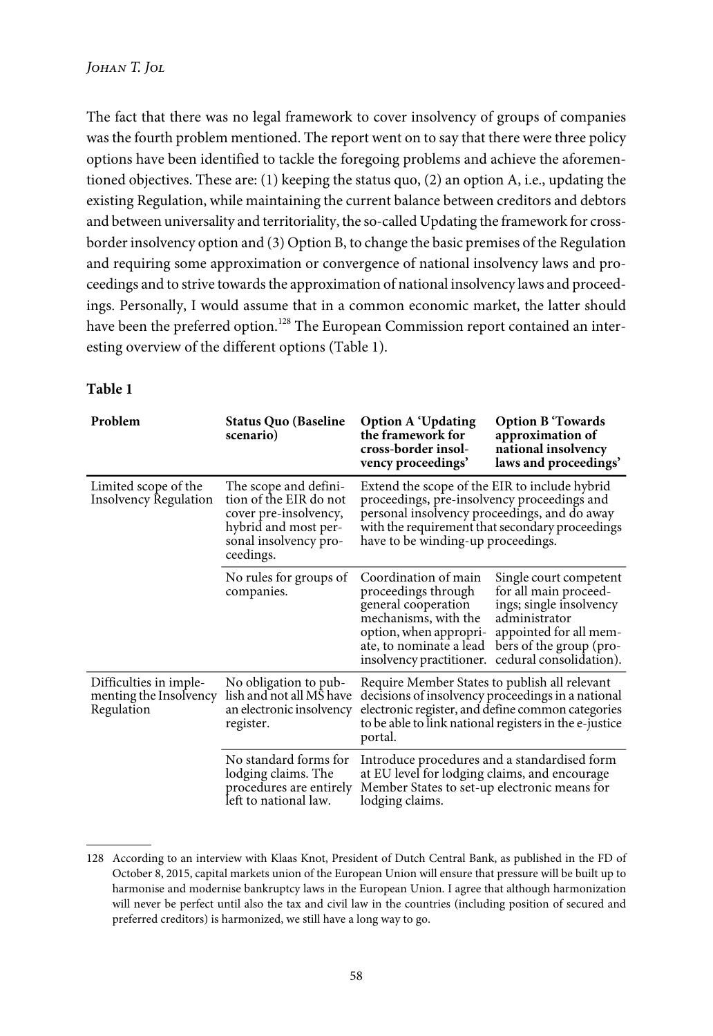The fact that there was no legal framework to cover insolvency of groups of companies was the fourth problem mentioned. The report went on to say that there were three policy options have been identified to tackle the foregoing problems and achieve the aforementioned objectives. These are: (1) keeping the status quo, (2) an option A, i.e., updating the existing Regulation, while maintaining the current balance between creditors and debtors and between universality and territoriality, the so-called Updating the framework for cross-border insolvency option and (3) Option B, to change the basic premises of the Regulation and requiring some approximation or convergence of national insolvency laws and proceedings and to strive towards the approximation of national insolvency laws and proceedings. Personally, I would assume that in a common economic market, the latter should have been the preferred option.[128] The European Commission report contained an interesting overview of the different options (Table 1).

**Table 1**

| Problem | Status Quo (Baseline scenario) | Option A 'Updating the framework for cross-border insolvency proceedings' | Option B 'Towards approximation of national insolvency laws and proceedings' |
|---|---|---|---|
| Limited scope of the Insolvency Regulation | The scope and definition of the EIR do not cover pre-insolvency, hybrid and most personal insolvency proceedings. | Extend the scope of the EIR to include hybrid proceedings, pre-insolvency proceedings and personal insolvency proceedings, and do away with the requirement that secondary proceedings have to be winding-up proceedings. | |
| | No rules for groups of companies. | Coordination of main proceedings through general cooperation mechanisms, with the option, when appropriate, to nominate a lead insolvency practitioner. | Single court competent for all main proceedings; single insolvency administrator appointed for all members of the group (procedural consolidation). |
| Difficulties in implementing the Insolvency Regulation | No obligation to publish and not all MS have an electronic insolvency register. | Require Member States to publish all relevant decisions of insolvency proceedings in a national electronic register, and define common categories to be able to link national registers in the e-justice portal. | |
| | No standard forms for lodging claims. The procedures are entirely left to national law. | Introduce procedures and a standardised form at EU level for lodging claims, and encourage Member States to set-up electronic means for lodging claims. | |

[128] According to an interview with Klaas Knot, President of Dutch Central Bank, as published in the FD of October 8, 2015, capital markets union of the European Union will ensure that pressure will be built up to harmonise and modernise bankruptcy laws in the European Union. I agree that although harmonization will never be perfect until also the tax and civil law in the countries (including position of secured and preferred creditors) is harmonized, we still have a long way to go.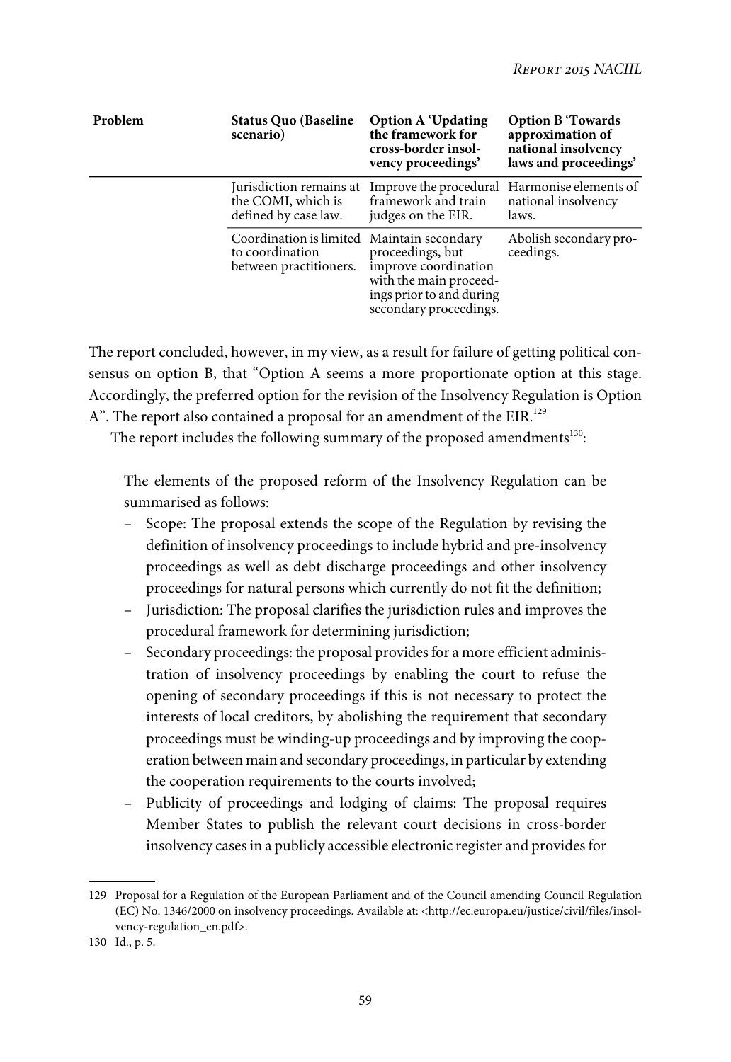| Problem | Status Quo (Baseline scenario) | Option A 'Updating the framework for cross-border insolvency proceedings' | Option B 'Towards approximation of national insolvency laws and proceedings' |
|---|---|---|---|
| | Jurisdiction remains at the COMI, which is defined by case law. | Improve the procedural framework and train judges on the EIR. | Harmonise elements of national insolvency laws. |
| | Coordination is limited to coordination between practitioners. | Maintain secondary proceedings, but improve coordination with the main proceedings prior to and during secondary proceedings. | Abolish secondary proceedings. |

The report concluded, however, in my view, as a result for failure of getting political consensus on option B, that "Option A seems a more proportionate option at this stage. Accordingly, the preferred option for the revision of the Insolvency Regulation is Option A". The report also contained a proposal for an amendment of the EIR.[129]

The report includes the following summary of the proposed amendments[130]:

> The elements of the proposed reform of the Insolvency Regulation can be summarised as follows:
> - Scope: The proposal extends the scope of the Regulation by revising the definition of insolvency proceedings to include hybrid and pre-insolvency proceedings as well as debt discharge proceedings and other insolvency proceedings for natural persons which currently do not fit the definition;
> - Jurisdiction: The proposal clarifies the jurisdiction rules and improves the procedural framework for determining jurisdiction;
> - Secondary proceedings: the proposal provides for a more efficient administration of insolvency proceedings by enabling the court to refuse the opening of secondary proceedings if this is not necessary to protect the interests of local creditors, by abolishing the requirement that secondary proceedings must be winding-up proceedings and by improving the cooperation between main and secondary proceedings, in particular by extending the cooperation requirements to the courts involved;
> - Publicity of proceedings and lodging of claims: The proposal requires Member States to publish the relevant court decisions in cross-border insolvency cases in a publicly accessible electronic register and provides for

---

129 Proposal for a Regulation of the European Parliament and of the Council amending Council Regulation (EC) No. 1346/2000 on insolvency proceedings. Available at: <http://ec.europa.eu/justice/civil/files/insolvency-regulation_en.pdf>.

130 Id., p. 5.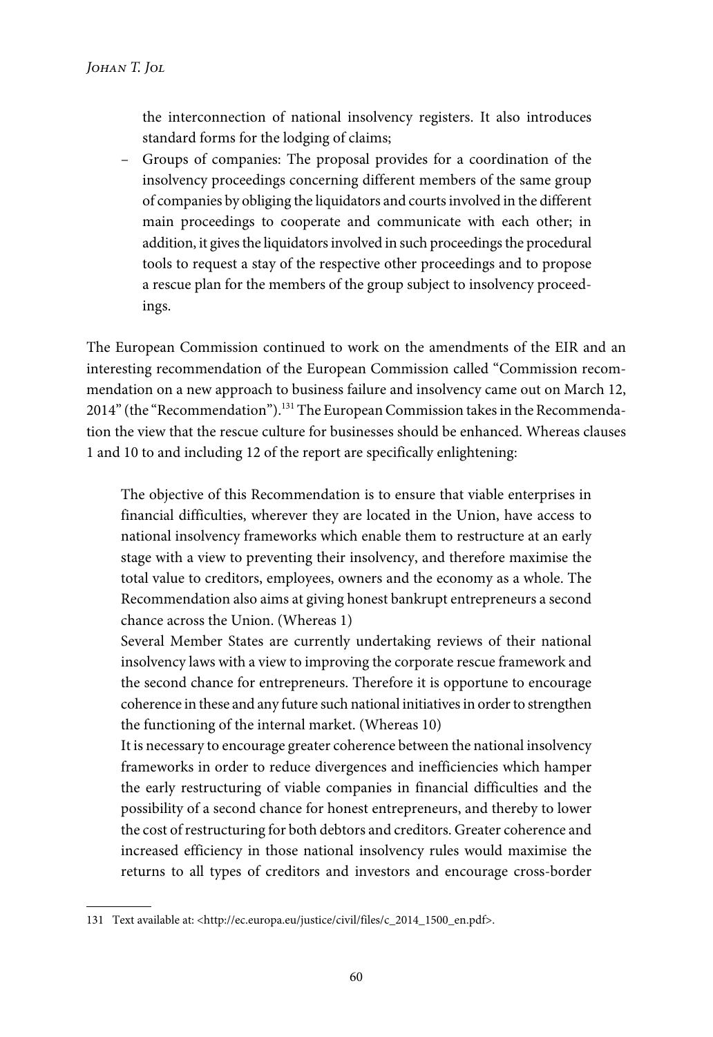the interconnection of national insolvency registers. It also introduces standard forms for the lodging of claims;

- Groups of companies: The proposal provides for a coordination of the insolvency proceedings concerning different members of the same group of companies by obliging the liquidators and courts involved in the different main proceedings to cooperate and communicate with each other; in addition, it gives the liquidators involved in such proceedings the procedural tools to request a stay of the respective other proceedings and to propose a rescue plan for the members of the group subject to insolvency proceedings.

The European Commission continued to work on the amendments of the EIR and an interesting recommendation of the European Commission called "Commission recommendation on a new approach to business failure and insolvency came out on March 12, 2014" (the "Recommendation").[131] The European Commission takes in the Recommendation the view that the rescue culture for businesses should be enhanced. Whereas clauses 1 and 10 to and including 12 of the report are specifically enlightening:

> The objective of this Recommendation is to ensure that viable enterprises in financial difficulties, wherever they are located in the Union, have access to national insolvency frameworks which enable them to restructure at an early stage with a view to preventing their insolvency, and therefore maximise the total value to creditors, employees, owners and the economy as a whole. The Recommendation also aims at giving honest bankrupt entrepreneurs a second chance across the Union. (Whereas 1)
>
> Several Member States are currently undertaking reviews of their national insolvency laws with a view to improving the corporate rescue framework and the second chance for entrepreneurs. Therefore it is opportune to encourage coherence in these and any future such national initiatives in order to strengthen the functioning of the internal market. (Whereas 10)
>
> It is necessary to encourage greater coherence between the national insolvency frameworks in order to reduce divergences and inefficiencies which hamper the early restructuring of viable companies in financial difficulties and the possibility of a second chance for honest entrepreneurs, and thereby to lower the cost of restructuring for both debtors and creditors. Greater coherence and increased efficiency in those national insolvency rules would maximise the returns to all types of creditors and investors and encourage cross-border

131 Text available at: <http://ec.europa.eu/justice/civil/files/c_2014_1500_en.pdf>.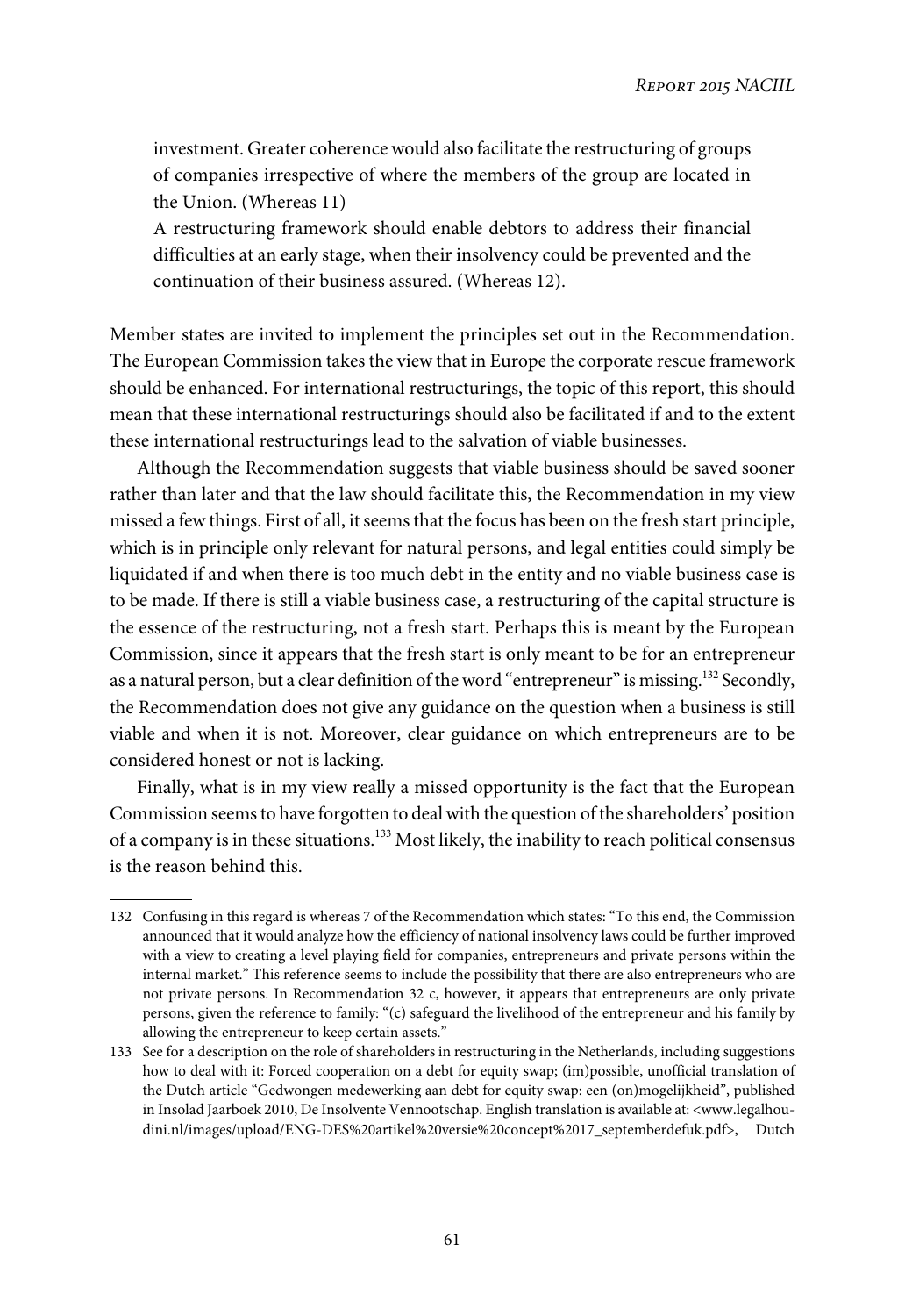> investment. Greater coherence would also facilitate the restructuring of groups of companies irrespective of where the members of the group are located in the Union. (Whereas 11)
>
> A restructuring framework should enable debtors to address their financial difficulties at an early stage, when their insolvency could be prevented and the continuation of their business assured. (Whereas 12).

Member states are invited to implement the principles set out in the Recommendation. The European Commission takes the view that in Europe the corporate rescue framework should be enhanced. For international restructurings, the topic of this report, this should mean that these international restructurings should also be facilitated if and to the extent these international restructurings lead to the salvation of viable businesses.

Although the Recommendation suggests that viable business should be saved sooner rather than later and that the law should facilitate this, the Recommendation in my view missed a few things. First of all, it seems that the focus has been on the fresh start principle, which is in principle only relevant for natural persons, and legal entities could simply be liquidated if and when there is too much debt in the entity and no viable business case is to be made. If there is still a viable business case, a restructuring of the capital structure is the essence of the restructuring, not a fresh start. Perhaps this is meant by the European Commission, since it appears that the fresh start is only meant to be for an entrepreneur as a natural person, but a clear definition of the word "entrepreneur" is missing.[132] Secondly, the Recommendation does not give any guidance on the question when a business is still viable and when it is not. Moreover, clear guidance on which entrepreneurs are to be considered honest or not is lacking.

Finally, what is in my view really a missed opportunity is the fact that the European Commission seems to have forgotten to deal with the question of the shareholders' position of a company is in these situations.[133] Most likely, the inability to reach political consensus is the reason behind this.

---

132 Confusing in this regard is whereas 7 of the Recommendation which states: "To this end, the Commission announced that it would analyze how the efficiency of national insolvency laws could be further improved with a view to creating a level playing field for companies, entrepreneurs and private persons within the internal market." This reference seems to include the possibility that there are also entrepreneurs who are not private persons. In Recommendation 32 c, however, it appears that entrepreneurs are only private persons, given the reference to family: "(c) safeguard the livelihood of the entrepreneur and his family by allowing the entrepreneur to keep certain assets."

133 See for a description on the role of shareholders in restructuring in the Netherlands, including suggestions how to deal with it: Forced cooperation on a debt for equity swap; (im)possible, unofficial translation of the Dutch article "Gedwongen medewerking aan debt for equity swap: een (on)mogelijkheid", published in Insolad Jaarboek 2010, De Insolvente Vennootschap. English translation is available at: <www.legalhoudini.nl/images/upload/ENG-DES%20artikel%20versie%20concept%2017_septemberdefuk.pdf>, Dutch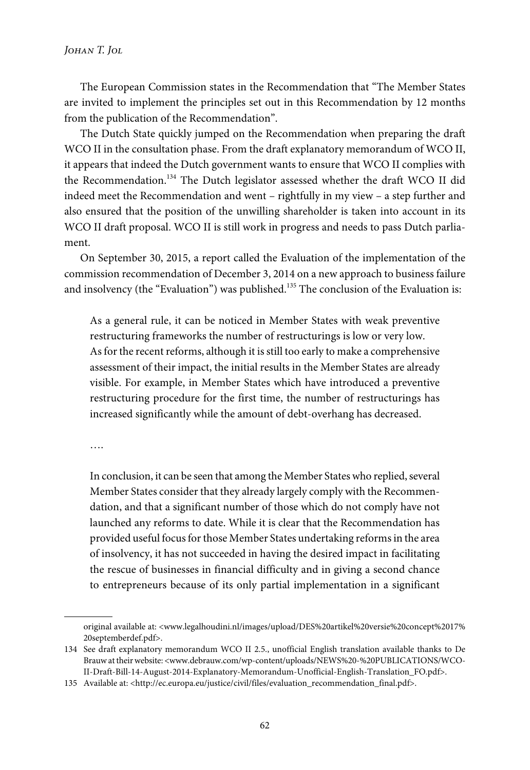The European Commission states in the Recommendation that "The Member States are invited to implement the principles set out in this Recommendation by 12 months from the publication of the Recommendation".

The Dutch State quickly jumped on the Recommendation when preparing the draft WCO II in the consultation phase. From the draft explanatory memorandum of WCO II, it appears that indeed the Dutch government wants to ensure that WCO II complies with the Recommendation.[134] The Dutch legislator assessed whether the draft WCO II did indeed meet the Recommendation and went – rightfully in my view – a step further and also ensured that the position of the unwilling shareholder is taken into account in its WCO II draft proposal. WCO II is still work in progress and needs to pass Dutch parliament.

On September 30, 2015, a report called the Evaluation of the implementation of the commission recommendation of December 3, 2014 on a new approach to business failure and insolvency (the "Evaluation") was published.[135] The conclusion of the Evaluation is:

> As a general rule, it can be noticed in Member States with weak preventive restructuring frameworks the number of restructurings is low or very low.
> As for the recent reforms, although it is still too early to make a comprehensive assessment of their impact, the initial results in the Member States are already visible. For example, in Member States which have introduced a preventive restructuring procedure for the first time, the number of restructurings has increased significantly while the amount of debt-overhang has decreased.
>
> ….
>
> In conclusion, it can be seen that among the Member States who replied, several Member States consider that they already largely comply with the Recommendation, and that a significant number of those which do not comply have not launched any reforms to date. While it is clear that the Recommendation has provided useful focus for those Member States undertaking reforms in the area of insolvency, it has not succeeded in having the desired impact in facilitating the rescue of businesses in financial difficulty and in giving a second chance to entrepreneurs because of its only partial implementation in a significant

original available at: <www.legalhoudini.nl/images/upload/DES%20artikel%20versie%20concept%2017%20septemberdef.pdf>.

134 See draft explanatory memorandum WCO II 2.5., unofficial English translation available thanks to De Brauw at their website: <www.debrauw.com/wp-content/uploads/NEWS%20-%20PUBLICATIONS/WCO-II-Draft-Bill-14-August-2014-Explanatory-Memorandum-Unofficial-English-Translation_FO.pdf>.

135 Available at: <http://ec.europa.eu/justice/civil/files/evaluation_recommendation_final.pdf>.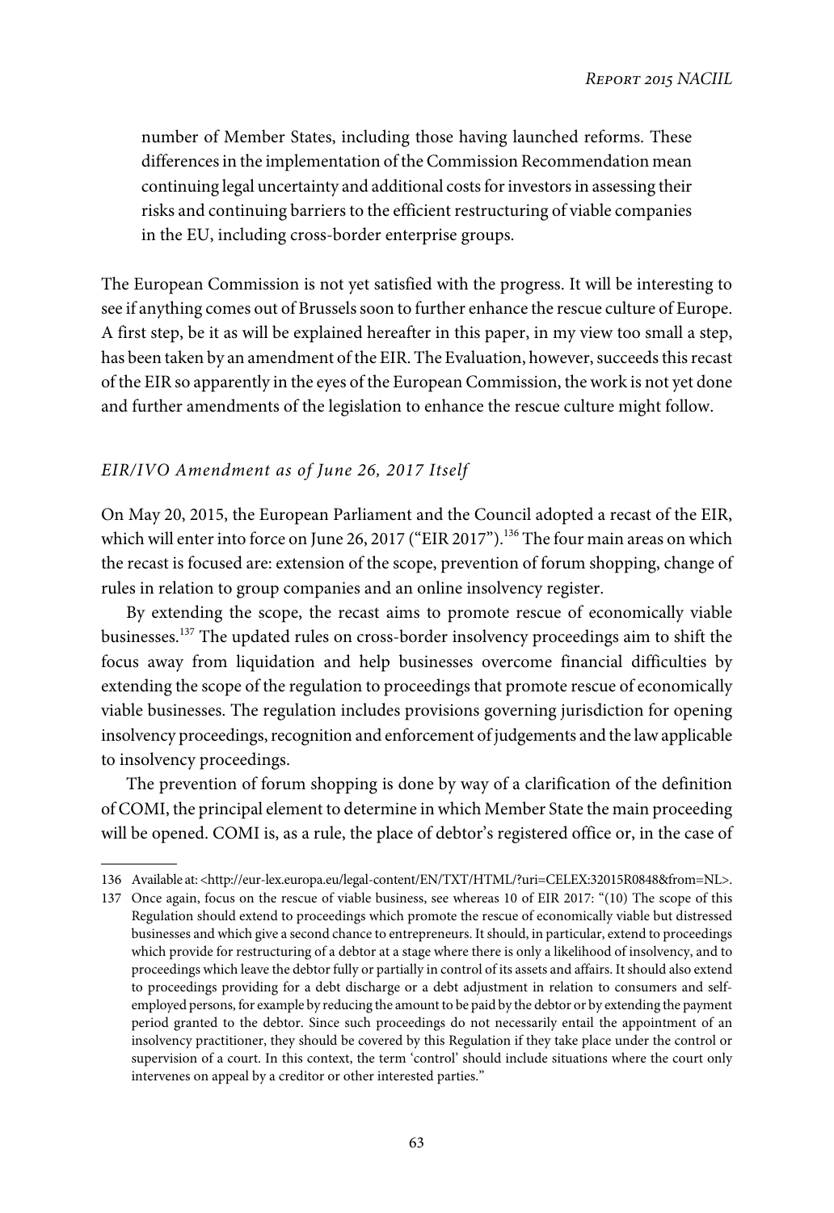number of Member States, including those having launched reforms. These differences in the implementation of the Commission Recommendation mean continuing legal uncertainty and additional costs for investors in assessing their risks and continuing barriers to the efficient restructuring of viable companies in the EU, including cross-border enterprise groups.

The European Commission is not yet satisfied with the progress. It will be interesting to see if anything comes out of Brussels soon to further enhance the rescue culture of Europe. A first step, be it as will be explained hereafter in this paper, in my view too small a step, has been taken by an amendment of the EIR. The Evaluation, however, succeeds this recast of the EIR so apparently in the eyes of the European Commission, the work is not yet done and further amendments of the legislation to enhance the rescue culture might follow.

### *EIR/IVO Amendment as of June 26, 2017 Itself*

On May 20, 2015, the European Parliament and the Council adopted a recast of the EIR, which will enter into force on June 26, 2017 ("EIR 2017").[136] The four main areas on which the recast is focused are: extension of the scope, prevention of forum shopping, change of rules in relation to group companies and an online insolvency register.

By extending the scope, the recast aims to promote rescue of economically viable businesses.[137] The updated rules on cross-border insolvency proceedings aim to shift the focus away from liquidation and help businesses overcome financial difficulties by extending the scope of the regulation to proceedings that promote rescue of economically viable businesses. The regulation includes provisions governing jurisdiction for opening insolvency proceedings, recognition and enforcement of judgements and the law applicable to insolvency proceedings.

The prevention of forum shopping is done by way of a clarification of the definition of COMI, the principal element to determine in which Member State the main proceeding will be opened. COMI is, as a rule, the place of debtor's registered office or, in the case of

---

136 Available at: <http://eur-lex.europa.eu/legal-content/EN/TXT/HTML/?uri=CELEX:32015R0848&from=NL>.

137 Once again, focus on the rescue of viable business, see whereas 10 of EIR 2017: "(10) The scope of this Regulation should extend to proceedings which promote the rescue of economically viable but distressed businesses and which give a second chance to entrepreneurs. It should, in particular, extend to proceedings which provide for restructuring of a debtor at a stage where there is only a likelihood of insolvency, and to proceedings which leave the debtor fully or partially in control of its assets and affairs. It should also extend to proceedings providing for a debt discharge or a debt adjustment in relation to consumers and self-employed persons, for example by reducing the amount to be paid by the debtor or by extending the payment period granted to the debtor. Since such proceedings do not necessarily entail the appointment of an insolvency practitioner, they should be covered by this Regulation if they take place under the control or supervision of a court. In this context, the term 'control' should include situations where the court only intervenes on appeal by a creditor or other interested parties."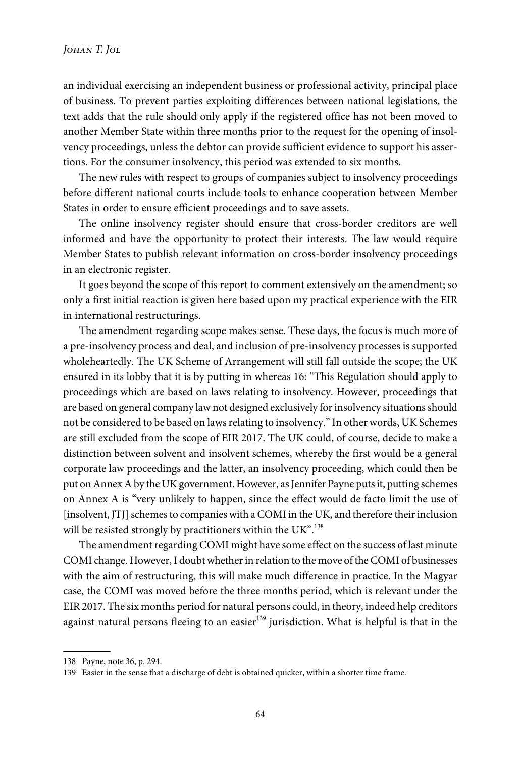an individual exercising an independent business or professional activity, principal place of business. To prevent parties exploiting differences between national legislations, the text adds that the rule should only apply if the registered office has not been moved to another Member State within three months prior to the request for the opening of insolvency proceedings, unless the debtor can provide sufficient evidence to support his assertions. For the consumer insolvency, this period was extended to six months.

The new rules with respect to groups of companies subject to insolvency proceedings before different national courts include tools to enhance cooperation between Member States in order to ensure efficient proceedings and to save assets.

The online insolvency register should ensure that cross-border creditors are well informed and have the opportunity to protect their interests. The law would require Member States to publish relevant information on cross-border insolvency proceedings in an electronic register.

It goes beyond the scope of this report to comment extensively on the amendment; so only a first initial reaction is given here based upon my practical experience with the EIR in international restructurings.

The amendment regarding scope makes sense. These days, the focus is much more of a pre-insolvency process and deal, and inclusion of pre-insolvency processes is supported wholeheartedly. The UK Scheme of Arrangement will still fall outside the scope; the UK ensured in its lobby that it is by putting in whereas 16: "This Regulation should apply to proceedings which are based on laws relating to insolvency. However, proceedings that are based on general company law not designed exclusively for insolvency situations should not be considered to be based on laws relating to insolvency." In other words, UK Schemes are still excluded from the scope of EIR 2017. The UK could, of course, decide to make a distinction between solvent and insolvent schemes, whereby the first would be a general corporate law proceedings and the latter, an insolvency proceeding, which could then be put on Annex A by the UK government. However, as Jennifer Payne puts it, putting schemes on Annex A is "very unlikely to happen, since the effect would de facto limit the use of [insolvent, JTJ] schemes to companies with a COMI in the UK, and therefore their inclusion will be resisted strongly by practitioners within the UK".[138]

The amendment regarding COMI might have some effect on the success of last minute COMI change. However, I doubt whether in relation to the move of the COMI of businesses with the aim of restructuring, this will make much difference in practice. In the Magyar case, the COMI was moved before the three months period, which is relevant under the EIR 2017. The six months period for natural persons could, in theory, indeed help creditors against natural persons fleeing to an easier[139] jurisdiction. What is helpful is that in the

---

138 Payne, note 36, p. 294.

139 Easier in the sense that a discharge of debt is obtained quicker, within a shorter time frame.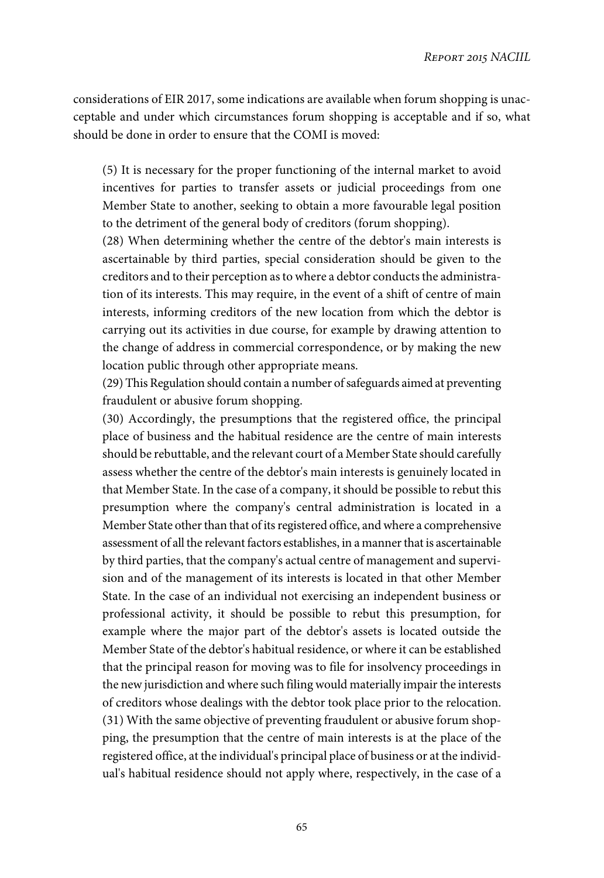considerations of EIR 2017, some indications are available when forum shopping is unacceptable and under which circumstances forum shopping is acceptable and if so, what should be done in order to ensure that the COMI is moved:

> (5) It is necessary for the proper functioning of the internal market to avoid incentives for parties to transfer assets or judicial proceedings from one Member State to another, seeking to obtain a more favourable legal position to the detriment of the general body of creditors (forum shopping).
> (28) When determining whether the centre of the debtor's main interests is ascertainable by third parties, special consideration should be given to the creditors and to their perception as to where a debtor conducts the administration of its interests. This may require, in the event of a shift of centre of main interests, informing creditors of the new location from which the debtor is carrying out its activities in due course, for example by drawing attention to the change of address in commercial correspondence, or by making the new location public through other appropriate means.
> (29) This Regulation should contain a number of safeguards aimed at preventing fraudulent or abusive forum shopping.
> (30) Accordingly, the presumptions that the registered office, the principal place of business and the habitual residence are the centre of main interests should be rebuttable, and the relevant court of a Member State should carefully assess whether the centre of the debtor's main interests is genuinely located in that Member State. In the case of a company, it should be possible to rebut this presumption where the company's central administration is located in a Member State other than that of its registered office, and where a comprehensive assessment of all the relevant factors establishes, in a manner that is ascertainable by third parties, that the company's actual centre of management and supervision and of the management of its interests is located in that other Member State. In the case of an individual not exercising an independent business or professional activity, it should be possible to rebut this presumption, for example where the major part of the debtor's assets is located outside the Member State of the debtor's habitual residence, or where it can be established that the principal reason for moving was to file for insolvency proceedings in the new jurisdiction and where such filing would materially impair the interests of creditors whose dealings with the debtor took place prior to the relocation.
> (31) With the same objective of preventing fraudulent or abusive forum shopping, the presumption that the centre of main interests is at the place of the registered office, at the individual's principal place of business or at the individual's habitual residence should not apply where, respectively, in the case of a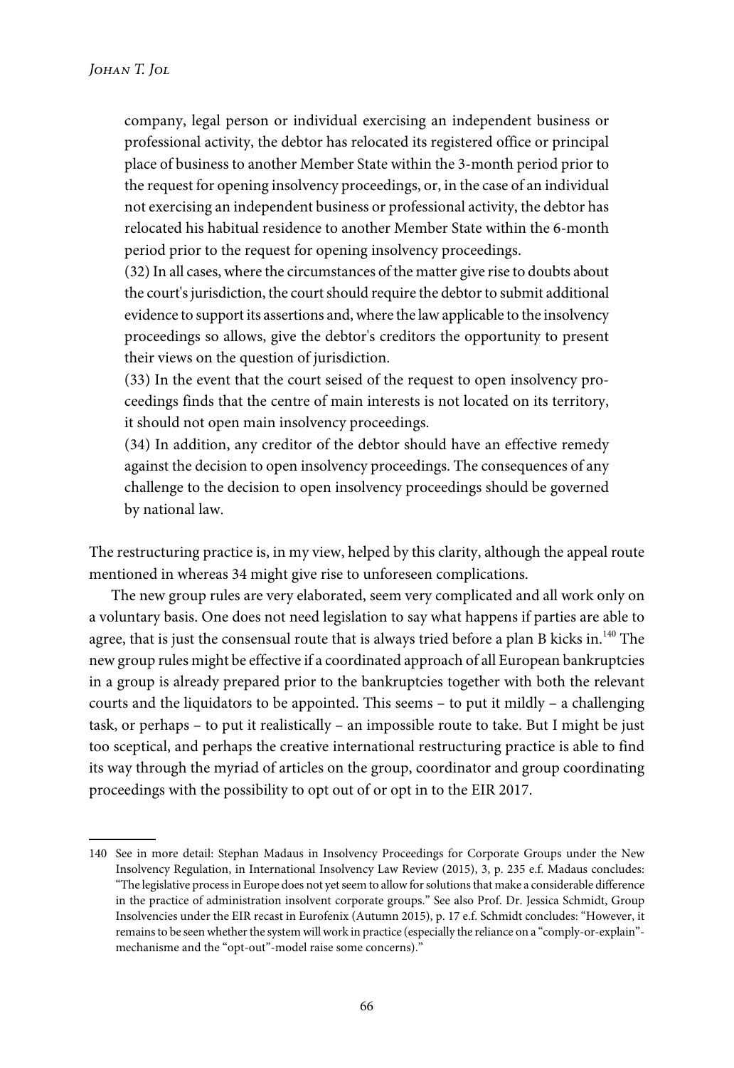> company, legal person or individual exercising an independent business or professional activity, the debtor has relocated its registered office or principal place of business to another Member State within the 3-month period prior to the request for opening insolvency proceedings, or, in the case of an individual not exercising an independent business or professional activity, the debtor has relocated his habitual residence to another Member State within the 6-month period prior to the request for opening insolvency proceedings.
>
> (32) In all cases, where the circumstances of the matter give rise to doubts about the court's jurisdiction, the court should require the debtor to submit additional evidence to support its assertions and, where the law applicable to the insolvency proceedings so allows, give the debtor's creditors the opportunity to present their views on the question of jurisdiction.
>
> (33) In the event that the court seised of the request to open insolvency proceedings finds that the centre of main interests is not located on its territory, it should not open main insolvency proceedings.
>
> (34) In addition, any creditor of the debtor should have an effective remedy against the decision to open insolvency proceedings. The consequences of any challenge to the decision to open insolvency proceedings should be governed by national law.

The restructuring practice is, in my view, helped by this clarity, although the appeal route mentioned in whereas 34 might give rise to unforeseen complications.

The new group rules are very elaborated, seem very complicated and all work only on a voluntary basis. One does not need legislation to say what happens if parties are able to agree, that is just the consensual route that is always tried before a plan B kicks in.[140] The new group rules might be effective if a coordinated approach of all European bankruptcies in a group is already prepared prior to the bankruptcies together with both the relevant courts and the liquidators to be appointed. This seems – to put it mildly – a challenging task, or perhaps – to put it realistically – an impossible route to take. But I might be just too sceptical, and perhaps the creative international restructuring practice is able to find its way through the myriad of articles on the group, coordinator and group coordinating proceedings with the possibility to opt out of or opt in to the EIR 2017.

---

140 See in more detail: Stephan Madaus in Insolvency Proceedings for Corporate Groups under the New Insolvency Regulation, in International Insolvency Law Review (2015), 3, p. 235 e.f. Madaus concludes: "The legislative process in Europe does not yet seem to allow for solutions that make a considerable difference in the practice of administration insolvent corporate groups." See also Prof. Dr. Jessica Schmidt, Group Insolvencies under the EIR recast in Eurofenix (Autumn 2015), p. 17 e.f. Schmidt concludes: "However, it remains to be seen whether the system will work in practice (especially the reliance on a "comply-or-explain"-mechanisme and the "opt-out"-model raise some concerns)."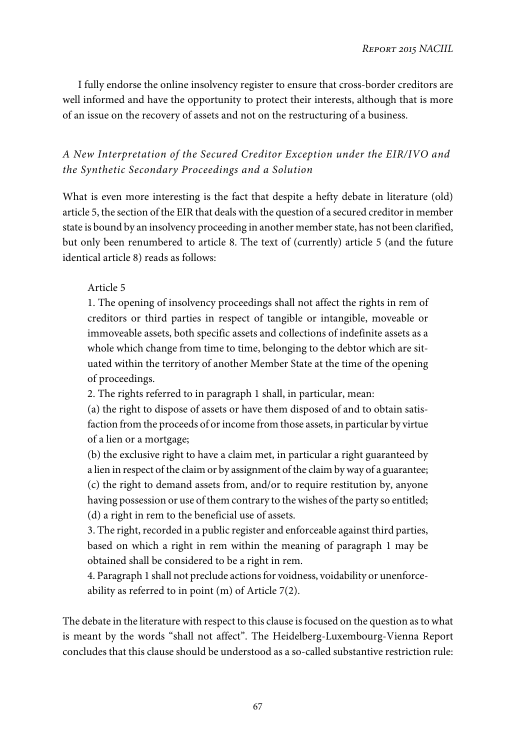I fully endorse the online insolvency register to ensure that cross-border creditors are well informed and have the opportunity to protect their interests, although that is more of an issue on the recovery of assets and not on the restructuring of a business.

### *A New Interpretation of the Secured Creditor Exception under the EIR/IVO and the Synthetic Secondary Proceedings and a Solution*

What is even more interesting is the fact that despite a hefty debate in literature (old) article 5, the section of the EIR that deals with the question of a secured creditor in member state is bound by an insolvency proceeding in another member state, has not been clarified, but only been renumbered to article 8. The text of (currently) article 5 (and the future identical article 8) reads as follows:

> Article 5
>
> 1. The opening of insolvency proceedings shall not affect the rights in rem of creditors or third parties in respect of tangible or intangible, moveable or immoveable assets, both specific assets and collections of indefinite assets as a whole which change from time to time, belonging to the debtor which are situated within the territory of another Member State at the time of the opening of proceedings.
>
> 2. The rights referred to in paragraph 1 shall, in particular, mean:
>
> (a) the right to dispose of assets or have them disposed of and to obtain satisfaction from the proceeds of or income from those assets, in particular by virtue of a lien or a mortgage;
>
> (b) the exclusive right to have a claim met, in particular a right guaranteed by a lien in respect of the claim or by assignment of the claim by way of a guarantee;
>
> (c) the right to demand assets from, and/or to require restitution by, anyone having possession or use of them contrary to the wishes of the party so entitled;
>
> (d) a right in rem to the beneficial use of assets.
>
> 3. The right, recorded in a public register and enforceable against third parties, based on which a right in rem within the meaning of paragraph 1 may be obtained shall be considered to be a right in rem.
>
> 4. Paragraph 1 shall not preclude actions for voidness, voidability or unenforceability as referred to in point (m) of Article 7(2).

The debate in the literature with respect to this clause is focused on the question as to what is meant by the words "shall not affect". The Heidelberg-Luxembourg-Vienna Report concludes that this clause should be understood as a so-called substantive restriction rule: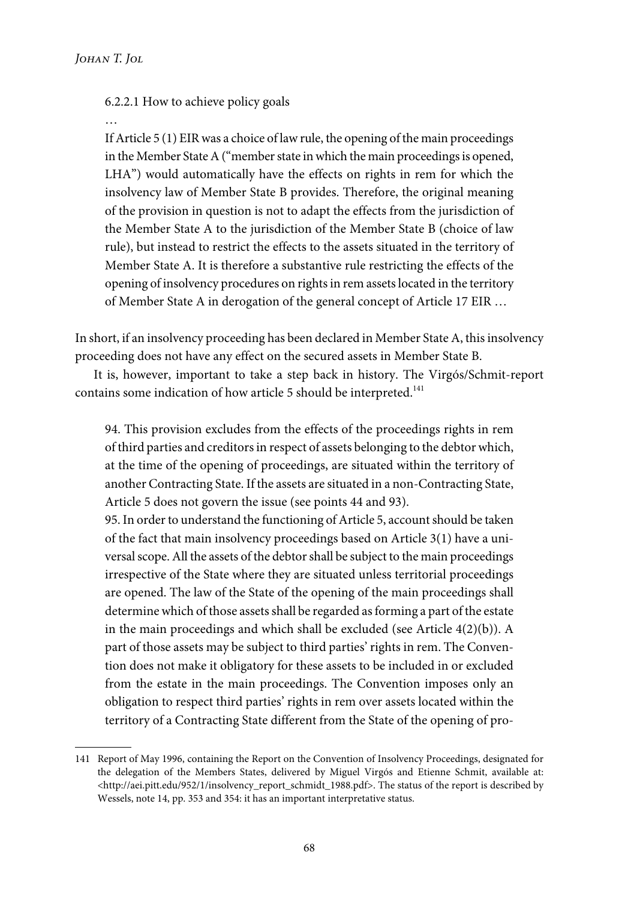> 6.2.2.1 How to achieve policy goals
>
> …
>
> If Article 5 (1) EIR was a choice of law rule, the opening of the main proceedings in the Member State A ("member state in which the main proceedings is opened, LHA") would automatically have the effects on rights in rem for which the insolvency law of Member State B provides. Therefore, the original meaning of the provision in question is not to adapt the effects from the jurisdiction of the Member State A to the jurisdiction of the Member State B (choice of law rule), but instead to restrict the effects to the assets situated in the territory of Member State A. It is therefore a substantive rule restricting the effects of the opening of insolvency procedures on rights in rem assets located in the territory of Member State A in derogation of the general concept of Article 17 EIR …

In short, if an insolvency proceeding has been declared in Member State A, this insolvency proceeding does not have any effect on the secured assets in Member State B.

It is, however, important to take a step back in history. The Virgós/Schmit-report contains some indication of how article 5 should be interpreted.[141]

> 94. This provision excludes from the effects of the proceedings rights in rem of third parties and creditors in respect of assets belonging to the debtor which, at the time of the opening of proceedings, are situated within the territory of another Contracting State. If the assets are situated in a non-Contracting State, Article 5 does not govern the issue (see points 44 and 93).
>
> 95. In order to understand the functioning of Article 5, account should be taken of the fact that main insolvency proceedings based on Article 3(1) have a universal scope. All the assets of the debtor shall be subject to the main proceedings irrespective of the State where they are situated unless territorial proceedings are opened. The law of the State of the opening of the main proceedings shall determine which of those assets shall be regarded as forming a part of the estate in the main proceedings and which shall be excluded (see Article 4(2)(b)). A part of those assets may be subject to third parties' rights in rem. The Convention does not make it obligatory for these assets to be included in or excluded from the estate in the main proceedings. The Convention imposes only an obligation to respect third parties' rights in rem over assets located within the territory of a Contracting State different from the State of the opening of pro-

---

141 Report of May 1996, containing the Report on the Convention of Insolvency Proceedings, designated for the delegation of the Members States, delivered by Miguel Virgós and Etienne Schmit, available at: <http://aei.pitt.edu/952/1/insolvency_report_schmidt_1988.pdf>. The status of the report is described by Wessels, note 14, pp. 353 and 354: it has an important interpretative status.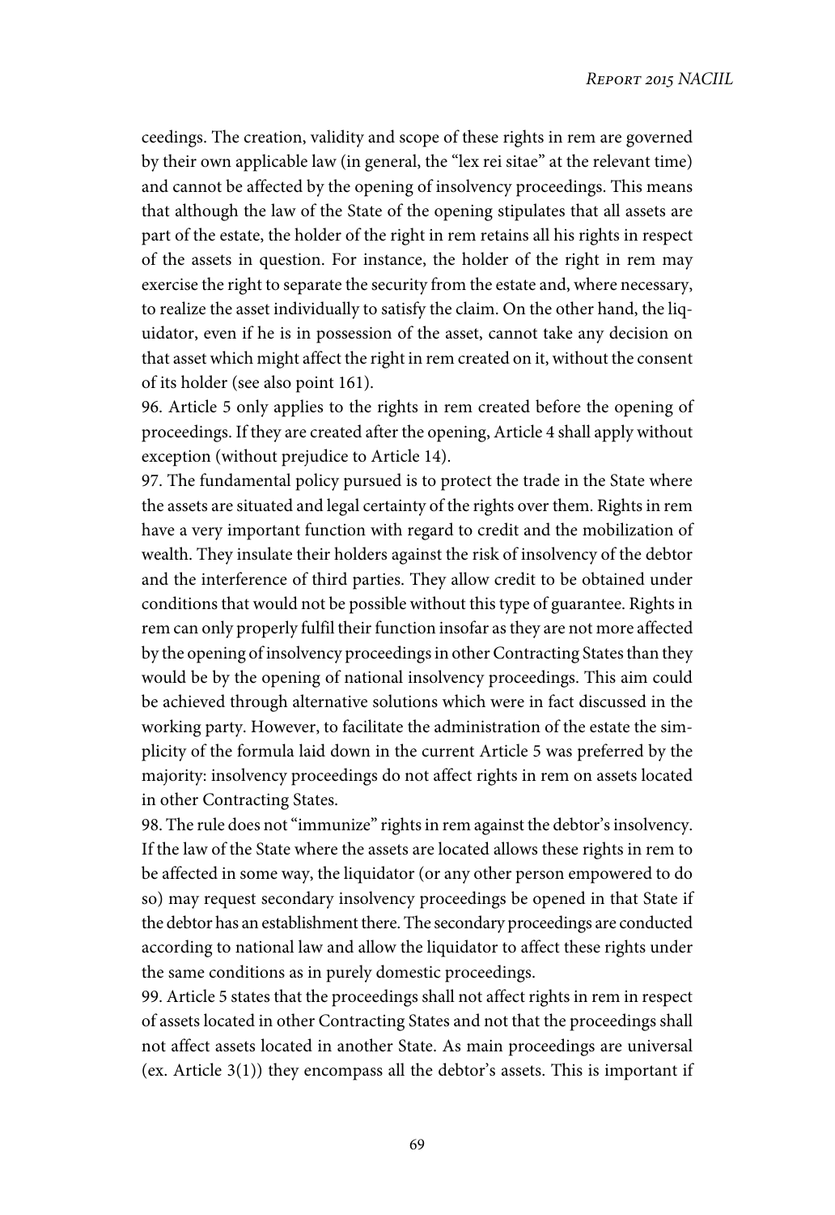ceedings. The creation, validity and scope of these rights in rem are governed by their own applicable law (in general, the "lex rei sitae" at the relevant time) and cannot be affected by the opening of insolvency proceedings. This means that although the law of the State of the opening stipulates that all assets are part of the estate, the holder of the right in rem retains all his rights in respect of the assets in question. For instance, the holder of the right in rem may exercise the right to separate the security from the estate and, where necessary, to realize the asset individually to satisfy the claim. On the other hand, the liquidator, even if he is in possession of the asset, cannot take any decision on that asset which might affect the right in rem created on it, without the consent of its holder (see also point 161).

96. Article 5 only applies to the rights in rem created before the opening of proceedings. If they are created after the opening, Article 4 shall apply without exception (without prejudice to Article 14).

97. The fundamental policy pursued is to protect the trade in the State where the assets are situated and legal certainty of the rights over them. Rights in rem have a very important function with regard to credit and the mobilization of wealth. They insulate their holders against the risk of insolvency of the debtor and the interference of third parties. They allow credit to be obtained under conditions that would not be possible without this type of guarantee. Rights in rem can only properly fulfil their function insofar as they are not more affected by the opening of insolvency proceedings in other Contracting States than they would be by the opening of national insolvency proceedings. This aim could be achieved through alternative solutions which were in fact discussed in the working party. However, to facilitate the administration of the estate the simplicity of the formula laid down in the current Article 5 was preferred by the majority: insolvency proceedings do not affect rights in rem on assets located in other Contracting States.

98. The rule does not "immunize" rights in rem against the debtor's insolvency. If the law of the State where the assets are located allows these rights in rem to be affected in some way, the liquidator (or any other person empowered to do so) may request secondary insolvency proceedings be opened in that State if the debtor has an establishment there. The secondary proceedings are conducted according to national law and allow the liquidator to affect these rights under the same conditions as in purely domestic proceedings.

99. Article 5 states that the proceedings shall not affect rights in rem in respect of assets located in other Contracting States and not that the proceedings shall not affect assets located in another State. As main proceedings are universal (ex. Article 3(1)) they encompass all the debtor's assets. This is important if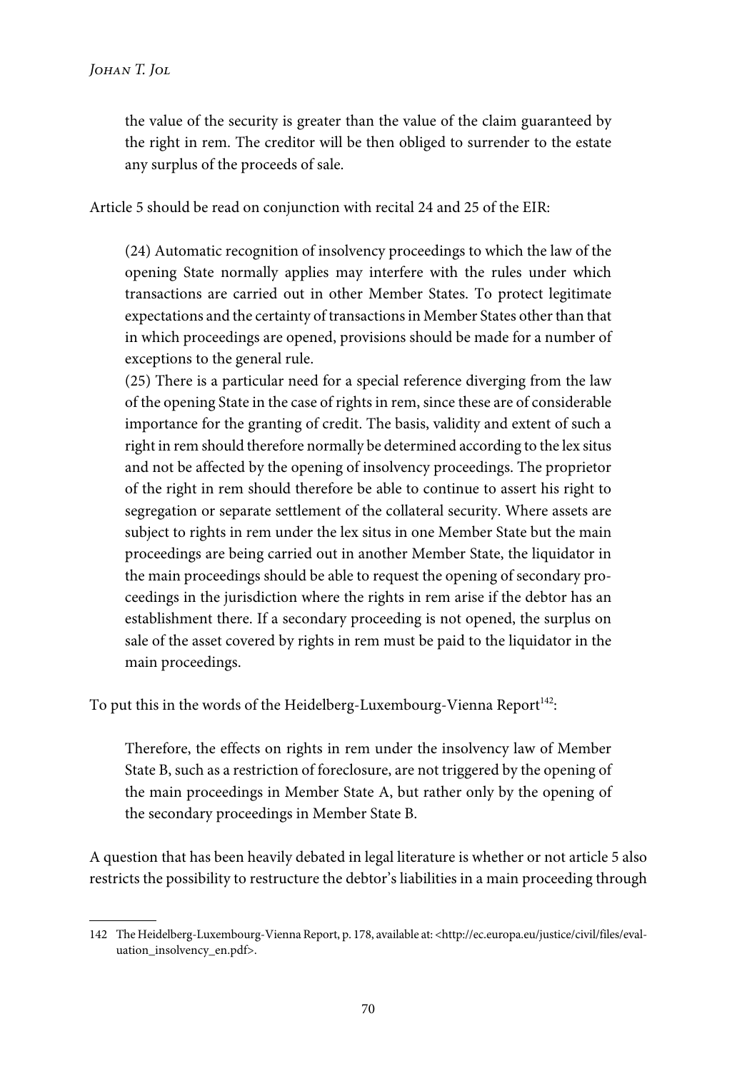> the value of the security is greater than the value of the claim guaranteed by the right in rem. The creditor will be then obliged to surrender to the estate any surplus of the proceeds of sale.

Article 5 should be read on conjunction with recital 24 and 25 of the EIR:

> (24) Automatic recognition of insolvency proceedings to which the law of the opening State normally applies may interfere with the rules under which transactions are carried out in other Member States. To protect legitimate expectations and the certainty of transactions in Member States other than that in which proceedings are opened, provisions should be made for a number of exceptions to the general rule.
> (25) There is a particular need for a special reference diverging from the law of the opening State in the case of rights in rem, since these are of considerable importance for the granting of credit. The basis, validity and extent of such a right in rem should therefore normally be determined according to the lex situs and not be affected by the opening of insolvency proceedings. The proprietor of the right in rem should therefore be able to continue to assert his right to segregation or separate settlement of the collateral security. Where assets are subject to rights in rem under the lex situs in one Member State but the main proceedings are being carried out in another Member State, the liquidator in the main proceedings should be able to request the opening of secondary proceedings in the jurisdiction where the rights in rem arise if the debtor has an establishment there. If a secondary proceeding is not opened, the surplus on sale of the asset covered by rights in rem must be paid to the liquidator in the main proceedings.

To put this in the words of the Heidelberg-Luxembourg-Vienna Report[142]:

> Therefore, the effects on rights in rem under the insolvency law of Member State B, such as a restriction of foreclosure, are not triggered by the opening of the main proceedings in Member State A, but rather only by the opening of the secondary proceedings in Member State B.

A question that has been heavily debated in legal literature is whether or not article 5 also restricts the possibility to restructure the debtor's liabilities in a main proceeding through

---

142 The Heidelberg-Luxembourg-Vienna Report, p. 178, available at: <http://ec.europa.eu/justice/civil/files/evaluation_insolvency_en.pdf>.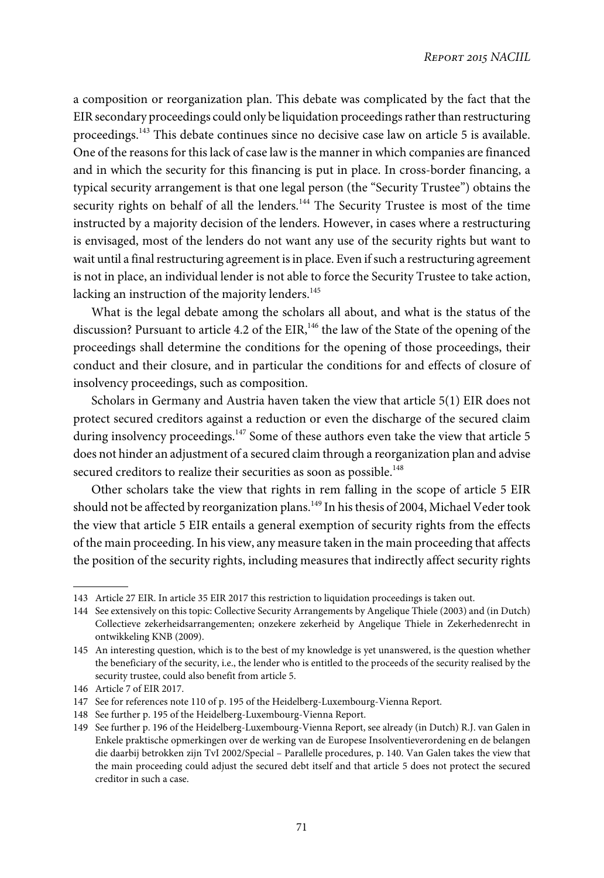a composition or reorganization plan. This debate was complicated by the fact that the EIR secondary proceedings could only be liquidation proceedings rather than restructuring proceedings.[143] This debate continues since no decisive case law on article 5 is available. One of the reasons for this lack of case law is the manner in which companies are financed and in which the security for this financing is put in place. In cross-border financing, a typical security arrangement is that one legal person (the "Security Trustee") obtains the security rights on behalf of all the lenders.[144] The Security Trustee is most of the time instructed by a majority decision of the lenders. However, in cases where a restructuring is envisaged, most of the lenders do not want any use of the security rights but want to wait until a final restructuring agreement is in place. Even if such a restructuring agreement is not in place, an individual lender is not able to force the Security Trustee to take action, lacking an instruction of the majority lenders.[145]

What is the legal debate among the scholars all about, and what is the status of the discussion? Pursuant to article 4.2 of the EIR,[146] the law of the State of the opening of the proceedings shall determine the conditions for the opening of those proceedings, their conduct and their closure, and in particular the conditions for and effects of closure of insolvency proceedings, such as composition.

Scholars in Germany and Austria haven taken the view that article 5(1) EIR does not protect secured creditors against a reduction or even the discharge of the secured claim during insolvency proceedings.[147] Some of these authors even take the view that article 5 does not hinder an adjustment of a secured claim through a reorganization plan and advise secured creditors to realize their securities as soon as possible.[148]

Other scholars take the view that rights in rem falling in the scope of article 5 EIR should not be affected by reorganization plans.[149] In his thesis of 2004, Michael Veder took the view that article 5 EIR entails a general exemption of security rights from the effects of the main proceeding. In his view, any measure taken in the main proceeding that affects the position of the security rights, including measures that indirectly affect security rights

---

143 Article 27 EIR. In article 35 EIR 2017 this restriction to liquidation proceedings is taken out.

144 See extensively on this topic: Collective Security Arrangements by Angelique Thiele (2003) and (in Dutch) Collectieve zekerheidsarrangementen; onzekere zekerheid by Angelique Thiele in Zekerhedenrecht in ontwikkeling KNB (2009).

145 An interesting question, which is to the best of my knowledge is yet unanswered, is the question whether the beneficiary of the security, i.e., the lender who is entitled to the proceeds of the security realised by the security trustee, could also benefit from article 5.

146 Article 7 of EIR 2017.

147 See for references note 110 of p. 195 of the Heidelberg-Luxembourg-Vienna Report.

148 See further p. 195 of the Heidelberg-Luxembourg-Vienna Report.

149 See further p. 196 of the Heidelberg-Luxembourg-Vienna Report, see already (in Dutch) R.J. van Galen in Enkele praktische opmerkingen over de werking van de Europese Insolventieverordening en de belangen die daarbij betrokken zijn TvI 2002/Special – Parallelle procedures, p. 140. Van Galen takes the view that the main proceeding could adjust the secured debt itself and that article 5 does not protect the secured creditor in such a case.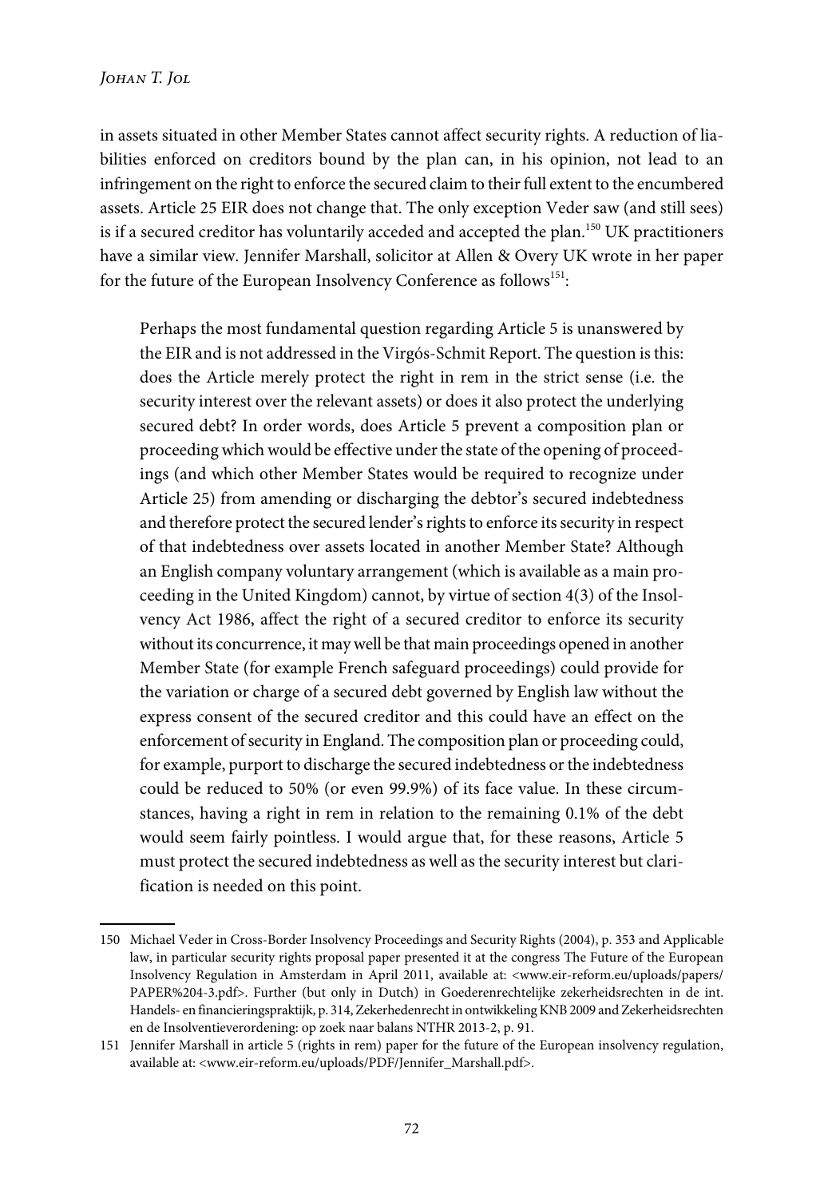in assets situated in other Member States cannot affect security rights. A reduction of liabilities enforced on creditors bound by the plan can, in his opinion, not lead to an infringement on the right to enforce the secured claim to their full extent to the encumbered assets. Article 25 EIR does not change that. The only exception Veder saw (and still sees) is if a secured creditor has voluntarily acceded and accepted the plan.[150] UK practitioners have a similar view. Jennifer Marshall, solicitor at Allen & Overy UK wrote in her paper for the future of the European Insolvency Conference as follows[151]:

> Perhaps the most fundamental question regarding Article 5 is unanswered by the EIR and is not addressed in the Virgós-Schmit Report. The question is this: does the Article merely protect the right in rem in the strict sense (i.e. the security interest over the relevant assets) or does it also protect the underlying secured debt? In order words, does Article 5 prevent a composition plan or proceeding which would be effective under the state of the opening of proceedings (and which other Member States would be required to recognize under Article 25) from amending or discharging the debtor's secured indebtedness and therefore protect the secured lender's rights to enforce its security in respect of that indebtedness over assets located in another Member State? Although an English company voluntary arrangement (which is available as a main proceeding in the United Kingdom) cannot, by virtue of section 4(3) of the Insolvency Act 1986, affect the right of a secured creditor to enforce its security without its concurrence, it may well be that main proceedings opened in another Member State (for example French safeguard proceedings) could provide for the variation or charge of a secured debt governed by English law without the express consent of the secured creditor and this could have an effect on the enforcement of security in England. The composition plan or proceeding could, for example, purport to discharge the secured indebtedness or the indebtedness could be reduced to 50% (or even 99.9%) of its face value. In these circumstances, having a right in rem in relation to the remaining 0.1% of the debt would seem fairly pointless. I would argue that, for these reasons, Article 5 must protect the secured indebtedness as well as the security interest but clarification is needed on this point.

---

150 Michael Veder in Cross-Border Insolvency Proceedings and Security Rights (2004), p. 353 and Applicable law, in particular security rights proposal paper presented it at the congress The Future of the European Insolvency Regulation in Amsterdam in April 2011, available at: <www.eir-reform.eu/uploads/papers/PAPER%204-3.pdf>. Further (but only in Dutch) in Goederenrechtelijke zekerheidsrechten in de int. Handels- en financieringspraktijk, p. 314, Zekerhedenrecht in ontwikkeling KNB 2009 and Zekerheidsrechten en de Insolventieverordening: op zoek naar balans NTHR 2013-2, p. 91.

151 Jennifer Marshall in article 5 (rights in rem) paper for the future of the European insolvency regulation, available at: <www.eir-reform.eu/uploads/PDF/Jennifer_Marshall.pdf>.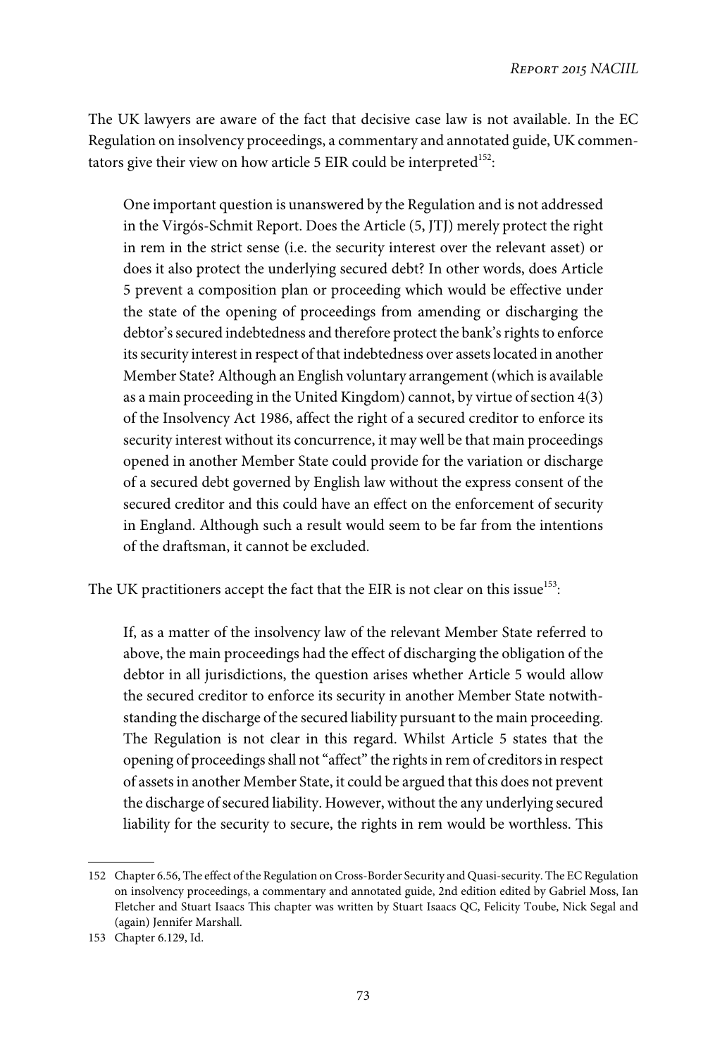The UK lawyers are aware of the fact that decisive case law is not available. In the EC Regulation on insolvency proceedings, a commentary and annotated guide, UK commentators give their view on how article 5 EIR could be interpreted[152]:

> One important question is unanswered by the Regulation and is not addressed in the Virgós-Schmit Report. Does the Article (5, JTJ) merely protect the right in rem in the strict sense (i.e. the security interest over the relevant asset) or does it also protect the underlying secured debt? In other words, does Article 5 prevent a composition plan or proceeding which would be effective under the state of the opening of proceedings from amending or discharging the debtor's secured indebtedness and therefore protect the bank's rights to enforce its security interest in respect of that indebtedness over assets located in another Member State? Although an English voluntary arrangement (which is available as a main proceeding in the United Kingdom) cannot, by virtue of section 4(3) of the Insolvency Act 1986, affect the right of a secured creditor to enforce its security interest without its concurrence, it may well be that main proceedings opened in another Member State could provide for the variation or discharge of a secured debt governed by English law without the express consent of the secured creditor and this could have an effect on the enforcement of security in England. Although such a result would seem to be far from the intentions of the draftsman, it cannot be excluded.

The UK practitioners accept the fact that the EIR is not clear on this issue[153]:

> If, as a matter of the insolvency law of the relevant Member State referred to above, the main proceedings had the effect of discharging the obligation of the debtor in all jurisdictions, the question arises whether Article 5 would allow the secured creditor to enforce its security in another Member State notwithstanding the discharge of the secured liability pursuant to the main proceeding. The Regulation is not clear in this regard. Whilst Article 5 states that the opening of proceedings shall not "affect" the rights in rem of creditors in respect of assets in another Member State, it could be argued that this does not prevent the discharge of secured liability. However, without the any underlying secured liability for the security to secure, the rights in rem would be worthless. This

---

152 Chapter 6.56, The effect of the Regulation on Cross-Border Security and Quasi-security. The EC Regulation on insolvency proceedings, a commentary and annotated guide, 2nd edition edited by Gabriel Moss, Ian Fletcher and Stuart Isaacs This chapter was written by Stuart Isaacs QC, Felicity Toube, Nick Segal and (again) Jennifer Marshall.

153 Chapter 6.129, Id.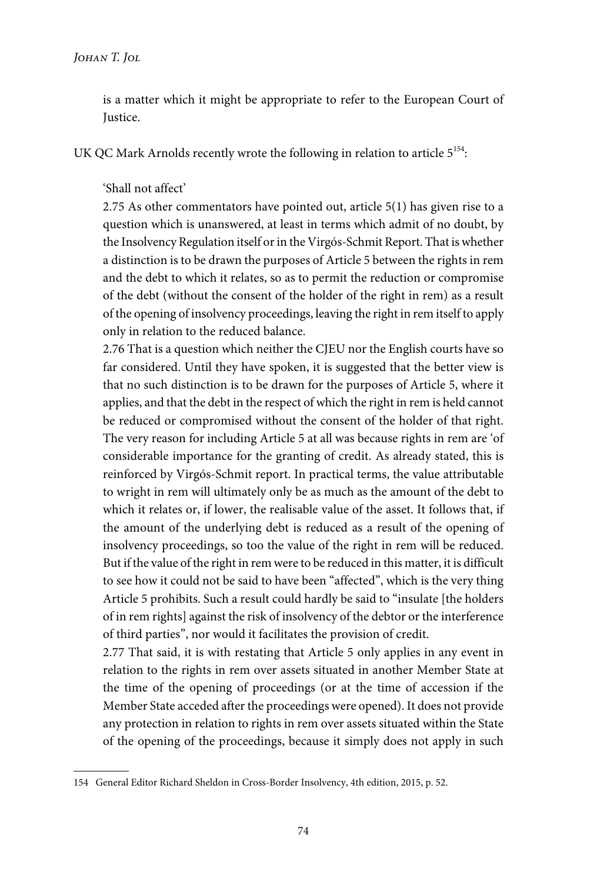is a matter which it might be appropriate to refer to the European Court of Justice.

UK QC Mark Arnolds recently wrote the following in relation to article 5[154]:

> 'Shall not affect'
>
> 2.75 As other commentators have pointed out, article 5(1) has given rise to a question which is unanswered, at least in terms which admit of no doubt, by the Insolvency Regulation itself or in the Virgós-Schmit Report. That is whether a distinction is to be drawn the purposes of Article 5 between the rights in rem and the debt to which it relates, so as to permit the reduction or compromise of the debt (without the consent of the holder of the right in rem) as a result of the opening of insolvency proceedings, leaving the right in rem itself to apply only in relation to the reduced balance.
>
> 2.76 That is a question which neither the CJEU nor the English courts have so far considered. Until they have spoken, it is suggested that the better view is that no such distinction is to be drawn for the purposes of Article 5, where it applies, and that the debt in the respect of which the right in rem is held cannot be reduced or compromised without the consent of the holder of that right. The very reason for including Article 5 at all was because rights in rem are 'of considerable importance for the granting of credit. As already stated, this is reinforced by Virgós-Schmit report. In practical terms, the value attributable to wright in rem will ultimately only be as much as the amount of the debt to which it relates or, if lower, the realisable value of the asset. It follows that, if the amount of the underlying debt is reduced as a result of the opening of insolvency proceedings, so too the value of the right in rem will be reduced. But if the value of the right in rem were to be reduced in this matter, it is difficult to see how it could not be said to have been "affected", which is the very thing Article 5 prohibits. Such a result could hardly be said to "insulate [the holders of in rem rights] against the risk of insolvency of the debtor or the interference of third parties", nor would it facilitates the provision of credit.
>
> 2.77 That said, it is with restating that Article 5 only applies in any event in relation to the rights in rem over assets situated in another Member State at the time of the opening of proceedings (or at the time of accession if the Member State acceded after the proceedings were opened). It does not provide any protection in relation to rights in rem over assets situated within the State of the opening of the proceedings, because it simply does not apply in such

---

154 General Editor Richard Sheldon in Cross-Border Insolvency, 4th edition, 2015, p. 52.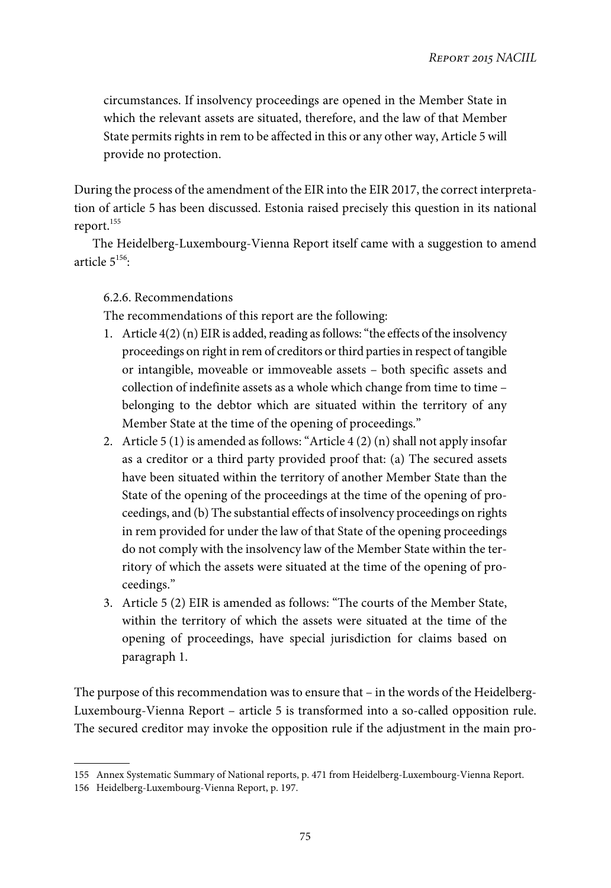circumstances. If insolvency proceedings are opened in the Member State in which the relevant assets are situated, therefore, and the law of that Member State permits rights in rem to be affected in this or any other way, Article 5 will provide no protection.

During the process of the amendment of the EIR into the EIR 2017, the correct interpretation of article 5 has been discussed. Estonia raised precisely this question in its national report.[155]

The Heidelberg-Luxembourg-Vienna Report itself came with a suggestion to amend article 5[156]:

> 6.2.6. Recommendations
>
> The recommendations of this report are the following:
>
> 1. Article 4(2) (n) EIR is added, reading as follows: "the effects of the insolvency proceedings on right in rem of creditors or third parties in respect of tangible or intangible, moveable or immoveable assets – both specific assets and collection of indefinite assets as a whole which change from time to time – belonging to the debtor which are situated within the territory of any Member State at the time of the opening of proceedings."
> 2. Article 5 (1) is amended as follows: "Article 4 (2) (n) shall not apply insofar as a creditor or a third party provided proof that: (a) The secured assets have been situated within the territory of another Member State than the State of the opening of the proceedings at the time of the opening of proceedings, and (b) The substantial effects of insolvency proceedings on rights in rem provided for under the law of that State of the opening proceedings do not comply with the insolvency law of the Member State within the territory of which the assets were situated at the time of the opening of proceedings."
> 3. Article 5 (2) EIR is amended as follows: "The courts of the Member State, within the territory of which the assets were situated at the time of the opening of proceedings, have special jurisdiction for claims based on paragraph 1.

The purpose of this recommendation was to ensure that – in the words of the Heidelberg-Luxembourg-Vienna Report – article 5 is transformed into a so-called opposition rule. The secured creditor may invoke the opposition rule if the adjustment in the main pro-

---

155 Annex Systematic Summary of National reports, p. 471 from Heidelberg-Luxembourg-Vienna Report.

156 Heidelberg-Luxembourg-Vienna Report, p. 197.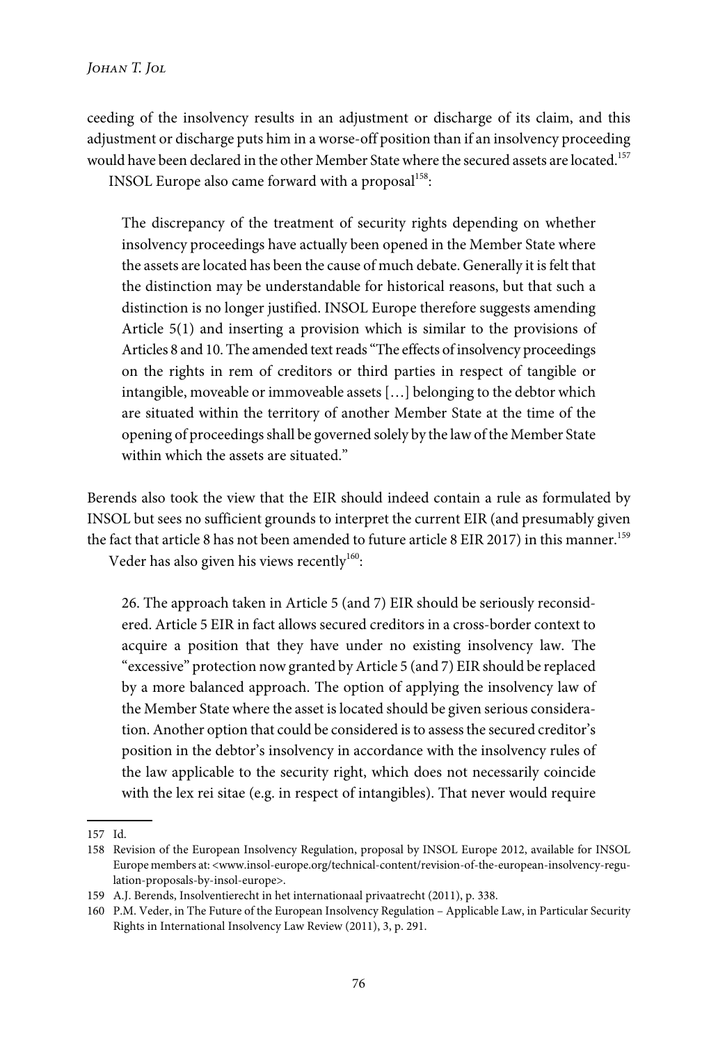ceeding of the insolvency results in an adjustment or discharge of its claim, and this adjustment or discharge puts him in a worse-off position than if an insolvency proceeding would have been declared in the other Member State where the secured assets are located.[157]

INSOL Europe also came forward with a proposal[158]:

> The discrepancy of the treatment of security rights depending on whether insolvency proceedings have actually been opened in the Member State where the assets are located has been the cause of much debate. Generally it is felt that the distinction may be understandable for historical reasons, but that such a distinction is no longer justified. INSOL Europe therefore suggests amending Article 5(1) and inserting a provision which is similar to the provisions of Articles 8 and 10. The amended text reads "The effects of insolvency proceedings on the rights in rem of creditors or third parties in respect of tangible or intangible, moveable or immoveable assets […] belonging to the debtor which are situated within the territory of another Member State at the time of the opening of proceedings shall be governed solely by the law of the Member State within which the assets are situated."

Berends also took the view that the EIR should indeed contain a rule as formulated by INSOL but sees no sufficient grounds to interpret the current EIR (and presumably given the fact that article 8 has not been amended to future article 8 EIR 2017) in this manner.[159]

Veder has also given his views recently[160]:

> 26. The approach taken in Article 5 (and 7) EIR should be seriously reconsidered. Article 5 EIR in fact allows secured creditors in a cross-border context to acquire a position that they have under no existing insolvency law. The "excessive" protection now granted by Article 5 (and 7) EIR should be replaced by a more balanced approach. The option of applying the insolvency law of the Member State where the asset is located should be given serious consideration. Another option that could be considered is to assess the secured creditor's position in the debtor's insolvency in accordance with the insolvency rules of the law applicable to the security right, which does not necessarily coincide with the lex rei sitae (e.g. in respect of intangibles). That never would require

---

157 Id.

158 Revision of the European Insolvency Regulation, proposal by INSOL Europe 2012, available for INSOL Europe members at: <www.insol-europe.org/technical-content/revision-of-the-european-insolvency-regulation-proposals-by-insol-europe>.

159 A.J. Berends, Insolventierecht in het internationaal privaatrecht (2011), p. 338.

160 P.M. Veder, in The Future of the European Insolvency Regulation – Applicable Law, in Particular Security Rights in International Insolvency Law Review (2011), 3, p. 291.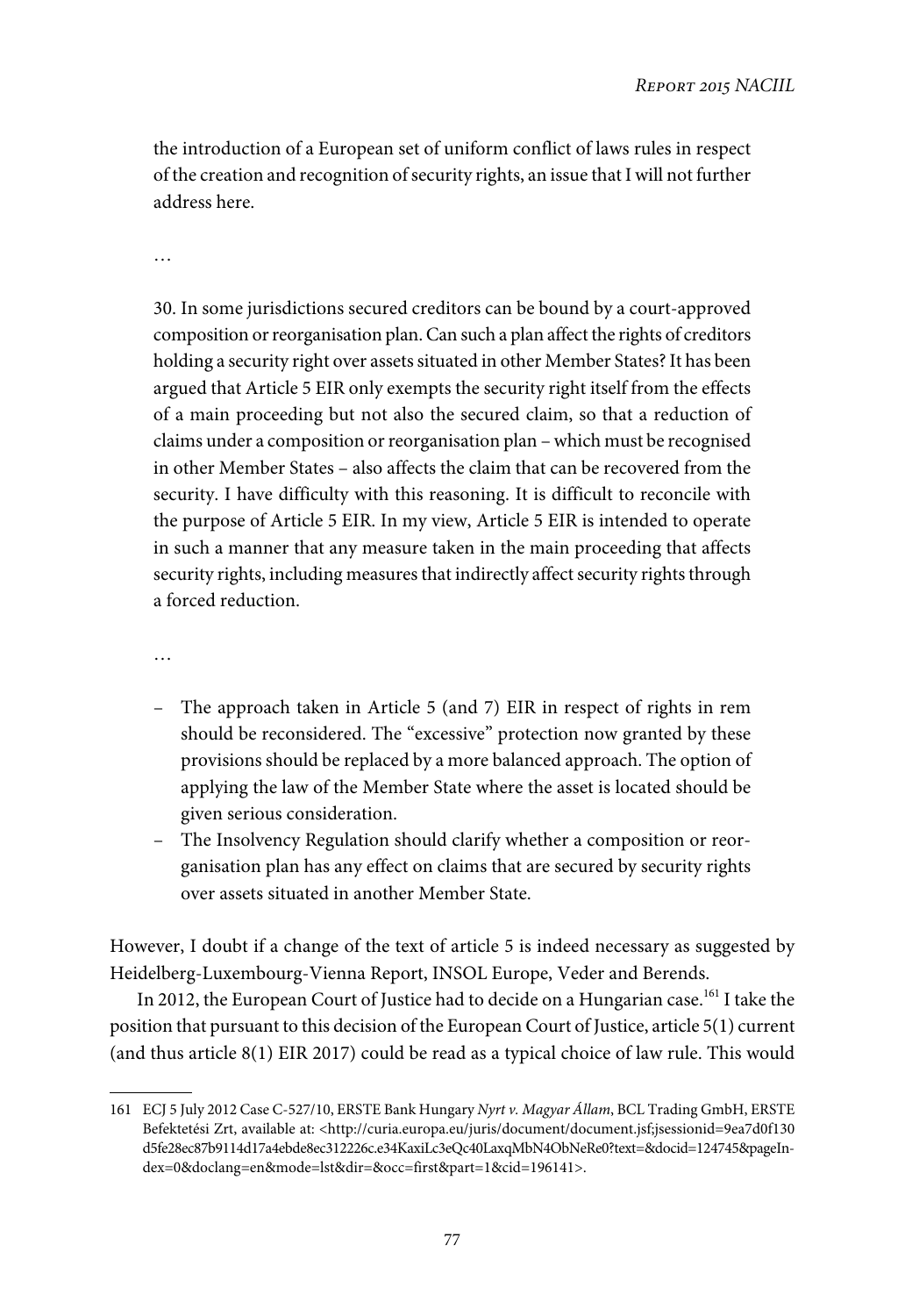the introduction of a European set of uniform conflict of laws rules in respect of the creation and recognition of security rights, an issue that I will not further address here.

…

30. In some jurisdictions secured creditors can be bound by a court-approved composition or reorganisation plan. Can such a plan affect the rights of creditors holding a security right over assets situated in other Member States? It has been argued that Article 5 EIR only exempts the security right itself from the effects of a main proceeding but not also the secured claim, so that a reduction of claims under a composition or reorganisation plan – which must be recognised in other Member States – also affects the claim that can be recovered from the security. I have difficulty with this reasoning. It is difficult to reconcile with the purpose of Article 5 EIR. In my view, Article 5 EIR is intended to operate in such a manner that any measure taken in the main proceeding that affects security rights, including measures that indirectly affect security rights through a forced reduction.

…

- The approach taken in Article 5 (and 7) EIR in respect of rights in rem should be reconsidered. The "excessive" protection now granted by these provisions should be replaced by a more balanced approach. The option of applying the law of the Member State where the asset is located should be given serious consideration.
- The Insolvency Regulation should clarify whether a composition or reorganisation plan has any effect on claims that are secured by security rights over assets situated in another Member State.

However, I doubt if a change of the text of article 5 is indeed necessary as suggested by Heidelberg-Luxembourg-Vienna Report, INSOL Europe, Veder and Berends.

In 2012, the European Court of Justice had to decide on a Hungarian case.[161] I take the position that pursuant to this decision of the European Court of Justice, article 5(1) current (and thus article 8(1) EIR 2017) could be read as a typical choice of law rule. This would

---

161 ECJ 5 July 2012 Case C-527/10, ERSTE Bank Hungary *Nyrt v. Magyar Állam*, BCL Trading GmbH, ERSTE Befektetési Zrt, available at: <http://curia.europa.eu/juris/document/document.jsf;jsessionid=9ea7d0f130d5fe28ec87b9114d17a4ebde8ec312226c.e34KaxiLc3eQc40LaxqMbN4ObNeRe0?text=&docid=124745&pageIndex=0&doclang=en&mode=lst&dir=&occ=first&part=1&cid=196141>.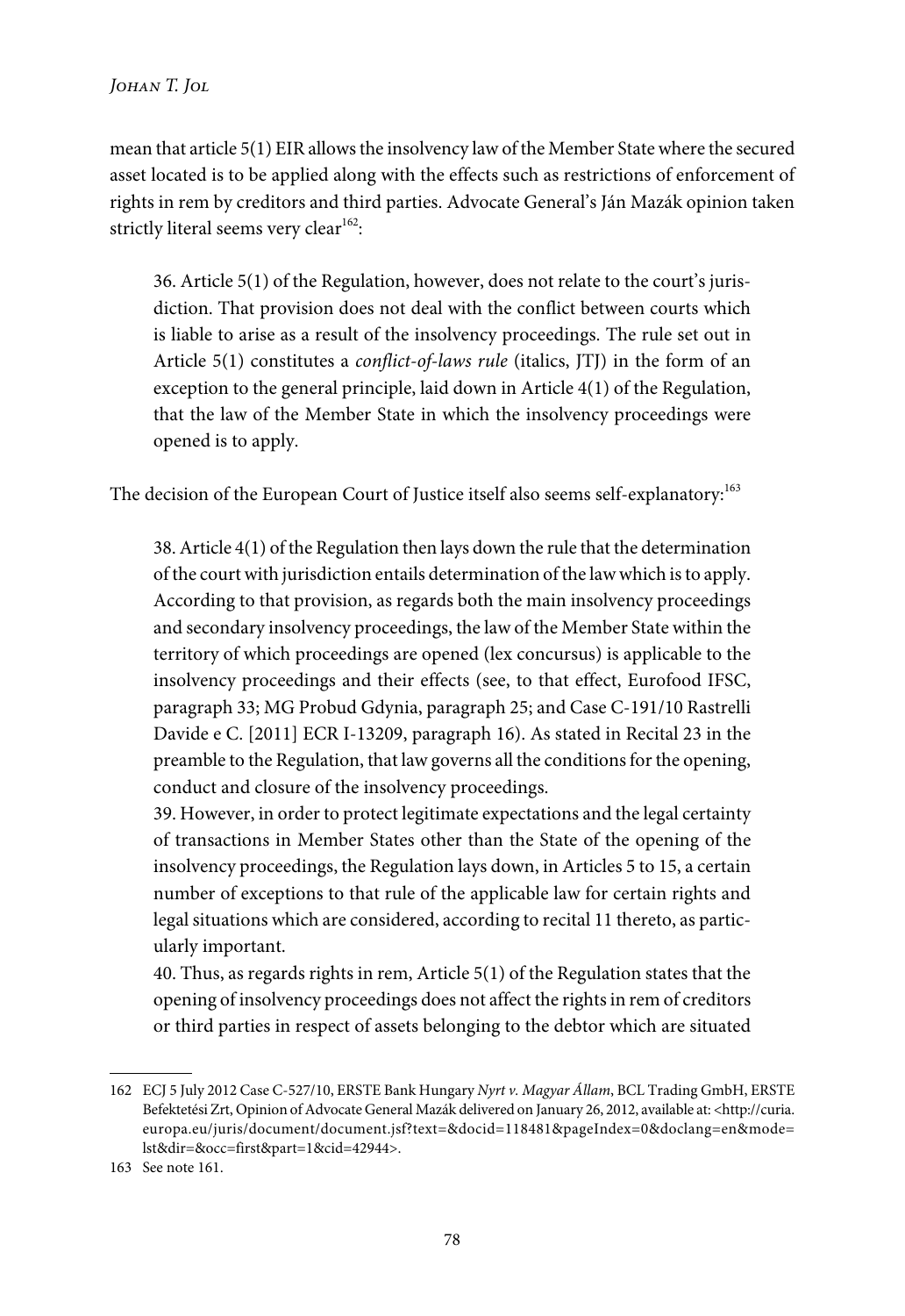mean that article 5(1) EIR allows the insolvency law of the Member State where the secured asset located is to be applied along with the effects such as restrictions of enforcement of rights in rem by creditors and third parties. Advocate General's Ján Mazák opinion taken strictly literal seems very clear[162]:

> 36. Article 5(1) of the Regulation, however, does not relate to the court's jurisdiction. That provision does not deal with the conflict between courts which is liable to arise as a result of the insolvency proceedings. The rule set out in Article 5(1) constitutes a *conflict-of-laws rule* (italics, JTJ) in the form of an exception to the general principle, laid down in Article 4(1) of the Regulation, that the law of the Member State in which the insolvency proceedings were opened is to apply.

The decision of the European Court of Justice itself also seems self-explanatory:[163]

> 38. Article 4(1) of the Regulation then lays down the rule that the determination of the court with jurisdiction entails determination of the law which is to apply. According to that provision, as regards both the main insolvency proceedings and secondary insolvency proceedings, the law of the Member State within the territory of which proceedings are opened (lex concursus) is applicable to the insolvency proceedings and their effects (see, to that effect, Eurofood IFSC, paragraph 33; MG Probud Gdynia, paragraph 25; and Case C-191/10 Rastrelli Davide e C. [2011] ECR I-13209, paragraph 16). As stated in Recital 23 in the preamble to the Regulation, that law governs all the conditions for the opening, conduct and closure of the insolvency proceedings.
>
> 39. However, in order to protect legitimate expectations and the legal certainty of transactions in Member States other than the State of the opening of the insolvency proceedings, the Regulation lays down, in Articles 5 to 15, a certain number of exceptions to that rule of the applicable law for certain rights and legal situations which are considered, according to recital 11 thereto, as particularly important.
>
> 40. Thus, as regards rights in rem, Article 5(1) of the Regulation states that the opening of insolvency proceedings does not affect the rights in rem of creditors or third parties in respect of assets belonging to the debtor which are situated

---

162 ECJ 5 July 2012 Case C-527/10, ERSTE Bank Hungary *Nyrt v. Magyar Állam*, BCL Trading GmbH, ERSTE Befektetési Zrt, Opinion of Advocate General Mazák delivered on January 26, 2012, available at: <http://curia.europa.eu/juris/document/document.jsf?text=&docid=118481&pageIndex=0&doclang=en&mode=lst&dir=&occ=first&part=1&cid=42944>.

163 See note 161.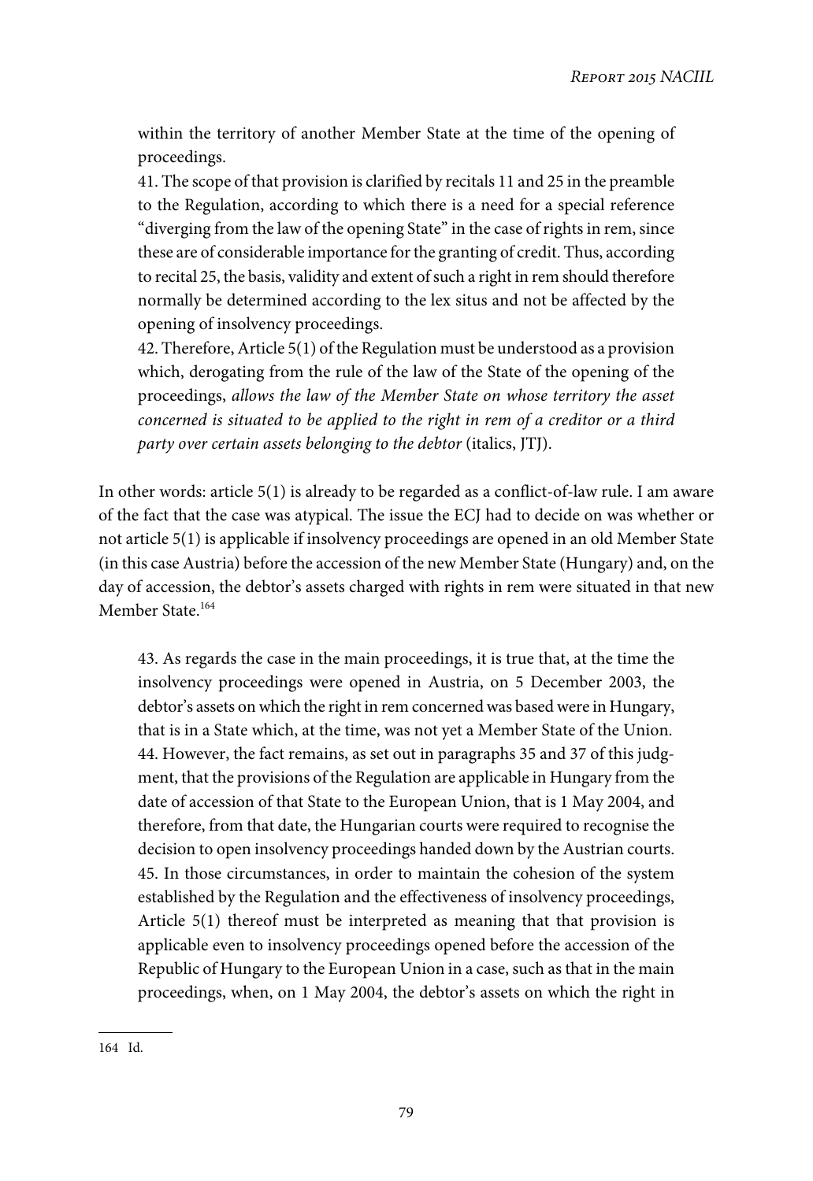within the territory of another Member State at the time of the opening of proceedings.

41. The scope of that provision is clarified by recitals 11 and 25 in the preamble to the Regulation, according to which there is a need for a special reference "diverging from the law of the opening State" in the case of rights in rem, since these are of considerable importance for the granting of credit. Thus, according to recital 25, the basis, validity and extent of such a right in rem should therefore normally be determined according to the lex situs and not be affected by the opening of insolvency proceedings.

42. Therefore, Article 5(1) of the Regulation must be understood as a provision which, derogating from the rule of the law of the State of the opening of the proceedings, *allows the law of the Member State on whose territory the asset concerned is situated to be applied to the right in rem of a creditor or a third party over certain assets belonging to the debtor* (italics, JTJ).

In other words: article 5(1) is already to be regarded as a conflict-of-law rule. I am aware of the fact that the case was atypical. The issue the ECJ had to decide on was whether or not article 5(1) is applicable if insolvency proceedings are opened in an old Member State (in this case Austria) before the accession of the new Member State (Hungary) and, on the day of accession, the debtor's assets charged with rights in rem were situated in that new Member State.[164]

43. As regards the case in the main proceedings, it is true that, at the time the insolvency proceedings were opened in Austria, on 5 December 2003, the debtor's assets on which the right in rem concerned was based were in Hungary, that is in a State which, at the time, was not yet a Member State of the Union.

44. However, the fact remains, as set out in paragraphs 35 and 37 of this judgment, that the provisions of the Regulation are applicable in Hungary from the date of accession of that State to the European Union, that is 1 May 2004, and therefore, from that date, the Hungarian courts were required to recognise the decision to open insolvency proceedings handed down by the Austrian courts.

45. In those circumstances, in order to maintain the cohesion of the system established by the Regulation and the effectiveness of insolvency proceedings, Article 5(1) thereof must be interpreted as meaning that that provision is applicable even to insolvency proceedings opened before the accession of the Republic of Hungary to the European Union in a case, such as that in the main proceedings, when, on 1 May 2004, the debtor's assets on which the right in

164 Id.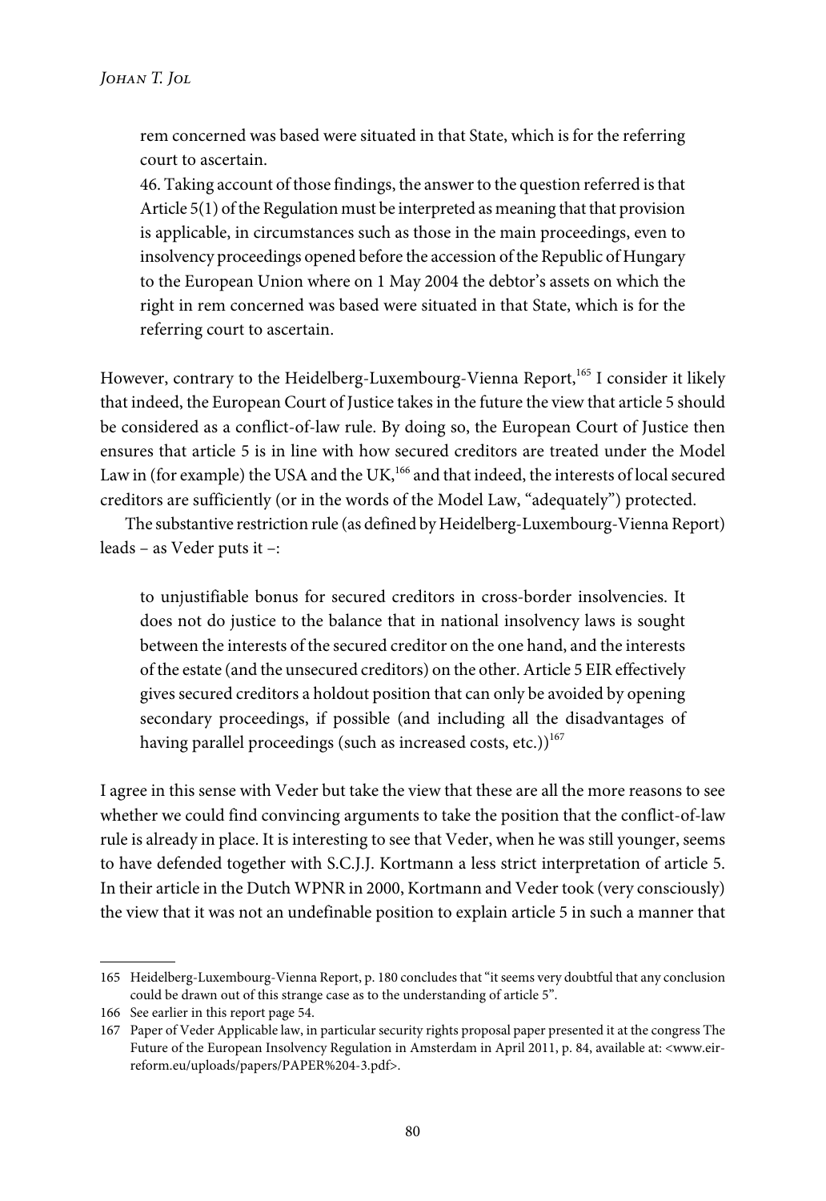> rem concerned was based were situated in that State, which is for the referring court to ascertain.
>
> 46. Taking account of those findings, the answer to the question referred is that Article 5(1) of the Regulation must be interpreted as meaning that that provision is applicable, in circumstances such as those in the main proceedings, even to insolvency proceedings opened before the accession of the Republic of Hungary to the European Union where on 1 May 2004 the debtor's assets on which the right in rem concerned was based were situated in that State, which is for the referring court to ascertain.

However, contrary to the Heidelberg-Luxembourg-Vienna Report,[165] I consider it likely that indeed, the European Court of Justice takes in the future the view that article 5 should be considered as a conflict-of-law rule. By doing so, the European Court of Justice then ensures that article 5 is in line with how secured creditors are treated under the Model Law in (for example) the USA and the UK,[166] and that indeed, the interests of local secured creditors are sufficiently (or in the words of the Model Law, "adequately") protected.

The substantive restriction rule (as defined by Heidelberg-Luxembourg-Vienna Report) leads – as Veder puts it –:

> to unjustifiable bonus for secured creditors in cross-border insolvencies. It does not do justice to the balance that in national insolvency laws is sought between the interests of the secured creditor on the one hand, and the interests of the estate (and the unsecured creditors) on the other. Article 5 EIR effectively gives secured creditors a holdout position that can only be avoided by opening secondary proceedings, if possible (and including all the disadvantages of having parallel proceedings (such as increased costs, etc.))[167]

I agree in this sense with Veder but take the view that these are all the more reasons to see whether we could find convincing arguments to take the position that the conflict-of-law rule is already in place. It is interesting to see that Veder, when he was still younger, seems to have defended together with S.C.J.J. Kortmann a less strict interpretation of article 5. In their article in the Dutch WPNR in 2000, Kortmann and Veder took (very consciously) the view that it was not an undefinable position to explain article 5 in such a manner that

---

165 Heidelberg-Luxembourg-Vienna Report, p. 180 concludes that "it seems very doubtful that any conclusion could be drawn out of this strange case as to the understanding of article 5".

166 See earlier in this report page 54.

167 Paper of Veder Applicable law, in particular security rights proposal paper presented it at the congress The Future of the European Insolvency Regulation in Amsterdam in April 2011, p. 84, available at: <www.eir-reform.eu/uploads/papers/PAPER%204-3.pdf>.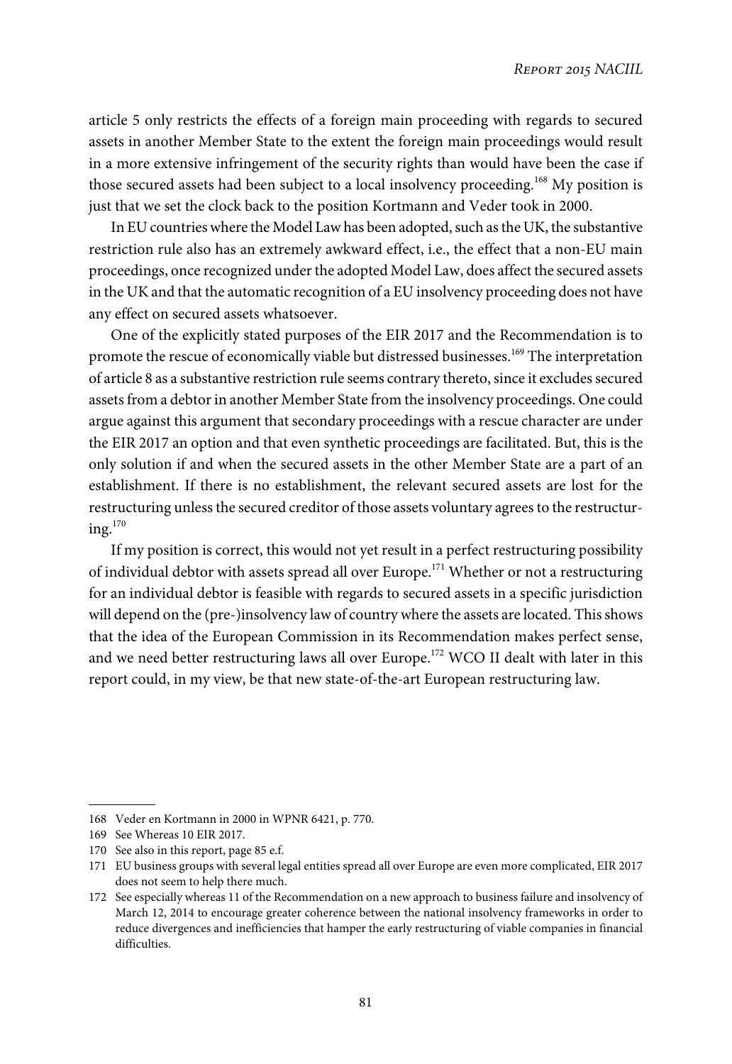article 5 only restricts the effects of a foreign main proceeding with regards to secured assets in another Member State to the extent the foreign main proceedings would result in a more extensive infringement of the security rights than would have been the case if those secured assets had been subject to a local insolvency proceeding.[168] My position is just that we set the clock back to the position Kortmann and Veder took in 2000.

In EU countries where the Model Law has been adopted, such as the UK, the substantive restriction rule also has an extremely awkward effect, i.e., the effect that a non-EU main proceedings, once recognized under the adopted Model Law, does affect the secured assets in the UK and that the automatic recognition of a EU insolvency proceeding does not have any effect on secured assets whatsoever.

One of the explicitly stated purposes of the EIR 2017 and the Recommendation is to promote the rescue of economically viable but distressed businesses.[169] The interpretation of article 8 as a substantive restriction rule seems contrary thereto, since it excludes secured assets from a debtor in another Member State from the insolvency proceedings. One could argue against this argument that secondary proceedings with a rescue character are under the EIR 2017 an option and that even synthetic proceedings are facilitated. But, this is the only solution if and when the secured assets in the other Member State are a part of an establishment. If there is no establishment, the relevant secured assets are lost for the restructuring unless the secured creditor of those assets voluntary agrees to the restructuring.[170]

If my position is correct, this would not yet result in a perfect restructuring possibility of individual debtor with assets spread all over Europe.[171] Whether or not a restructuring for an individual debtor is feasible with regards to secured assets in a specific jurisdiction will depend on the (pre-)insolvency law of country where the assets are located. This shows that the idea of the European Commission in its Recommendation makes perfect sense, and we need better restructuring laws all over Europe.[172] WCO II dealt with later in this report could, in my view, be that new state-of-the-art European restructuring law.

---

168 Veder en Kortmann in 2000 in WPNR 6421, p. 770.

169 See Whereas 10 EIR 2017.

170 See also in this report, page 85 e.f.

171 EU business groups with several legal entities spread all over Europe are even more complicated, EIR 2017 does not seem to help there much.

172 See especially whereas 11 of the Recommendation on a new approach to business failure and insolvency of March 12, 2014 to encourage greater coherence between the national insolvency frameworks in order to reduce divergences and inefficiencies that hamper the early restructuring of viable companies in financial difficulties.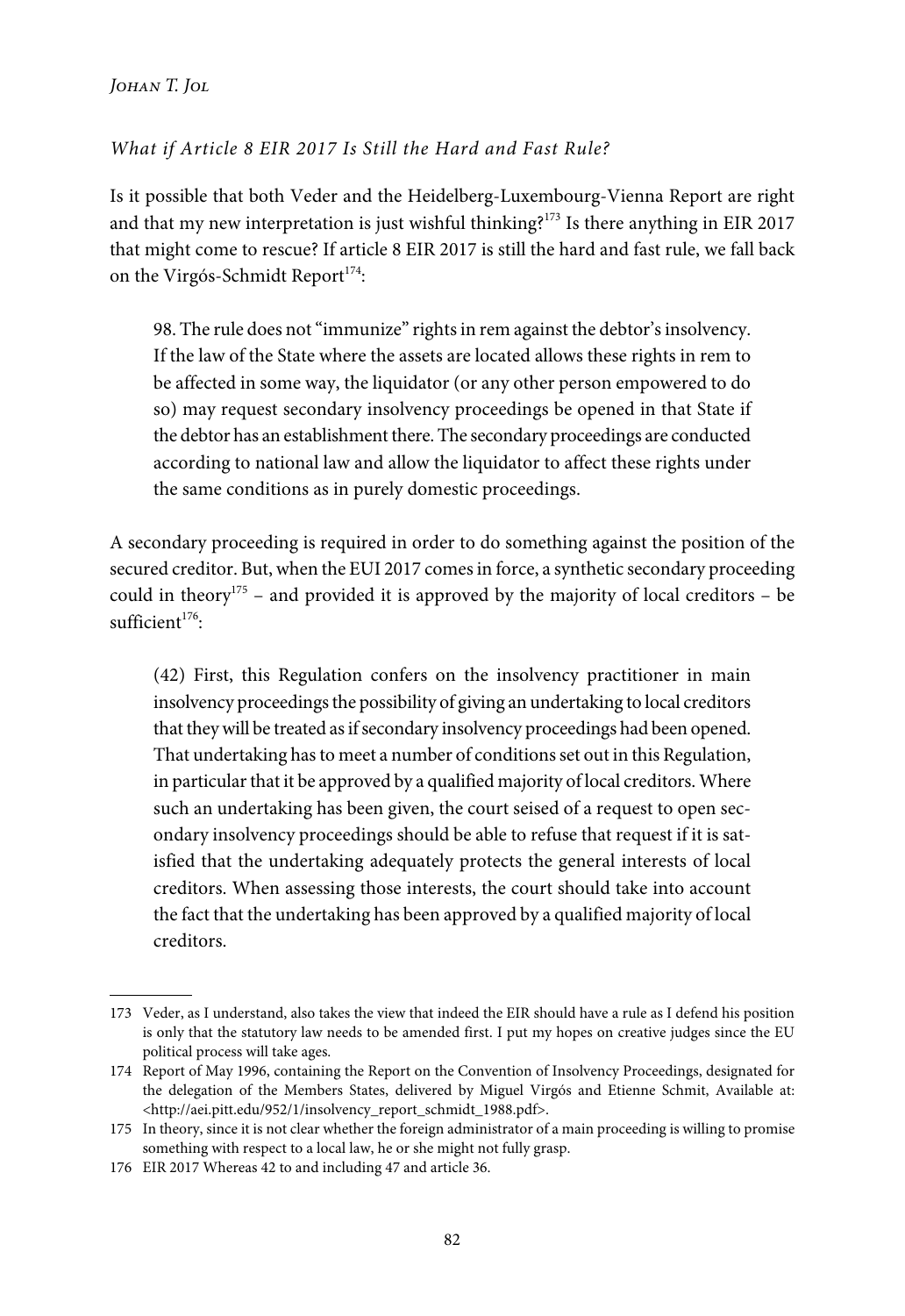*What if Article 8 EIR 2017 Is Still the Hard and Fast Rule?*

Is it possible that both Veder and the Heidelberg-Luxembourg-Vienna Report are right and that my new interpretation is just wishful thinking?[173] Is there anything in EIR 2017 that might come to rescue? If article 8 EIR 2017 is still the hard and fast rule, we fall back on the Virgós-Schmidt Report[174]:

> 98. The rule does not "immunize" rights in rem against the debtor's insolvency. If the law of the State where the assets are located allows these rights in rem to be affected in some way, the liquidator (or any other person empowered to do so) may request secondary insolvency proceedings be opened in that State if the debtor has an establishment there. The secondary proceedings are conducted according to national law and allow the liquidator to affect these rights under the same conditions as in purely domestic proceedings.

A secondary proceeding is required in order to do something against the position of the secured creditor. But, when the EUI 2017 comes in force, a synthetic secondary proceeding could in theory[175] – and provided it is approved by the majority of local creditors – be sufficient[176]:

> (42) First, this Regulation confers on the insolvency practitioner in main insolvency proceedings the possibility of giving an undertaking to local creditors that they will be treated as if secondary insolvency proceedings had been opened. That undertaking has to meet a number of conditions set out in this Regulation, in particular that it be approved by a qualified majority of local creditors. Where such an undertaking has been given, the court seised of a request to open secondary insolvency proceedings should be able to refuse that request if it is satisfied that the undertaking adequately protects the general interests of local creditors. When assessing those interests, the court should take into account the fact that the undertaking has been approved by a qualified majority of local creditors.

---

173 Veder, as I understand, also takes the view that indeed the EIR should have a rule as I defend his position is only that the statutory law needs to be amended first. I put my hopes on creative judges since the EU political process will take ages.

174 Report of May 1996, containing the Report on the Convention of Insolvency Proceedings, designated for the delegation of the Members States, delivered by Miguel Virgós and Etienne Schmit, Available at: <http://aei.pitt.edu/952/1/insolvency_report_schmidt_1988.pdf>.

175 In theory, since it is not clear whether the foreign administrator of a main proceeding is willing to promise something with respect to a local law, he or she might not fully grasp.

176 EIR 2017 Whereas 42 to and including 47 and article 36.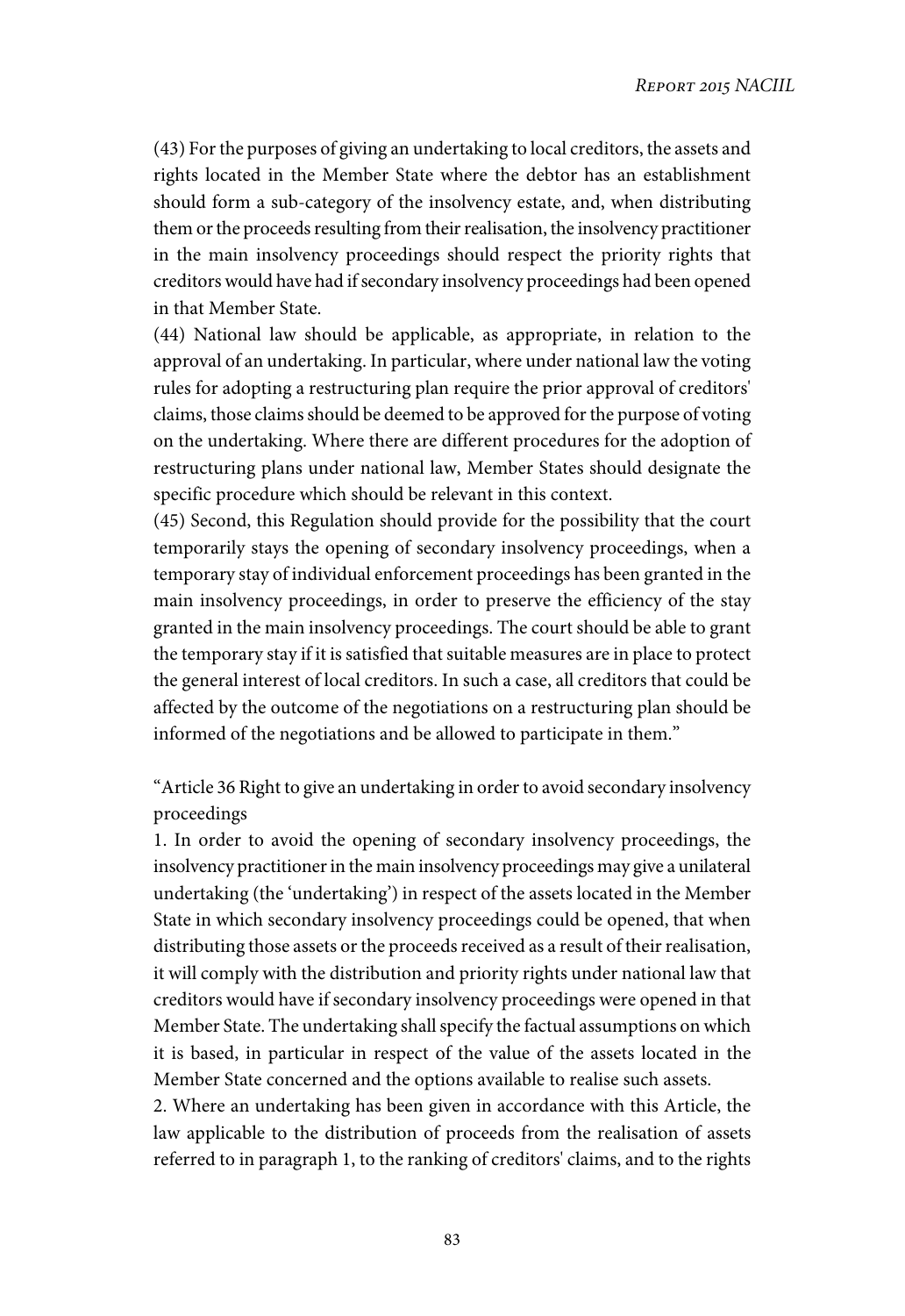(43) For the purposes of giving an undertaking to local creditors, the assets and rights located in the Member State where the debtor has an establishment should form a sub-category of the insolvency estate, and, when distributing them or the proceeds resulting from their realisation, the insolvency practitioner in the main insolvency proceedings should respect the priority rights that creditors would have had if secondary insolvency proceedings had been opened in that Member State.

(44) National law should be applicable, as appropriate, in relation to the approval of an undertaking. In particular, where under national law the voting rules for adopting a restructuring plan require the prior approval of creditors' claims, those claims should be deemed to be approved for the purpose of voting on the undertaking. Where there are different procedures for the adoption of restructuring plans under national law, Member States should designate the specific procedure which should be relevant in this context.

(45) Second, this Regulation should provide for the possibility that the court temporarily stays the opening of secondary insolvency proceedings, when a temporary stay of individual enforcement proceedings has been granted in the main insolvency proceedings, in order to preserve the efficiency of the stay granted in the main insolvency proceedings. The court should be able to grant the temporary stay if it is satisfied that suitable measures are in place to protect the general interest of local creditors. In such a case, all creditors that could be affected by the outcome of the negotiations on a restructuring plan should be informed of the negotiations and be allowed to participate in them."

"Article 36 Right to give an undertaking in order to avoid secondary insolvency proceedings

1. In order to avoid the opening of secondary insolvency proceedings, the insolvency practitioner in the main insolvency proceedings may give a unilateral undertaking (the 'undertaking') in respect of the assets located in the Member State in which secondary insolvency proceedings could be opened, that when distributing those assets or the proceeds received as a result of their realisation, it will comply with the distribution and priority rights under national law that creditors would have if secondary insolvency proceedings were opened in that Member State. The undertaking shall specify the factual assumptions on which it is based, in particular in respect of the value of the assets located in the Member State concerned and the options available to realise such assets.

2. Where an undertaking has been given in accordance with this Article, the law applicable to the distribution of proceeds from the realisation of assets referred to in paragraph 1, to the ranking of creditors' claims, and to the rights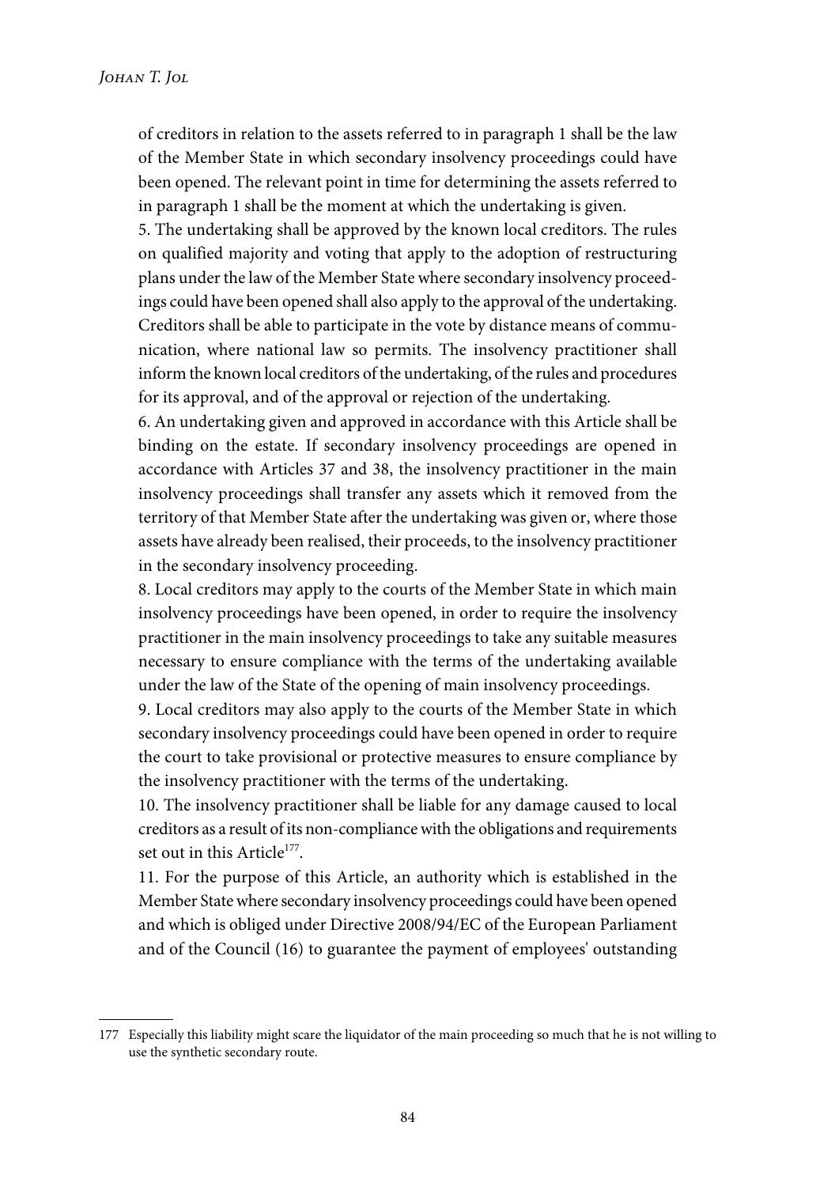of creditors in relation to the assets referred to in paragraph 1 shall be the law of the Member State in which secondary insolvency proceedings could have been opened. The relevant point in time for determining the assets referred to in paragraph 1 shall be the moment at which the undertaking is given.

5. The undertaking shall be approved by the known local creditors. The rules on qualified majority and voting that apply to the adoption of restructuring plans under the law of the Member State where secondary insolvency proceedings could have been opened shall also apply to the approval of the undertaking. Creditors shall be able to participate in the vote by distance means of communication, where national law so permits. The insolvency practitioner shall inform the known local creditors of the undertaking, of the rules and procedures for its approval, and of the approval or rejection of the undertaking.

6. An undertaking given and approved in accordance with this Article shall be binding on the estate. If secondary insolvency proceedings are opened in accordance with Articles 37 and 38, the insolvency practitioner in the main insolvency proceedings shall transfer any assets which it removed from the territory of that Member State after the undertaking was given or, where those assets have already been realised, their proceeds, to the insolvency practitioner in the secondary insolvency proceeding.

8. Local creditors may apply to the courts of the Member State in which main insolvency proceedings have been opened, in order to require the insolvency practitioner in the main insolvency proceedings to take any suitable measures necessary to ensure compliance with the terms of the undertaking available under the law of the State of the opening of main insolvency proceedings.

9. Local creditors may also apply to the courts of the Member State in which secondary insolvency proceedings could have been opened in order to require the court to take provisional or protective measures to ensure compliance by the insolvency practitioner with the terms of the undertaking.

10. The insolvency practitioner shall be liable for any damage caused to local creditors as a result of its non-compliance with the obligations and requirements set out in this Article[177].

11. For the purpose of this Article, an authority which is established in the Member State where secondary insolvency proceedings could have been opened and which is obliged under Directive 2008/94/EC of the European Parliament and of the Council (16) to guarantee the payment of employees' outstanding

177 Especially this liability might scare the liquidator of the main proceeding so much that he is not willing to use the synthetic secondary route.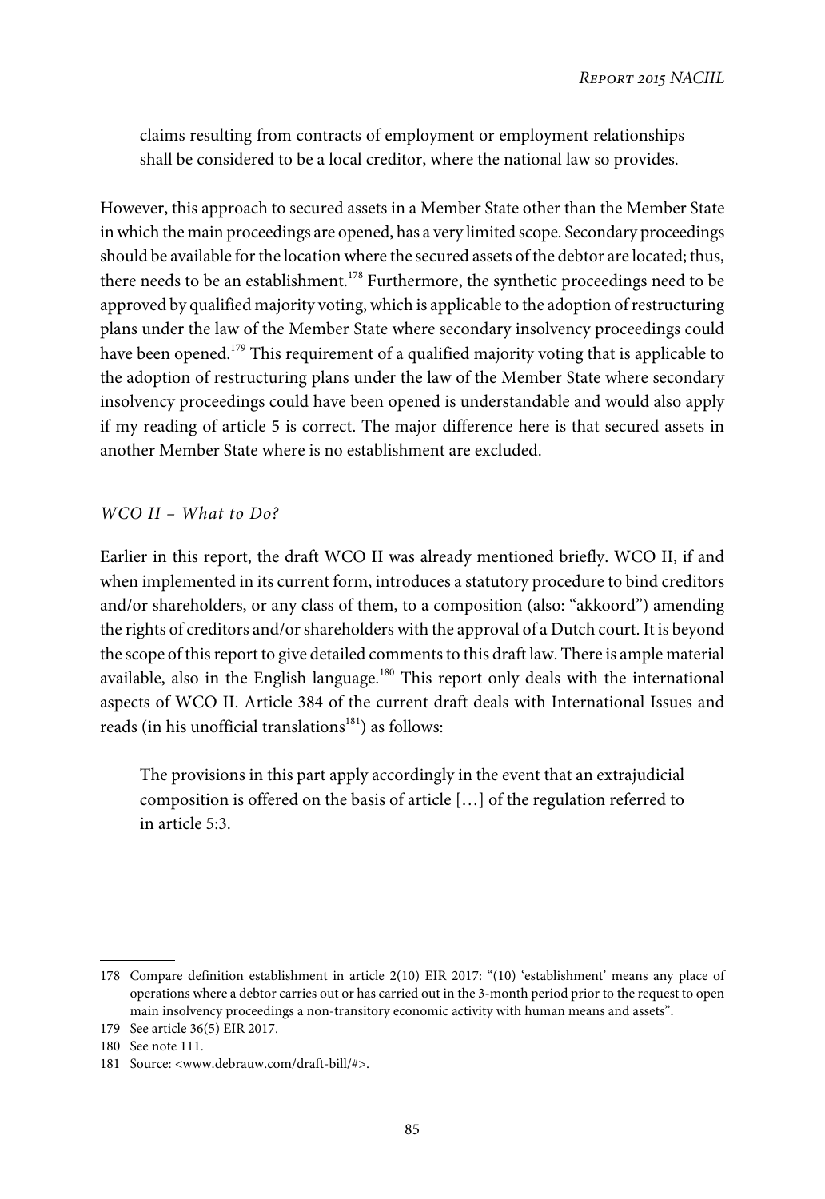> claims resulting from contracts of employment or employment relationships shall be considered to be a local creditor, where the national law so provides.

However, this approach to secured assets in a Member State other than the Member State in which the main proceedings are opened, has a very limited scope. Secondary proceedings should be available for the location where the secured assets of the debtor are located; thus, there needs to be an establishment.[178] Furthermore, the synthetic proceedings need to be approved by qualified majority voting, which is applicable to the adoption of restructuring plans under the law of the Member State where secondary insolvency proceedings could have been opened.[179] This requirement of a qualified majority voting that is applicable to the adoption of restructuring plans under the law of the Member State where secondary insolvency proceedings could have been opened is understandable and would also apply if my reading of article 5 is correct. The major difference here is that secured assets in another Member State where is no establishment are excluded.

### *WCO II – What to Do?*

Earlier in this report, the draft WCO II was already mentioned briefly. WCO II, if and when implemented in its current form, introduces a statutory procedure to bind creditors and/or shareholders, or any class of them, to a composition (also: "akkoord") amending the rights of creditors and/or shareholders with the approval of a Dutch court. It is beyond the scope of this report to give detailed comments to this draft law. There is ample material available, also in the English language.[180] This report only deals with the international aspects of WCO II. Article 384 of the current draft deals with International Issues and reads (in his unofficial translations[181]) as follows:

> The provisions in this part apply accordingly in the event that an extrajudicial composition is offered on the basis of article […] of the regulation referred to in article 5:3.

---

178 Compare definition establishment in article 2(10) EIR 2017: "(10) 'establishment' means any place of operations where a debtor carries out or has carried out in the 3-month period prior to the request to open main insolvency proceedings a non-transitory economic activity with human means and assets".

179 See article 36(5) EIR 2017.

180 See note 111.

181 Source: <www.debrauw.com/draft-bill/#>.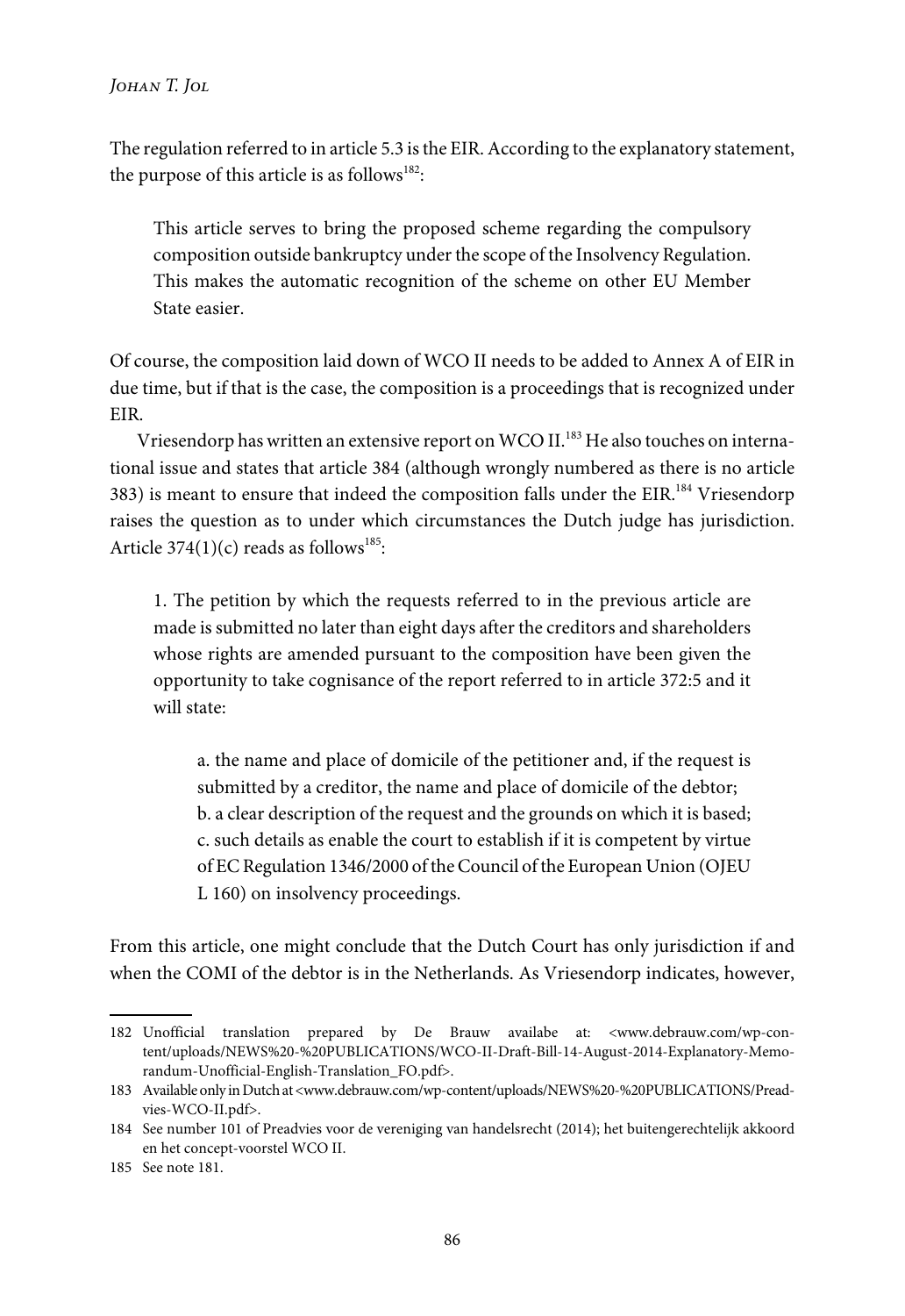The regulation referred to in article 5.3 is the EIR. According to the explanatory statement, the purpose of this article is as follows[182]:

> This article serves to bring the proposed scheme regarding the compulsory composition outside bankruptcy under the scope of the Insolvency Regulation. This makes the automatic recognition of the scheme on other EU Member State easier.

Of course, the composition laid down of WCO II needs to be added to Annex A of EIR in due time, but if that is the case, the composition is a proceedings that is recognized under EIR.

Vriesendorp has written an extensive report on WCO II.[183] He also touches on international issue and states that article 384 (although wrongly numbered as there is no article 383) is meant to ensure that indeed the composition falls under the EIR.[184] Vriesendorp raises the question as to under which circumstances the Dutch judge has jurisdiction. Article 374(1)(c) reads as follows[185]:

> 1. The petition by which the requests referred to in the previous article are made is submitted no later than eight days after the creditors and shareholders whose rights are amended pursuant to the composition have been given the opportunity to take cognisance of the report referred to in article 372:5 and it will state:
>
> > a. the name and place of domicile of the petitioner and, if the request is submitted by a creditor, the name and place of domicile of the debtor;
> > b. a clear description of the request and the grounds on which it is based;
> > c. such details as enable the court to establish if it is competent by virtue of EC Regulation 1346/2000 of the Council of the European Union (OJEU L 160) on insolvency proceedings.

From this article, one might conclude that the Dutch Court has only jurisdiction if and when the COMI of the debtor is in the Netherlands. As Vriesendorp indicates, however,

---

182 Unofficial translation prepared by De Brauw availabe at: <www.debrauw.com/wp-content/uploads/NEWS%20-%20PUBLICATIONS/WCO-II-Draft-Bill-14-August-2014-Explanatory-Memorandum-Unofficial-English-Translation_FO.pdf>.

183 Available only in Dutch at <www.debrauw.com/wp-content/uploads/NEWS%20-%20PUBLICATIONS/Preadvies-WCO-II.pdf>.

184 See number 101 of Preadvies voor de vereniging van handelsrecht (2014); het buitengerechtelijk akkoord en het concept-voorstel WCO II.

185 See note 181.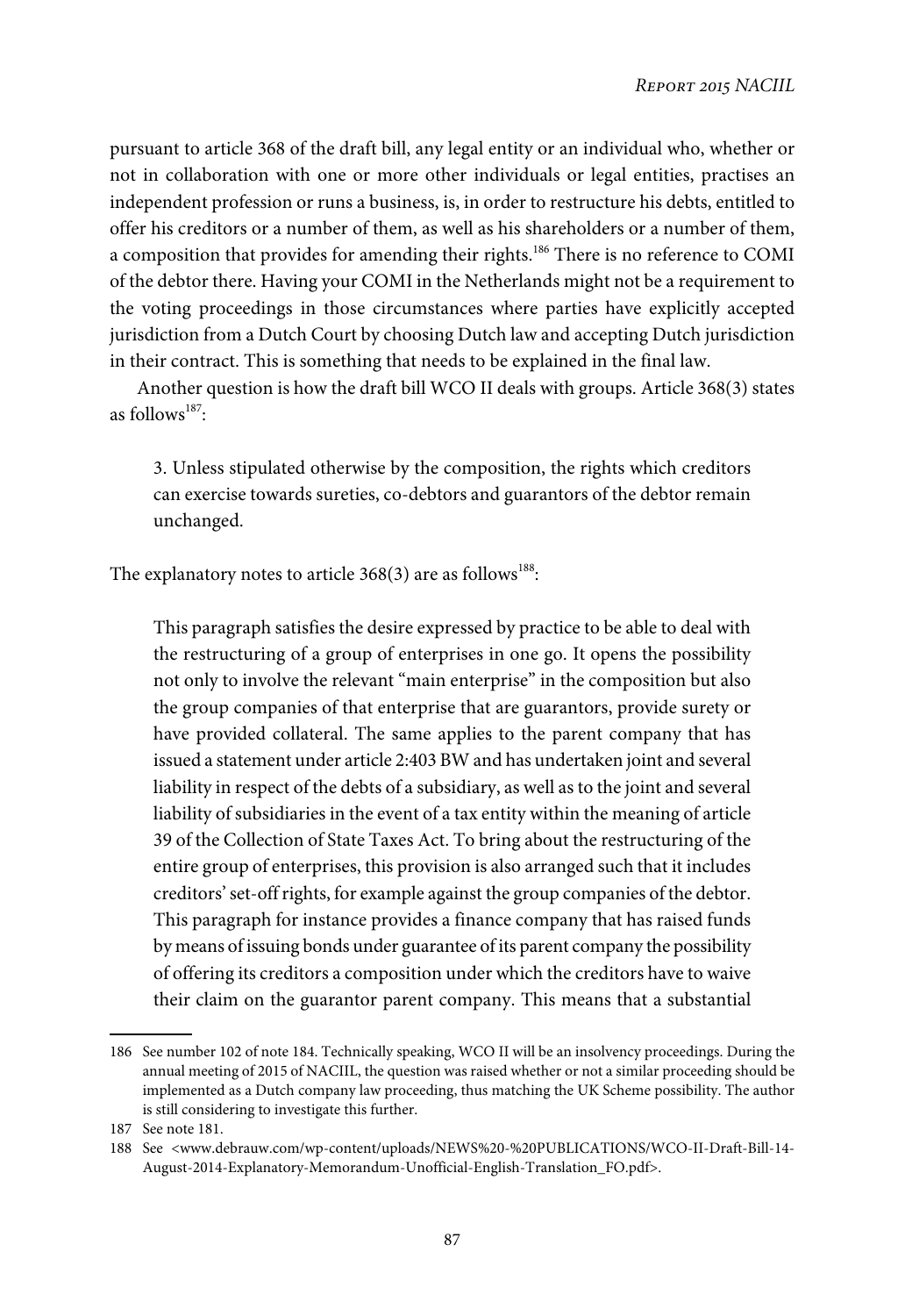pursuant to article 368 of the draft bill, any legal entity or an individual who, whether or not in collaboration with one or more other individuals or legal entities, practises an independent profession or runs a business, is, in order to restructure his debts, entitled to offer his creditors or a number of them, as well as his shareholders or a number of them, a composition that provides for amending their rights.[186] There is no reference to COMI of the debtor there. Having your COMI in the Netherlands might not be a requirement to the voting proceedings in those circumstances where parties have explicitly accepted jurisdiction from a Dutch Court by choosing Dutch law and accepting Dutch jurisdiction in their contract. This is something that needs to be explained in the final law.

Another question is how the draft bill WCO II deals with groups. Article 368(3) states as follows[187]:

> 3. Unless stipulated otherwise by the composition, the rights which creditors can exercise towards sureties, co-debtors and guarantors of the debtor remain unchanged.

The explanatory notes to article 368(3) are as follows[188]:

> This paragraph satisfies the desire expressed by practice to be able to deal with the restructuring of a group of enterprises in one go. It opens the possibility not only to involve the relevant "main enterprise" in the composition but also the group companies of that enterprise that are guarantors, provide surety or have provided collateral. The same applies to the parent company that has issued a statement under article 2:403 BW and has undertaken joint and several liability in respect of the debts of a subsidiary, as well as to the joint and several liability of subsidiaries in the event of a tax entity within the meaning of article 39 of the Collection of State Taxes Act. To bring about the restructuring of the entire group of enterprises, this provision is also arranged such that it includes creditors' set-off rights, for example against the group companies of the debtor. This paragraph for instance provides a finance company that has raised funds by means of issuing bonds under guarantee of its parent company the possibility of offering its creditors a composition under which the creditors have to waive their claim on the guarantor parent company. This means that a substantial

---

186 See number 102 of note 184. Technically speaking, WCO II will be an insolvency proceedings. During the annual meeting of 2015 of NACIIL, the question was raised whether or not a similar proceeding should be implemented as a Dutch company law proceeding, thus matching the UK Scheme possibility. The author is still considering to investigate this further.

187 See note 181.

188 See <www.debrauw.com/wp-content/uploads/NEWS%20-%20PUBLICATIONS/WCO-II-Draft-Bill-14-August-2014-Explanatory-Memorandum-Unofficial-English-Translation_FO.pdf>.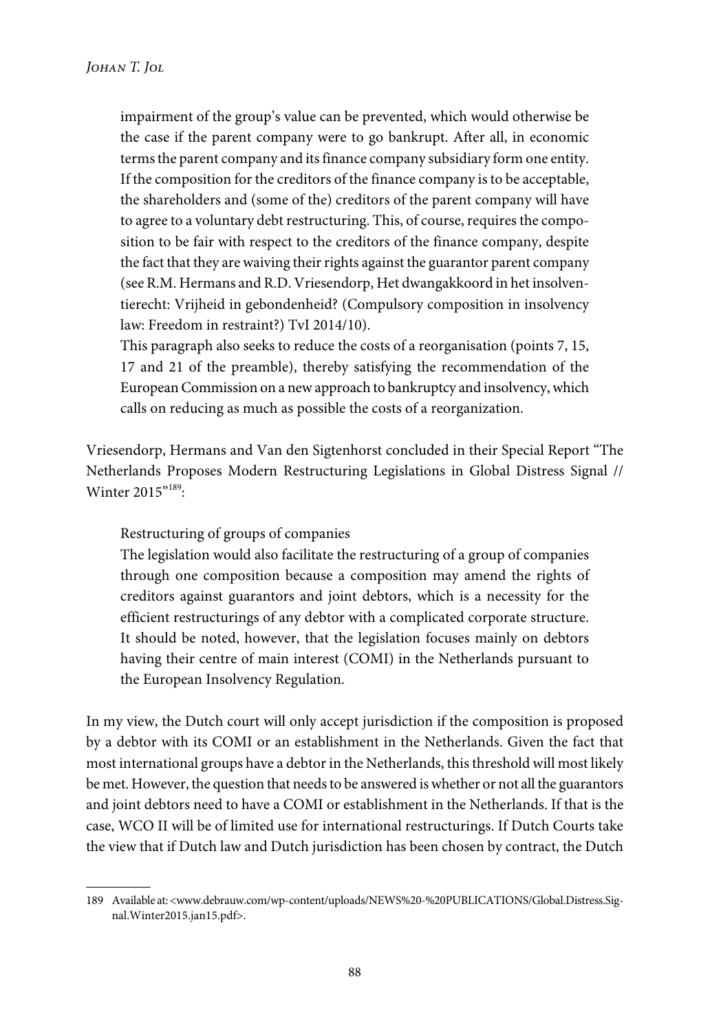> impairment of the group's value can be prevented, which would otherwise be the case if the parent company were to go bankrupt. After all, in economic terms the parent company and its finance company subsidiary form one entity. If the composition for the creditors of the finance company is to be acceptable, the shareholders and (some of the) creditors of the parent company will have to agree to a voluntary debt restructuring. This, of course, requires the composition to be fair with respect to the creditors of the finance company, despite the fact that they are waiving their rights against the guarantor parent company (see R.M. Hermans and R.D. Vriesendorp, Het dwangakkoord in het insolventierecht: Vrijheid in gebondenheid? (Compulsory composition in insolvency law: Freedom in restraint?) TvI 2014/10).
>
> This paragraph also seeks to reduce the costs of a reorganisation (points 7, 15, 17 and 21 of the preamble), thereby satisfying the recommendation of the European Commission on a new approach to bankruptcy and insolvency, which calls on reducing as much as possible the costs of a reorganization.

Vriesendorp, Hermans and Van den Sigtenhorst concluded in their Special Report "The Netherlands Proposes Modern Restructuring Legislations in Global Distress Signal // Winter 2015"[189]:

> Restructuring of groups of companies
>
> The legislation would also facilitate the restructuring of a group of companies through one composition because a composition may amend the rights of creditors against guarantors and joint debtors, which is a necessity for the efficient restructurings of any debtor with a complicated corporate structure. It should be noted, however, that the legislation focuses mainly on debtors having their centre of main interest (COMI) in the Netherlands pursuant to the European Insolvency Regulation.

In my view, the Dutch court will only accept jurisdiction if the composition is proposed by a debtor with its COMI or an establishment in the Netherlands. Given the fact that most international groups have a debtor in the Netherlands, this threshold will most likely be met. However, the question that needs to be answered is whether or not all the guarantors and joint debtors need to have a COMI or establishment in the Netherlands. If that is the case, WCO II will be of limited use for international restructurings. If Dutch Courts take the view that if Dutch law and Dutch jurisdiction has been chosen by contract, the Dutch

---

189 Available at: <www.debrauw.com/wp-content/uploads/NEWS%20-%20PUBLICATIONS/Global.Distress.Signal.Winter2015.jan15.pdf>.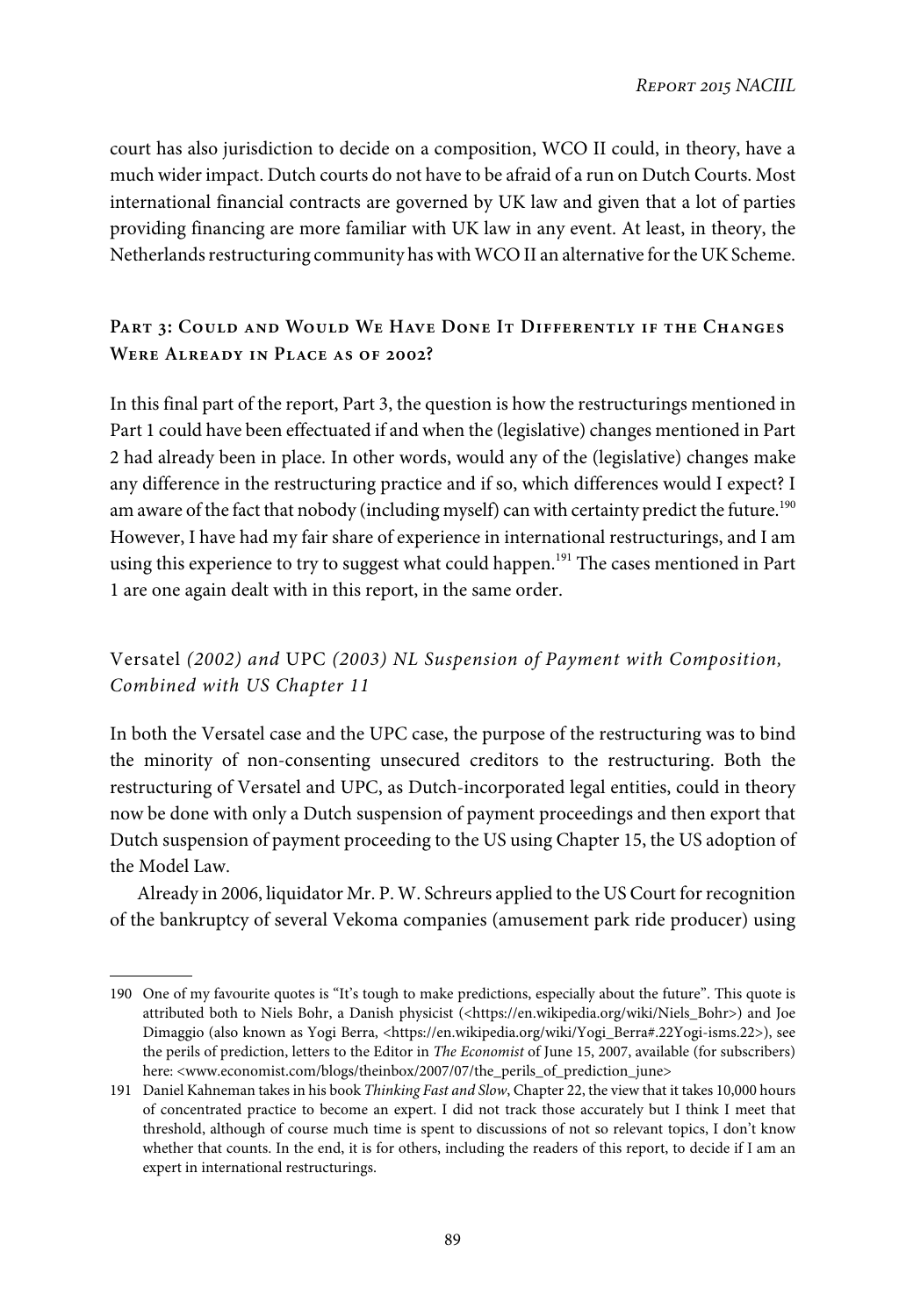court has also jurisdiction to decide on a composition, WCO II could, in theory, have a much wider impact. Dutch courts do not have to be afraid of a run on Dutch Courts. Most international financial contracts are governed by UK law and given that a lot of parties providing financing are more familiar with UK law in any event. At least, in theory, the Netherlands restructuring community has with WCO II an alternative for the UK Scheme.

## Part 3: Could and Would We Have Done It Differently if the Changes Were Already in Place as of 2002?

In this final part of the report, Part 3, the question is how the restructurings mentioned in Part 1 could have been effectuated if and when the (legislative) changes mentioned in Part 2 had already been in place. In other words, would any of the (legislative) changes make any difference in the restructuring practice and if so, which differences would I expect? I am aware of the fact that nobody (including myself) can with certainty predict the future.[190] However, I have had my fair share of experience in international restructurings, and I am using this experience to try to suggest what could happen.[191] The cases mentioned in Part 1 are one again dealt with in this report, in the same order.

### Versatel *(2002) and* UPC *(2003) NL Suspension of Payment with Composition, Combined with US Chapter 11*

In both the Versatel case and the UPC case, the purpose of the restructuring was to bind the minority of non-consenting unsecured creditors to the restructuring. Both the restructuring of Versatel and UPC, as Dutch-incorporated legal entities, could in theory now be done with only a Dutch suspension of payment proceedings and then export that Dutch suspension of payment proceeding to the US using Chapter 15, the US adoption of the Model Law.

Already in 2006, liquidator Mr. P. W. Schreurs applied to the US Court for recognition of the bankruptcy of several Vekoma companies (amusement park ride producer) using

---

190 One of my favourite quotes is "It's tough to make predictions, especially about the future". This quote is attributed both to Niels Bohr, a Danish physicist (<https://en.wikipedia.org/wiki/Niels_Bohr>) and Joe Dimaggio (also known as Yogi Berra, <https://en.wikipedia.org/wiki/Yogi_Berra#.22Yogi-isms.22>), see the perils of prediction, letters to the Editor in *The Economist* of June 15, 2007, available (for subscribers) here: <www.economist.com/blogs/theinbox/2007/07/the_perils_of_prediction_june>

191 Daniel Kahneman takes in his book *Thinking Fast and Slow*, Chapter 22, the view that it takes 10,000 hours of concentrated practice to become an expert. I did not track those accurately but I think I meet that threshold, although of course much time is spent to discussions of not so relevant topics, I don't know whether that counts. In the end, it is for others, including the readers of this report, to decide if I am an expert in international restructurings.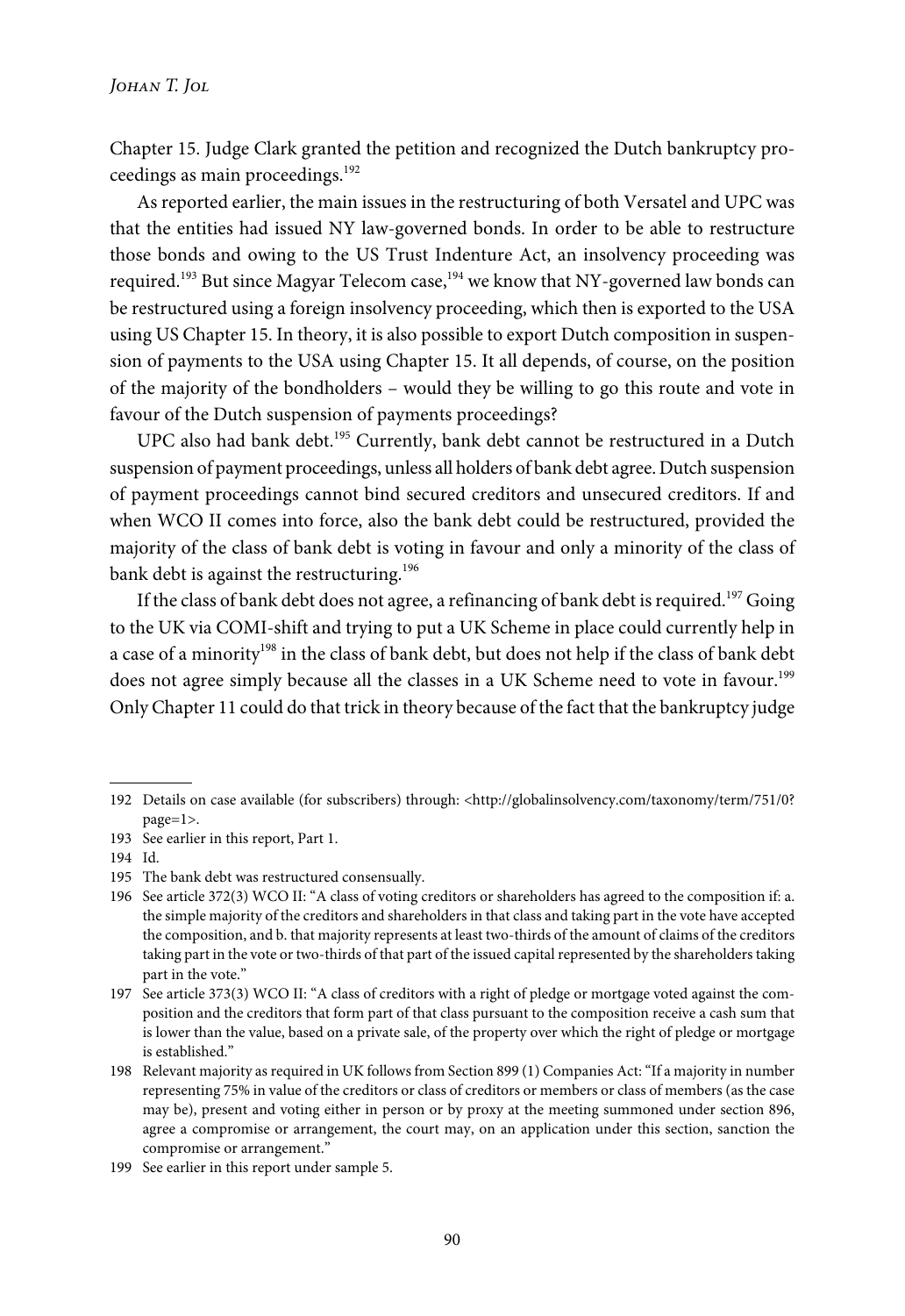Chapter 15. Judge Clark granted the petition and recognized the Dutch bankruptcy proceedings as main proceedings.[192]

As reported earlier, the main issues in the restructuring of both Versatel and UPC was that the entities had issued NY law-governed bonds. In order to be able to restructure those bonds and owing to the US Trust Indenture Act, an insolvency proceeding was required.[193] But since Magyar Telecom case,[194] we know that NY-governed law bonds can be restructured using a foreign insolvency proceeding, which then is exported to the USA using US Chapter 15. In theory, it is also possible to export Dutch composition in suspension of payments to the USA using Chapter 15. It all depends, of course, on the position of the majority of the bondholders – would they be willing to go this route and vote in favour of the Dutch suspension of payments proceedings?

UPC also had bank debt.[195] Currently, bank debt cannot be restructured in a Dutch suspension of payment proceedings, unless all holders of bank debt agree. Dutch suspension of payment proceedings cannot bind secured creditors and unsecured creditors. If and when WCO II comes into force, also the bank debt could be restructured, provided the majority of the class of bank debt is voting in favour and only a minority of the class of bank debt is against the restructuring.[196]

If the class of bank debt does not agree, a refinancing of bank debt is required.[197] Going to the UK via COMI-shift and trying to put a UK Scheme in place could currently help in a case of a minority[198] in the class of bank debt, but does not help if the class of bank debt does not agree simply because all the classes in a UK Scheme need to vote in favour.[199] Only Chapter 11 could do that trick in theory because of the fact that the bankruptcy judge

---

192 Details on case available (for subscribers) through: <http://globalinsolvency.com/taxonomy/term/751/0?page=1>.

193 See earlier in this report, Part 1.

194 Id.

195 The bank debt was restructured consensually.

196 See article 372(3) WCO II: "A class of voting creditors or shareholders has agreed to the composition if: a. the simple majority of the creditors and shareholders in that class and taking part in the vote have accepted the composition, and b. that majority represents at least two-thirds of the amount of claims of the creditors taking part in the vote or two-thirds of that part of the issued capital represented by the shareholders taking part in the vote."

197 See article 373(3) WCO II: "A class of creditors with a right of pledge or mortgage voted against the composition and the creditors that form part of that class pursuant to the composition receive a cash sum that is lower than the value, based on a private sale, of the property over which the right of pledge or mortgage is established."

198 Relevant majority as required in UK follows from Section 899 (1) Companies Act: "If a majority in number representing 75% in value of the creditors or class of creditors or members or class of members (as the case may be), present and voting either in person or by proxy at the meeting summoned under section 896, agree a compromise or arrangement, the court may, on an application under this section, sanction the compromise or arrangement."

199 See earlier in this report under sample 5.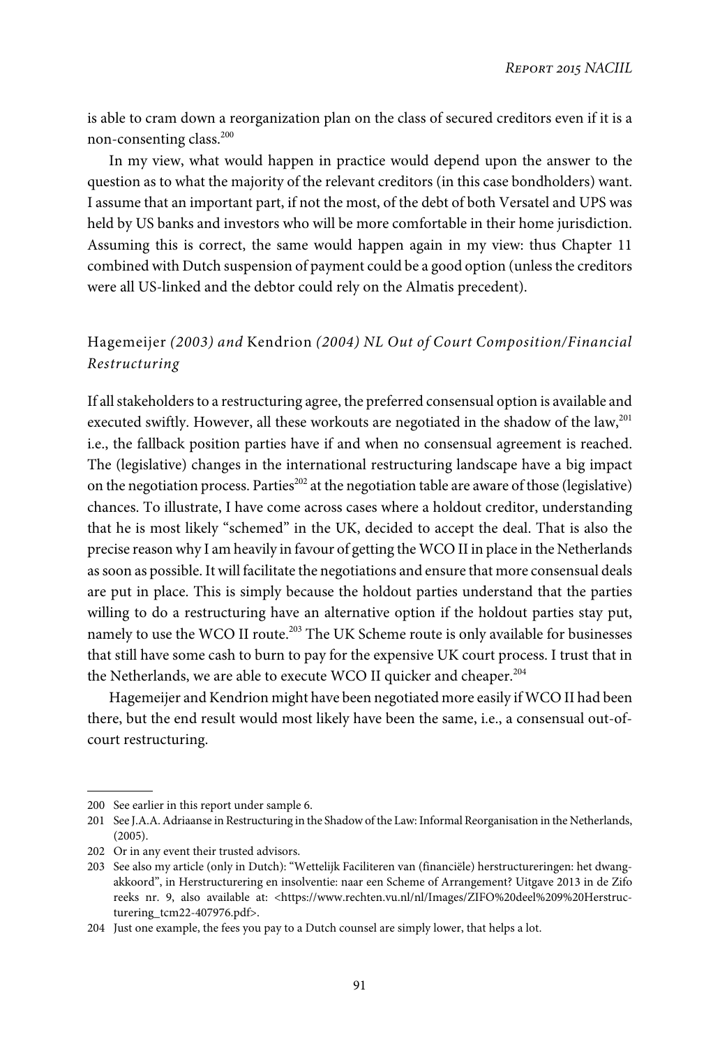is able to cram down a reorganization plan on the class of secured creditors even if it is a non-consenting class.[200]

In my view, what would happen in practice would depend upon the answer to the question as to what the majority of the relevant creditors (in this case bondholders) want. I assume that an important part, if not the most, of the debt of both Versatel and UPS was held by US banks and investors who will be more comfortable in their home jurisdiction. Assuming this is correct, the same would happen again in my view: thus Chapter 11 combined with Dutch suspension of payment could be a good option (unless the creditors were all US-linked and the debtor could rely on the Almatis precedent).

### Hagemeijer *(2003) and* Kendrion *(2004) NL Out of Court Composition/Financial Restructuring*

If all stakeholders to a restructuring agree, the preferred consensual option is available and executed swiftly. However, all these workouts are negotiated in the shadow of the law,[201] i.e., the fallback position parties have if and when no consensual agreement is reached. The (legislative) changes in the international restructuring landscape have a big impact on the negotiation process. Parties[202] at the negotiation table are aware of those (legislative) chances. To illustrate, I have come across cases where a holdout creditor, understanding that he is most likely "schemed" in the UK, decided to accept the deal. That is also the precise reason why I am heavily in favour of getting the WCO II in place in the Netherlands as soon as possible. It will facilitate the negotiations and ensure that more consensual deals are put in place. This is simply because the holdout parties understand that the parties willing to do a restructuring have an alternative option if the holdout parties stay put, namely to use the WCO II route.[203] The UK Scheme route is only available for businesses that still have some cash to burn to pay for the expensive UK court process. I trust that in the Netherlands, we are able to execute WCO II quicker and cheaper.[204]

Hagemeijer and Kendrion might have been negotiated more easily if WCO II had been there, but the end result would most likely have been the same, i.e., a consensual out-of-court restructuring.

---

200 See earlier in this report under sample 6.

201 See J.A.A. Adriaanse in Restructuring in the Shadow of the Law: Informal Reorganisation in the Netherlands, (2005).

202 Or in any event their trusted advisors.

203 See also my article (only in Dutch): "Wettelijk Faciliteren van (financiële) herstructureringen: het dwangakkoord", in Herstructurering en insolventie: naar een Scheme of Arrangement? Uitgave 2013 in de Zifo reeks nr. 9, also available at: <https://www.rechten.vu.nl/nl/Images/ZIFO%20deel%209%20Herstructurering_tcm22-407976.pdf>.

204 Just one example, the fees you pay to a Dutch counsel are simply lower, that helps a lot.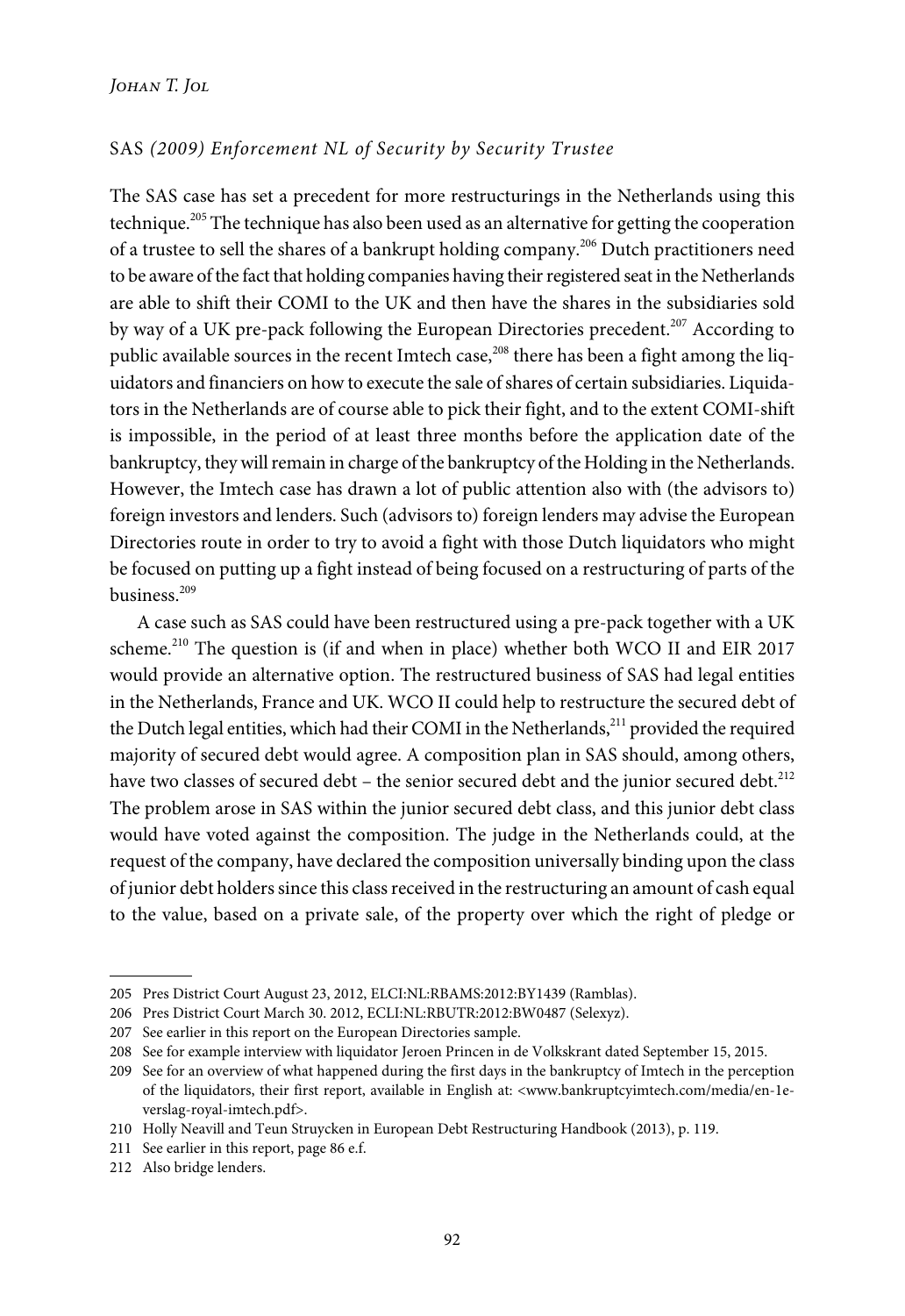### SAS *(2009) Enforcement NL of Security by Security Trustee*

The SAS case has set a precedent for more restructurings in the Netherlands using this technique.[205] The technique has also been used as an alternative for getting the cooperation of a trustee to sell the shares of a bankrupt holding company.[206] Dutch practitioners need to be aware of the fact that holding companies having their registered seat in the Netherlands are able to shift their COMI to the UK and then have the shares in the subsidiaries sold by way of a UK pre-pack following the European Directories precedent.[207] According to public available sources in the recent Imtech case,[208] there has been a fight among the liquidators and financiers on how to execute the sale of shares of certain subsidiaries. Liquidators in the Netherlands are of course able to pick their fight, and to the extent COMI-shift is impossible, in the period of at least three months before the application date of the bankruptcy, they will remain in charge of the bankruptcy of the Holding in the Netherlands. However, the Imtech case has drawn a lot of public attention also with (the advisors to) foreign investors and lenders. Such (advisors to) foreign lenders may advise the European Directories route in order to try to avoid a fight with those Dutch liquidators who might be focused on putting up a fight instead of being focused on a restructuring of parts of the business.[209]

A case such as SAS could have been restructured using a pre-pack together with a UK scheme.[210] The question is (if and when in place) whether both WCO II and EIR 2017 would provide an alternative option. The restructured business of SAS had legal entities in the Netherlands, France and UK. WCO II could help to restructure the secured debt of the Dutch legal entities, which had their COMI in the Netherlands,[211] provided the required majority of secured debt would agree. A composition plan in SAS should, among others, have two classes of secured debt – the senior secured debt and the junior secured debt.[212] The problem arose in SAS within the junior secured debt class, and this junior debt class would have voted against the composition. The judge in the Netherlands could, at the request of the company, have declared the composition universally binding upon the class of junior debt holders since this class received in the restructuring an amount of cash equal to the value, based on a private sale, of the property over which the right of pledge or

---

205 Pres District Court August 23, 2012, ELCI:NL:RBAMS:2012:BY1439 (Ramblas).

206 Pres District Court March 30. 2012, ECLI:NL:RBUTR:2012:BW0487 (Selexyz).

207 See earlier in this report on the European Directories sample.

208 See for example interview with liquidator Jeroen Princen in de Volkskrant dated September 15, 2015.

209 See for an overview of what happened during the first days in the bankruptcy of Imtech in the perception of the liquidators, their first report, available in English at: <www.bankruptcyimtech.com/media/en-1e-verslag-royal-imtech.pdf>.

210 Holly Neavill and Teun Struycken in European Debt Restructuring Handbook (2013), p. 119.

211 See earlier in this report, page 86 e.f.

212 Also bridge lenders.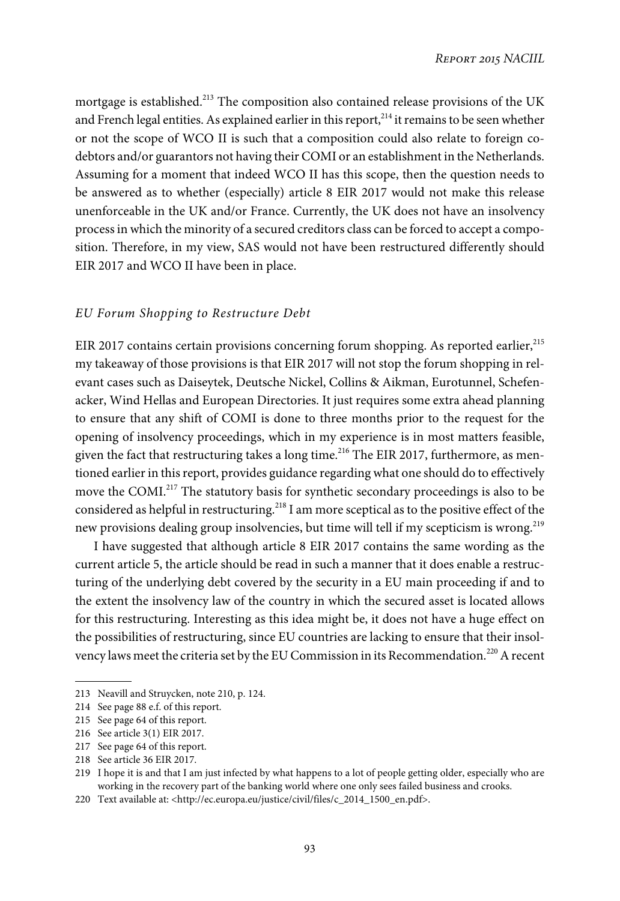mortgage is established.[213] The composition also contained release provisions of the UK and French legal entities. As explained earlier in this report,[214] it remains to be seen whether or not the scope of WCO II is such that a composition could also relate to foreign co-debtors and/or guarantors not having their COMI or an establishment in the Netherlands. Assuming for a moment that indeed WCO II has this scope, then the question needs to be answered as to whether (especially) article 8 EIR 2017 would not make this release unenforceable in the UK and/or France. Currently, the UK does not have an insolvency process in which the minority of a secured creditors class can be forced to accept a composition. Therefore, in my view, SAS would not have been restructured differently should EIR 2017 and WCO II have been in place.

### *EU Forum Shopping to Restructure Debt*

EIR 2017 contains certain provisions concerning forum shopping. As reported earlier,[215] my takeaway of those provisions is that EIR 2017 will not stop the forum shopping in relevant cases such as Daiseytek, Deutsche Nickel, Collins & Aikman, Eurotunnel, Schefenacker, Wind Hellas and European Directories. It just requires some extra ahead planning to ensure that any shift of COMI is done to three months prior to the request for the opening of insolvency proceedings, which in my experience is in most matters feasible, given the fact that restructuring takes a long time.[216] The EIR 2017, furthermore, as mentioned earlier in this report, provides guidance regarding what one should do to effectively move the COMI.[217] The statutory basis for synthetic secondary proceedings is also to be considered as helpful in restructuring.[218] I am more sceptical as to the positive effect of the new provisions dealing group insolvencies, but time will tell if my scepticism is wrong.[219]

I have suggested that although article 8 EIR 2017 contains the same wording as the current article 5, the article should be read in such a manner that it does enable a restructuring of the underlying debt covered by the security in a EU main proceeding if and to the extent the insolvency law of the country in which the secured asset is located allows for this restructuring. Interesting as this idea might be, it does not have a huge effect on the possibilities of restructuring, since EU countries are lacking to ensure that their insolvency laws meet the criteria set by the EU Commission in its Recommendation.[220] A recent

---

213 Neavill and Struycken, note 210, p. 124.

214 See page 88 e.f. of this report.

215 See page 64 of this report.

216 See article 3(1) EIR 2017.

217 See page 64 of this report.

218 See article 36 EIR 2017.

219 I hope it is and that I am just infected by what happens to a lot of people getting older, especially who are working in the recovery part of the banking world where one only sees failed business and crooks.

220 Text available at: <http://ec.europa.eu/justice/civil/files/c_2014_1500_en.pdf>.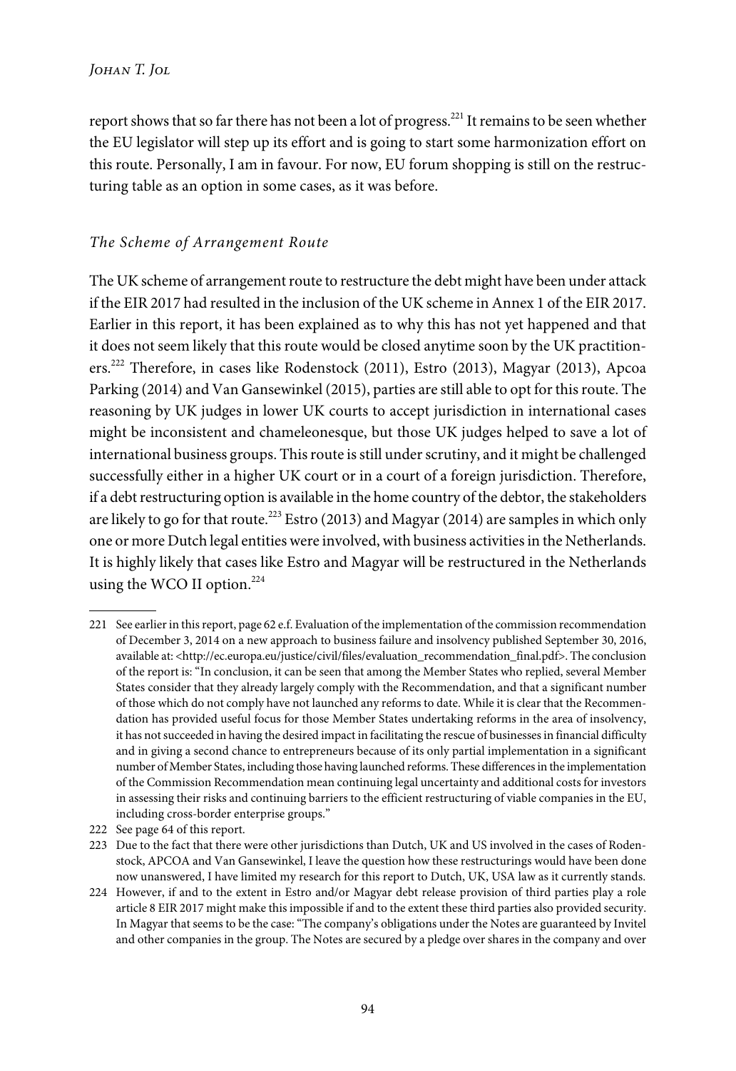report shows that so far there has not been a lot of progress.[221] It remains to be seen whether the EU legislator will step up its effort and is going to start some harmonization effort on this route. Personally, I am in favour. For now, EU forum shopping is still on the restructuring table as an option in some cases, as it was before.

### *The Scheme of Arrangement Route*

The UK scheme of arrangement route to restructure the debt might have been under attack if the EIR 2017 had resulted in the inclusion of the UK scheme in Annex 1 of the EIR 2017. Earlier in this report, it has been explained as to why this has not yet happened and that it does not seem likely that this route would be closed anytime soon by the UK practitioners.[222] Therefore, in cases like Rodenstock (2011), Estro (2013), Magyar (2013), Apcoa Parking (2014) and Van Gansewinkel (2015), parties are still able to opt for this route. The reasoning by UK judges in lower UK courts to accept jurisdiction in international cases might be inconsistent and chameleonesque, but those UK judges helped to save a lot of international business groups. This route is still under scrutiny, and it might be challenged successfully either in a higher UK court or in a court of a foreign jurisdiction. Therefore, if a debt restructuring option is available in the home country of the debtor, the stakeholders are likely to go for that route.[223] Estro (2013) and Magyar (2014) are samples in which only one or more Dutch legal entities were involved, with business activities in the Netherlands. It is highly likely that cases like Estro and Magyar will be restructured in the Netherlands using the WCO II option.[224]

---

221 See earlier in this report, page 62 e.f. Evaluation of the implementation of the commission recommendation of December 3, 2014 on a new approach to business failure and insolvency published September 30, 2016, available at: <http://ec.europa.eu/justice/civil/files/evaluation_recommendation_final.pdf>. The conclusion of the report is: "In conclusion, it can be seen that among the Member States who replied, several Member States consider that they already largely comply with the Recommendation, and that a significant number of those which do not comply have not launched any reforms to date. While it is clear that the Recommendation has provided useful focus for those Member States undertaking reforms in the area of insolvency, it has not succeeded in having the desired impact in facilitating the rescue of businesses in financial difficulty and in giving a second chance to entrepreneurs because of its only partial implementation in a significant number of Member States, including those having launched reforms. These differences in the implementation of the Commission Recommendation mean continuing legal uncertainty and additional costs for investors in assessing their risks and continuing barriers to the efficient restructuring of viable companies in the EU, including cross-border enterprise groups."

222 See page 64 of this report.

223 Due to the fact that there were other jurisdictions than Dutch, UK and US involved in the cases of Rodenstock, APCOA and Van Gansewinkel, I leave the question how these restructurings would have been done now unanswered, I have limited my research for this report to Dutch, UK, USA law as it currently stands.

224 However, if and to the extent in Estro and/or Magyar debt release provision of third parties play a role article 8 EIR 2017 might make this impossible if and to the extent these third parties also provided security. In Magyar that seems to be the case: "The company's obligations under the Notes are guaranteed by Invitel and other companies in the group. The Notes are secured by a pledge over shares in the company and over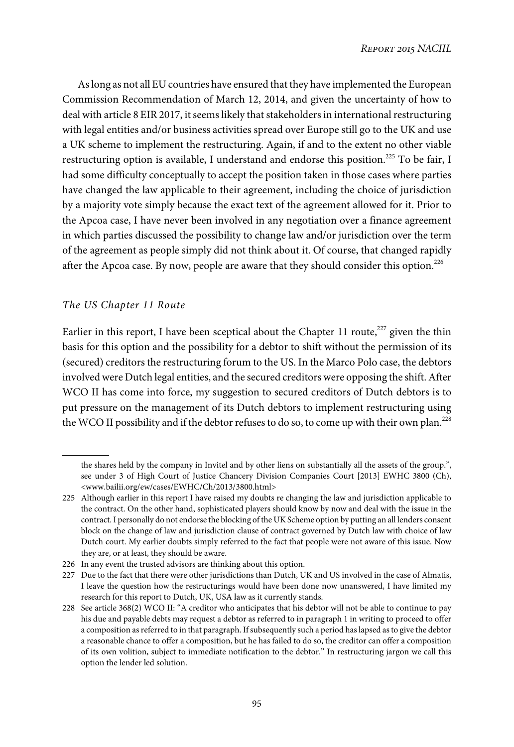As long as not all EU countries have ensured that they have implemented the European Commission Recommendation of March 12, 2014, and given the uncertainty of how to deal with article 8 EIR 2017, it seems likely that stakeholders in international restructuring with legal entities and/or business activities spread over Europe still go to the UK and use a UK scheme to implement the restructuring. Again, if and to the extent no other viable restructuring option is available, I understand and endorse this position.[225] To be fair, I had some difficulty conceptually to accept the position taken in those cases where parties have changed the law applicable to their agreement, including the choice of jurisdiction by a majority vote simply because the exact text of the agreement allowed for it. Prior to the Apcoa case, I have never been involved in any negotiation over a finance agreement in which parties discussed the possibility to change law and/or jurisdiction over the term of the agreement as people simply did not think about it. Of course, that changed rapidly after the Apcoa case. By now, people are aware that they should consider this option.[226]

### *The US Chapter 11 Route*

Earlier in this report, I have been sceptical about the Chapter 11 route,[227] given the thin basis for this option and the possibility for a debtor to shift without the permission of its (secured) creditors the restructuring forum to the US. In the Marco Polo case, the debtors involved were Dutch legal entities, and the secured creditors were opposing the shift. After WCO II has come into force, my suggestion to secured creditors of Dutch debtors is to put pressure on the management of its Dutch debtors to implement restructuring using the WCO II possibility and if the debtor refuses to do so, to come up with their own plan.[228]

---

the shares held by the company in Invitel and by other liens on substantially all the assets of the group.", see under 3 of High Court of Justice Chancery Division Companies Court [2013] EWHC 3800 (Ch), <www.bailii.org/ew/cases/EWHC/Ch/2013/3800.html>

225 Although earlier in this report I have raised my doubts re changing the law and jurisdiction applicable to the contract. On the other hand, sophisticated players should know by now and deal with the issue in the contract. I personally do not endorse the blocking of the UK Scheme option by putting an all lenders consent block on the change of law and jurisdiction clause of contract governed by Dutch law with choice of law Dutch court. My earlier doubts simply referred to the fact that people were not aware of this issue. Now they are, or at least, they should be aware.

226 In any event the trusted advisors are thinking about this option.

227 Due to the fact that there were other jurisdictions than Dutch, UK and US involved in the case of Almatis, I leave the question how the restructurings would have been done now unanswered, I have limited my research for this report to Dutch, UK, USA law as it currently stands.

228 See article 368(2) WCO II: "A creditor who anticipates that his debtor will not be able to continue to pay his due and payable debts may request a debtor as referred to in paragraph 1 in writing to proceed to offer a composition as referred to in that paragraph. If subsequently such a period has lapsed as to give the debtor a reasonable chance to offer a composition, but he has failed to do so, the creditor can offer a composition of its own volition, subject to immediate notification to the debtor." In restructuring jargon we call this option the lender led solution.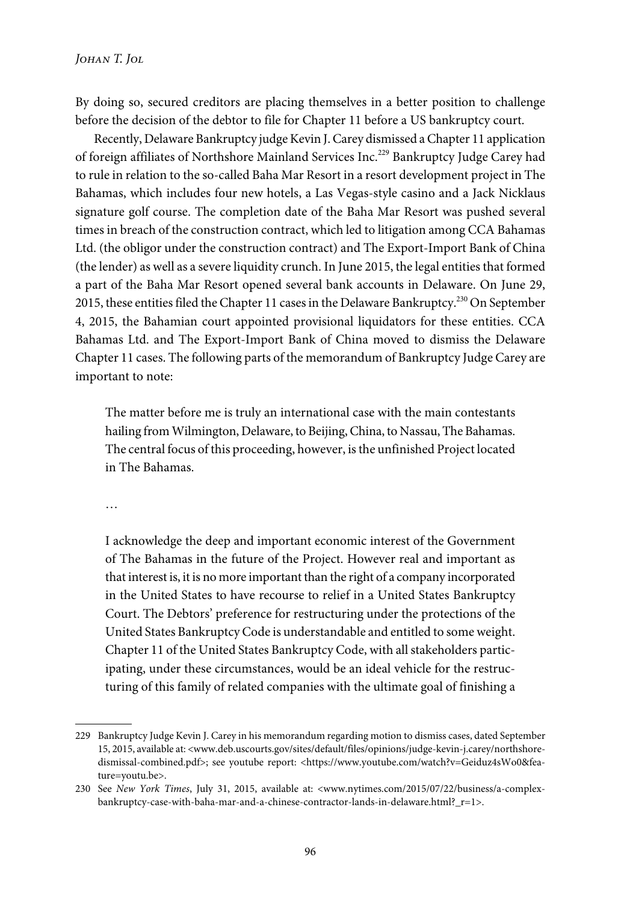By doing so, secured creditors are placing themselves in a better position to challenge before the decision of the debtor to file for Chapter 11 before a US bankruptcy court.

Recently, Delaware Bankruptcy judge Kevin J. Carey dismissed a Chapter 11 application of foreign affiliates of Northshore Mainland Services Inc.[229] Bankruptcy Judge Carey had to rule in relation to the so-called Baha Mar Resort in a resort development project in The Bahamas, which includes four new hotels, a Las Vegas-style casino and a Jack Nicklaus signature golf course. The completion date of the Baha Mar Resort was pushed several times in breach of the construction contract, which led to litigation among CCA Bahamas Ltd. (the obligor under the construction contract) and The Export-Import Bank of China (the lender) as well as a severe liquidity crunch. In June 2015, the legal entities that formed a part of the Baha Mar Resort opened several bank accounts in Delaware. On June 29, 2015, these entities filed the Chapter 11 cases in the Delaware Bankruptcy.[230] On September 4, 2015, the Bahamian court appointed provisional liquidators for these entities. CCA Bahamas Ltd. and The Export-Import Bank of China moved to dismiss the Delaware Chapter 11 cases. The following parts of the memorandum of Bankruptcy Judge Carey are important to note:

> The matter before me is truly an international case with the main contestants hailing from Wilmington, Delaware, to Beijing, China, to Nassau, The Bahamas. The central focus of this proceeding, however, is the unfinished Project located in The Bahamas.
>
> …
>
> I acknowledge the deep and important economic interest of the Government of The Bahamas in the future of the Project. However real and important as that interest is, it is no more important than the right of a company incorporated in the United States to have recourse to relief in a United States Bankruptcy Court. The Debtors' preference for restructuring under the protections of the United States Bankruptcy Code is understandable and entitled to some weight. Chapter 11 of the United States Bankruptcy Code, with all stakeholders participating, under these circumstances, would be an ideal vehicle for the restructuring of this family of related companies with the ultimate goal of finishing a

---

229 Bankruptcy Judge Kevin J. Carey in his memorandum regarding motion to dismiss cases, dated September 15, 2015, available at: <www.deb.uscourts.gov/sites/default/files/opinions/judge-kevin-j.carey/northshore-dismissal-combined.pdf>; see youtube report: <https://www.youtube.com/watch?v=Geiduz4sWo0&feature=youtu.be>.

230 See *New York Times*, July 31, 2015, available at: <www.nytimes.com/2015/07/22/business/a-complex-bankruptcy-case-with-baha-mar-and-a-chinese-contractor-lands-in-delaware.html?_r=1>.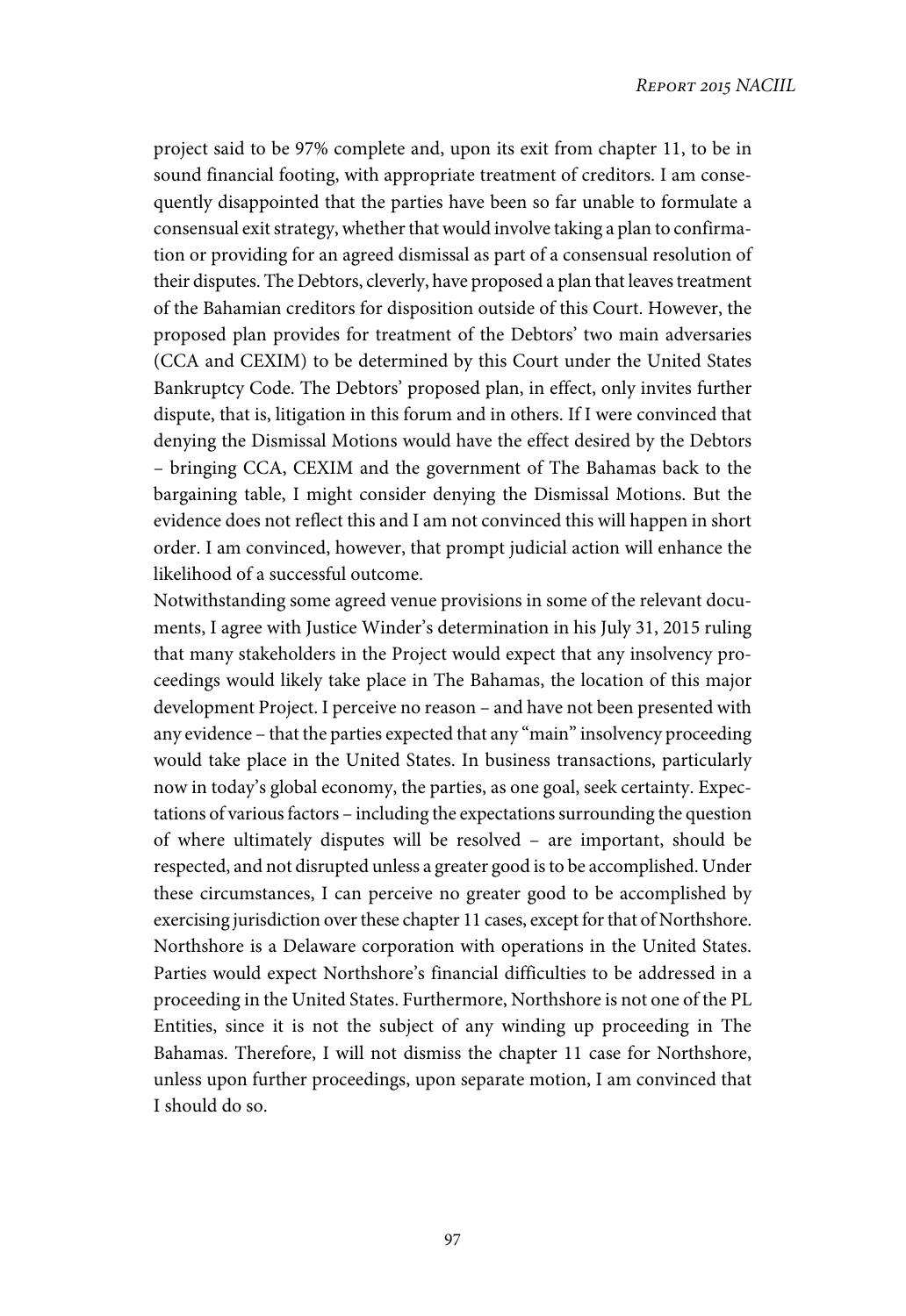project said to be 97% complete and, upon its exit from chapter 11, to be in sound financial footing, with appropriate treatment of creditors. I am consequently disappointed that the parties have been so far unable to formulate a consensual exit strategy, whether that would involve taking a plan to confirmation or providing for an agreed dismissal as part of a consensual resolution of their disputes. The Debtors, cleverly, have proposed a plan that leaves treatment of the Bahamian creditors for disposition outside of this Court. However, the proposed plan provides for treatment of the Debtors' two main adversaries (CCA and CEXIM) to be determined by this Court under the United States Bankruptcy Code. The Debtors' proposed plan, in effect, only invites further dispute, that is, litigation in this forum and in others. If I were convinced that denying the Dismissal Motions would have the effect desired by the Debtors – bringing CCA, CEXIM and the government of The Bahamas back to the bargaining table, I might consider denying the Dismissal Motions. But the evidence does not reflect this and I am not convinced this will happen in short order. I am convinced, however, that prompt judicial action will enhance the likelihood of a successful outcome.

Notwithstanding some agreed venue provisions in some of the relevant documents, I agree with Justice Winder's determination in his July 31, 2015 ruling that many stakeholders in the Project would expect that any insolvency proceedings would likely take place in The Bahamas, the location of this major development Project. I perceive no reason – and have not been presented with any evidence – that the parties expected that any "main" insolvency proceeding would take place in the United States. In business transactions, particularly now in today's global economy, the parties, as one goal, seek certainty. Expectations of various factors – including the expectations surrounding the question of where ultimately disputes will be resolved – are important, should be respected, and not disrupted unless a greater good is to be accomplished. Under these circumstances, I can perceive no greater good to be accomplished by exercising jurisdiction over these chapter 11 cases, except for that of Northshore. Northshore is a Delaware corporation with operations in the United States. Parties would expect Northshore's financial difficulties to be addressed in a proceeding in the United States. Furthermore, Northshore is not one of the PL Entities, since it is not the subject of any winding up proceeding in The Bahamas. Therefore, I will not dismiss the chapter 11 case for Northshore, unless upon further proceedings, upon separate motion, I am convinced that I should do so.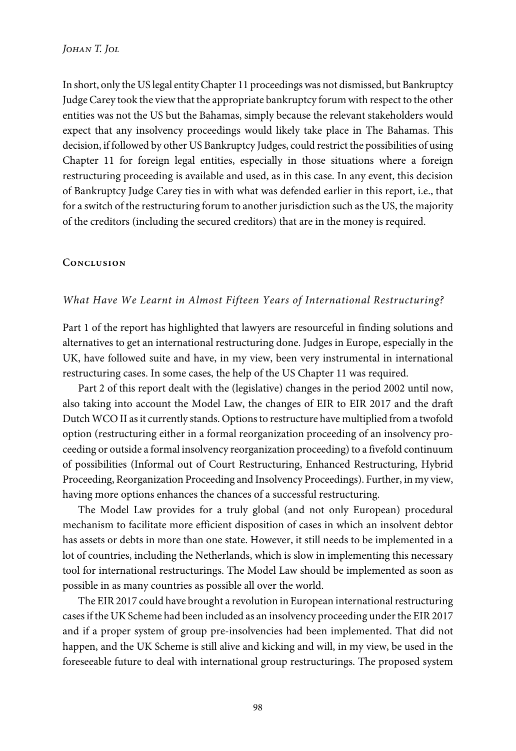In short, only the US legal entity Chapter 11 proceedings was not dismissed, but Bankruptcy Judge Carey took the view that the appropriate bankruptcy forum with respect to the other entities was not the US but the Bahamas, simply because the relevant stakeholders would expect that any insolvency proceedings would likely take place in The Bahamas. This decision, if followed by other US Bankruptcy Judges, could restrict the possibilities of using Chapter 11 for foreign legal entities, especially in those situations where a foreign restructuring proceeding is available and used, as in this case. In any event, this decision of Bankruptcy Judge Carey ties in with what was defended earlier in this report, i.e., that for a switch of the restructuring forum to another jurisdiction such as the US, the majority of the creditors (including the secured creditors) that are in the money is required.

## Conclusion

### *What Have We Learnt in Almost Fifteen Years of International Restructuring?*

Part 1 of the report has highlighted that lawyers are resourceful in finding solutions and alternatives to get an international restructuring done. Judges in Europe, especially in the UK, have followed suite and have, in my view, been very instrumental in international restructuring cases. In some cases, the help of the US Chapter 11 was required.

Part 2 of this report dealt with the (legislative) changes in the period 2002 until now, also taking into account the Model Law, the changes of EIR to EIR 2017 and the draft Dutch WCO II as it currently stands. Options to restructure have multiplied from a twofold option (restructuring either in a formal reorganization proceeding of an insolvency proceeding or outside a formal insolvency reorganization proceeding) to a fivefold continuum of possibilities (Informal out of Court Restructuring, Enhanced Restructuring, Hybrid Proceeding, Reorganization Proceeding and Insolvency Proceedings). Further, in my view, having more options enhances the chances of a successful restructuring.

The Model Law provides for a truly global (and not only European) procedural mechanism to facilitate more efficient disposition of cases in which an insolvent debtor has assets or debts in more than one state. However, it still needs to be implemented in a lot of countries, including the Netherlands, which is slow in implementing this necessary tool for international restructurings. The Model Law should be implemented as soon as possible in as many countries as possible all over the world.

The EIR 2017 could have brought a revolution in European international restructuring cases if the UK Scheme had been included as an insolvency proceeding under the EIR 2017 and if a proper system of group pre-insolvencies had been implemented. That did not happen, and the UK Scheme is still alive and kicking and will, in my view, be used in the foreseeable future to deal with international group restructurings. The proposed system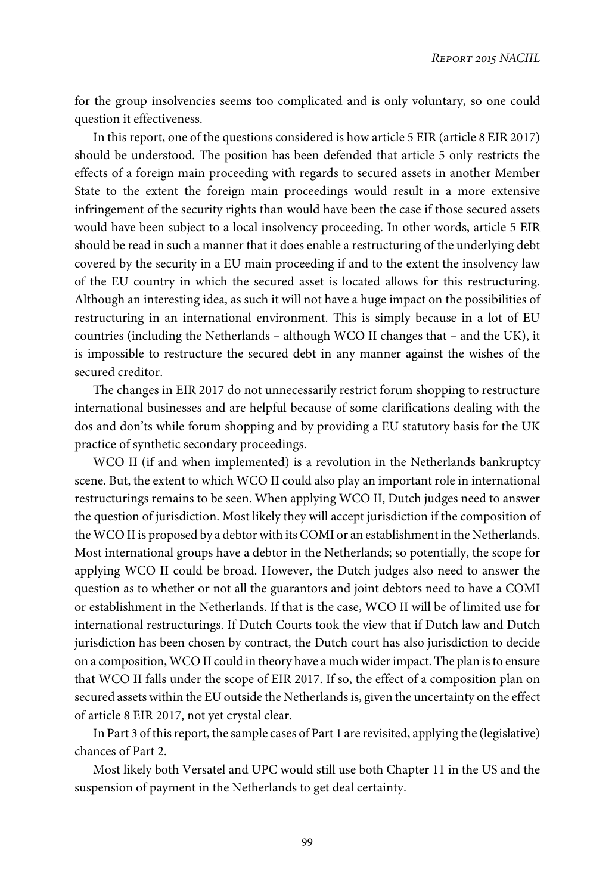for the group insolvencies seems too complicated and is only voluntary, so one could question it effectiveness.

In this report, one of the questions considered is how article 5 EIR (article 8 EIR 2017) should be understood. The position has been defended that article 5 only restricts the effects of a foreign main proceeding with regards to secured assets in another Member State to the extent the foreign main proceedings would result in a more extensive infringement of the security rights than would have been the case if those secured assets would have been subject to a local insolvency proceeding. In other words, article 5 EIR should be read in such a manner that it does enable a restructuring of the underlying debt covered by the security in a EU main proceeding if and to the extent the insolvency law of the EU country in which the secured asset is located allows for this restructuring. Although an interesting idea, as such it will not have a huge impact on the possibilities of restructuring in an international environment. This is simply because in a lot of EU countries (including the Netherlands – although WCO II changes that – and the UK), it is impossible to restructure the secured debt in any manner against the wishes of the secured creditor.

The changes in EIR 2017 do not unnecessarily restrict forum shopping to restructure international businesses and are helpful because of some clarifications dealing with the dos and don'ts while forum shopping and by providing a EU statutory basis for the UK practice of synthetic secondary proceedings.

WCO II (if and when implemented) is a revolution in the Netherlands bankruptcy scene. But, the extent to which WCO II could also play an important role in international restructurings remains to be seen. When applying WCO II, Dutch judges need to answer the question of jurisdiction. Most likely they will accept jurisdiction if the composition of the WCO II is proposed by a debtor with its COMI or an establishment in the Netherlands. Most international groups have a debtor in the Netherlands; so potentially, the scope for applying WCO II could be broad. However, the Dutch judges also need to answer the question as to whether or not all the guarantors and joint debtors need to have a COMI or establishment in the Netherlands. If that is the case, WCO II will be of limited use for international restructurings. If Dutch Courts took the view that if Dutch law and Dutch jurisdiction has been chosen by contract, the Dutch court has also jurisdiction to decide on a composition, WCO II could in theory have a much wider impact. The plan is to ensure that WCO II falls under the scope of EIR 2017. If so, the effect of a composition plan on secured assets within the EU outside the Netherlands is, given the uncertainty on the effect of article 8 EIR 2017, not yet crystal clear.

In Part 3 of this report, the sample cases of Part 1 are revisited, applying the (legislative) chances of Part 2.

Most likely both Versatel and UPC would still use both Chapter 11 in the US and the suspension of payment in the Netherlands to get deal certainty.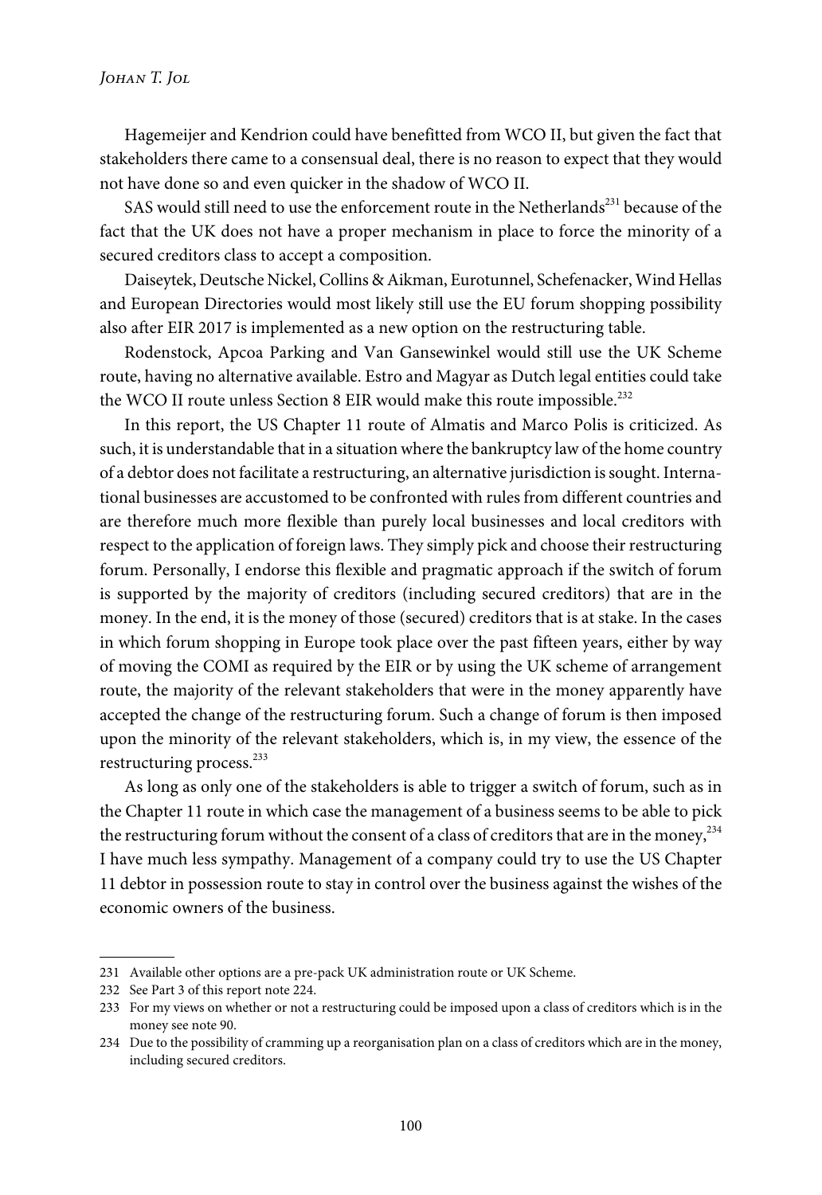Hagemeijer and Kendrion could have benefitted from WCO II, but given the fact that stakeholders there came to a consensual deal, there is no reason to expect that they would not have done so and even quicker in the shadow of WCO II.

SAS would still need to use the enforcement route in the Netherlands[231] because of the fact that the UK does not have a proper mechanism in place to force the minority of a secured creditors class to accept a composition.

Daiseytek, Deutsche Nickel, Collins & Aikman, Eurotunnel, Schefenacker, Wind Hellas and European Directories would most likely still use the EU forum shopping possibility also after EIR 2017 is implemented as a new option on the restructuring table.

Rodenstock, Apcoa Parking and Van Gansewinkel would still use the UK Scheme route, having no alternative available. Estro and Magyar as Dutch legal entities could take the WCO II route unless Section 8 EIR would make this route impossible.[232]

In this report, the US Chapter 11 route of Almatis and Marco Polis is criticized. As such, it is understandable that in a situation where the bankruptcy law of the home country of a debtor does not facilitate a restructuring, an alternative jurisdiction is sought. International businesses are accustomed to be confronted with rules from different countries and are therefore much more flexible than purely local businesses and local creditors with respect to the application of foreign laws. They simply pick and choose their restructuring forum. Personally, I endorse this flexible and pragmatic approach if the switch of forum is supported by the majority of creditors (including secured creditors) that are in the money. In the end, it is the money of those (secured) creditors that is at stake. In the cases in which forum shopping in Europe took place over the past fifteen years, either by way of moving the COMI as required by the EIR or by using the UK scheme of arrangement route, the majority of the relevant stakeholders that were in the money apparently have accepted the change of the restructuring forum. Such a change of forum is then imposed upon the minority of the relevant stakeholders, which is, in my view, the essence of the restructuring process.[233]

As long as only one of the stakeholders is able to trigger a switch of forum, such as in the Chapter 11 route in which case the management of a business seems to be able to pick the restructuring forum without the consent of a class of creditors that are in the money,[234] I have much less sympathy. Management of a company could try to use the US Chapter 11 debtor in possession route to stay in control over the business against the wishes of the economic owners of the business.

---

231 Available other options are a pre-pack UK administration route or UK Scheme.

232 See Part 3 of this report note 224.

233 For my views on whether or not a restructuring could be imposed upon a class of creditors which is in the money see note 90.

234 Due to the possibility of cramming up a reorganisation plan on a class of creditors which are in the money, including secured creditors.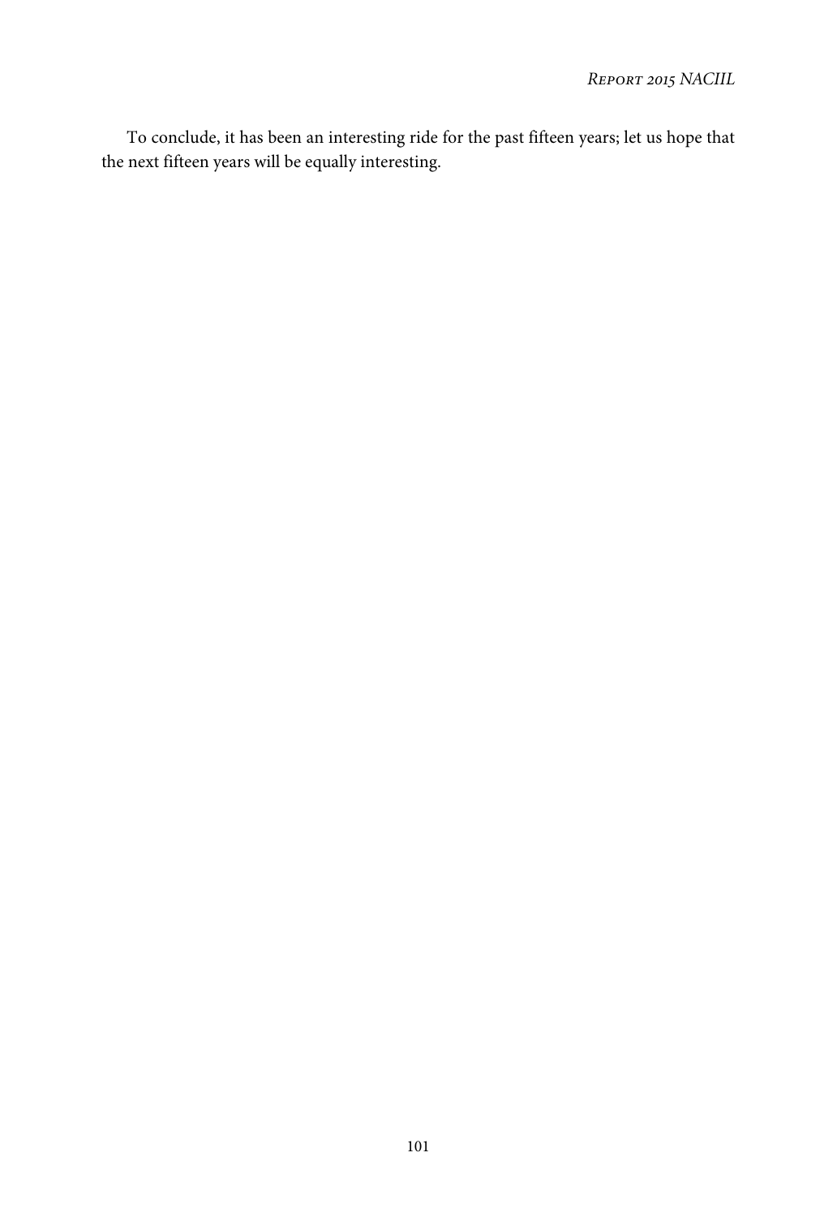To conclude, it has been an interesting ride for the past fifteen years; let us hope that the next fifteen years will be equally interesting.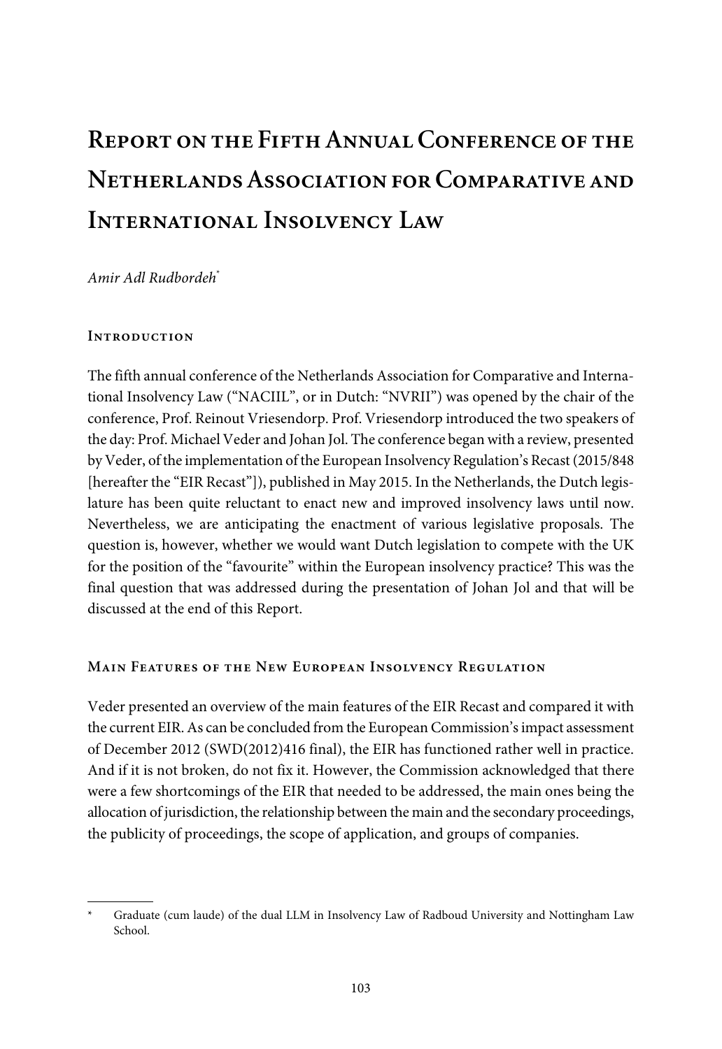# Report on the Fifth Annual Conference of the Netherlands Association for Comparative and International Insolvency Law

*Amir Adl Rudbordeh*[*]

## Introduction

The fifth annual conference of the Netherlands Association for Comparative and International Insolvency Law ("NACIIL", or in Dutch: "NVRII") was opened by the chair of the conference, Prof. Reinout Vriesendorp. Prof. Vriesendorp introduced the two speakers of the day: Prof. Michael Veder and Johan Jol. The conference began with a review, presented by Veder, of the implementation of the European Insolvency Regulation's Recast (2015/848 [hereafter the "EIR Recast"]), published in May 2015. In the Netherlands, the Dutch legislature has been quite reluctant to enact new and improved insolvency laws until now. Nevertheless, we are anticipating the enactment of various legislative proposals. The question is, however, whether we would want Dutch legislation to compete with the UK for the position of the "favourite" within the European insolvency practice? This was the final question that was addressed during the presentation of Johan Jol and that will be discussed at the end of this Report.

## Main Features of the New European Insolvency Regulation

Veder presented an overview of the main features of the EIR Recast and compared it with the current EIR. As can be concluded from the European Commission's impact assessment of December 2012 (SWD(2012)416 final), the EIR has functioned rather well in practice. And if it is not broken, do not fix it. However, the Commission acknowledged that there were a few shortcomings of the EIR that needed to be addressed, the main ones being the allocation of jurisdiction, the relationship between the main and the secondary proceedings, the publicity of proceedings, the scope of application, and groups of companies.

---

[*] Graduate (cum laude) of the dual LLM in Insolvency Law of Radboud University and Nottingham Law School.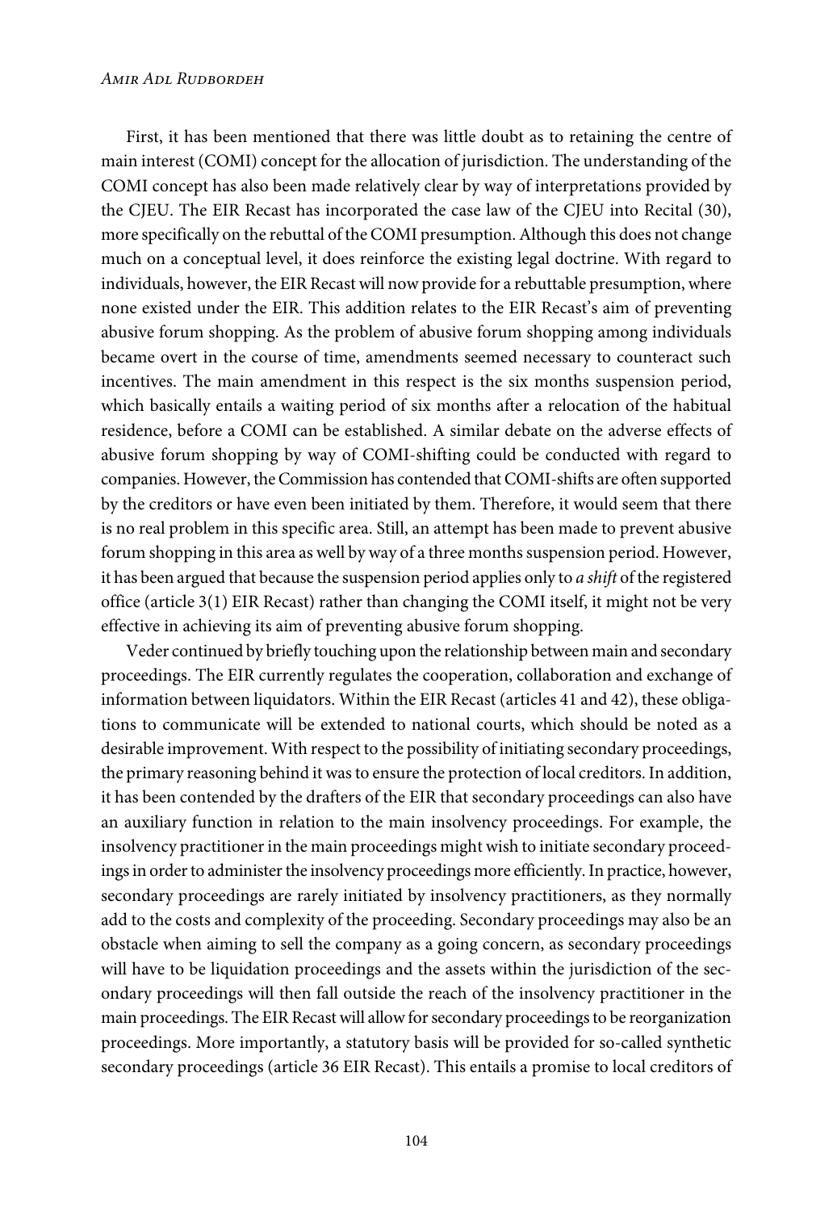First, it has been mentioned that there was little doubt as to retaining the centre of main interest (COMI) concept for the allocation of jurisdiction. The understanding of the COMI concept has also been made relatively clear by way of interpretations provided by the CJEU. The EIR Recast has incorporated the case law of the CJEU into Recital (30), more specifically on the rebuttal of the COMI presumption. Although this does not change much on a conceptual level, it does reinforce the existing legal doctrine. With regard to individuals, however, the EIR Recast will now provide for a rebuttable presumption, where none existed under the EIR. This addition relates to the EIR Recast's aim of preventing abusive forum shopping. As the problem of abusive forum shopping among individuals became overt in the course of time, amendments seemed necessary to counteract such incentives. The main amendment in this respect is the six months suspension period, which basically entails a waiting period of six months after a relocation of the habitual residence, before a COMI can be established. A similar debate on the adverse effects of abusive forum shopping by way of COMI-shifting could be conducted with regard to companies. However, the Commission has contended that COMI-shifts are often supported by the creditors or have even been initiated by them. Therefore, it would seem that there is no real problem in this specific area. Still, an attempt has been made to prevent abusive forum shopping in this area as well by way of a three months suspension period. However, it has been argued that because the suspension period applies only to *a shift* of the registered office (article 3(1) EIR Recast) rather than changing the COMI itself, it might not be very effective in achieving its aim of preventing abusive forum shopping.

Veder continued by briefly touching upon the relationship between main and secondary proceedings. The EIR currently regulates the cooperation, collaboration and exchange of information between liquidators. Within the EIR Recast (articles 41 and 42), these obligations to communicate will be extended to national courts, which should be noted as a desirable improvement. With respect to the possibility of initiating secondary proceedings, the primary reasoning behind it was to ensure the protection of local creditors. In addition, it has been contended by the drafters of the EIR that secondary proceedings can also have an auxiliary function in relation to the main insolvency proceedings. For example, the insolvency practitioner in the main proceedings might wish to initiate secondary proceedings in order to administer the insolvency proceedings more efficiently. In practice, however, secondary proceedings are rarely initiated by insolvency practitioners, as they normally add to the costs and complexity of the proceeding. Secondary proceedings may also be an obstacle when aiming to sell the company as a going concern, as secondary proceedings will have to be liquidation proceedings and the assets within the jurisdiction of the secondary proceedings will then fall outside the reach of the insolvency practitioner in the main proceedings. The EIR Recast will allow for secondary proceedings to be reorganization proceedings. More importantly, a statutory basis will be provided for so-called synthetic secondary proceedings (article 36 EIR Recast). This entails a promise to local creditors of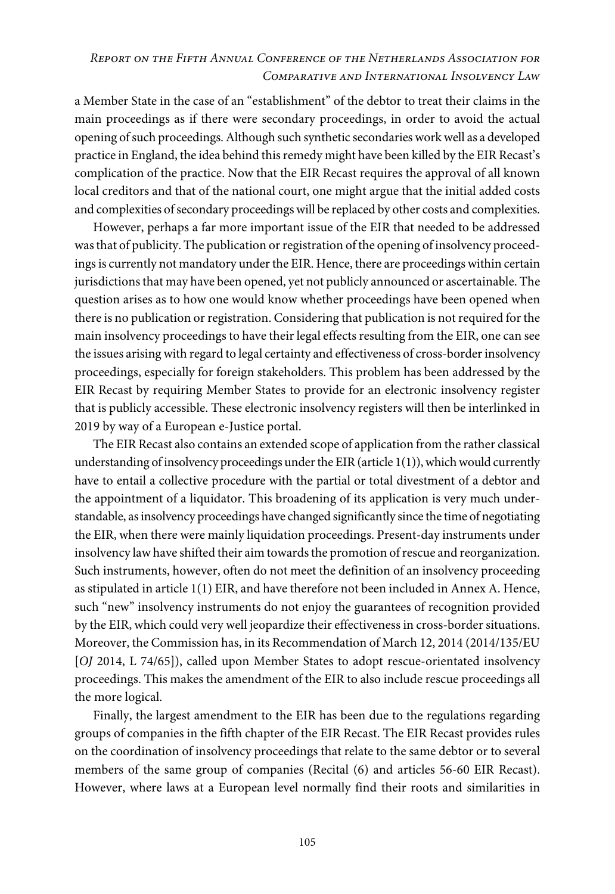a Member State in the case of an "establishment" of the debtor to treat their claims in the main proceedings as if there were secondary proceedings, in order to avoid the actual opening of such proceedings. Although such synthetic secondaries work well as a developed practice in England, the idea behind this remedy might have been killed by the EIR Recast's complication of the practice. Now that the EIR Recast requires the approval of all known local creditors and that of the national court, one might argue that the initial added costs and complexities of secondary proceedings will be replaced by other costs and complexities.

However, perhaps a far more important issue of the EIR that needed to be addressed was that of publicity. The publication or registration of the opening of insolvency proceedings is currently not mandatory under the EIR. Hence, there are proceedings within certain jurisdictions that may have been opened, yet not publicly announced or ascertainable. The question arises as to how one would know whether proceedings have been opened when there is no publication or registration. Considering that publication is not required for the main insolvency proceedings to have their legal effects resulting from the EIR, one can see the issues arising with regard to legal certainty and effectiveness of cross-border insolvency proceedings, especially for foreign stakeholders. This problem has been addressed by the EIR Recast by requiring Member States to provide for an electronic insolvency register that is publicly accessible. These electronic insolvency registers will then be interlinked in 2019 by way of a European e-Justice portal.

The EIR Recast also contains an extended scope of application from the rather classical understanding of insolvency proceedings under the EIR (article 1(1)), which would currently have to entail a collective procedure with the partial or total divestment of a debtor and the appointment of a liquidator. This broadening of its application is very much understandable, as insolvency proceedings have changed significantly since the time of negotiating the EIR, when there were mainly liquidation proceedings. Present-day instruments under insolvency law have shifted their aim towards the promotion of rescue and reorganization. Such instruments, however, often do not meet the definition of an insolvency proceeding as stipulated in article 1(1) EIR, and have therefore not been included in Annex A. Hence, such "new" insolvency instruments do not enjoy the guarantees of recognition provided by the EIR, which could very well jeopardize their effectiveness in cross-border situations. Moreover, the Commission has, in its Recommendation of March 12, 2014 (2014/135/EU [*OJ* 2014, L 74/65]), called upon Member States to adopt rescue-orientated insolvency proceedings. This makes the amendment of the EIR to also include rescue proceedings all the more logical.

Finally, the largest amendment to the EIR has been due to the regulations regarding groups of companies in the fifth chapter of the EIR Recast. The EIR Recast provides rules on the coordination of insolvency proceedings that relate to the same debtor or to several members of the same group of companies (Recital (6) and articles 56-60 EIR Recast). However, where laws at a European level normally find their roots and similarities in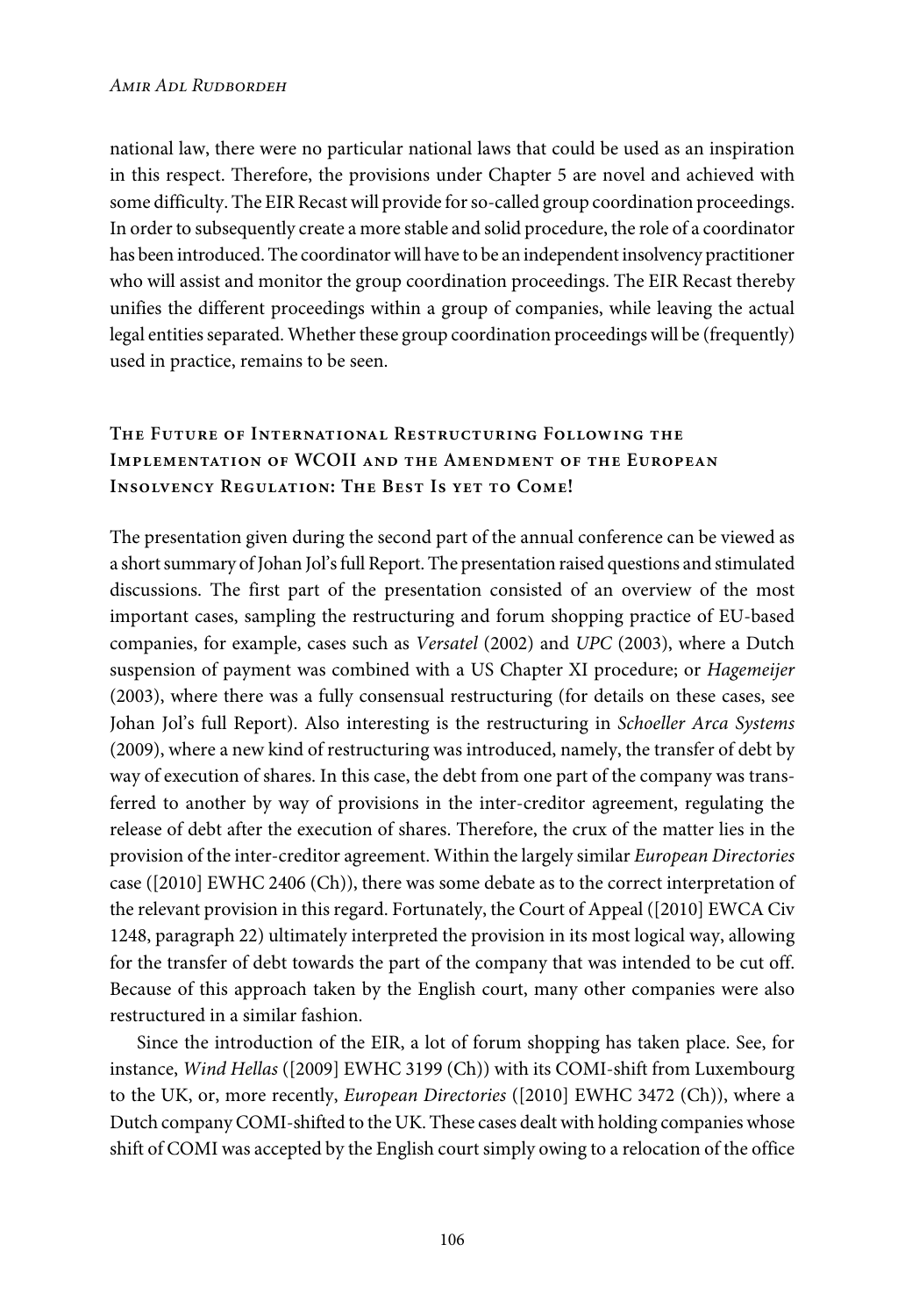national law, there were no particular national laws that could be used as an inspiration in this respect. Therefore, the provisions under Chapter 5 are novel and achieved with some difficulty. The EIR Recast will provide for so-called group coordination proceedings. In order to subsequently create a more stable and solid procedure, the role of a coordinator has been introduced. The coordinator will have to be an independent insolvency practitioner who will assist and monitor the group coordination proceedings. The EIR Recast thereby unifies the different proceedings within a group of companies, while leaving the actual legal entities separated. Whether these group coordination proceedings will be (frequently) used in practice, remains to be seen.

## The Future of International Restructuring Following the Implementation of WCOII and the Amendment of the European Insolvency Regulation: The Best Is yet to Come!

The presentation given during the second part of the annual conference can be viewed as a short summary of Johan Jol's full Report. The presentation raised questions and stimulated discussions. The first part of the presentation consisted of an overview of the most important cases, sampling the restructuring and forum shopping practice of EU-based companies, for example, cases such as *Versatel* (2002) and *UPC* (2003), where a Dutch suspension of payment was combined with a US Chapter XI procedure; or *Hagemeijer* (2003), where there was a fully consensual restructuring (for details on these cases, see Johan Jol's full Report). Also interesting is the restructuring in *Schoeller Arca Systems* (2009), where a new kind of restructuring was introduced, namely, the transfer of debt by way of execution of shares. In this case, the debt from one part of the company was transferred to another by way of provisions in the inter-creditor agreement, regulating the release of debt after the execution of shares. Therefore, the crux of the matter lies in the provision of the inter-creditor agreement. Within the largely similar *European Directories* case ([2010] EWHC 2406 (Ch)), there was some debate as to the correct interpretation of the relevant provision in this regard. Fortunately, the Court of Appeal ([2010] EWCA Civ 1248, paragraph 22) ultimately interpreted the provision in its most logical way, allowing for the transfer of debt towards the part of the company that was intended to be cut off. Because of this approach taken by the English court, many other companies were also restructured in a similar fashion.

Since the introduction of the EIR, a lot of forum shopping has taken place. See, for instance, *Wind Hellas* ([2009] EWHC 3199 (Ch)) with its COMI-shift from Luxembourg to the UK, or, more recently, *European Directories* ([2010] EWHC 3472 (Ch)), where a Dutch company COMI-shifted to the UK. These cases dealt with holding companies whose shift of COMI was accepted by the English court simply owing to a relocation of the office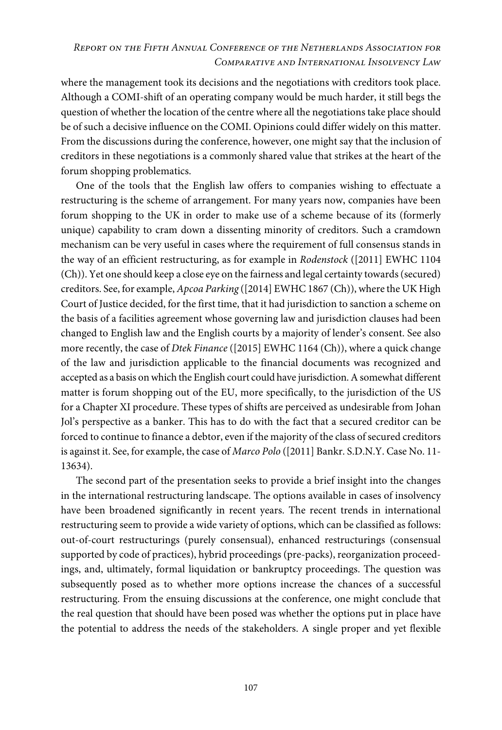where the management took its decisions and the negotiations with creditors took place. Although a COMI-shift of an operating company would be much harder, it still begs the question of whether the location of the centre where all the negotiations take place should be of such a decisive influence on the COMI. Opinions could differ widely on this matter. From the discussions during the conference, however, one might say that the inclusion of creditors in these negotiations is a commonly shared value that strikes at the heart of the forum shopping problematics.

One of the tools that the English law offers to companies wishing to effectuate a restructuring is the scheme of arrangement. For many years now, companies have been forum shopping to the UK in order to make use of a scheme because of its (formerly unique) capability to cram down a dissenting minority of creditors. Such a cramdown mechanism can be very useful in cases where the requirement of full consensus stands in the way of an efficient restructuring, as for example in *Rodenstock* ([2011] EWHC 1104 (Ch)). Yet one should keep a close eye on the fairness and legal certainty towards (secured) creditors. See, for example, *Apcoa Parking* ([2014] EWHC 1867 (Ch)), where the UK High Court of Justice decided, for the first time, that it had jurisdiction to sanction a scheme on the basis of a facilities agreement whose governing law and jurisdiction clauses had been changed to English law and the English courts by a majority of lender's consent. See also more recently, the case of *Dtek Finance* ([2015] EWHC 1164 (Ch)), where a quick change of the law and jurisdiction applicable to the financial documents was recognized and accepted as a basis on which the English court could have jurisdiction. A somewhat different matter is forum shopping out of the EU, more specifically, to the jurisdiction of the US for a Chapter XI procedure. These types of shifts are perceived as undesirable from Johan Jol's perspective as a banker. This has to do with the fact that a secured creditor can be forced to continue to finance a debtor, even if the majority of the class of secured creditors is against it. See, for example, the case of *Marco Polo* ([2011] Bankr. S.D.N.Y. Case No. 11-13634).

The second part of the presentation seeks to provide a brief insight into the changes in the international restructuring landscape. The options available in cases of insolvency have been broadened significantly in recent years. The recent trends in international restructuring seem to provide a wide variety of options, which can be classified as follows: out-of-court restructurings (purely consensual), enhanced restructurings (consensual supported by code of practices), hybrid proceedings (pre-packs), reorganization proceedings, and, ultimately, formal liquidation or bankruptcy proceedings. The question was subsequently posed as to whether more options increase the chances of a successful restructuring. From the ensuing discussions at the conference, one might conclude that the real question that should have been posed was whether the options put in place have the potential to address the needs of the stakeholders. A single proper and yet flexible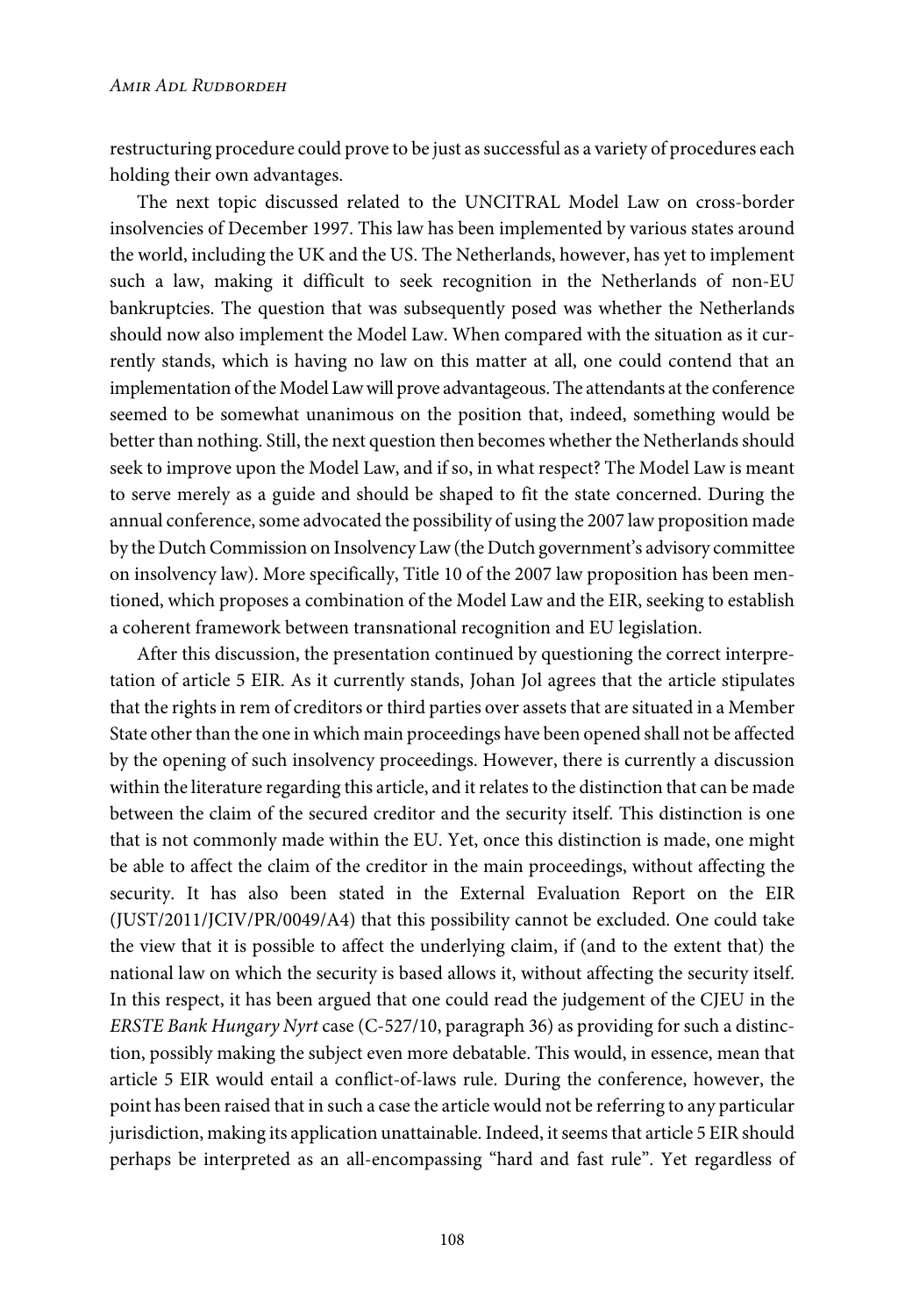restructuring procedure could prove to be just as successful as a variety of procedures each holding their own advantages.

The next topic discussed related to the UNCITRAL Model Law on cross-border insolvencies of December 1997. This law has been implemented by various states around the world, including the UK and the US. The Netherlands, however, has yet to implement such a law, making it difficult to seek recognition in the Netherlands of non-EU bankruptcies. The question that was subsequently posed was whether the Netherlands should now also implement the Model Law. When compared with the situation as it currently stands, which is having no law on this matter at all, one could contend that an implementation of the Model Law will prove advantageous. The attendants at the conference seemed to be somewhat unanimous on the position that, indeed, something would be better than nothing. Still, the next question then becomes whether the Netherlands should seek to improve upon the Model Law, and if so, in what respect? The Model Law is meant to serve merely as a guide and should be shaped to fit the state concerned. During the annual conference, some advocated the possibility of using the 2007 law proposition made by the Dutch Commission on Insolvency Law (the Dutch government's advisory committee on insolvency law). More specifically, Title 10 of the 2007 law proposition has been mentioned, which proposes a combination of the Model Law and the EIR, seeking to establish a coherent framework between transnational recognition and EU legislation.

After this discussion, the presentation continued by questioning the correct interpretation of article 5 EIR. As it currently stands, Johan Jol agrees that the article stipulates that the rights in rem of creditors or third parties over assets that are situated in a Member State other than the one in which main proceedings have been opened shall not be affected by the opening of such insolvency proceedings. However, there is currently a discussion within the literature regarding this article, and it relates to the distinction that can be made between the claim of the secured creditor and the security itself. This distinction is one that is not commonly made within the EU. Yet, once this distinction is made, one might be able to affect the claim of the creditor in the main proceedings, without affecting the security. It has also been stated in the External Evaluation Report on the EIR (JUST/2011/JCIV/PR/0049/A4) that this possibility cannot be excluded. One could take the view that it is possible to affect the underlying claim, if (and to the extent that) the national law on which the security is based allows it, without affecting the security itself. In this respect, it has been argued that one could read the judgement of the CJEU in the *ERSTE Bank Hungary Nyrt* case (C-527/10, paragraph 36) as providing for such a distinction, possibly making the subject even more debatable. This would, in essence, mean that article 5 EIR would entail a conflict-of-laws rule. During the conference, however, the point has been raised that in such a case the article would not be referring to any particular jurisdiction, making its application unattainable. Indeed, it seems that article 5 EIR should perhaps be interpreted as an all-encompassing "hard and fast rule". Yet regardless of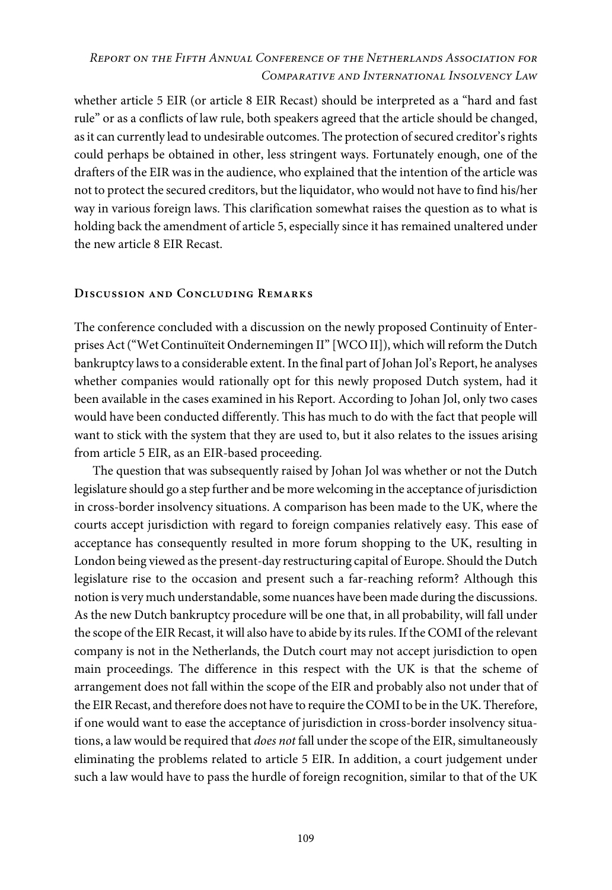whether article 5 EIR (or article 8 EIR Recast) should be interpreted as a "hard and fast rule" or as a conflicts of law rule, both speakers agreed that the article should be changed, as it can currently lead to undesirable outcomes. The protection of secured creditor's rights could perhaps be obtained in other, less stringent ways. Fortunately enough, one of the drafters of the EIR was in the audience, who explained that the intention of the article was not to protect the secured creditors, but the liquidator, who would not have to find his/her way in various foreign laws. This clarification somewhat raises the question as to what is holding back the amendment of article 5, especially since it has remained unaltered under the new article 8 EIR Recast.

## Discussion and Concluding Remarks

The conference concluded with a discussion on the newly proposed Continuity of Enterprises Act ("Wet Continuïteit Ondernemingen II" [WCO II]), which will reform the Dutch bankruptcy laws to a considerable extent. In the final part of Johan Jol's Report, he analyses whether companies would rationally opt for this newly proposed Dutch system, had it been available in the cases examined in his Report. According to Johan Jol, only two cases would have been conducted differently. This has much to do with the fact that people will want to stick with the system that they are used to, but it also relates to the issues arising from article 5 EIR, as an EIR-based proceeding.

The question that was subsequently raised by Johan Jol was whether or not the Dutch legislature should go a step further and be more welcoming in the acceptance of jurisdiction in cross-border insolvency situations. A comparison has been made to the UK, where the courts accept jurisdiction with regard to foreign companies relatively easy. This ease of acceptance has consequently resulted in more forum shopping to the UK, resulting in London being viewed as the present-day restructuring capital of Europe. Should the Dutch legislature rise to the occasion and present such a far-reaching reform? Although this notion is very much understandable, some nuances have been made during the discussions. As the new Dutch bankruptcy procedure will be one that, in all probability, will fall under the scope of the EIR Recast, it will also have to abide by its rules. If the COMI of the relevant company is not in the Netherlands, the Dutch court may not accept jurisdiction to open main proceedings. The difference in this respect with the UK is that the scheme of arrangement does not fall within the scope of the EIR and probably also not under that of the EIR Recast, and therefore does not have to require the COMI to be in the UK. Therefore, if one would want to ease the acceptance of jurisdiction in cross-border insolvency situations, a law would be required that *does not* fall under the scope of the EIR, simultaneously eliminating the problems related to article 5 EIR. In addition, a court judgement under such a law would have to pass the hurdle of foreign recognition, similar to that of the UK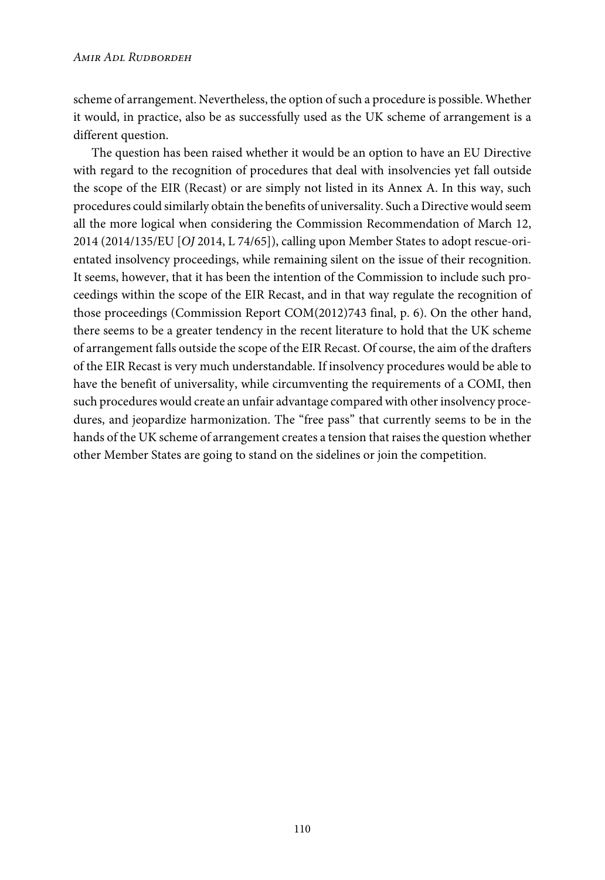scheme of arrangement. Nevertheless, the option of such a procedure is possible. Whether it would, in practice, also be as successfully used as the UK scheme of arrangement is a different question.

The question has been raised whether it would be an option to have an EU Directive with regard to the recognition of procedures that deal with insolvencies yet fall outside the scope of the EIR (Recast) or are simply not listed in its Annex A. In this way, such procedures could similarly obtain the benefits of universality. Such a Directive would seem all the more logical when considering the Commission Recommendation of March 12, 2014 (2014/135/EU [*OJ* 2014, L 74/65]), calling upon Member States to adopt rescue-orientated insolvency proceedings, while remaining silent on the issue of their recognition. It seems, however, that it has been the intention of the Commission to include such proceedings within the scope of the EIR Recast, and in that way regulate the recognition of those proceedings (Commission Report COM(2012)743 final, p. 6). On the other hand, there seems to be a greater tendency in the recent literature to hold that the UK scheme of arrangement falls outside the scope of the EIR Recast. Of course, the aim of the drafters of the EIR Recast is very much understandable. If insolvency procedures would be able to have the benefit of universality, while circumventing the requirements of a COMI, then such procedures would create an unfair advantage compared with other insolvency procedures, and jeopardize harmonization. The "free pass" that currently seems to be in the hands of the UK scheme of arrangement creates a tension that raises the question whether other Member States are going to stand on the sidelines or join the competition.